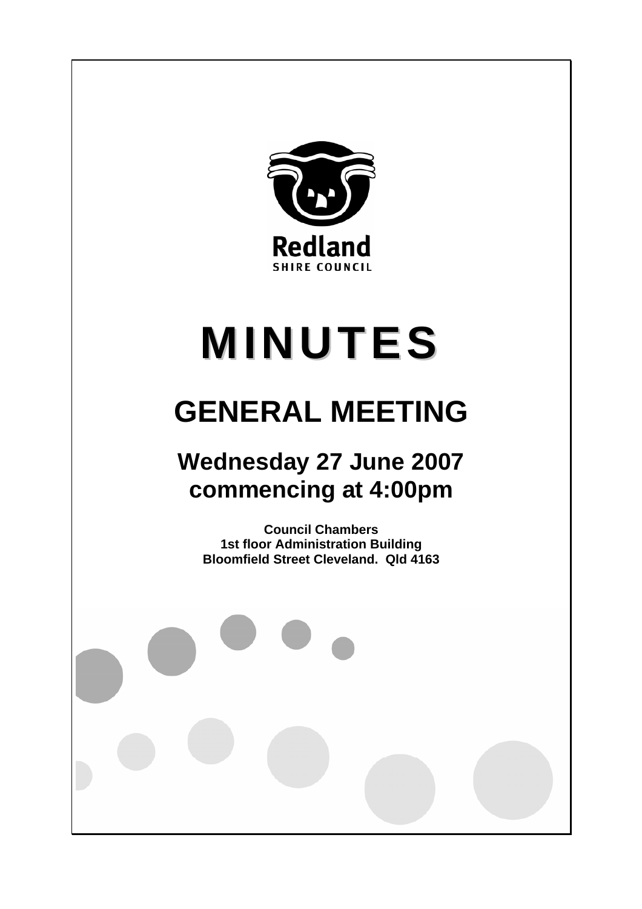Redland

SHIRE COUNCIL

# MINUTES

# GENERAL MEETING

## Wednesday 27 June 2007 commencing at 4:00pm

**Council Chambers**
**1st floor Administration Building**
**Bloomfield Street Cleveland. Qld 4163**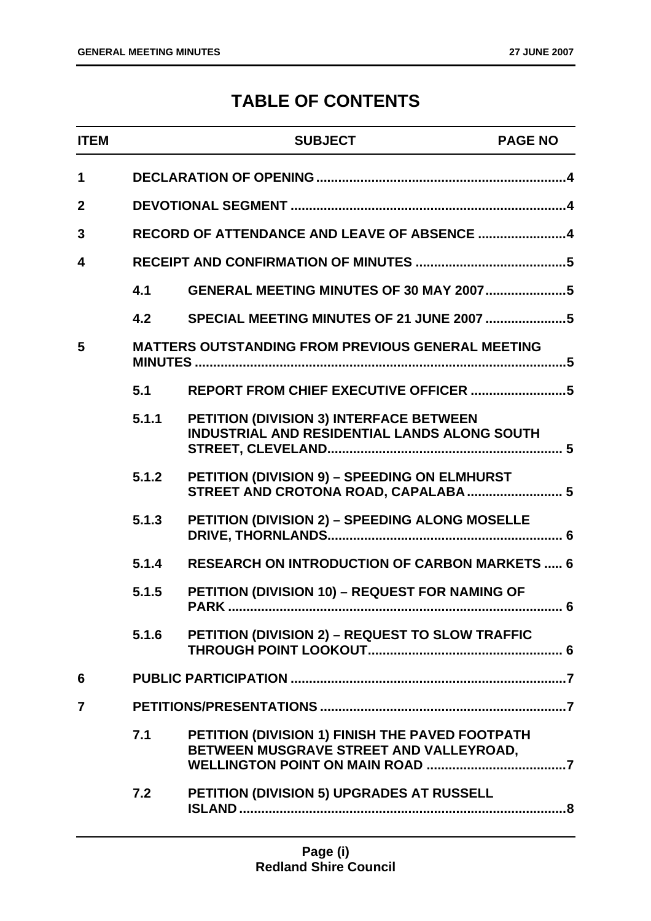# TABLE OF CONTENTS

| ITEM | | SUBJECT | PAGE NO |
|---|---|---|---|
| 1 | | DECLARATION OF OPENING | 4 |
| 2 | | DEVOTIONAL SEGMENT | 4 |
| 3 | | RECORD OF ATTENDANCE AND LEAVE OF ABSENCE | 4 |
| 4 | | RECEIPT AND CONFIRMATION OF MINUTES | 5 |
| | 4.1 | GENERAL MEETING MINUTES OF 30 MAY 2007 | 5 |
| | 4.2 | SPECIAL MEETING MINUTES OF 21 JUNE 2007 | 5 |
| 5 | | MATTERS OUTSTANDING FROM PREVIOUS GENERAL MEETING MINUTES | 5 |
| | 5.1 | REPORT FROM CHIEF EXECUTIVE OFFICER | 5 |
| | 5.1.1 | PETITION (DIVISION 3) INTERFACE BETWEEN INDUSTRIAL AND RESIDENTIAL LANDS ALONG SOUTH STREET, CLEVELAND | 5 |
| | 5.1.2 | PETITION (DIVISION 9) – SPEEDING ON ELMHURST STREET AND CROTONA ROAD, CAPALABA | 5 |
| | 5.1.3 | PETITION (DIVISION 2) – SPEEDING ALONG MOSELLE DRIVE, THORNLANDS | 6 |
| | 5.1.4 | RESEARCH ON INTRODUCTION OF CARBON MARKETS | 6 |
| | 5.1.5 | PETITION (DIVISION 10) – REQUEST FOR NAMING OF PARK | 6 |
| | 5.1.6 | PETITION (DIVISION 2) – REQUEST TO SLOW TRAFFIC THROUGH POINT LOOKOUT | 6 |
| 6 | | PUBLIC PARTICIPATION | 7 |
| 7 | | PETITIONS/PRESENTATIONS | 7 |
| | 7.1 | PETITION (DIVISION 1) FINISH THE PAVED FOOTPATH BETWEEN MUSGRAVE STREET AND VALLEYROAD, WELLINGTON POINT ON MAIN ROAD | 7 |
| | 7.2 | PETITION (DIVISION 5) UPGRADES AT RUSSELL ISLAND | 8 |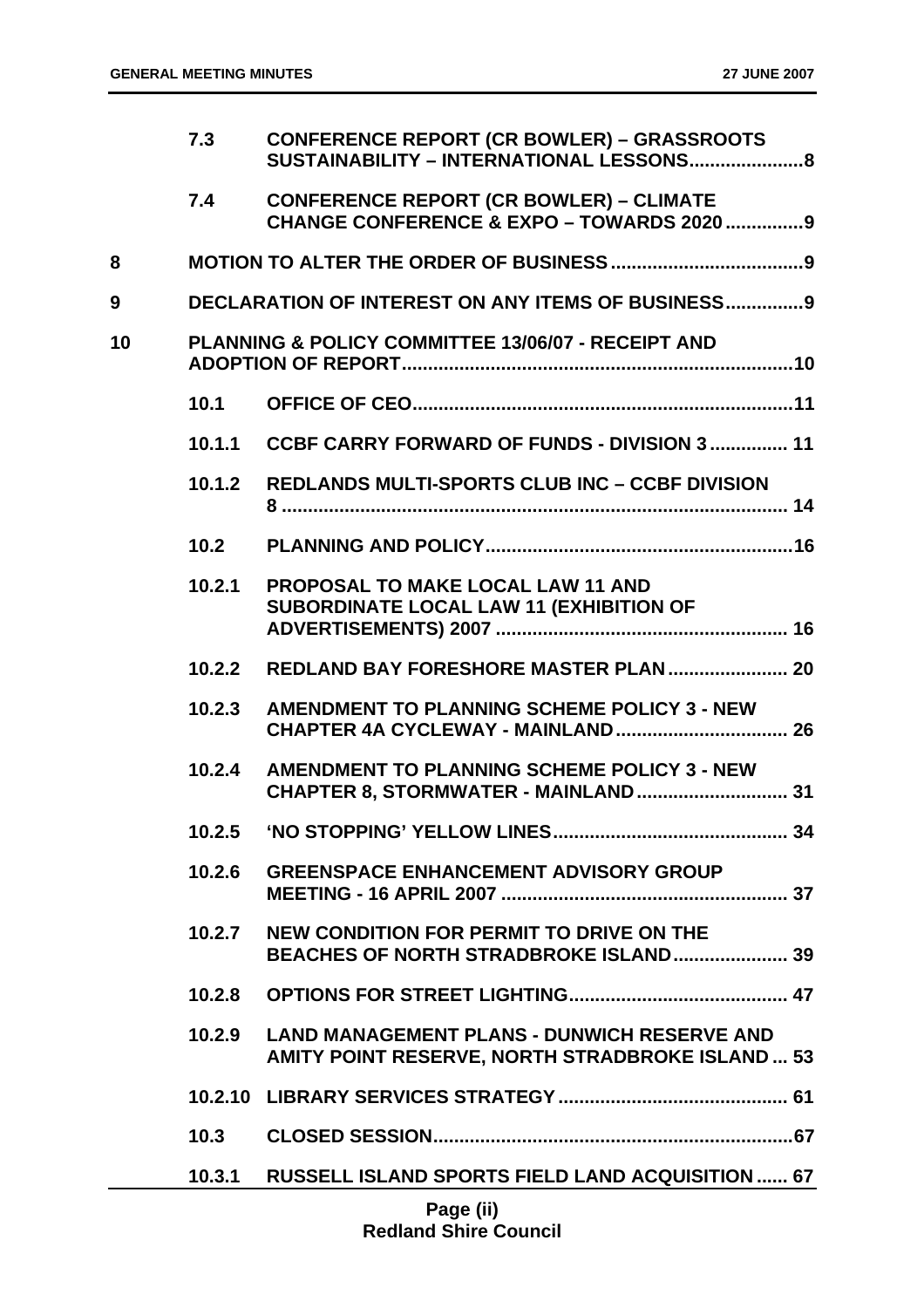| | | | |
|---|---|---|---|
| | 7.3 | **CONFERENCE REPORT (CR BOWLER) – GRASSROOTS SUSTAINABILITY – INTERNATIONAL LESSONS** | **8** |
| | 7.4 | **CONFERENCE REPORT (CR BOWLER) – CLIMATE CHANGE CONFERENCE & EXPO – TOWARDS 2020** | **9** |
| **8** | **MOTION TO ALTER THE ORDER OF BUSINESS** | | **9** |
| **9** | **DECLARATION OF INTEREST ON ANY ITEMS OF BUSINESS** | | **9** |
| **10** | **PLANNING & POLICY COMMITTEE 13/06/07 - RECEIPT AND ADOPTION OF REPORT** | | **10** |
| | **10.1** | **OFFICE OF CEO** | **11** |
| | **10.1.1** | **CCBF CARRY FORWARD OF FUNDS - DIVISION 3** | **11** |
| | **10.1.2** | **REDLANDS MULTI-SPORTS CLUB INC – CCBF DIVISION 8** | **14** |
| | **10.2** | **PLANNING AND POLICY** | **16** |
| | **10.2.1** | **PROPOSAL TO MAKE LOCAL LAW 11 AND SUBORDINATE LOCAL LAW 11 (EXHIBITION OF ADVERTISEMENTS) 2007** | **16** |
| | **10.2.2** | **REDLAND BAY FORESHORE MASTER PLAN** | **20** |
| | **10.2.3** | **AMENDMENT TO PLANNING SCHEME POLICY 3 - NEW CHAPTER 4A CYCLEWAY - MAINLAND** | **26** |
| | **10.2.4** | **AMENDMENT TO PLANNING SCHEME POLICY 3 - NEW CHAPTER 8, STORMWATER - MAINLAND** | **31** |
| | **10.2.5** | **'NO STOPPING' YELLOW LINES** | **34** |
| | **10.2.6** | **GREENSPACE ENHANCEMENT ADVISORY GROUP MEETING - 16 APRIL 2007** | **37** |
| | **10.2.7** | **NEW CONDITION FOR PERMIT TO DRIVE ON THE BEACHES OF NORTH STRADBROKE ISLAND** | **39** |
| | **10.2.8** | **OPTIONS FOR STREET LIGHTING** | **47** |
| | **10.2.9** | **LAND MANAGEMENT PLANS - DUNWICH RESERVE AND AMITY POINT RESERVE, NORTH STRADBROKE ISLAND** | **53** |
| | **10.2.10** | **LIBRARY SERVICES STRATEGY** | **61** |
| | **10.3** | **CLOSED SESSION** | **67** |
| | **10.3.1** | **RUSSELL ISLAND SPORTS FIELD LAND ACQUISITION** | **67** |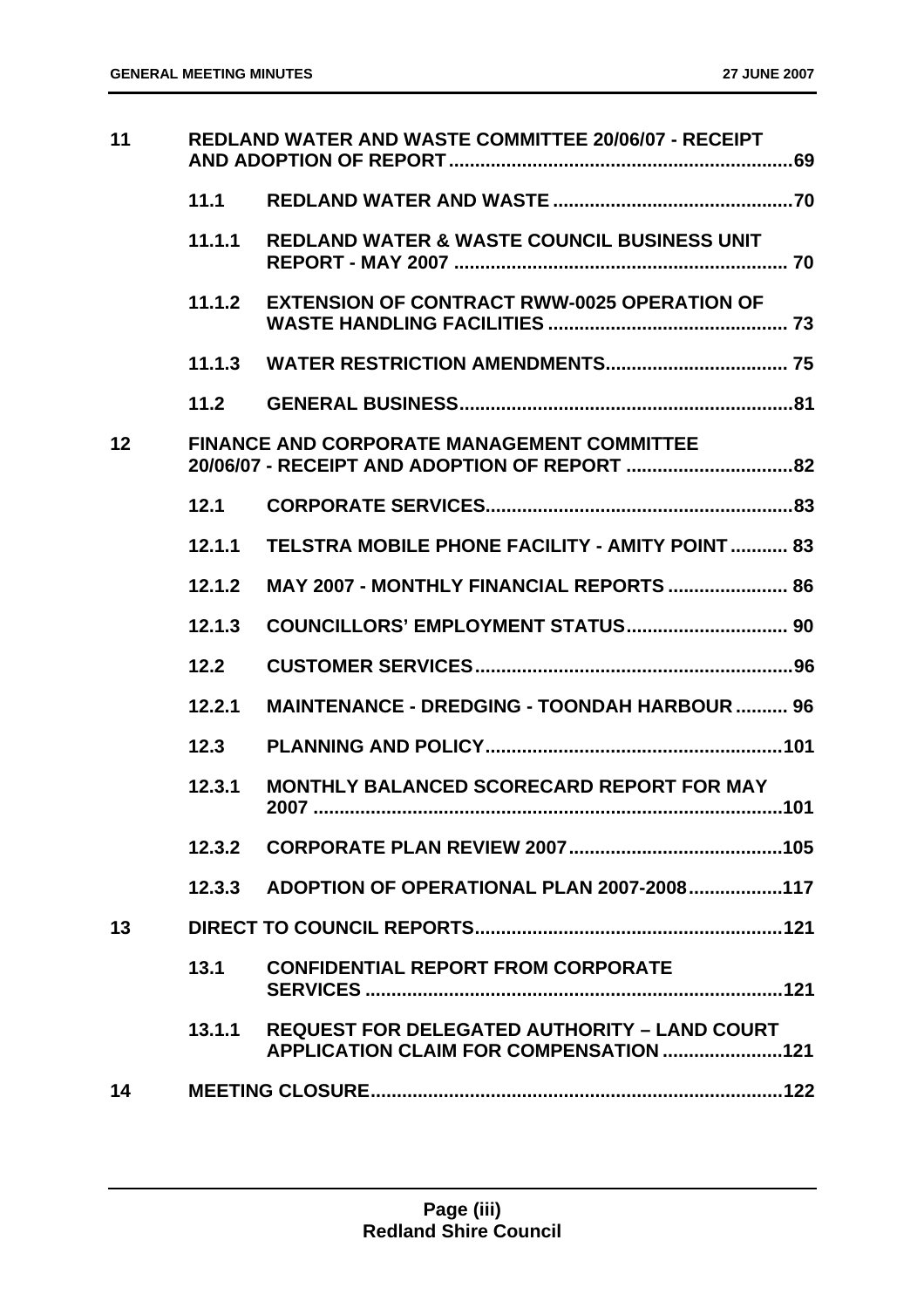| | | | |
|---|---|---|---|
| 11 | | REDLAND WATER AND WASTE COMMITTEE 20/06/07 - RECEIPT AND ADOPTION OF REPORT | 69 |
| | 11.1 | REDLAND WATER AND WASTE | 70 |
| | 11.1.1 | REDLAND WATER & WASTE COUNCIL BUSINESS UNIT REPORT - MAY 2007 | 70 |
| | 11.1.2 | EXTENSION OF CONTRACT RWW-0025 OPERATION OF WASTE HANDLING FACILITIES | 73 |
| | 11.1.3 | WATER RESTRICTION AMENDMENTS | 75 |
| | 11.2 | GENERAL BUSINESS | 81 |
| 12 | | FINANCE AND CORPORATE MANAGEMENT COMMITTEE 20/06/07 - RECEIPT AND ADOPTION OF REPORT | 82 |
| | 12.1 | CORPORATE SERVICES | 83 |
| | 12.1.1 | TELSTRA MOBILE PHONE FACILITY - AMITY POINT | 83 |
| | 12.1.2 | MAY 2007 - MONTHLY FINANCIAL REPORTS | 86 |
| | 12.1.3 | COUNCILLORS' EMPLOYMENT STATUS | 90 |
| | 12.2 | CUSTOMER SERVICES | 96 |
| | 12.2.1 | MAINTENANCE - DREDGING - TOONDAH HARBOUR | 96 |
| | 12.3 | PLANNING AND POLICY | 101 |
| | 12.3.1 | MONTHLY BALANCED SCORECARD REPORT FOR MAY 2007 | 101 |
| | 12.3.2 | CORPORATE PLAN REVIEW 2007 | 105 |
| | 12.3.3 | ADOPTION OF OPERATIONAL PLAN 2007-2008 | 117 |
| 13 | | DIRECT TO COUNCIL REPORTS | 121 |
| | 13.1 | CONFIDENTIAL REPORT FROM CORPORATE SERVICES | 121 |
| | 13.1.1 | REQUEST FOR DELEGATED AUTHORITY – LAND COURT APPLICATION CLAIM FOR COMPENSATION | 121 |
| 14 | | MEETING CLOSURE | 122 |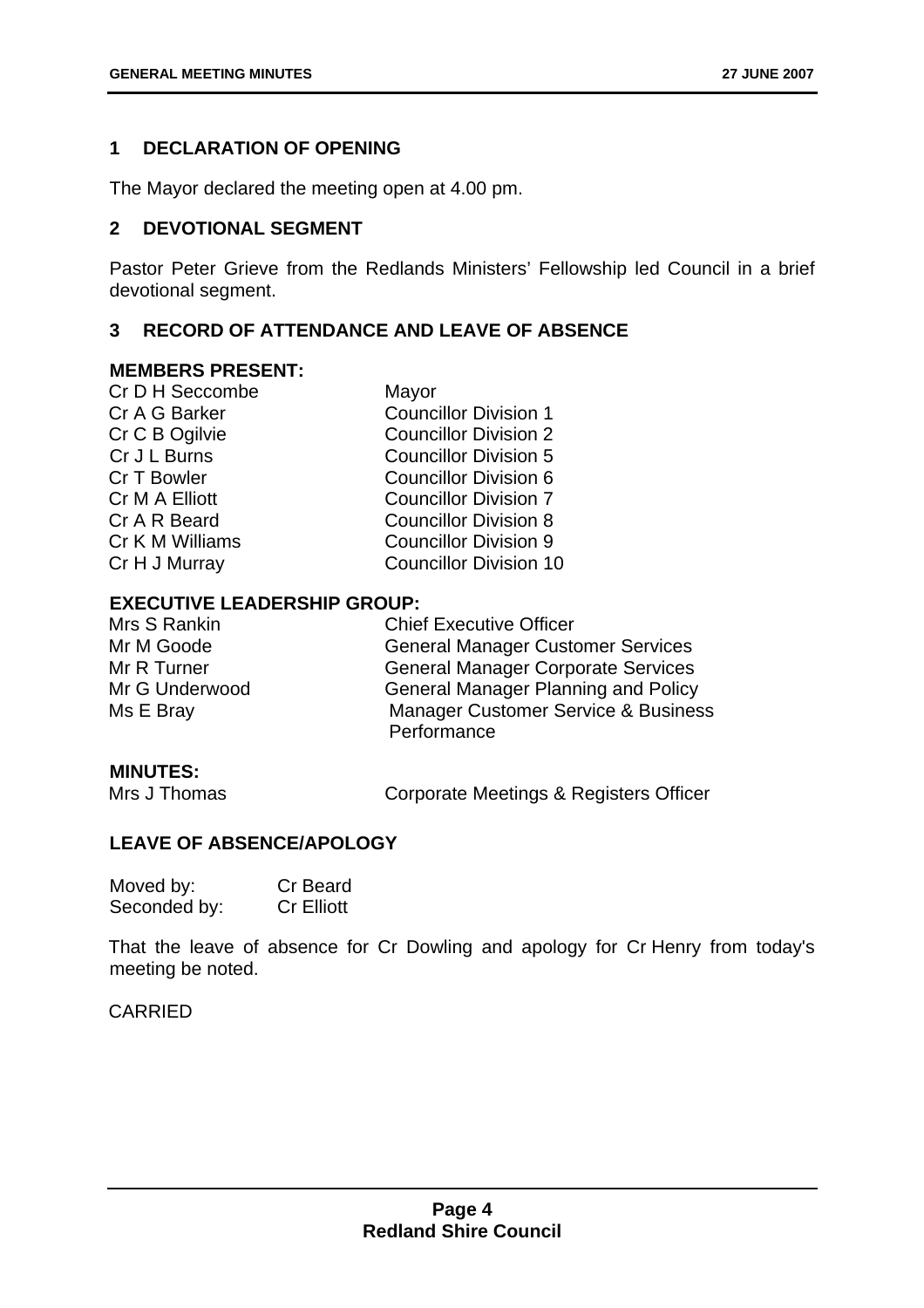## 1 DECLARATION OF OPENING

The Mayor declared the meeting open at 4.00 pm.

## 2 DEVOTIONAL SEGMENT

Pastor Peter Grieve from the Redlands Ministers' Fellowship led Council in a brief devotional segment.

## 3 RECORD OF ATTENDANCE AND LEAVE OF ABSENCE

### MEMBERS PRESENT:

| | |
|---|---|
| Cr D H Seccombe | Mayor |
| Cr A G Barker | Councillor Division 1 |
| Cr C B Ogilvie | Councillor Division 2 |
| Cr J L Burns | Councillor Division 5 |
| Cr T Bowler | Councillor Division 6 |
| Cr M A Elliott | Councillor Division 7 |
| Cr A R Beard | Councillor Division 8 |
| Cr K M Williams | Councillor Division 9 |
| Cr H J Murray | Councillor Division 10 |

### EXECUTIVE LEADERSHIP GROUP:

| | |
|---|---|
| Mrs S Rankin | Chief Executive Officer |
| Mr M Goode | General Manager Customer Services |
| Mr R Turner | General Manager Corporate Services |
| Mr G Underwood | General Manager Planning and Policy |
| Ms E Bray | Manager Customer Service & Business Performance |

### MINUTES:

| | |
|---|---|
| Mrs J Thomas | Corporate Meetings & Registers Officer |

### LEAVE OF ABSENCE/APOLOGY

| | |
|---|---|
| Moved by: | Cr Beard |
| Seconded by: | Cr Elliott |

That the leave of absence for Cr Dowling and apology for Cr Henry from today's meeting be noted.

CARRIED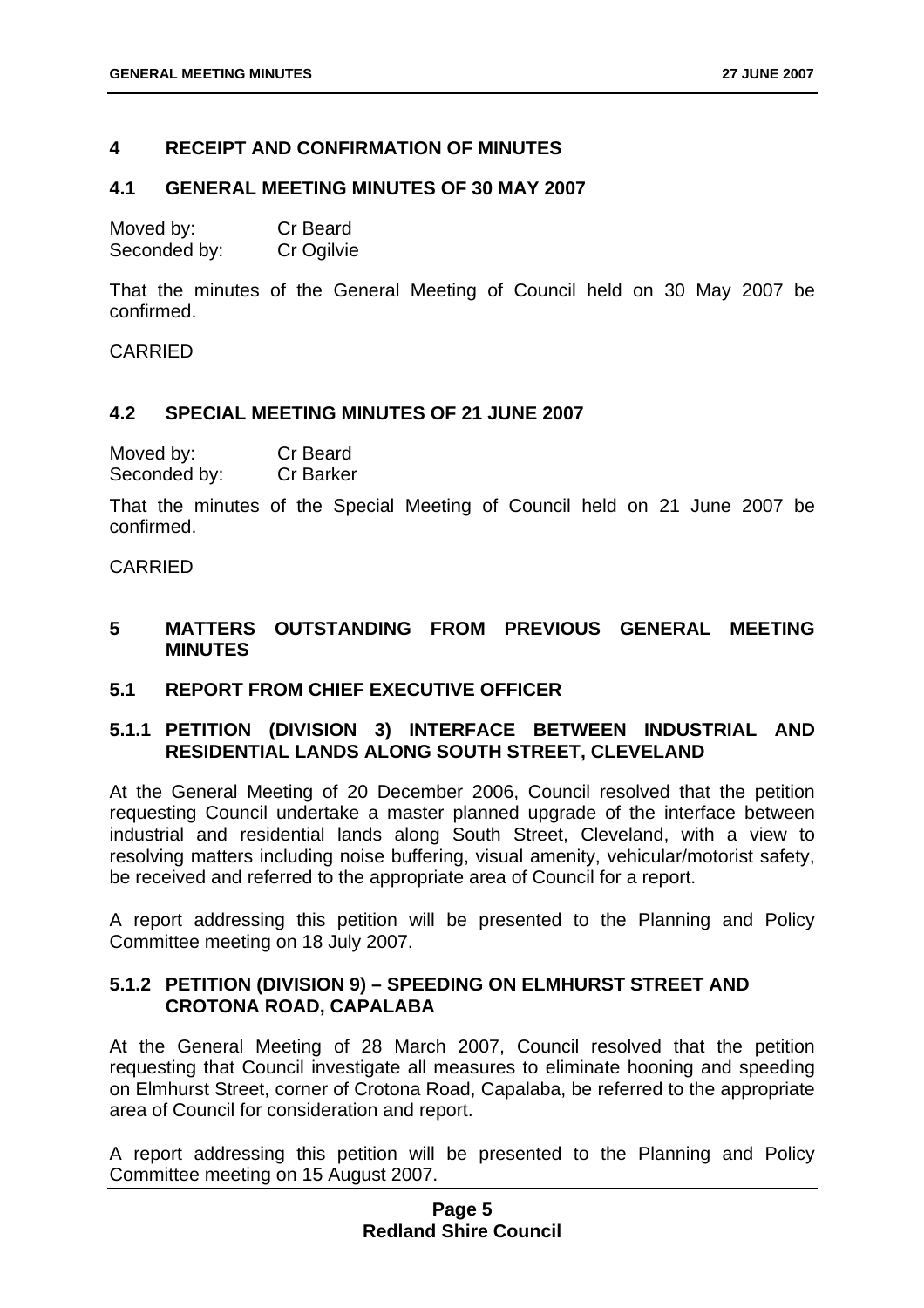## 4 RECEIPT AND CONFIRMATION OF MINUTES

### 4.1 GENERAL MEETING MINUTES OF 30 MAY 2007

Moved by: Cr Beard
Seconded by: Cr Ogilvie

That the minutes of the General Meeting of Council held on 30 May 2007 be confirmed.

CARRIED

### 4.2 SPECIAL MEETING MINUTES OF 21 JUNE 2007

Moved by: Cr Beard
Seconded by: Cr Barker

That the minutes of the Special Meeting of Council held on 21 June 2007 be confirmed.

CARRIED

## 5 MATTERS OUTSTANDING FROM PREVIOUS GENERAL MEETING MINUTES

### 5.1 REPORT FROM CHIEF EXECUTIVE OFFICER

#### 5.1.1 PETITION (DIVISION 3) INTERFACE BETWEEN INDUSTRIAL AND RESIDENTIAL LANDS ALONG SOUTH STREET, CLEVELAND

At the General Meeting of 20 December 2006, Council resolved that the petition requesting Council undertake a master planned upgrade of the interface between industrial and residential lands along South Street, Cleveland, with a view to resolving matters including noise buffering, visual amenity, vehicular/motorist safety, be received and referred to the appropriate area of Council for a report.

A report addressing this petition will be presented to the Planning and Policy Committee meeting on 18 July 2007.

#### 5.1.2 PETITION (DIVISION 9) – SPEEDING ON ELMHURST STREET AND CROTONA ROAD, CAPALABA

At the General Meeting of 28 March 2007, Council resolved that the petition requesting that Council investigate all measures to eliminate hooning and speeding on Elmhurst Street, corner of Crotona Road, Capalaba, be referred to the appropriate area of Council for consideration and report.

A report addressing this petition will be presented to the Planning and Policy Committee meeting on 15 August 2007.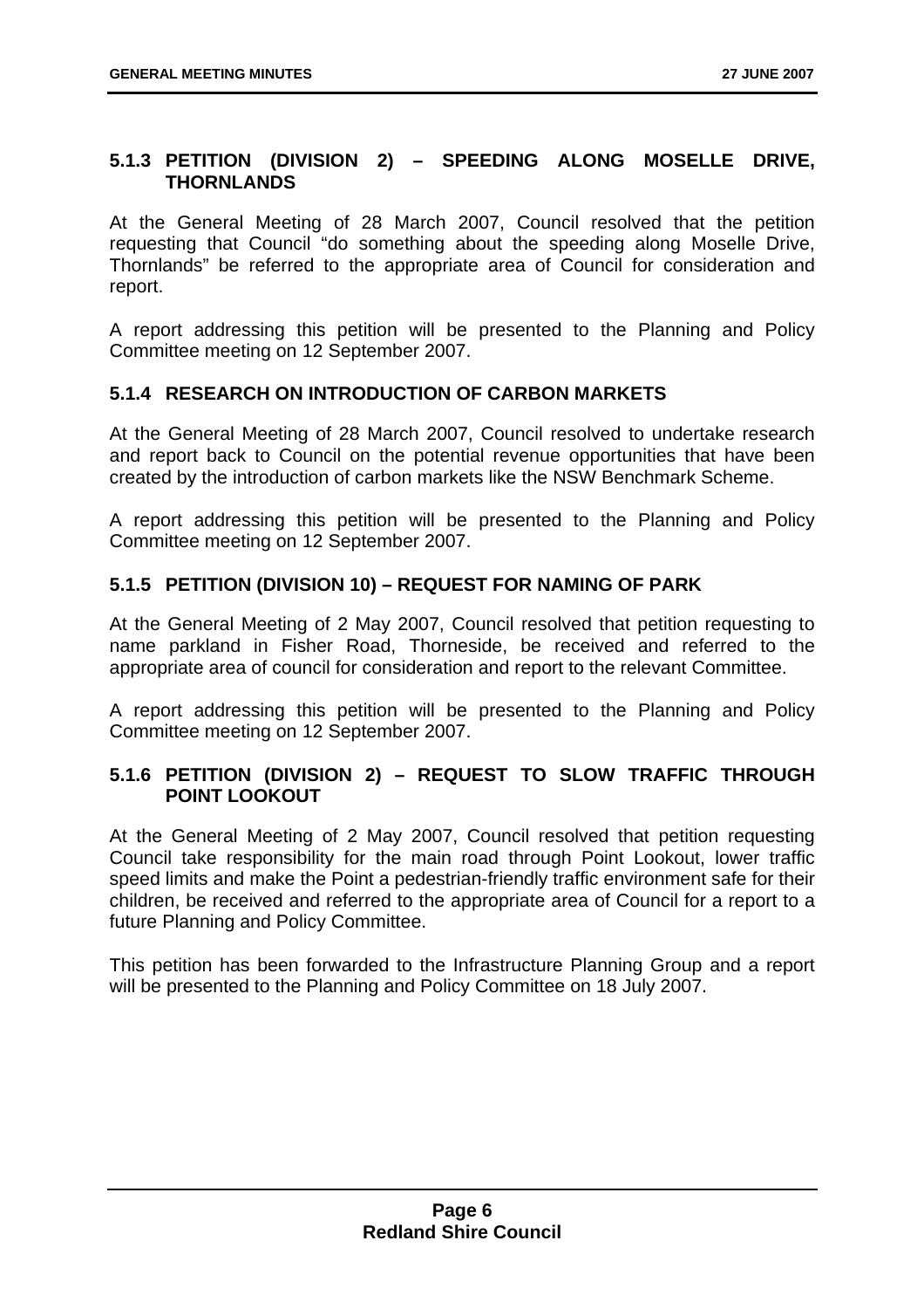### 5.1.3 PETITION (DIVISION 2) – SPEEDING ALONG MOSELLE DRIVE, THORNLANDS

At the General Meeting of 28 March 2007, Council resolved that the petition requesting that Council "do something about the speeding along Moselle Drive, Thornlands" be referred to the appropriate area of Council for consideration and report.

A report addressing this petition will be presented to the Planning and Policy Committee meeting on 12 September 2007.

### 5.1.4 RESEARCH ON INTRODUCTION OF CARBON MARKETS

At the General Meeting of 28 March 2007, Council resolved to undertake research and report back to Council on the potential revenue opportunities that have been created by the introduction of carbon markets like the NSW Benchmark Scheme.

A report addressing this petition will be presented to the Planning and Policy Committee meeting on 12 September 2007.

### 5.1.5 PETITION (DIVISION 10) – REQUEST FOR NAMING OF PARK

At the General Meeting of 2 May 2007, Council resolved that petition requesting to name parkland in Fisher Road, Thorneside, be received and referred to the appropriate area of council for consideration and report to the relevant Committee.

A report addressing this petition will be presented to the Planning and Policy Committee meeting on 12 September 2007.

### 5.1.6 PETITION (DIVISION 2) – REQUEST TO SLOW TRAFFIC THROUGH POINT LOOKOUT

At the General Meeting of 2 May 2007, Council resolved that petition requesting Council take responsibility for the main road through Point Lookout, lower traffic speed limits and make the Point a pedestrian-friendly traffic environment safe for their children, be received and referred to the appropriate area of Council for a report to a future Planning and Policy Committee.

This petition has been forwarded to the Infrastructure Planning Group and a report will be presented to the Planning and Policy Committee on 18 July 2007.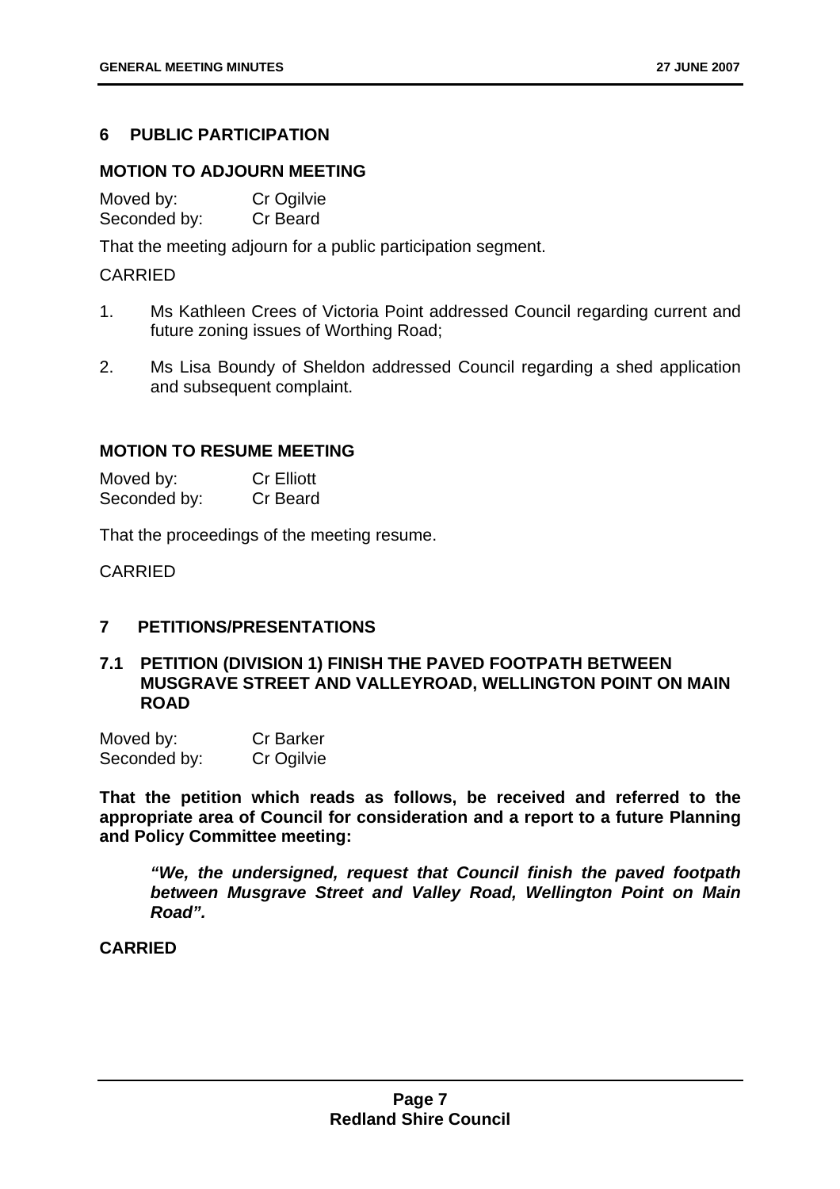## 6 PUBLIC PARTICIPATION

### MOTION TO ADJOURN MEETING

Moved by: Cr Ogilvie
Seconded by: Cr Beard

That the meeting adjourn for a public participation segment.

CARRIED

1. Ms Kathleen Crees of Victoria Point addressed Council regarding current and future zoning issues of Worthing Road;
2. Ms Lisa Boundy of Sheldon addressed Council regarding a shed application and subsequent complaint.

### MOTION TO RESUME MEETING

Moved by: Cr Elliott
Seconded by: Cr Beard

That the proceedings of the meeting resume.

CARRIED

## 7 PETITIONS/PRESENTATIONS

### 7.1 PETITION (DIVISION 1) FINISH THE PAVED FOOTPATH BETWEEN MUSGRAVE STREET AND VALLEYROAD, WELLINGTON POINT ON MAIN ROAD

Moved by: Cr Barker
Seconded by: Cr Ogilvie

**That the petition which reads as follows, be received and referred to the appropriate area of Council for consideration and a report to a future Planning and Policy Committee meeting:**

> ***"We, the undersigned, request that Council finish the paved footpath between Musgrave Street and Valley Road, Wellington Point on Main Road".***

**CARRIED**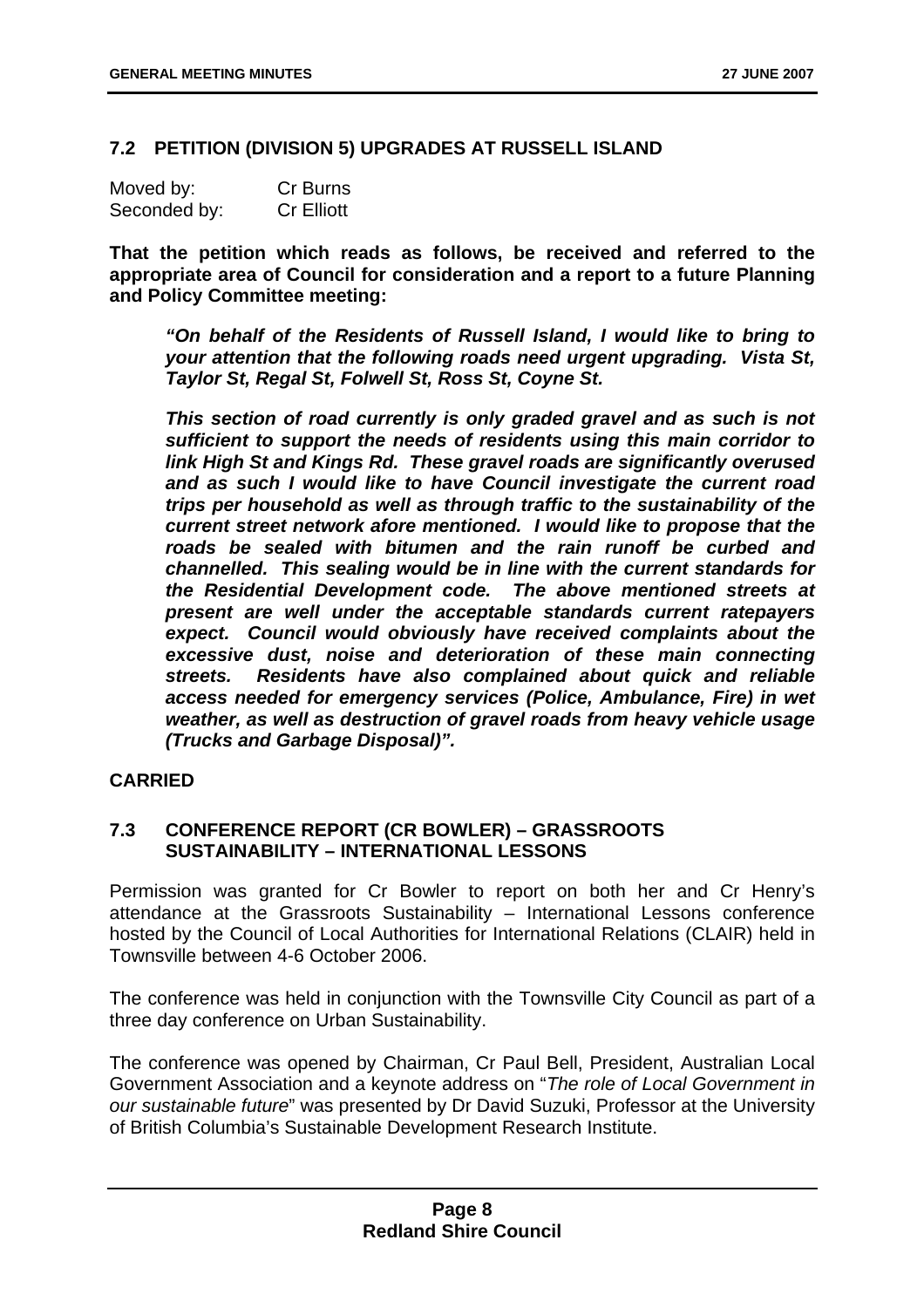### 7.2 PETITION (DIVISION 5) UPGRADES AT RUSSELL ISLAND

| Moved by: | Cr Burns |
| --- | --- |
| Seconded by: | Cr Elliott |

**That the petition which reads as follows, be received and referred to the appropriate area of Council for consideration and a report to a future Planning and Policy Committee meeting:**

> ***"On behalf of the Residents of Russell Island, I would like to bring to your attention that the following roads need urgent upgrading. Vista St, Taylor St, Regal St, Folwell St, Ross St, Coyne St.***
>
> ***This section of road currently is only graded gravel and as such is not sufficient to support the needs of residents using this main corridor to link High St and Kings Rd. These gravel roads are significantly overused and as such I would like to have Council investigate the current road trips per household as well as through traffic to the sustainability of the current street network afore mentioned. I would like to propose that the roads be sealed with bitumen and the rain runoff be curbed and channelled. This sealing would be in line with the current standards for the Residential Development code. The above mentioned streets at present are well under the acceptable standards current ratepayers expect. Council would obviously have received complaints about the excessive dust, noise and deterioration of these main connecting streets. Residents have also complained about quick and reliable access needed for emergency services (Police, Ambulance, Fire) in wet weather, as well as destruction of gravel roads from heavy vehicle usage (Trucks and Garbage Disposal)".***

**CARRIED**

### 7.3 CONFERENCE REPORT (CR BOWLER) – GRASSROOTS SUSTAINABILITY – INTERNATIONAL LESSONS

Permission was granted for Cr Bowler to report on both her and Cr Henry's attendance at the Grassroots Sustainability – International Lessons conference hosted by the Council of Local Authorities for International Relations (CLAIR) held in Townsville between 4-6 October 2006.

The conference was held in conjunction with the Townsville City Council as part of a three day conference on Urban Sustainability.

The conference was opened by Chairman, Cr Paul Bell, President, Australian Local Government Association and a keynote address on "*The role of Local Government in our sustainable future*" was presented by Dr David Suzuki, Professor at the University of British Columbia's Sustainable Development Research Institute.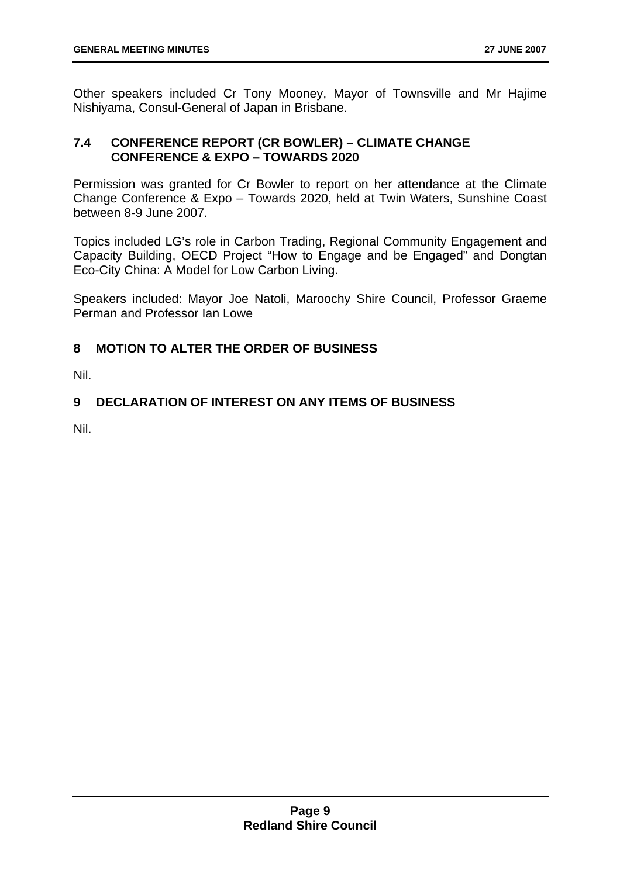Other speakers included Cr Tony Mooney, Mayor of Townsville and Mr Hajime Nishiyama, Consul-General of Japan in Brisbane.

### 7.4 CONFERENCE REPORT (CR BOWLER) – CLIMATE CHANGE CONFERENCE & EXPO – TOWARDS 2020

Permission was granted for Cr Bowler to report on her attendance at the Climate Change Conference & Expo – Towards 2020, held at Twin Waters, Sunshine Coast between 8-9 June 2007.

Topics included LG's role in Carbon Trading, Regional Community Engagement and Capacity Building, OECD Project "How to Engage and be Engaged" and Dongtan Eco-City China: A Model for Low Carbon Living.

Speakers included: Mayor Joe Natoli, Maroochy Shire Council, Professor Graeme Perman and Professor Ian Lowe

## 8 MOTION TO ALTER THE ORDER OF BUSINESS

Nil.

## 9 DECLARATION OF INTEREST ON ANY ITEMS OF BUSINESS

Nil.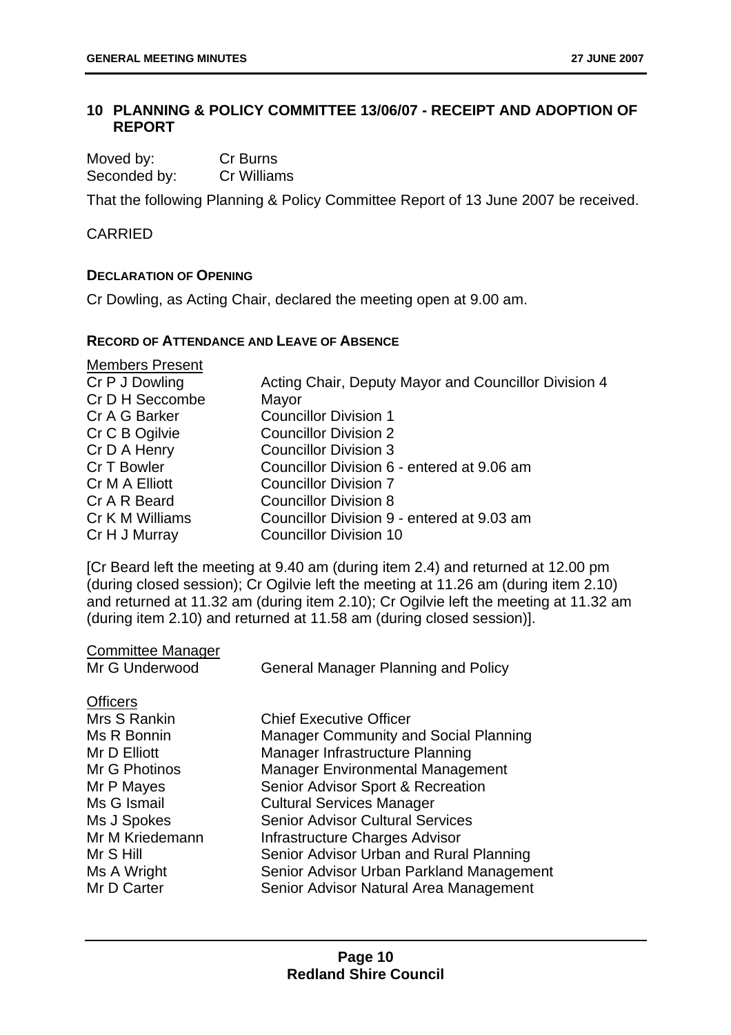## 10 PLANNING & POLICY COMMITTEE 13/06/07 - RECEIPT AND ADOPTION OF REPORT

| | |
|---|---|
| Moved by: | Cr Burns |
| Seconded by: | Cr Williams |

That the following Planning & Policy Committee Report of 13 June 2007 be received.

CARRIED

### DECLARATION OF OPENING

Cr Dowling, as Acting Chair, declared the meeting open at 9.00 am.

### RECORD OF ATTENDANCE AND LEAVE OF ABSENCE

Members Present

| | |
|---|---|
| Cr P J Dowling | Acting Chair, Deputy Mayor and Councillor Division 4 |
| Cr D H Seccombe | Mayor |
| Cr A G Barker | Councillor Division 1 |
| Cr C B Ogilvie | Councillor Division 2 |
| Cr D A Henry | Councillor Division 3 |
| Cr T Bowler | Councillor Division 6 - entered at 9.06 am |
| Cr M A Elliott | Councillor Division 7 |
| Cr A R Beard | Councillor Division 8 |
| Cr K M Williams | Councillor Division 9 - entered at 9.03 am |
| Cr H J Murray | Councillor Division 10 |

[Cr Beard left the meeting at 9.40 am (during item 2.4) and returned at 12.00 pm (during closed session); Cr Ogilvie left the meeting at 11.26 am (during item 2.10) and returned at 11.32 am (during item 2.10); Cr Ogilvie left the meeting at 11.32 am (during item 2.10) and returned at 11.58 am (during closed session)].

Committee Manager

| | |
|---|---|
| Mr G Underwood | General Manager Planning and Policy |

Officers

| | |
|---|---|
| Mrs S Rankin | Chief Executive Officer |
| Ms R Bonnin | Manager Community and Social Planning |
| Mr D Elliott | Manager Infrastructure Planning |
| Mr G Photinos | Manager Environmental Management |
| Mr P Mayes | Senior Advisor Sport & Recreation |
| Ms G Ismail | Cultural Services Manager |
| Ms J Spokes | Senior Advisor Cultural Services |
| Mr M Kriedemann | Infrastructure Charges Advisor |
| Mr S Hill | Senior Advisor Urban and Rural Planning |
| Ms A Wright | Senior Advisor Urban Parkland Management |
| Mr D Carter | Senior Advisor Natural Area Management |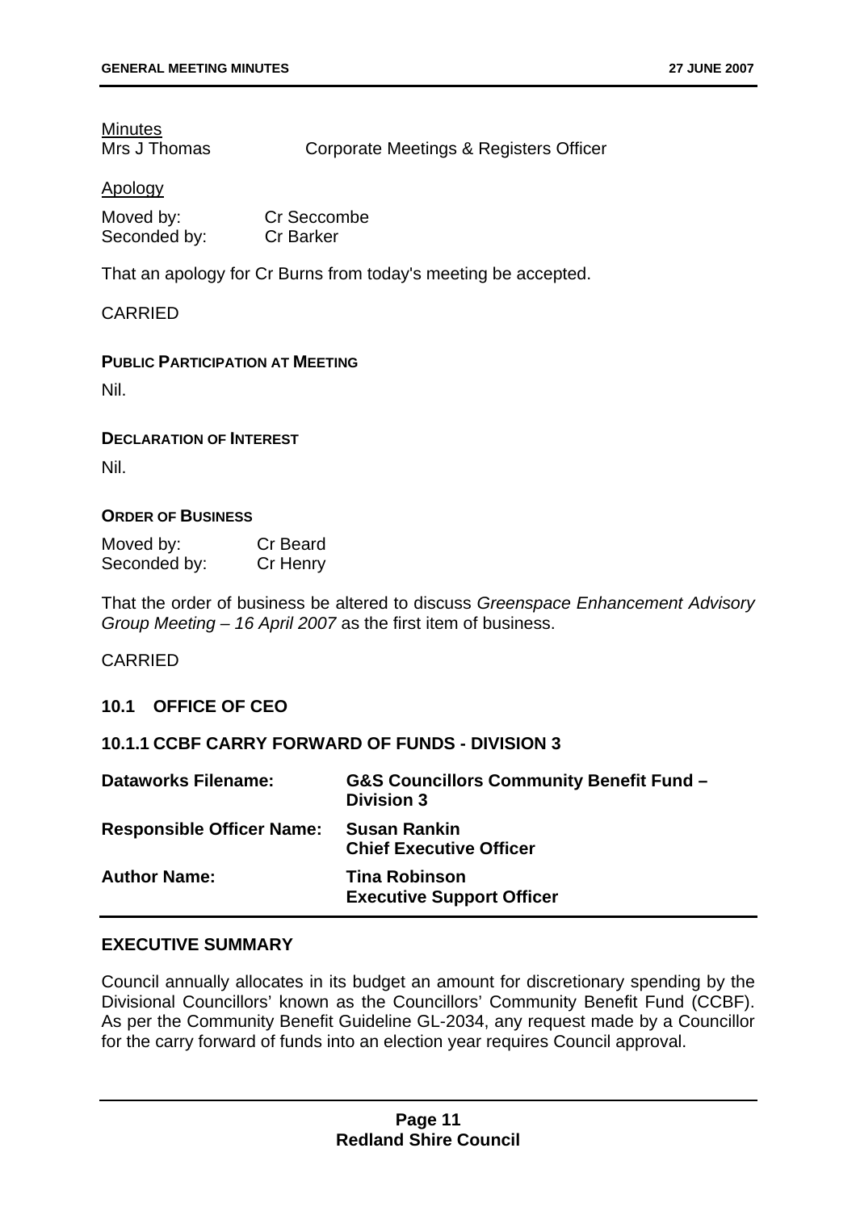Minutes

| | |
|---|---|
| Mrs J Thomas | Corporate Meetings & Registers Officer |

Apology

| | |
|---|---|
| Moved by: | Cr Seccombe |
| Seconded by: | Cr Barker |

That an apology for Cr Burns from today's meeting be accepted.

CARRIED

**PUBLIC PARTICIPATION AT MEETING**

Nil.

**DECLARATION OF INTEREST**

Nil.

**ORDER OF BUSINESS**

| | |
|---|---|
| Moved by: | Cr Beard |
| Seconded by: | Cr Henry |

That the order of business be altered to discuss *Greenspace Enhancement Advisory Group Meeting – 16 April 2007* as the first item of business.

CARRIED

## 10.1 OFFICE OF CEO

### 10.1.1 CCBF CARRY FORWARD OF FUNDS - DIVISION 3

| | |
|---|---|
| **Dataworks Filename:** | **G&S Councillors Community Benefit Fund – Division 3** |
| **Responsible Officer Name:** | **Susan Rankin**<br>**Chief Executive Officer** |
| **Author Name:** | **Tina Robinson**<br>**Executive Support Officer** |

**EXECUTIVE SUMMARY**

Council annually allocates in its budget an amount for discretionary spending by the Divisional Councillors' known as the Councillors' Community Benefit Fund (CCBF). As per the Community Benefit Guideline GL-2034, any request made by a Councillor for the carry forward of funds into an election year requires Council approval.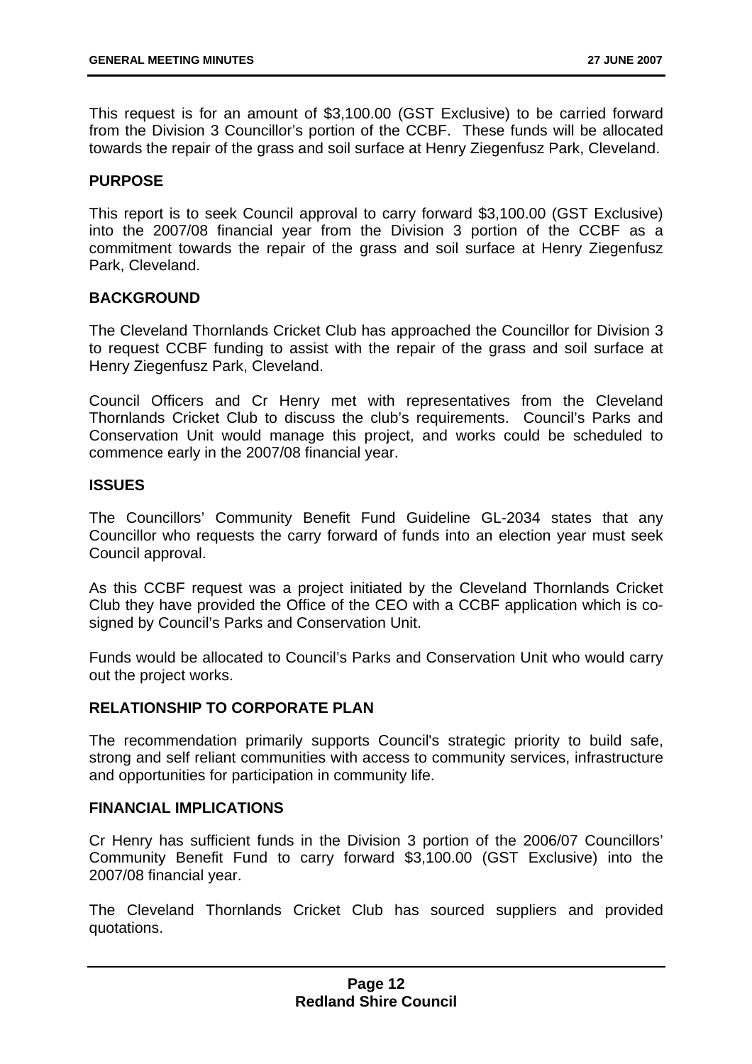This request is for an amount of $3,100.00 (GST Exclusive) to be carried forward from the Division 3 Councillor's portion of the CCBF. These funds will be allocated towards the repair of the grass and soil surface at Henry Ziegenfusz Park, Cleveland.

**PURPOSE**

This report is to seek Council approval to carry forward $3,100.00 (GST Exclusive) into the 2007/08 financial year from the Division 3 portion of the CCBF as a commitment towards the repair of the grass and soil surface at Henry Ziegenfusz Park, Cleveland.

**BACKGROUND**

The Cleveland Thornlands Cricket Club has approached the Councillor for Division 3 to request CCBF funding to assist with the repair of the grass and soil surface at Henry Ziegenfusz Park, Cleveland.

Council Officers and Cr Henry met with representatives from the Cleveland Thornlands Cricket Club to discuss the club's requirements. Council's Parks and Conservation Unit would manage this project, and works could be scheduled to commence early in the 2007/08 financial year.

**ISSUES**

The Councillors' Community Benefit Fund Guideline GL-2034 states that any Councillor who requests the carry forward of funds into an election year must seek Council approval.

As this CCBF request was a project initiated by the Cleveland Thornlands Cricket Club they have provided the Office of the CEO with a CCBF application which is co-signed by Council's Parks and Conservation Unit.

Funds would be allocated to Council's Parks and Conservation Unit who would carry out the project works.

**RELATIONSHIP TO CORPORATE PLAN**

The recommendation primarily supports Council's strategic priority to build safe, strong and self reliant communities with access to community services, infrastructure and opportunities for participation in community life.

**FINANCIAL IMPLICATIONS**

Cr Henry has sufficient funds in the Division 3 portion of the 2006/07 Councillors' Community Benefit Fund to carry forward $3,100.00 (GST Exclusive) into the 2007/08 financial year.

The Cleveland Thornlands Cricket Club has sourced suppliers and provided quotations.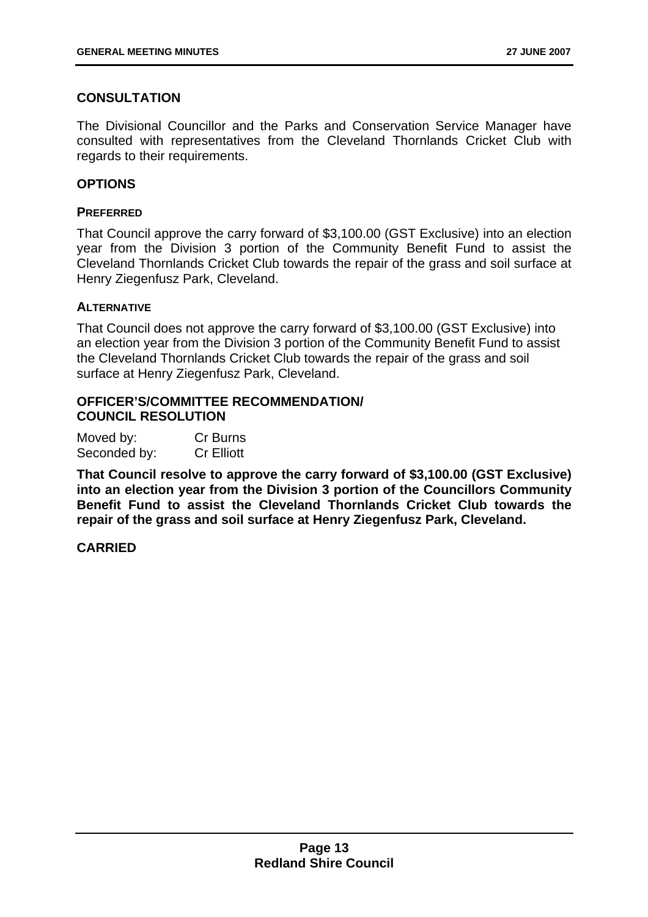## CONSULTATION

The Divisional Councillor and the Parks and Conservation Service Manager have consulted with representatives from the Cleveland Thornlands Cricket Club with regards to their requirements.

## OPTIONS

### PREFERRED

That Council approve the carry forward of $3,100.00 (GST Exclusive) into an election year from the Division 3 portion of the Community Benefit Fund to assist the Cleveland Thornlands Cricket Club towards the repair of the grass and soil surface at Henry Ziegenfusz Park, Cleveland.

### ALTERNATIVE

That Council does not approve the carry forward of $3,100.00 (GST Exclusive) into an election year from the Division 3 portion of the Community Benefit Fund to assist the Cleveland Thornlands Cricket Club towards the repair of the grass and soil surface at Henry Ziegenfusz Park, Cleveland.

## OFFICER'S/COMMITTEE RECOMMENDATION/ COUNCIL RESOLUTION

| Moved by: | Cr Burns |
|---|---|
| Seconded by: | Cr Elliott |

**That Council resolve to approve the carry forward of $3,100.00 (GST Exclusive) into an election year from the Division 3 portion of the Councillors Community Benefit Fund to assist the Cleveland Thornlands Cricket Club towards the repair of the grass and soil surface at Henry Ziegenfusz Park, Cleveland.**

**CARRIED**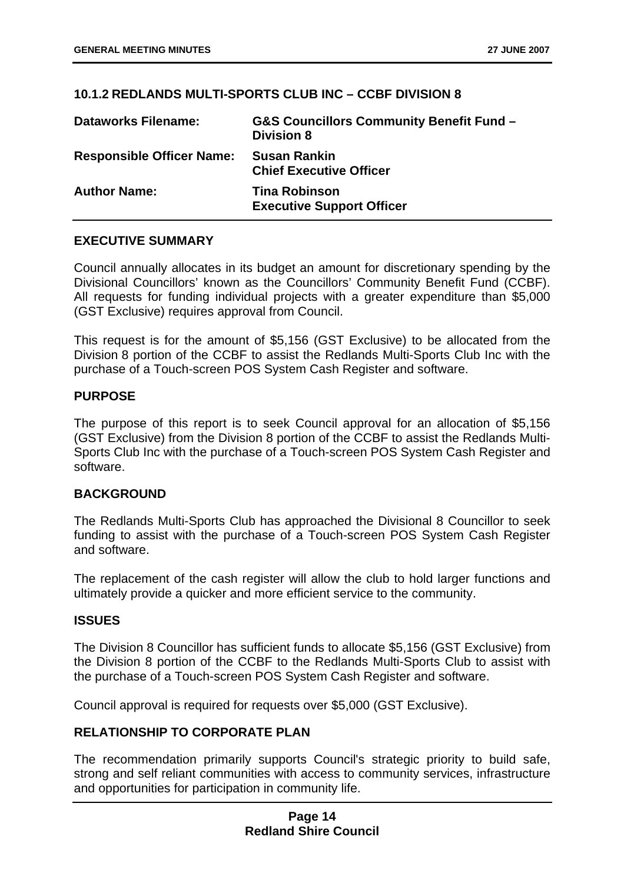### 10.1.2 REDLANDS MULTI-SPORTS CLUB INC – CCBF DIVISION 8

| | |
|---|---|
| **Dataworks Filename:** | **G&S Councillors Community Benefit Fund – Division 8** |
| **Responsible Officer Name:** | **Susan Rankin**<br>**Chief Executive Officer** |
| **Author Name:** | **Tina Robinson**<br>**Executive Support Officer** |

#### EXECUTIVE SUMMARY

Council annually allocates in its budget an amount for discretionary spending by the Divisional Councillors' known as the Councillors' Community Benefit Fund (CCBF). All requests for funding individual projects with a greater expenditure than $5,000 (GST Exclusive) requires approval from Council.

This request is for the amount of $5,156 (GST Exclusive) to be allocated from the Division 8 portion of the CCBF to assist the Redlands Multi-Sports Club Inc with the purchase of a Touch-screen POS System Cash Register and software.

#### PURPOSE

The purpose of this report is to seek Council approval for an allocation of $5,156 (GST Exclusive) from the Division 8 portion of the CCBF to assist the Redlands Multi-Sports Club Inc with the purchase of a Touch-screen POS System Cash Register and software.

#### BACKGROUND

The Redlands Multi-Sports Club has approached the Divisional 8 Councillor to seek funding to assist with the purchase of a Touch-screen POS System Cash Register and software.

The replacement of the cash register will allow the club to hold larger functions and ultimately provide a quicker and more efficient service to the community.

#### ISSUES

The Division 8 Councillor has sufficient funds to allocate $5,156 (GST Exclusive) from the Division 8 portion of the CCBF to the Redlands Multi-Sports Club to assist with the purchase of a Touch-screen POS System Cash Register and software.

Council approval is required for requests over $5,000 (GST Exclusive).

#### RELATIONSHIP TO CORPORATE PLAN

The recommendation primarily supports Council's strategic priority to build safe, strong and self reliant communities with access to community services, infrastructure and opportunities for participation in community life.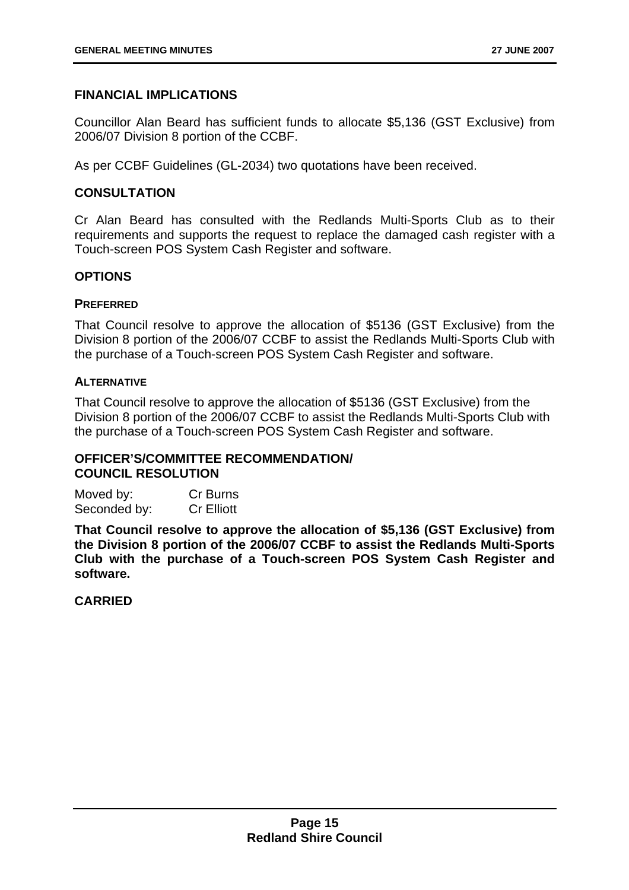## FINANCIAL IMPLICATIONS

Councillor Alan Beard has sufficient funds to allocate $5,136 (GST Exclusive) from 2006/07 Division 8 portion of the CCBF.

As per CCBF Guidelines (GL-2034) two quotations have been received.

## CONSULTATION

Cr Alan Beard has consulted with the Redlands Multi-Sports Club as to their requirements and supports the request to replace the damaged cash register with a Touch-screen POS System Cash Register and software.

## OPTIONS

### PREFERRED

That Council resolve to approve the allocation of $5136 (GST Exclusive) from the Division 8 portion of the 2006/07 CCBF to assist the Redlands Multi-Sports Club with the purchase of a Touch-screen POS System Cash Register and software.

### ALTERNATIVE

That Council resolve to approve the allocation of $5136 (GST Exclusive) from the Division 8 portion of the 2006/07 CCBF to assist the Redlands Multi-Sports Club with the purchase of a Touch-screen POS System Cash Register and software.

## OFFICER'S/COMMITTEE RECOMMENDATION/ COUNCIL RESOLUTION

Moved by: Cr Burns
Seconded by: Cr Elliott

**That Council resolve to approve the allocation of $5,136 (GST Exclusive) from the Division 8 portion of the 2006/07 CCBF to assist the Redlands Multi-Sports Club with the purchase of a Touch-screen POS System Cash Register and software.**

**CARRIED**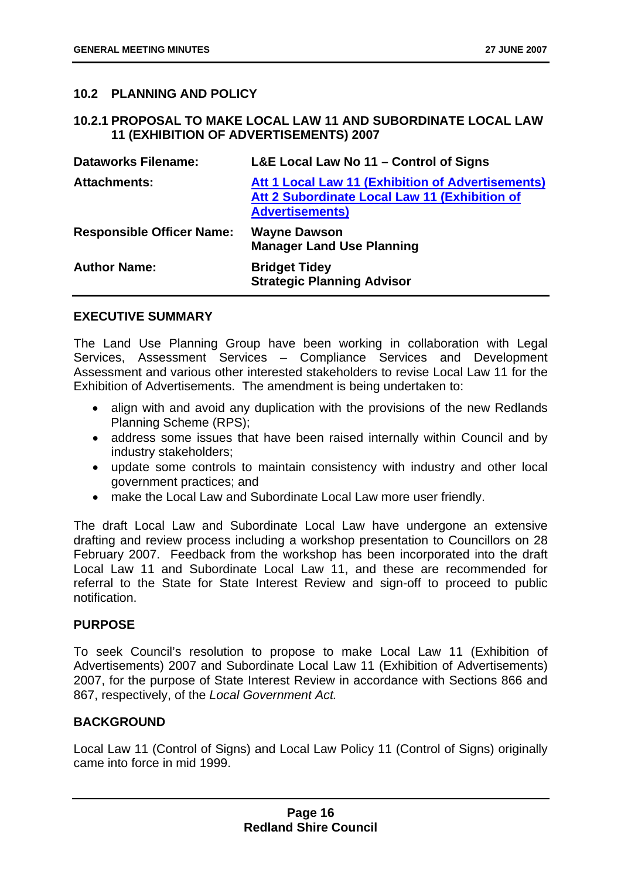## 10.2 PLANNING AND POLICY

### 10.2.1 PROPOSAL TO MAKE LOCAL LAW 11 AND SUBORDINATE LOCAL LAW 11 (EXHIBITION OF ADVERTISEMENTS) 2007

| | |
|---|---|
| **Dataworks Filename:** | **L&E Local Law No 11 – Control of Signs** |
| **Attachments:** | **Att 1 Local Law 11 (Exhibition of Advertisements)**<br>**Att 2 Subordinate Local Law 11 (Exhibition of Advertisements)** |
| **Responsible Officer Name:** | **Wayne Dawson**<br>**Manager Land Use Planning** |
| **Author Name:** | **Bridget Tidey**<br>**Strategic Planning Advisor** |

**EXECUTIVE SUMMARY**

The Land Use Planning Group have been working in collaboration with Legal Services, Assessment Services – Compliance Services and Development Assessment and various other interested stakeholders to revise Local Law 11 for the Exhibition of Advertisements. The amendment is being undertaken to:

- align with and avoid any duplication with the provisions of the new Redlands Planning Scheme (RPS);
- address some issues that have been raised internally within Council and by industry stakeholders;
- update some controls to maintain consistency with industry and other local government practices; and
- make the Local Law and Subordinate Local Law more user friendly.

The draft Local Law and Subordinate Local Law have undergone an extensive drafting and review process including a workshop presentation to Councillors on 28 February 2007. Feedback from the workshop has been incorporated into the draft Local Law 11 and Subordinate Local Law 11, and these are recommended for referral to the State for State Interest Review and sign-off to proceed to public notification.

**PURPOSE**

To seek Council's resolution to propose to make Local Law 11 (Exhibition of Advertisements) 2007 and Subordinate Local Law 11 (Exhibition of Advertisements) 2007, for the purpose of State Interest Review in accordance with Sections 866 and 867, respectively, of the *Local Government Act.*

**BACKGROUND**

Local Law 11 (Control of Signs) and Local Law Policy 11 (Control of Signs) originally came into force in mid 1999.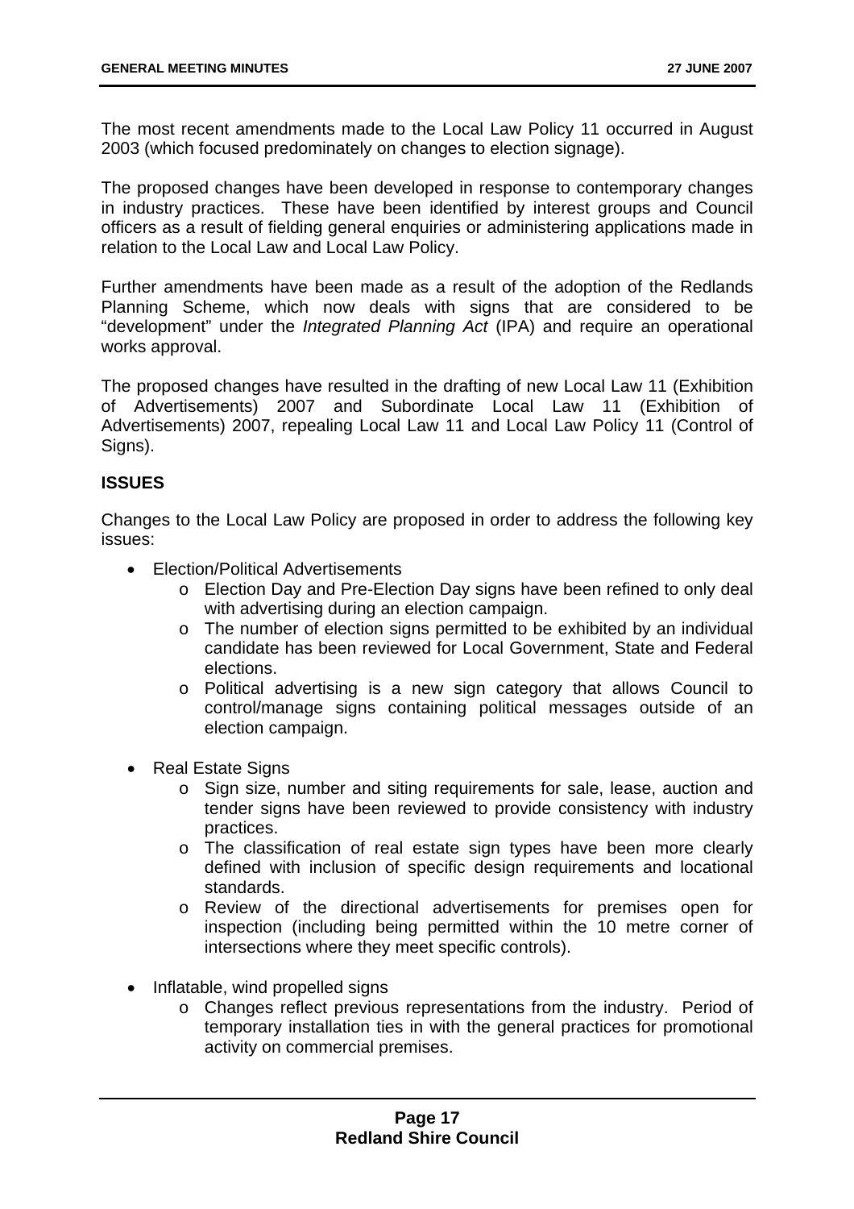The most recent amendments made to the Local Law Policy 11 occurred in August 2003 (which focused predominately on changes to election signage).

The proposed changes have been developed in response to contemporary changes in industry practices. These have been identified by interest groups and Council officers as a result of fielding general enquiries or administering applications made in relation to the Local Law and Local Law Policy.

Further amendments have been made as a result of the adoption of the Redlands Planning Scheme, which now deals with signs that are considered to be "development" under the *Integrated Planning Act* (IPA) and require an operational works approval.

The proposed changes have resulted in the drafting of new Local Law 11 (Exhibition of Advertisements) 2007 and Subordinate Local Law 11 (Exhibition of Advertisements) 2007, repealing Local Law 11 and Local Law Policy 11 (Control of Signs).

**ISSUES**

Changes to the Local Law Policy are proposed in order to address the following key issues:

- Election/Political Advertisements
  - Election Day and Pre-Election Day signs have been refined to only deal with advertising during an election campaign.
  - The number of election signs permitted to be exhibited by an individual candidate has been reviewed for Local Government, State and Federal elections.
  - Political advertising is a new sign category that allows Council to control/manage signs containing political messages outside of an election campaign.

- Real Estate Signs
  - Sign size, number and siting requirements for sale, lease, auction and tender signs have been reviewed to provide consistency with industry practices.
  - The classification of real estate sign types have been more clearly defined with inclusion of specific design requirements and locational standards.
  - Review of the directional advertisements for premises open for inspection (including being permitted within the 10 metre corner of intersections where they meet specific controls).

- Inflatable, wind propelled signs
  - Changes reflect previous representations from the industry. Period of temporary installation ties in with the general practices for promotional activity on commercial premises.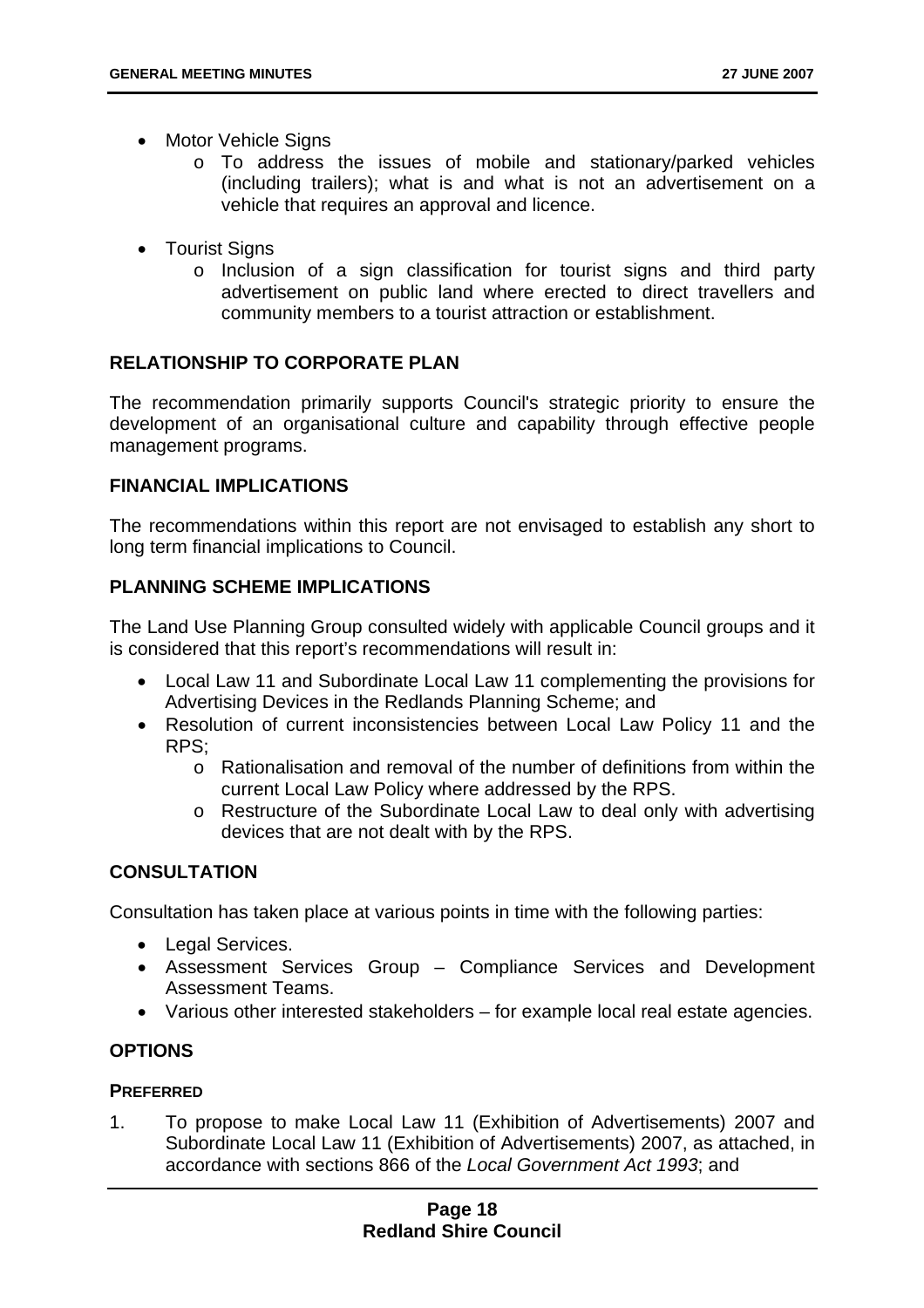- Motor Vehicle Signs
    - To address the issues of mobile and stationary/parked vehicles (including trailers); what is and what is not an advertisement on a vehicle that requires an approval and licence.

- Tourist Signs
    - Inclusion of a sign classification for tourist signs and third party advertisement on public land where erected to direct travellers and community members to a tourist attraction or establishment.

## RELATIONSHIP TO CORPORATE PLAN

The recommendation primarily supports Council's strategic priority to ensure the development of an organisational culture and capability through effective people management programs.

## FINANCIAL IMPLICATIONS

The recommendations within this report are not envisaged to establish any short to long term financial implications to Council.

## PLANNING SCHEME IMPLICATIONS

The Land Use Planning Group consulted widely with applicable Council groups and it is considered that this report's recommendations will result in:

- Local Law 11 and Subordinate Local Law 11 complementing the provisions for Advertising Devices in the Redlands Planning Scheme; and
- Resolution of current inconsistencies between Local Law Policy 11 and the RPS;
    - Rationalisation and removal of the number of definitions from within the current Local Law Policy where addressed by the RPS.
    - Restructure of the Subordinate Local Law to deal only with advertising devices that are not dealt with by the RPS.

## CONSULTATION

Consultation has taken place at various points in time with the following parties:

- Legal Services.
- Assessment Services Group – Compliance Services and Development Assessment Teams.
- Various other interested stakeholders – for example local real estate agencies.

## OPTIONS

### PREFERRED

1. To propose to make Local Law 11 (Exhibition of Advertisements) 2007 and Subordinate Local Law 11 (Exhibition of Advertisements) 2007, as attached, in accordance with sections 866 of the *Local Government Act 1993*; and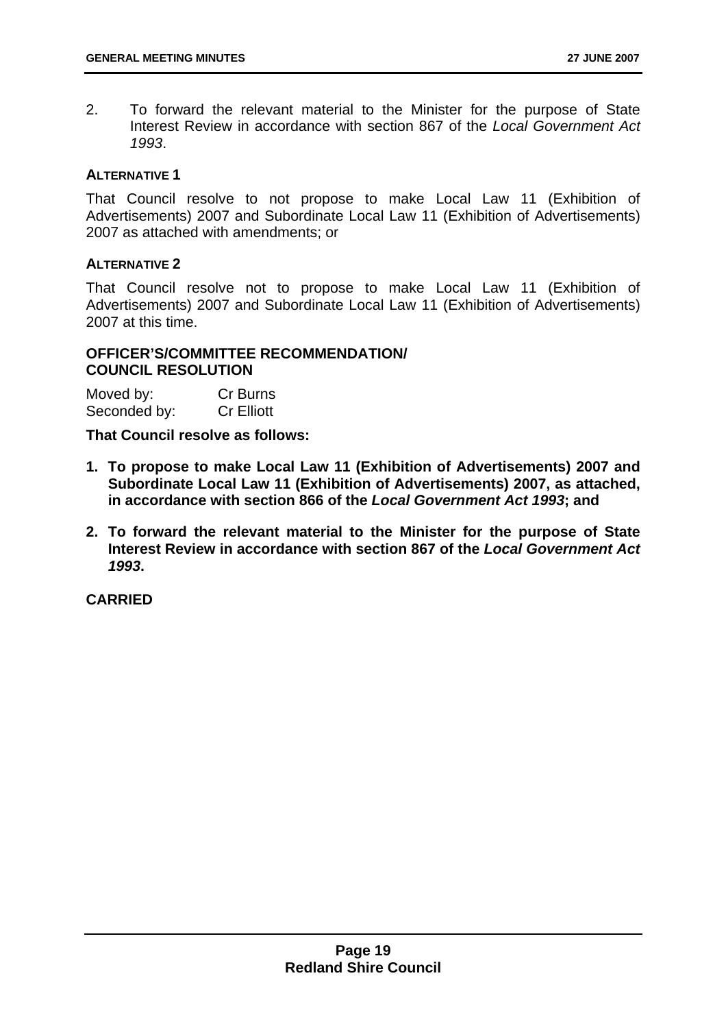2. To forward the relevant material to the Minister for the purpose of State Interest Review in accordance with section 867 of the *Local Government Act 1993*.

**ALTERNATIVE 1**

That Council resolve to not propose to make Local Law 11 (Exhibition of Advertisements) 2007 and Subordinate Local Law 11 (Exhibition of Advertisements) 2007 as attached with amendments; or

**ALTERNATIVE 2**

That Council resolve not to propose to make Local Law 11 (Exhibition of Advertisements) 2007 and Subordinate Local Law 11 (Exhibition of Advertisements) 2007 at this time.

**OFFICER'S/COMMITTEE RECOMMENDATION/ COUNCIL RESOLUTION**

Moved by: Cr Burns
Seconded by: Cr Elliott

**That Council resolve as follows:**

1. **To propose to make Local Law 11 (Exhibition of Advertisements) 2007 and Subordinate Local Law 11 (Exhibition of Advertisements) 2007, as attached, in accordance with section 866 of the *Local Government Act 1993*; and**
2. **To forward the relevant material to the Minister for the purpose of State Interest Review in accordance with section 867 of the *Local Government Act 1993*.**

**CARRIED**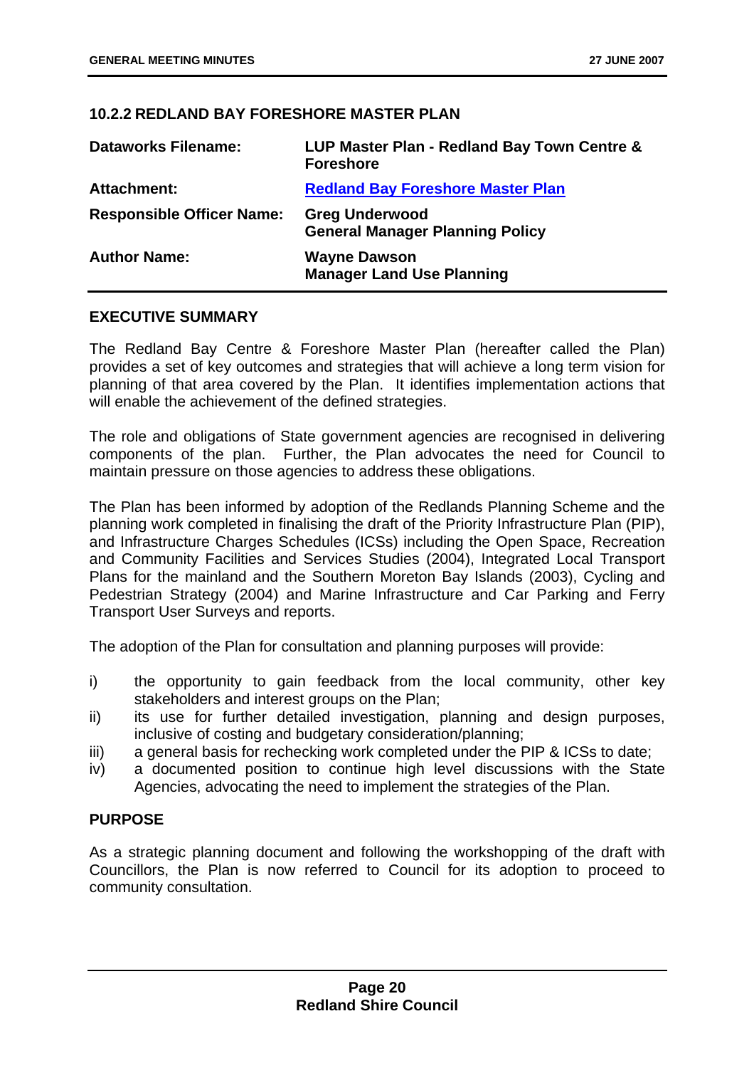### 10.2.2 REDLAND BAY FORESHORE MASTER PLAN

| | |
|---|---|
| **Dataworks Filename:** | **LUP Master Plan - Redland Bay Town Centre & Foreshore** |
| **Attachment:** | **Redland Bay Foreshore Master Plan** |
| **Responsible Officer Name:** | **Greg Underwood**<br>**General Manager Planning Policy** |
| **Author Name:** | **Wayne Dawson**<br>**Manager Land Use Planning** |

#### EXECUTIVE SUMMARY

The Redland Bay Centre & Foreshore Master Plan (hereafter called the Plan) provides a set of key outcomes and strategies that will achieve a long term vision for planning of that area covered by the Plan. It identifies implementation actions that will enable the achievement of the defined strategies.

The role and obligations of State government agencies are recognised in delivering components of the plan. Further, the Plan advocates the need for Council to maintain pressure on those agencies to address these obligations.

The Plan has been informed by adoption of the Redlands Planning Scheme and the planning work completed in finalising the draft of the Priority Infrastructure Plan (PIP), and Infrastructure Charges Schedules (ICSs) including the Open Space, Recreation and Community Facilities and Services Studies (2004), Integrated Local Transport Plans for the mainland and the Southern Moreton Bay Islands (2003), Cycling and Pedestrian Strategy (2004) and Marine Infrastructure and Car Parking and Ferry Transport User Surveys and reports.

The adoption of the Plan for consultation and planning purposes will provide:

i) the opportunity to gain feedback from the local community, other key stakeholders and interest groups on the Plan;
ii) its use for further detailed investigation, planning and design purposes, inclusive of costing and budgetary consideration/planning;
iii) a general basis for rechecking work completed under the PIP & ICSs to date;
iv) a documented position to continue high level discussions with the State Agencies, advocating the need to implement the strategies of the Plan.

#### PURPOSE

As a strategic planning document and following the workshopping of the draft with Councillors, the Plan is now referred to Council for its adoption to proceed to community consultation.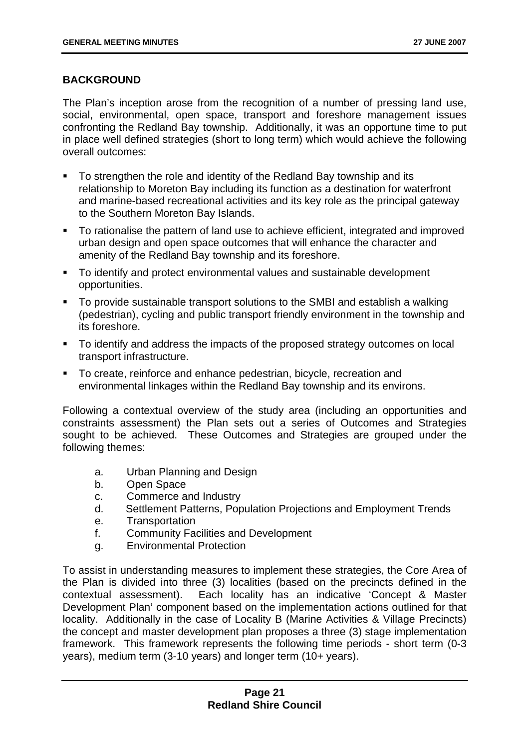## BACKGROUND

The Plan's inception arose from the recognition of a number of pressing land use, social, environmental, open space, transport and foreshore management issues confronting the Redland Bay township. Additionally, it was an opportune time to put in place well defined strategies (short to long term) which would achieve the following overall outcomes:

- To strengthen the role and identity of the Redland Bay township and its relationship to Moreton Bay including its function as a destination for waterfront and marine-based recreational activities and its key role as the principal gateway to the Southern Moreton Bay Islands.
- To rationalise the pattern of land use to achieve efficient, integrated and improved urban design and open space outcomes that will enhance the character and amenity of the Redland Bay township and its foreshore.
- To identify and protect environmental values and sustainable development opportunities.
- To provide sustainable transport solutions to the SMBI and establish a walking (pedestrian), cycling and public transport friendly environment in the township and its foreshore.
- To identify and address the impacts of the proposed strategy outcomes on local transport infrastructure.
- To create, reinforce and enhance pedestrian, bicycle, recreation and environmental linkages within the Redland Bay township and its environs.

Following a contextual overview of the study area (including an opportunities and constraints assessment) the Plan sets out a series of Outcomes and Strategies sought to be achieved. These Outcomes and Strategies are grouped under the following themes:

a. Urban Planning and Design
b. Open Space
c. Commerce and Industry
d. Settlement Patterns, Population Projections and Employment Trends
e. Transportation
f. Community Facilities and Development
g. Environmental Protection

To assist in understanding measures to implement these strategies, the Core Area of the Plan is divided into three (3) localities (based on the precincts defined in the contextual assessment). Each locality has an indicative 'Concept & Master Development Plan' component based on the implementation actions outlined for that locality. Additionally in the case of Locality B (Marine Activities & Village Precincts) the concept and master development plan proposes a three (3) stage implementation framework. This framework represents the following time periods - short term (0-3 years), medium term (3-10 years) and longer term (10+ years).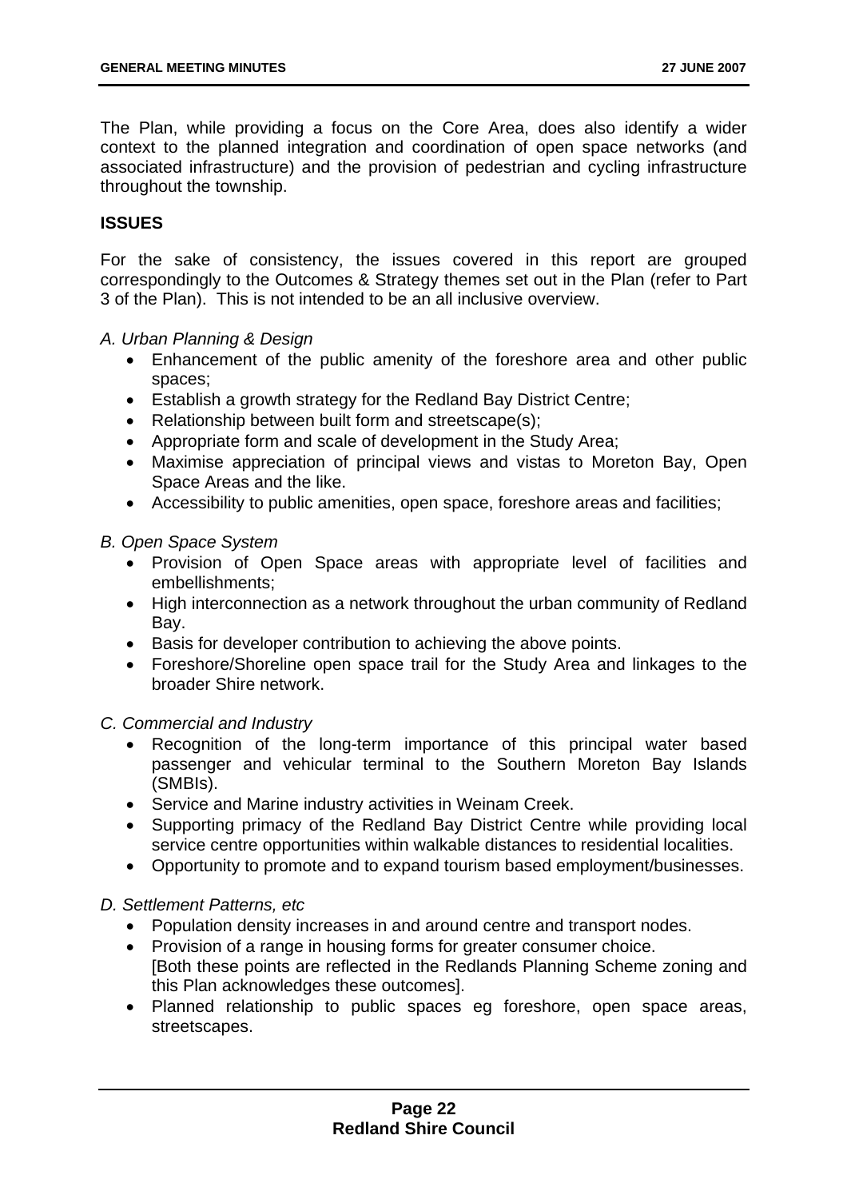The Plan, while providing a focus on the Core Area, does also identify a wider context to the planned integration and coordination of open space networks (and associated infrastructure) and the provision of pedestrian and cycling infrastructure throughout the township.

**ISSUES**

For the sake of consistency, the issues covered in this report are grouped correspondingly to the Outcomes & Strategy themes set out in the Plan (refer to Part 3 of the Plan). This is not intended to be an all inclusive overview.

*A. Urban Planning & Design*

- Enhancement of the public amenity of the foreshore area and other public spaces;
- Establish a growth strategy for the Redland Bay District Centre;
- Relationship between built form and streetscape(s);
- Appropriate form and scale of development in the Study Area;
- Maximise appreciation of principal views and vistas to Moreton Bay, Open Space Areas and the like.
- Accessibility to public amenities, open space, foreshore areas and facilities;

*B. Open Space System*

- Provision of Open Space areas with appropriate level of facilities and embellishments;
- High interconnection as a network throughout the urban community of Redland Bay.
- Basis for developer contribution to achieving the above points.
- Foreshore/Shoreline open space trail for the Study Area and linkages to the broader Shire network.

*C. Commercial and Industry*

- Recognition of the long-term importance of this principal water based passenger and vehicular terminal to the Southern Moreton Bay Islands (SMBIs).
- Service and Marine industry activities in Weinam Creek.
- Supporting primacy of the Redland Bay District Centre while providing local service centre opportunities within walkable distances to residential localities.
- Opportunity to promote and to expand tourism based employment/businesses.

*D. Settlement Patterns, etc*

- Population density increases in and around centre and transport nodes.
- Provision of a range in housing forms for greater consumer choice.
  [Both these points are reflected in the Redlands Planning Scheme zoning and this Plan acknowledges these outcomes].
- Planned relationship to public spaces eg foreshore, open space areas, streetscapes.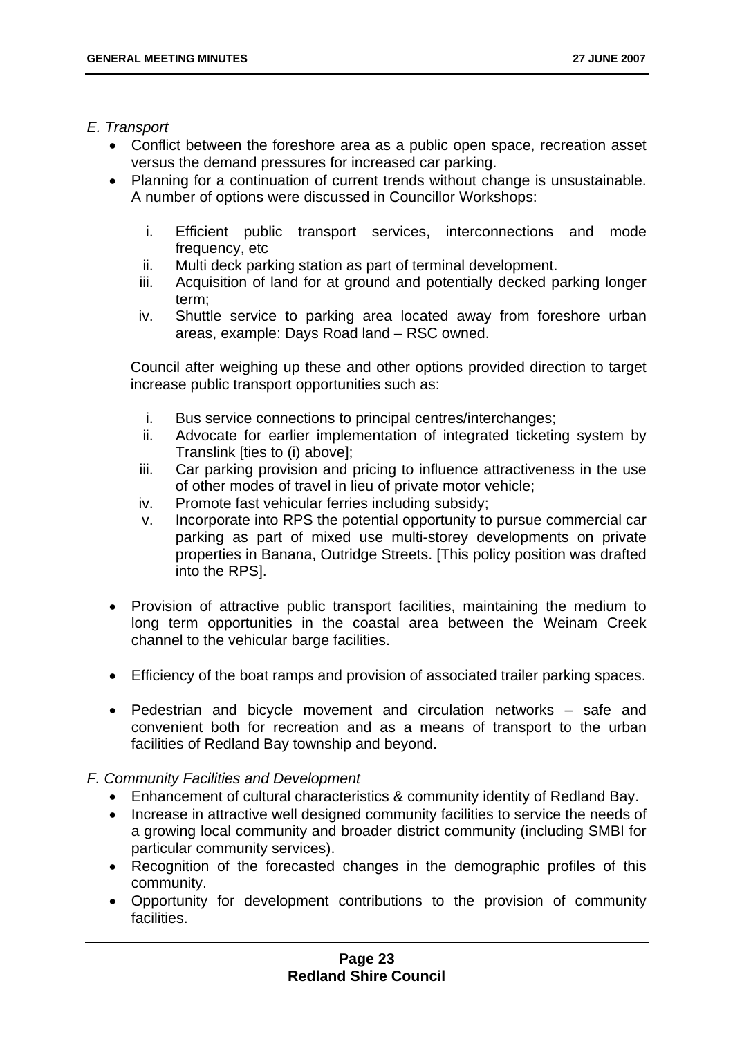*E. Transport*

- Conflict between the foreshore area as a public open space, recreation asset versus the demand pressures for increased car parking.
- Planning for a continuation of current trends without change is unsustainable. A number of options were discussed in Councillor Workshops:

  i. Efficient public transport services, interconnections and mode frequency, etc
  ii. Multi deck parking station as part of terminal development.
  iii. Acquisition of land for at ground and potentially decked parking longer term;
  iv. Shuttle service to parking area located away from foreshore urban areas, example: Days Road land – RSC owned.

  Council after weighing up these and other options provided direction to target increase public transport opportunities such as:

  i. Bus service connections to principal centres/interchanges;
  ii. Advocate for earlier implementation of integrated ticketing system by Translink [ties to (i) above];
  iii. Car parking provision and pricing to influence attractiveness in the use of other modes of travel in lieu of private motor vehicle;
  iv. Promote fast vehicular ferries including subsidy;
  v. Incorporate into RPS the potential opportunity to pursue commercial car parking as part of mixed use multi-storey developments on private properties in Banana, Outridge Streets. [This policy position was drafted into the RPS].

- Provision of attractive public transport facilities, maintaining the medium to long term opportunities in the coastal area between the Weinam Creek channel to the vehicular barge facilities.

- Efficiency of the boat ramps and provision of associated trailer parking spaces.

- Pedestrian and bicycle movement and circulation networks – safe and convenient both for recreation and as a means of transport to the urban facilities of Redland Bay township and beyond.

*F. Community Facilities and Development*

- Enhancement of cultural characteristics & community identity of Redland Bay.
- Increase in attractive well designed community facilities to service the needs of a growing local community and broader district community (including SMBI for particular community services).
- Recognition of the forecasted changes in the demographic profiles of this community.
- Opportunity for development contributions to the provision of community facilities.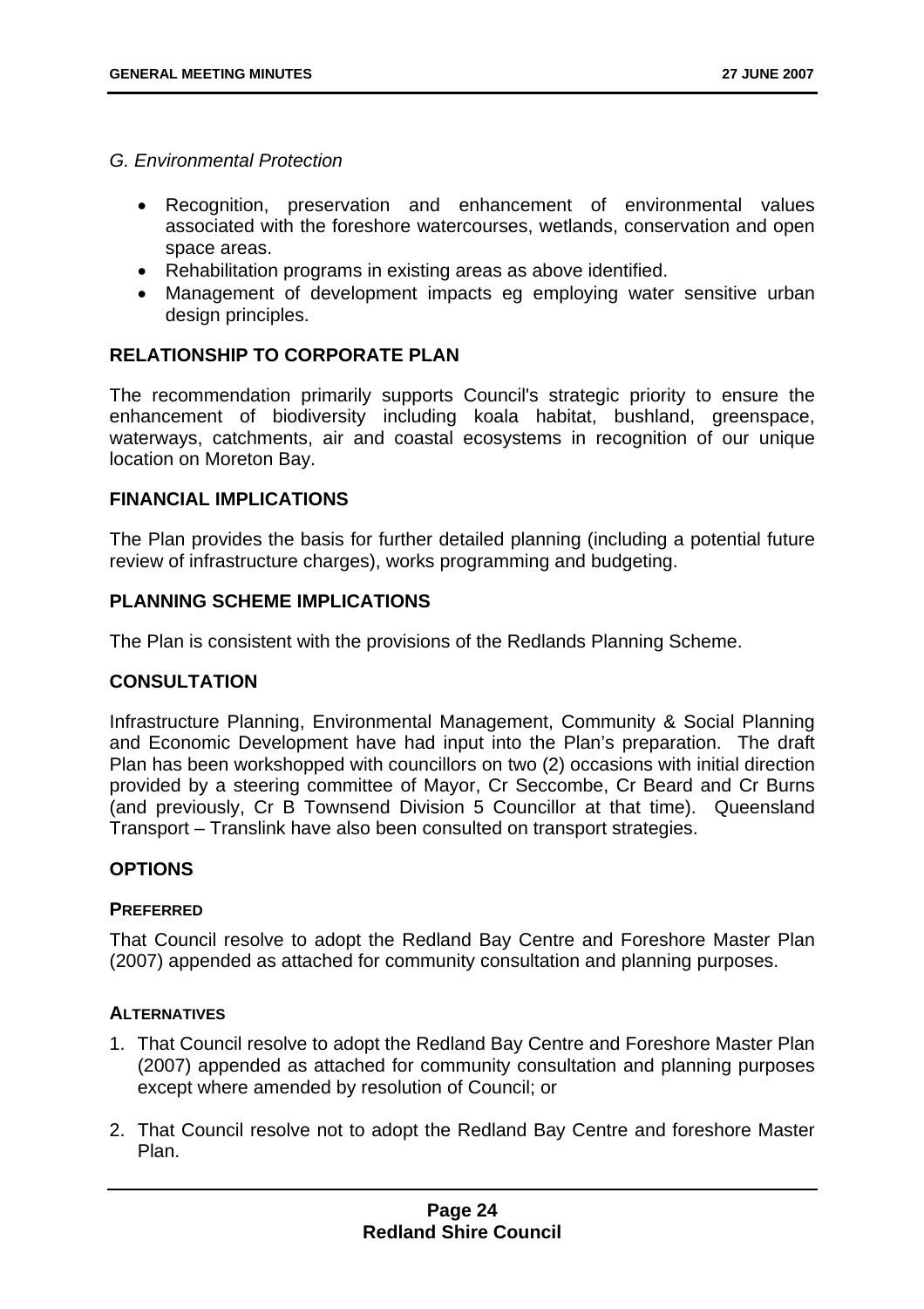*G. Environmental Protection*

- Recognition, preservation and enhancement of environmental values associated with the foreshore watercourses, wetlands, conservation and open space areas.
- Rehabilitation programs in existing areas as above identified.
- Management of development impacts eg employing water sensitive urban design principles.

## RELATIONSHIP TO CORPORATE PLAN

The recommendation primarily supports Council's strategic priority to ensure the enhancement of biodiversity including koala habitat, bushland, greenspace, waterways, catchments, air and coastal ecosystems in recognition of our unique location on Moreton Bay.

## FINANCIAL IMPLICATIONS

The Plan provides the basis for further detailed planning (including a potential future review of infrastructure charges), works programming and budgeting.

## PLANNING SCHEME IMPLICATIONS

The Plan is consistent with the provisions of the Redlands Planning Scheme.

## CONSULTATION

Infrastructure Planning, Environmental Management, Community & Social Planning and Economic Development have had input into the Plan's preparation. The draft Plan has been workshopped with councillors on two (2) occasions with initial direction provided by a steering committee of Mayor, Cr Seccombe, Cr Beard and Cr Burns (and previously, Cr B Townsend Division 5 Councillor at that time). Queensland Transport – Translink have also been consulted on transport strategies.

## OPTIONS

### PREFERRED

That Council resolve to adopt the Redland Bay Centre and Foreshore Master Plan (2007) appended as attached for community consultation and planning purposes.

### ALTERNATIVES

1. That Council resolve to adopt the Redland Bay Centre and Foreshore Master Plan (2007) appended as attached for community consultation and planning purposes except where amended by resolution of Council; or
2. That Council resolve not to adopt the Redland Bay Centre and foreshore Master Plan.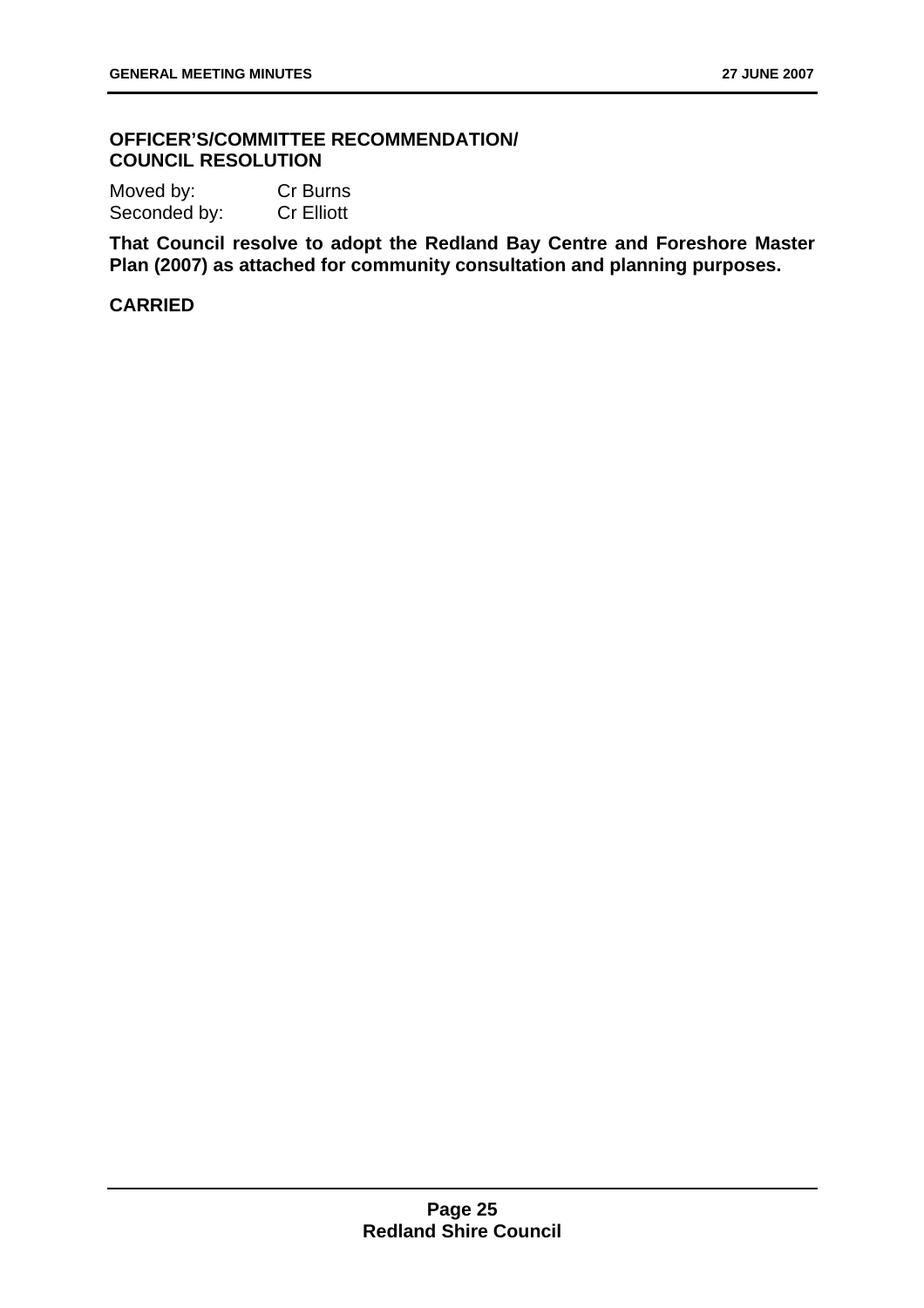**OFFICER'S/COMMITTEE RECOMMENDATION/ COUNCIL RESOLUTION**

Moved by: Cr Burns
Seconded by: Cr Elliott

**That Council resolve to adopt the Redland Bay Centre and Foreshore Master Plan (2007) as attached for community consultation and planning purposes.**

**CARRIED**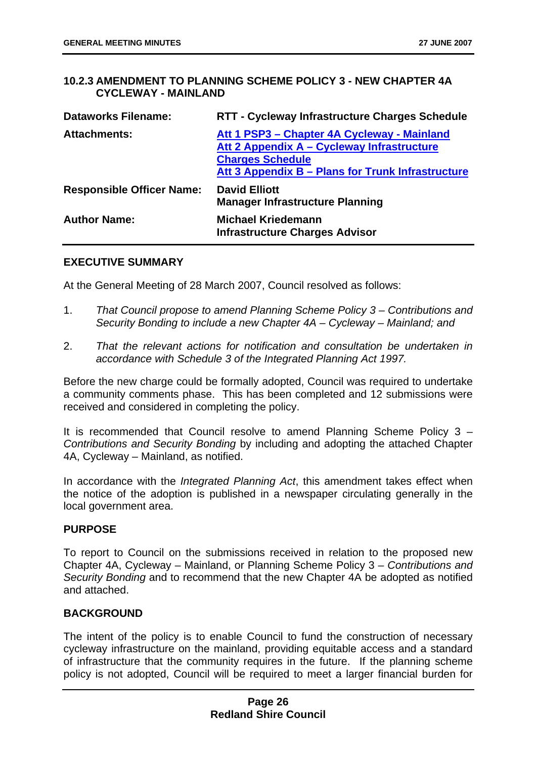### 10.2.3 AMENDMENT TO PLANNING SCHEME POLICY 3 - NEW CHAPTER 4A CYCLEWAY - MAINLAND

| **Dataworks Filename:** | **RTT - Cycleway Infrastructure Charges Schedule** |
|---|---|
| **Attachments:** | **Att 1 PSP3 – Chapter 4A Cycleway - Mainland**<br>**Att 2 Appendix A – Cycleway Infrastructure Charges Schedule**<br>**Att 3 Appendix B – Plans for Trunk Infrastructure** |
| **Responsible Officer Name:** | **David Elliott**<br>**Manager Infrastructure Planning** |
| **Author Name:** | **Michael Kriedemann**<br>**Infrastructure Charges Advisor** |

**EXECUTIVE SUMMARY**

At the General Meeting of 28 March 2007, Council resolved as follows:

1. *That Council propose to amend Planning Scheme Policy 3 – Contributions and Security Bonding to include a new Chapter 4A – Cycleway – Mainland; and*

2. *That the relevant actions for notification and consultation be undertaken in accordance with Schedule 3 of the Integrated Planning Act 1997.*

Before the new charge could be formally adopted, Council was required to undertake a community comments phase. This has been completed and 12 submissions were received and considered in completing the policy.

It is recommended that Council resolve to amend Planning Scheme Policy 3 – *Contributions and Security Bonding* by including and adopting the attached Chapter 4A, Cycleway – Mainland, as notified.

In accordance with the *Integrated Planning Act*, this amendment takes effect when the notice of the adoption is published in a newspaper circulating generally in the local government area.

**PURPOSE**

To report to Council on the submissions received in relation to the proposed new Chapter 4A, Cycleway – Mainland, or Planning Scheme Policy 3 – *Contributions and Security Bonding* and to recommend that the new Chapter 4A be adopted as notified and attached.

**BACKGROUND**

The intent of the policy is to enable Council to fund the construction of necessary cycleway infrastructure on the mainland, providing equitable access and a standard of infrastructure that the community requires in the future. If the planning scheme policy is not adopted, Council will be required to meet a larger financial burden for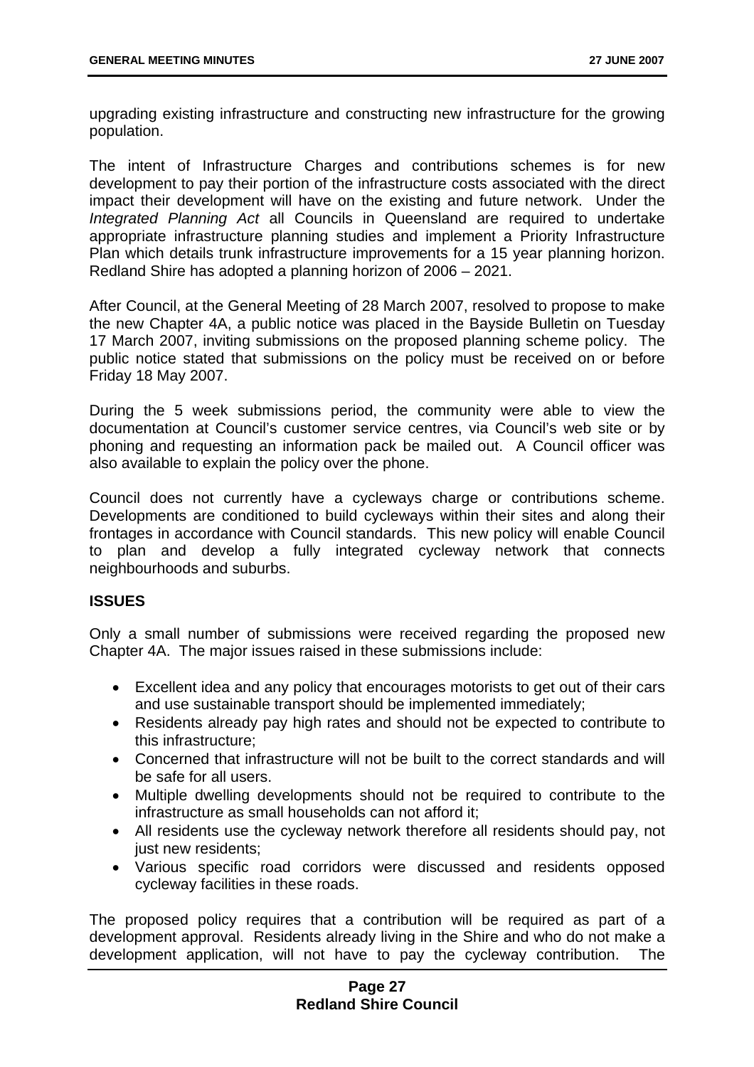upgrading existing infrastructure and constructing new infrastructure for the growing population.

The intent of Infrastructure Charges and contributions schemes is for new development to pay their portion of the infrastructure costs associated with the direct impact their development will have on the existing and future network. Under the *Integrated Planning Act* all Councils in Queensland are required to undertake appropriate infrastructure planning studies and implement a Priority Infrastructure Plan which details trunk infrastructure improvements for a 15 year planning horizon. Redland Shire has adopted a planning horizon of 2006 – 2021.

After Council, at the General Meeting of 28 March 2007, resolved to propose to make the new Chapter 4A, a public notice was placed in the Bayside Bulletin on Tuesday 17 March 2007, inviting submissions on the proposed planning scheme policy. The public notice stated that submissions on the policy must be received on or before Friday 18 May 2007.

During the 5 week submissions period, the community were able to view the documentation at Council's customer service centres, via Council's web site or by phoning and requesting an information pack be mailed out. A Council officer was also available to explain the policy over the phone.

Council does not currently have a cycleways charge or contributions scheme. Developments are conditioned to build cycleways within their sites and along their frontages in accordance with Council standards. This new policy will enable Council to plan and develop a fully integrated cycleway network that connects neighbourhoods and suburbs.

## ISSUES

Only a small number of submissions were received regarding the proposed new Chapter 4A. The major issues raised in these submissions include:

- Excellent idea and any policy that encourages motorists to get out of their cars and use sustainable transport should be implemented immediately;
- Residents already pay high rates and should not be expected to contribute to this infrastructure;
- Concerned that infrastructure will not be built to the correct standards and will be safe for all users.
- Multiple dwelling developments should not be required to contribute to the infrastructure as small households can not afford it;
- All residents use the cycleway network therefore all residents should pay, not just new residents;
- Various specific road corridors were discussed and residents opposed cycleway facilities in these roads.

The proposed policy requires that a contribution will be required as part of a development approval. Residents already living in the Shire and who do not make a development application, will not have to pay the cycleway contribution. The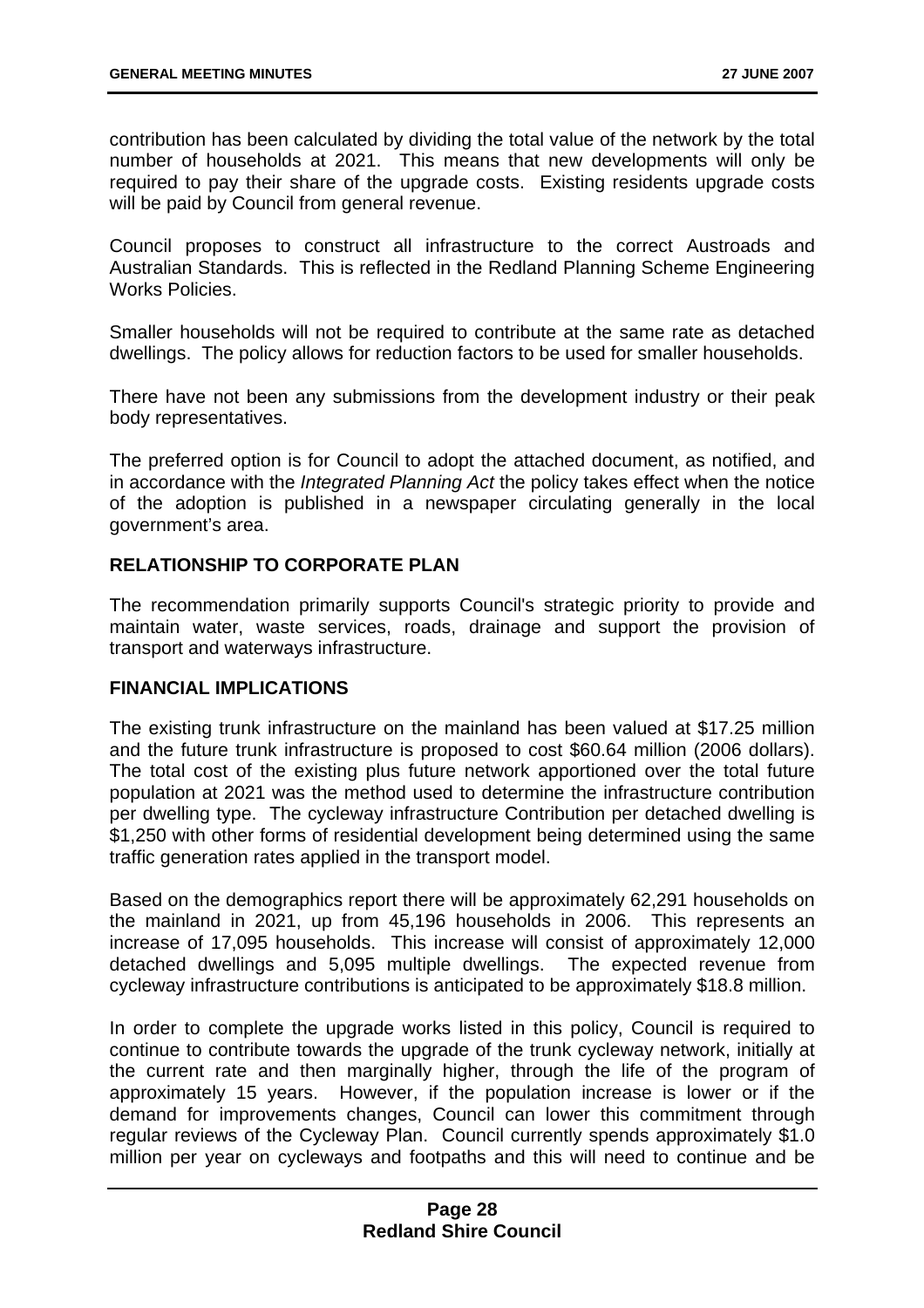contribution has been calculated by dividing the total value of the network by the total number of households at 2021. This means that new developments will only be required to pay their share of the upgrade costs. Existing residents upgrade costs will be paid by Council from general revenue.

Council proposes to construct all infrastructure to the correct Austroads and Australian Standards. This is reflected in the Redland Planning Scheme Engineering Works Policies.

Smaller households will not be required to contribute at the same rate as detached dwellings. The policy allows for reduction factors to be used for smaller households.

There have not been any submissions from the development industry or their peak body representatives.

The preferred option is for Council to adopt the attached document, as notified, and in accordance with the *Integrated Planning Act* the policy takes effect when the notice of the adoption is published in a newspaper circulating generally in the local government's area.

## RELATIONSHIP TO CORPORATE PLAN

The recommendation primarily supports Council's strategic priority to provide and maintain water, waste services, roads, drainage and support the provision of transport and waterways infrastructure.

## FINANCIAL IMPLICATIONS

The existing trunk infrastructure on the mainland has been valued at $17.25 million and the future trunk infrastructure is proposed to cost $60.64 million (2006 dollars). The total cost of the existing plus future network apportioned over the total future population at 2021 was the method used to determine the infrastructure contribution per dwelling type. The cycleway infrastructure Contribution per detached dwelling is $1,250 with other forms of residential development being determined using the same traffic generation rates applied in the transport model.

Based on the demographics report there will be approximately 62,291 households on the mainland in 2021, up from 45,196 households in 2006. This represents an increase of 17,095 households. This increase will consist of approximately 12,000 detached dwellings and 5,095 multiple dwellings. The expected revenue from cycleway infrastructure contributions is anticipated to be approximately $18.8 million.

In order to complete the upgrade works listed in this policy, Council is required to continue to contribute towards the upgrade of the trunk cycleway network, initially at the current rate and then marginally higher, through the life of the program of approximately 15 years. However, if the population increase is lower or if the demand for improvements changes, Council can lower this commitment through regular reviews of the Cycleway Plan. Council currently spends approximately $1.0 million per year on cycleways and footpaths and this will need to continue and be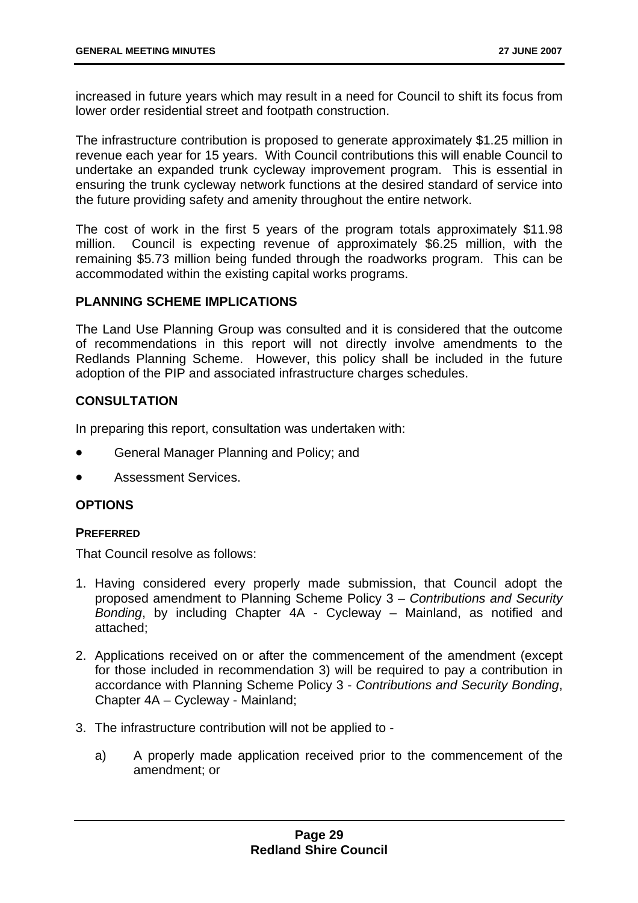increased in future years which may result in a need for Council to shift its focus from lower order residential street and footpath construction.

The infrastructure contribution is proposed to generate approximately $1.25 million in revenue each year for 15 years. With Council contributions this will enable Council to undertake an expanded trunk cycleway improvement program. This is essential in ensuring the trunk cycleway network functions at the desired standard of service into the future providing safety and amenity throughout the entire network.

The cost of work in the first 5 years of the program totals approximately $11.98 million. Council is expecting revenue of approximately $6.25 million, with the remaining $5.73 million being funded through the roadworks program. This can be accommodated within the existing capital works programs.

## PLANNING SCHEME IMPLICATIONS

The Land Use Planning Group was consulted and it is considered that the outcome of recommendations in this report will not directly involve amendments to the Redlands Planning Scheme. However, this policy shall be included in the future adoption of the PIP and associated infrastructure charges schedules.

## CONSULTATION

In preparing this report, consultation was undertaken with:

- General Manager Planning and Policy; and
- Assessment Services.

## OPTIONS

### PREFERRED

That Council resolve as follows:

1. Having considered every properly made submission, that Council adopt the proposed amendment to Planning Scheme Policy 3 – *Contributions and Security Bonding*, by including Chapter 4A - Cycleway – Mainland, as notified and attached;
2. Applications received on or after the commencement of the amendment (except for those included in recommendation 3) will be required to pay a contribution in accordance with Planning Scheme Policy 3 - *Contributions and Security Bonding*, Chapter 4A – Cycleway - Mainland;
3. The infrastructure contribution will not be applied to -
   a) A properly made application received prior to the commencement of the amendment; or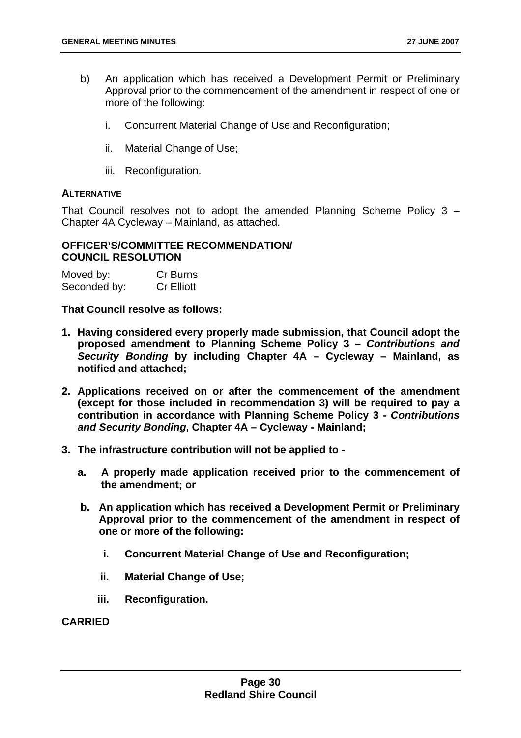b) An application which has received a Development Permit or Preliminary Approval prior to the commencement of the amendment in respect of one or more of the following:

   i. Concurrent Material Change of Use and Reconfiguration;

   ii. Material Change of Use;

   iii. Reconfiguration.

**ALTERNATIVE**

That Council resolves not to adopt the amended Planning Scheme Policy 3 – Chapter 4A Cycleway – Mainland, as attached.

**OFFICER'S/COMMITTEE RECOMMENDATION/ COUNCIL RESOLUTION**

Moved by: Cr Burns
Seconded by: Cr Elliott

**That Council resolve as follows:**

1. **Having considered every properly made submission, that Council adopt the proposed amendment to Planning Scheme Policy 3 –** ***Contributions and Security Bonding*** **by including Chapter 4A – Cycleway – Mainland, as notified and attached;**

2. **Applications received on or after the commencement of the amendment (except for those included in recommendation 3) will be required to pay a contribution in accordance with Planning Scheme Policy 3 -** ***Contributions and Security Bonding*****, Chapter 4A – Cycleway - Mainland;**

3. **The infrastructure contribution will not be applied to -**

   a. **A properly made application received prior to the commencement of the amendment; or**

   b. **An application which has received a Development Permit or Preliminary Approval prior to the commencement of the amendment in respect of one or more of the following:**

      i. **Concurrent Material Change of Use and Reconfiguration;**

      ii. **Material Change of Use;**

      iii. **Reconfiguration.**

**CARRIED**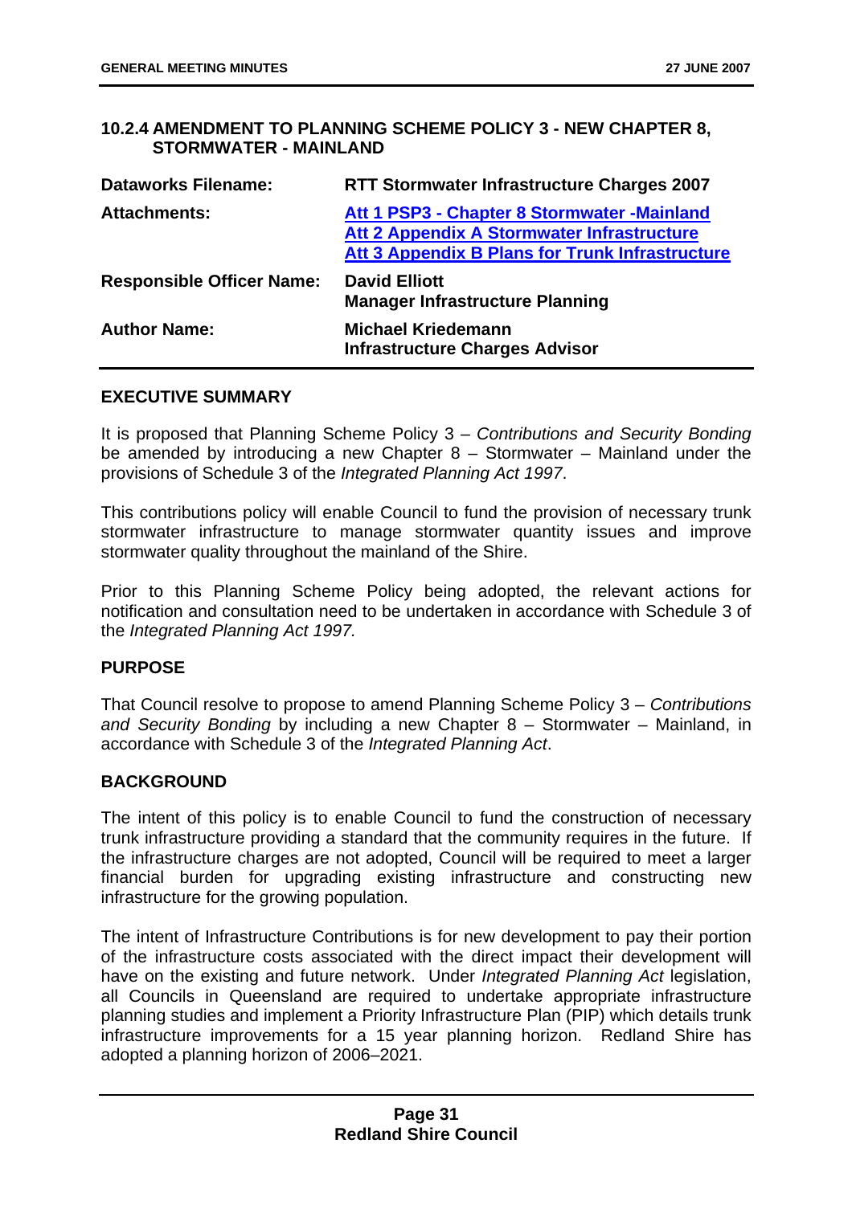### 10.2.4 AMENDMENT TO PLANNING SCHEME POLICY 3 - NEW CHAPTER 8, STORMWATER - MAINLAND

| | |
|---|---|
| **Dataworks Filename:** | **RTT Stormwater Infrastructure Charges 2007** |
| **Attachments:** | **Att 1 PSP3 - Chapter 8 Stormwater -Mainland**<br>**Att 2 Appendix A Stormwater Infrastructure**<br>**Att 3 Appendix B Plans for Trunk Infrastructure** |
| **Responsible Officer Name:** | **David Elliott**<br>**Manager Infrastructure Planning** |
| **Author Name:** | **Michael Kriedemann**<br>**Infrastructure Charges Advisor** |

#### EXECUTIVE SUMMARY

It is proposed that Planning Scheme Policy 3 – *Contributions and Security Bonding* be amended by introducing a new Chapter 8 – Stormwater – Mainland under the provisions of Schedule 3 of the *Integrated Planning Act 1997*.

This contributions policy will enable Council to fund the provision of necessary trunk stormwater infrastructure to manage stormwater quantity issues and improve stormwater quality throughout the mainland of the Shire.

Prior to this Planning Scheme Policy being adopted, the relevant actions for notification and consultation need to be undertaken in accordance with Schedule 3 of the *Integrated Planning Act 1997.*

#### PURPOSE

That Council resolve to propose to amend Planning Scheme Policy 3 – *Contributions and Security Bonding* by including a new Chapter 8 – Stormwater – Mainland, in accordance with Schedule 3 of the *Integrated Planning Act*.

#### BACKGROUND

The intent of this policy is to enable Council to fund the construction of necessary trunk infrastructure providing a standard that the community requires in the future. If the infrastructure charges are not adopted, Council will be required to meet a larger financial burden for upgrading existing infrastructure and constructing new infrastructure for the growing population.

The intent of Infrastructure Contributions is for new development to pay their portion of the infrastructure costs associated with the direct impact their development will have on the existing and future network. Under *Integrated Planning Act* legislation, all Councils in Queensland are required to undertake appropriate infrastructure planning studies and implement a Priority Infrastructure Plan (PIP) which details trunk infrastructure improvements for a 15 year planning horizon. Redland Shire has adopted a planning horizon of 2006–2021.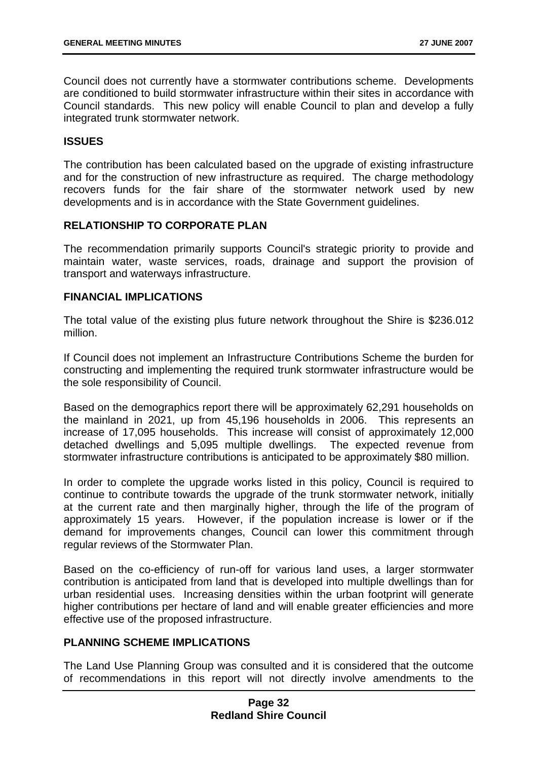Council does not currently have a stormwater contributions scheme. Developments are conditioned to build stormwater infrastructure within their sites in accordance with Council standards. This new policy will enable Council to plan and develop a fully integrated trunk stormwater network.

## ISSUES

The contribution has been calculated based on the upgrade of existing infrastructure and for the construction of new infrastructure as required. The charge methodology recovers funds for the fair share of the stormwater network used by new developments and is in accordance with the State Government guidelines.

## RELATIONSHIP TO CORPORATE PLAN

The recommendation primarily supports Council's strategic priority to provide and maintain water, waste services, roads, drainage and support the provision of transport and waterways infrastructure.

## FINANCIAL IMPLICATIONS

The total value of the existing plus future network throughout the Shire is $236.012 million.

If Council does not implement an Infrastructure Contributions Scheme the burden for constructing and implementing the required trunk stormwater infrastructure would be the sole responsibility of Council.

Based on the demographics report there will be approximately 62,291 households on the mainland in 2021, up from 45,196 households in 2006. This represents an increase of 17,095 households. This increase will consist of approximately 12,000 detached dwellings and 5,095 multiple dwellings. The expected revenue from stormwater infrastructure contributions is anticipated to be approximately $80 million.

In order to complete the upgrade works listed in this policy, Council is required to continue to contribute towards the upgrade of the trunk stormwater network, initially at the current rate and then marginally higher, through the life of the program of approximately 15 years. However, if the population increase is lower or if the demand for improvements changes, Council can lower this commitment through regular reviews of the Stormwater Plan.

Based on the co-efficiency of run-off for various land uses, a larger stormwater contribution is anticipated from land that is developed into multiple dwellings than for urban residential uses. Increasing densities within the urban footprint will generate higher contributions per hectare of land and will enable greater efficiencies and more effective use of the proposed infrastructure.

## PLANNING SCHEME IMPLICATIONS

The Land Use Planning Group was consulted and it is considered that the outcome of recommendations in this report will not directly involve amendments to the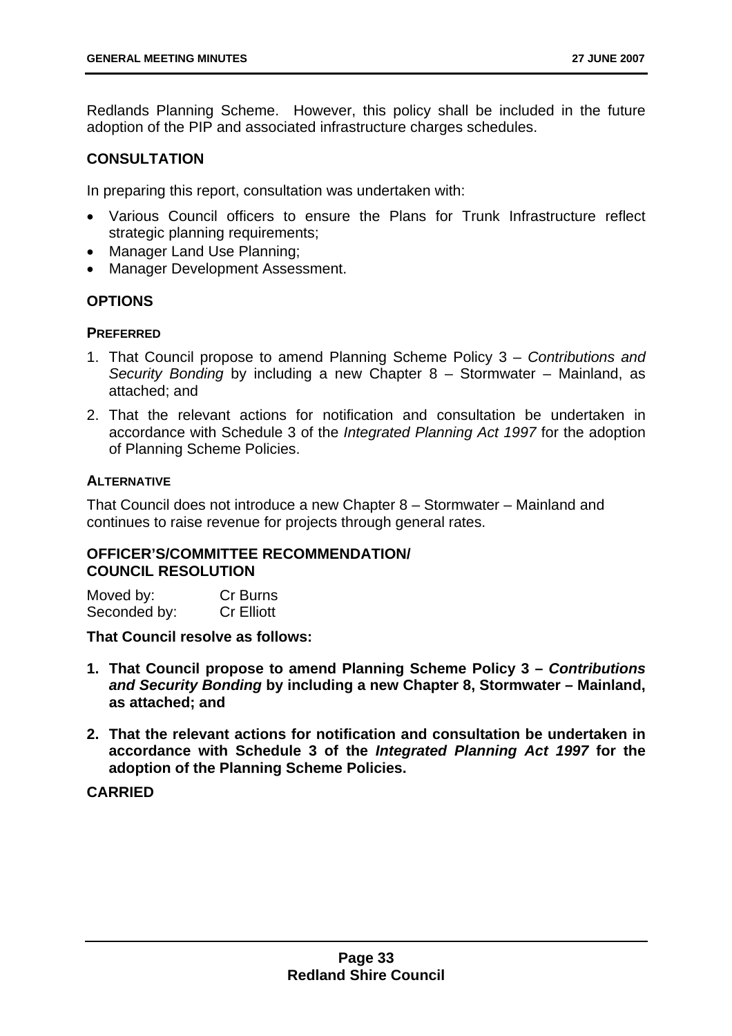Redlands Planning Scheme. However, this policy shall be included in the future adoption of the PIP and associated infrastructure charges schedules.

## CONSULTATION

In preparing this report, consultation was undertaken with:

- Various Council officers to ensure the Plans for Trunk Infrastructure reflect strategic planning requirements;
- Manager Land Use Planning;
- Manager Development Assessment.

## OPTIONS

### PREFERRED

1. That Council propose to amend Planning Scheme Policy 3 – *Contributions and Security Bonding* by including a new Chapter 8 – Stormwater – Mainland, as attached; and
2. That the relevant actions for notification and consultation be undertaken in accordance with Schedule 3 of the *Integrated Planning Act 1997* for the adoption of Planning Scheme Policies.

### ALTERNATIVE

That Council does not introduce a new Chapter 8 – Stormwater – Mainland and continues to raise revenue for projects through general rates.

## OFFICER'S/COMMITTEE RECOMMENDATION/ COUNCIL RESOLUTION

Moved by: Cr Burns
Seconded by: Cr Elliott

**That Council resolve as follows:**

1. **That Council propose to amend Planning Scheme Policy 3 – *Contributions and Security Bonding* by including a new Chapter 8, Stormwater – Mainland, as attached; and**
2. **That the relevant actions for notification and consultation be undertaken in accordance with Schedule 3 of the *Integrated Planning Act 1997* for the adoption of the Planning Scheme Policies.**

**CARRIED**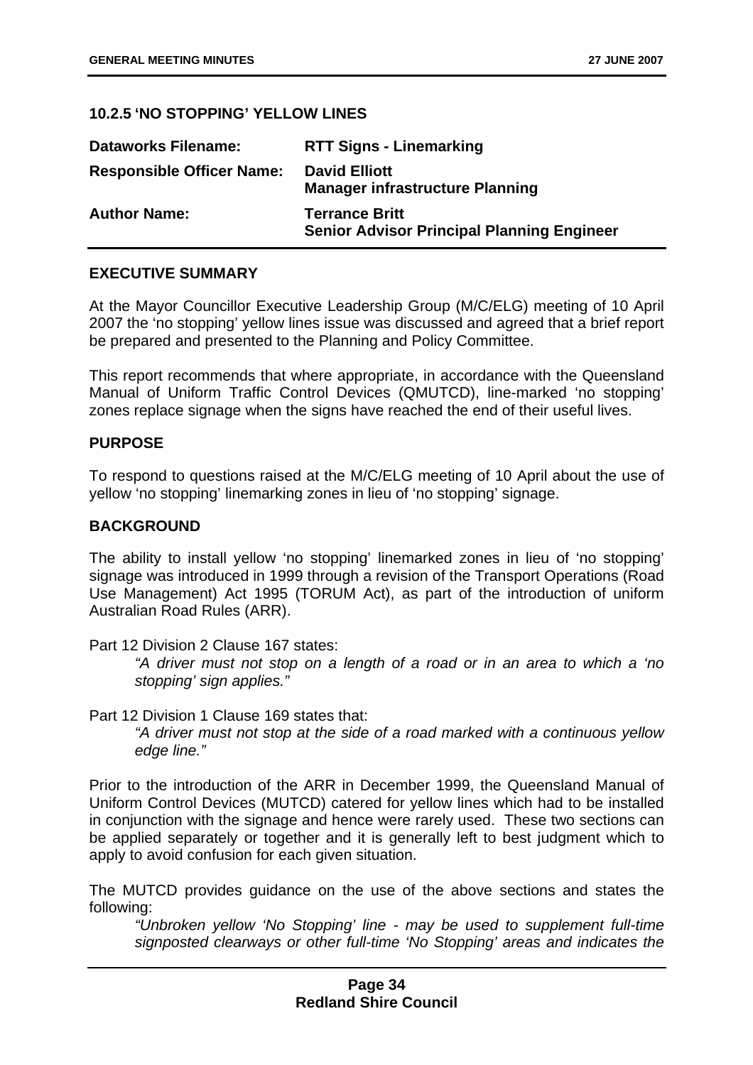### 10.2.5 'NO STOPPING' YELLOW LINES

| | |
|---|---|
| **Dataworks Filename:** | **RTT Signs - Linemarking** |
| **Responsible Officer Name:** | **David Elliott**<br>**Manager infrastructure Planning** |
| **Author Name:** | **Terrance Britt**<br>**Senior Advisor Principal Planning Engineer** |

#### EXECUTIVE SUMMARY

At the Mayor Councillor Executive Leadership Group (M/C/ELG) meeting of 10 April 2007 the 'no stopping' yellow lines issue was discussed and agreed that a brief report be prepared and presented to the Planning and Policy Committee.

This report recommends that where appropriate, in accordance with the Queensland Manual of Uniform Traffic Control Devices (QMUTCD), line-marked 'no stopping' zones replace signage when the signs have reached the end of their useful lives.

#### PURPOSE

To respond to questions raised at the M/C/ELG meeting of 10 April about the use of yellow 'no stopping' linemarking zones in lieu of 'no stopping' signage.

#### BACKGROUND

The ability to install yellow 'no stopping' linemarked zones in lieu of 'no stopping' signage was introduced in 1999 through a revision of the Transport Operations (Road Use Management) Act 1995 (TORUM Act), as part of the introduction of uniform Australian Road Rules (ARR).

Part 12 Division 2 Clause 167 states:

> *"A driver must not stop on a length of a road or in an area to which a 'no stopping' sign applies."*

Part 12 Division 1 Clause 169 states that:

> *"A driver must not stop at the side of a road marked with a continuous yellow edge line."*

Prior to the introduction of the ARR in December 1999, the Queensland Manual of Uniform Control Devices (MUTCD) catered for yellow lines which had to be installed in conjunction with the signage and hence were rarely used. These two sections can be applied separately or together and it is generally left to best judgment which to apply to avoid confusion for each given situation.

The MUTCD provides guidance on the use of the above sections and states the following:

> *"Unbroken yellow 'No Stopping' line - may be used to supplement full-time signposted clearways or other full-time 'No Stopping' areas and indicates the*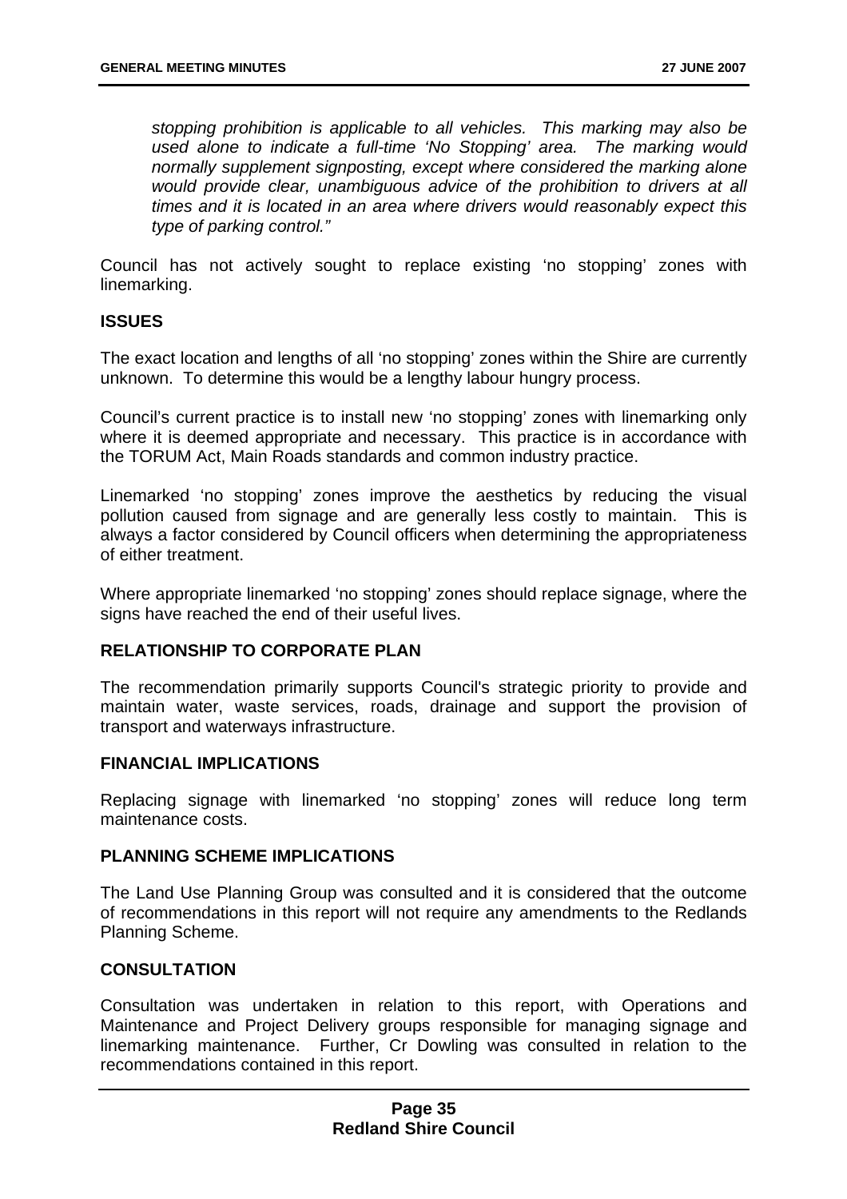*stopping prohibition is applicable to all vehicles. This marking may also be used alone to indicate a full-time 'No Stopping' area. The marking would normally supplement signposting, except where considered the marking alone would provide clear, unambiguous advice of the prohibition to drivers at all times and it is located in an area where drivers would reasonably expect this type of parking control."*

Council has not actively sought to replace existing 'no stopping' zones with linemarking.

**ISSUES**

The exact location and lengths of all 'no stopping' zones within the Shire are currently unknown. To determine this would be a lengthy labour hungry process.

Council's current practice is to install new 'no stopping' zones with linemarking only where it is deemed appropriate and necessary. This practice is in accordance with the TORUM Act, Main Roads standards and common industry practice.

Linemarked 'no stopping' zones improve the aesthetics by reducing the visual pollution caused from signage and are generally less costly to maintain. This is always a factor considered by Council officers when determining the appropriateness of either treatment.

Where appropriate linemarked 'no stopping' zones should replace signage, where the signs have reached the end of their useful lives.

**RELATIONSHIP TO CORPORATE PLAN**

The recommendation primarily supports Council's strategic priority to provide and maintain water, waste services, roads, drainage and support the provision of transport and waterways infrastructure.

**FINANCIAL IMPLICATIONS**

Replacing signage with linemarked 'no stopping' zones will reduce long term maintenance costs.

**PLANNING SCHEME IMPLICATIONS**

The Land Use Planning Group was consulted and it is considered that the outcome of recommendations in this report will not require any amendments to the Redlands Planning Scheme.

**CONSULTATION**

Consultation was undertaken in relation to this report, with Operations and Maintenance and Project Delivery groups responsible for managing signage and linemarking maintenance. Further, Cr Dowling was consulted in relation to the recommendations contained in this report.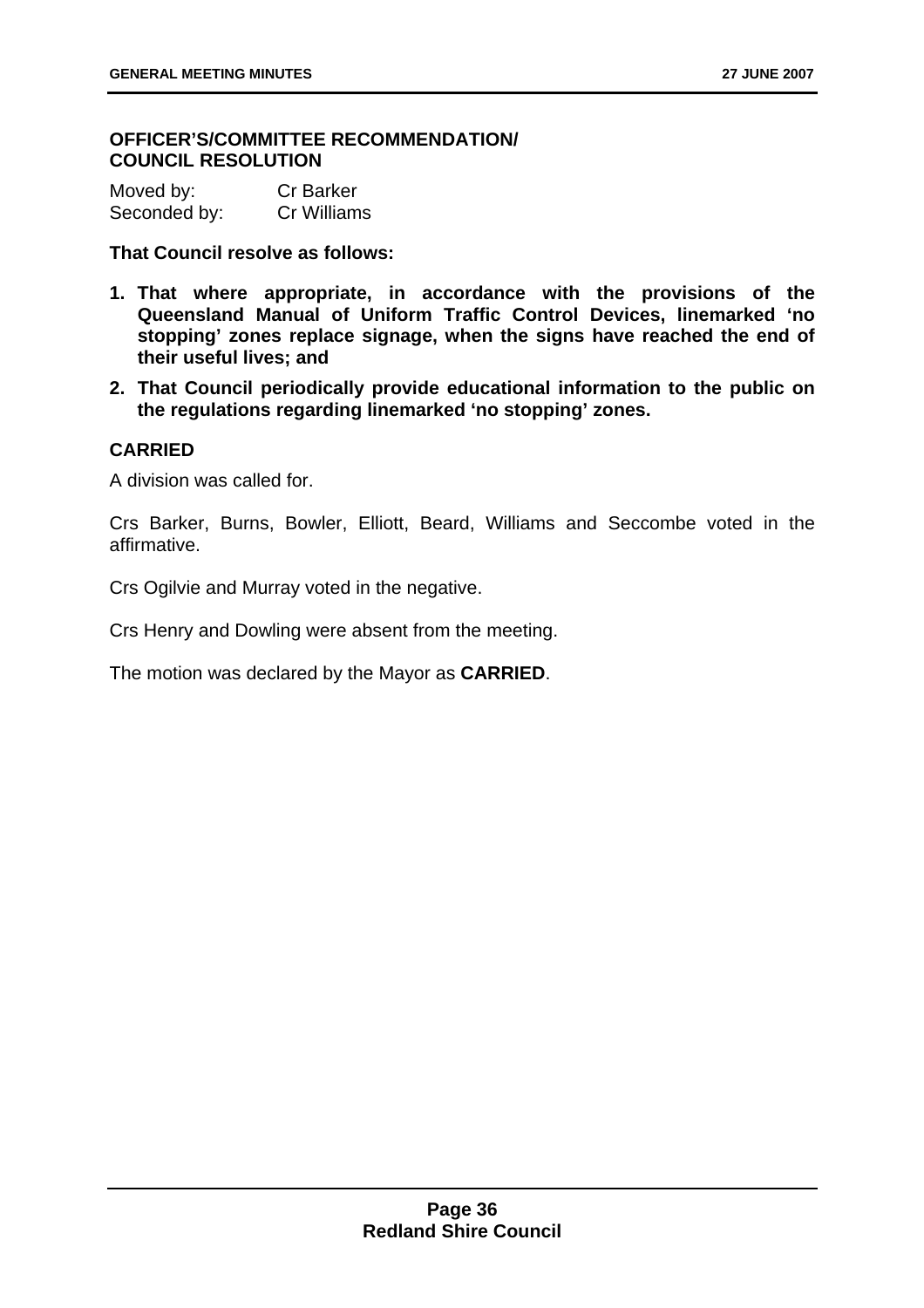**OFFICER'S/COMMITTEE RECOMMENDATION/ COUNCIL RESOLUTION**

Moved by: Cr Barker
Seconded by: Cr Williams

**That Council resolve as follows:**

1. **That where appropriate, in accordance with the provisions of the Queensland Manual of Uniform Traffic Control Devices, linemarked 'no stopping' zones replace signage, when the signs have reached the end of their useful lives; and**
2. **That Council periodically provide educational information to the public on the regulations regarding linemarked 'no stopping' zones.**

**CARRIED**

A division was called for.

Crs Barker, Burns, Bowler, Elliott, Beard, Williams and Seccombe voted in the affirmative.

Crs Ogilvie and Murray voted in the negative.

Crs Henry and Dowling were absent from the meeting.

The motion was declared by the Mayor as **CARRIED**.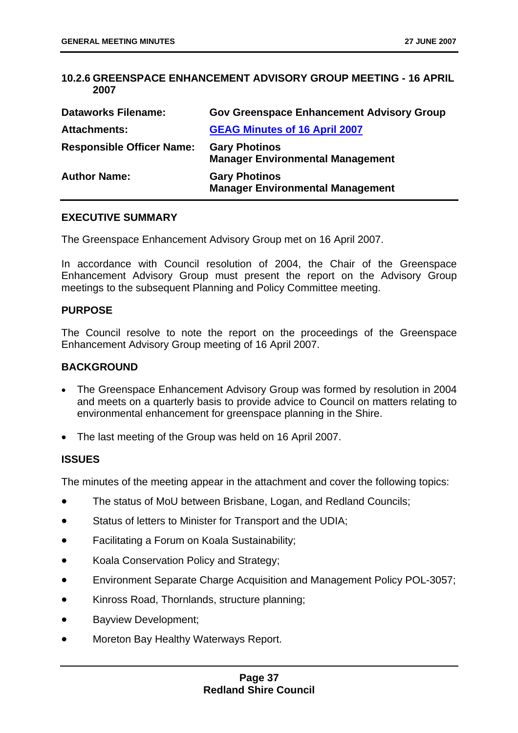### 10.2.6 GREENSPACE ENHANCEMENT ADVISORY GROUP MEETING - 16 APRIL 2007

| | |
|---|---|
| **Dataworks Filename:** | **Gov Greenspace Enhancement Advisory Group** |
| **Attachments:** | **GEAG Minutes of 16 April 2007** |
| **Responsible Officer Name:** | **Gary Photinos**<br>**Manager Environmental Management** |
| **Author Name:** | **Gary Photinos**<br>**Manager Environmental Management** |

**EXECUTIVE SUMMARY**

The Greenspace Enhancement Advisory Group met on 16 April 2007.

In accordance with Council resolution of 2004, the Chair of the Greenspace Enhancement Advisory Group must present the report on the Advisory Group meetings to the subsequent Planning and Policy Committee meeting.

**PURPOSE**

The Council resolve to note the report on the proceedings of the Greenspace Enhancement Advisory Group meeting of 16 April 2007.

**BACKGROUND**

- The Greenspace Enhancement Advisory Group was formed by resolution in 2004 and meets on a quarterly basis to provide advice to Council on matters relating to environmental enhancement for greenspace planning in the Shire.
- The last meeting of the Group was held on 16 April 2007.

**ISSUES**

The minutes of the meeting appear in the attachment and cover the following topics:

- The status of MoU between Brisbane, Logan, and Redland Councils;
- Status of letters to Minister for Transport and the UDIA;
- Facilitating a Forum on Koala Sustainability;
- Koala Conservation Policy and Strategy;
- Environment Separate Charge Acquisition and Management Policy POL-3057;
- Kinross Road, Thornlands, structure planning;
- Bayview Development;
- Moreton Bay Healthy Waterways Report.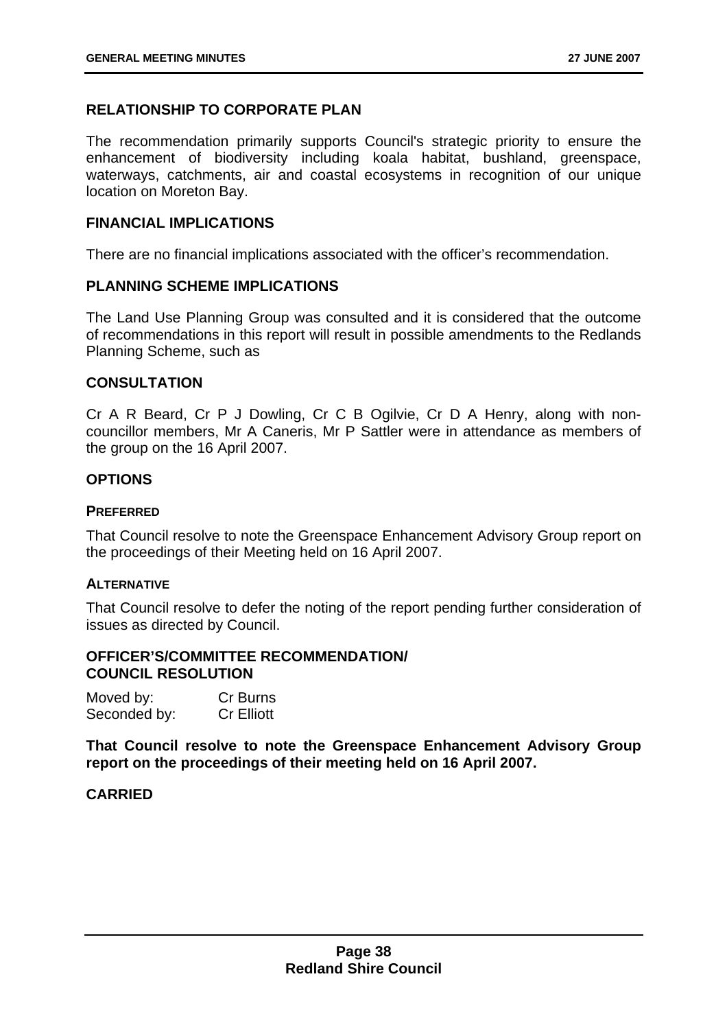## RELATIONSHIP TO CORPORATE PLAN

The recommendation primarily supports Council's strategic priority to ensure the enhancement of biodiversity including koala habitat, bushland, greenspace, waterways, catchments, air and coastal ecosystems in recognition of our unique location on Moreton Bay.

## FINANCIAL IMPLICATIONS

There are no financial implications associated with the officer's recommendation.

## PLANNING SCHEME IMPLICATIONS

The Land Use Planning Group was consulted and it is considered that the outcome of recommendations in this report will result in possible amendments to the Redlands Planning Scheme, such as

## CONSULTATION

Cr A R Beard, Cr P J Dowling, Cr C B Ogilvie, Cr D A Henry, along with non-councillor members, Mr A Caneris, Mr P Sattler were in attendance as members of the group on the 16 April 2007.

## OPTIONS

### PREFERRED

That Council resolve to note the Greenspace Enhancement Advisory Group report on the proceedings of their Meeting held on 16 April 2007.

### ALTERNATIVE

That Council resolve to defer the noting of the report pending further consideration of issues as directed by Council.

## OFFICER'S/COMMITTEE RECOMMENDATION/ COUNCIL RESOLUTION

Moved by: Cr Burns
Seconded by: Cr Elliott

**That Council resolve to note the Greenspace Enhancement Advisory Group report on the proceedings of their meeting held on 16 April 2007.**

**CARRIED**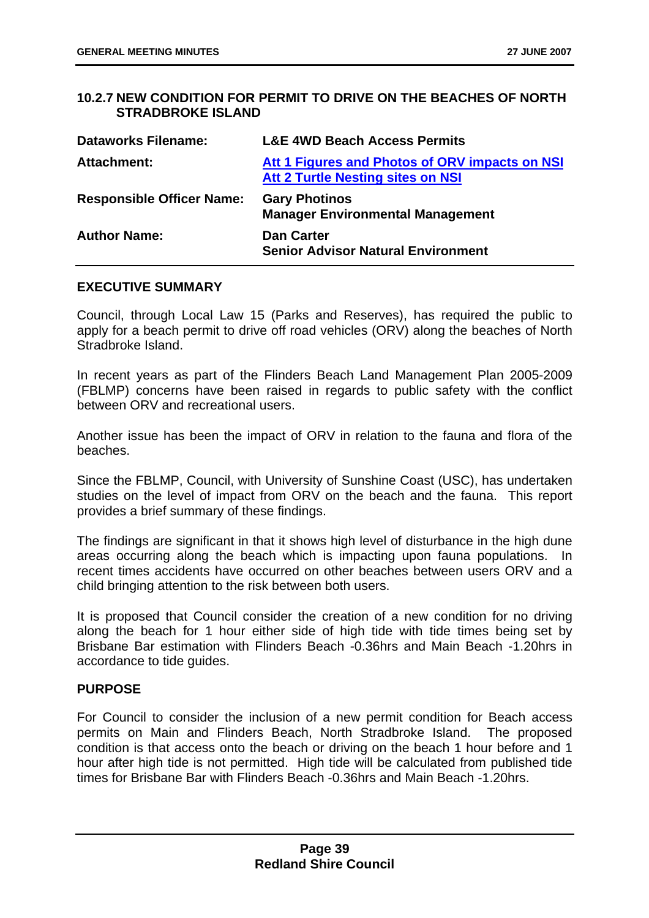## 10.2.7 NEW CONDITION FOR PERMIT TO DRIVE ON THE BEACHES OF NORTH STRADBROKE ISLAND

| | |
|---|---|
| **Dataworks Filename:** | **L&E 4WD Beach Access Permits** |
| **Attachment:** | **Att 1 Figures and Photos of ORV impacts on NSI**<br>**Att 2 Turtle Nesting sites on NSI** |
| **Responsible Officer Name:** | **Gary Photinos**<br>**Manager Environmental Management** |
| **Author Name:** | **Dan Carter**<br>**Senior Advisor Natural Environment** |

### EXECUTIVE SUMMARY

Council, through Local Law 15 (Parks and Reserves), has required the public to apply for a beach permit to drive off road vehicles (ORV) along the beaches of North Stradbroke Island.

In recent years as part of the Flinders Beach Land Management Plan 2005-2009 (FBLMP) concerns have been raised in regards to public safety with the conflict between ORV and recreational users.

Another issue has been the impact of ORV in relation to the fauna and flora of the beaches.

Since the FBLMP, Council, with University of Sunshine Coast (USC), has undertaken studies on the level of impact from ORV on the beach and the fauna. This report provides a brief summary of these findings.

The findings are significant in that it shows high level of disturbance in the high dune areas occurring along the beach which is impacting upon fauna populations. In recent times accidents have occurred on other beaches between users ORV and a child bringing attention to the risk between both users.

It is proposed that Council consider the creation of a new condition for no driving along the beach for 1 hour either side of high tide with tide times being set by Brisbane Bar estimation with Flinders Beach -0.36hrs and Main Beach -1.20hrs in accordance to tide guides.

### PURPOSE

For Council to consider the inclusion of a new permit condition for Beach access permits on Main and Flinders Beach, North Stradbroke Island. The proposed condition is that access onto the beach or driving on the beach 1 hour before and 1 hour after high tide is not permitted. High tide will be calculated from published tide times for Brisbane Bar with Flinders Beach -0.36hrs and Main Beach -1.20hrs.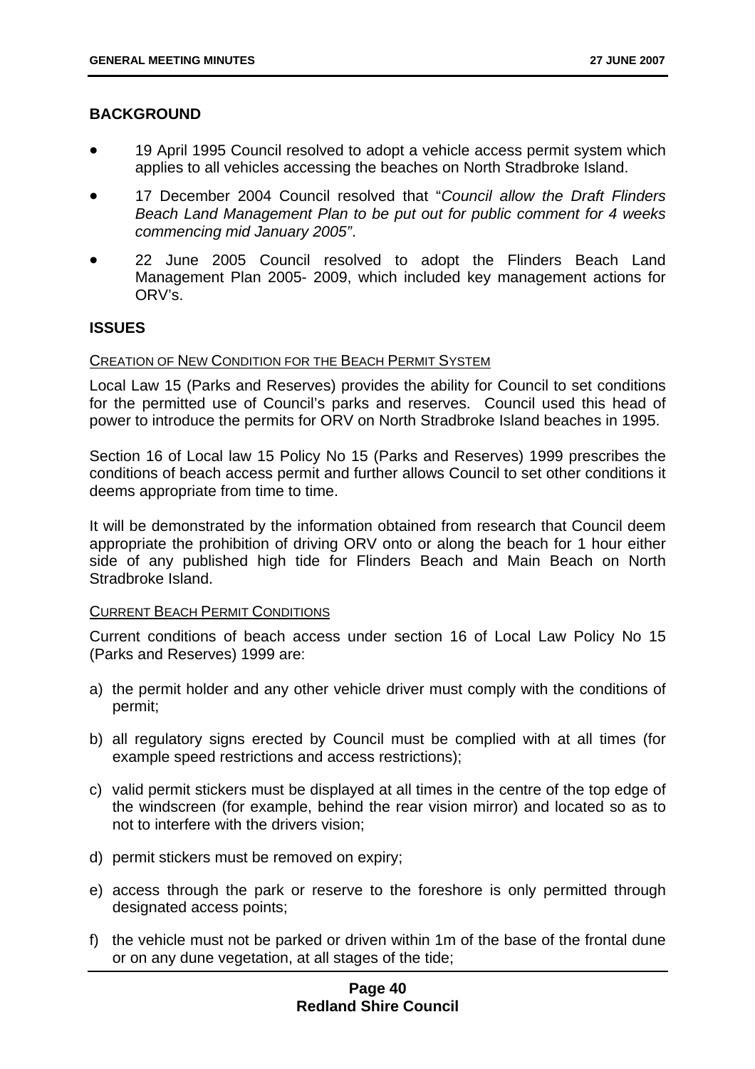## BACKGROUND

- 19 April 1995 Council resolved to adopt a vehicle access permit system which applies to all vehicles accessing the beaches on North Stradbroke Island.
- 17 December 2004 Council resolved that "*Council allow the Draft Flinders Beach Land Management Plan to be put out for public comment for 4 weeks commencing mid January 2005*".
- 22 June 2005 Council resolved to adopt the Flinders Beach Land Management Plan 2005- 2009, which included key management actions for ORV's.

## ISSUES

### CREATION OF NEW CONDITION FOR THE BEACH PERMIT SYSTEM

Local Law 15 (Parks and Reserves) provides the ability for Council to set conditions for the permitted use of Council's parks and reserves. Council used this head of power to introduce the permits for ORV on North Stradbroke Island beaches in 1995.

Section 16 of Local law 15 Policy No 15 (Parks and Reserves) 1999 prescribes the conditions of beach access permit and further allows Council to set other conditions it deems appropriate from time to time.

It will be demonstrated by the information obtained from research that Council deem appropriate the prohibition of driving ORV onto or along the beach for 1 hour either side of any published high tide for Flinders Beach and Main Beach on North Stradbroke Island.

### CURRENT BEACH PERMIT CONDITIONS

Current conditions of beach access under section 16 of Local Law Policy No 15 (Parks and Reserves) 1999 are:

a) the permit holder and any other vehicle driver must comply with the conditions of permit;

b) all regulatory signs erected by Council must be complied with at all times (for example speed restrictions and access restrictions);

c) valid permit stickers must be displayed at all times in the centre of the top edge of the windscreen (for example, behind the rear vision mirror) and located so as to not to interfere with the drivers vision;

d) permit stickers must be removed on expiry;

e) access through the park or reserve to the foreshore is only permitted through designated access points;

f) the vehicle must not be parked or driven within 1m of the base of the frontal dune or on any dune vegetation, at all stages of the tide;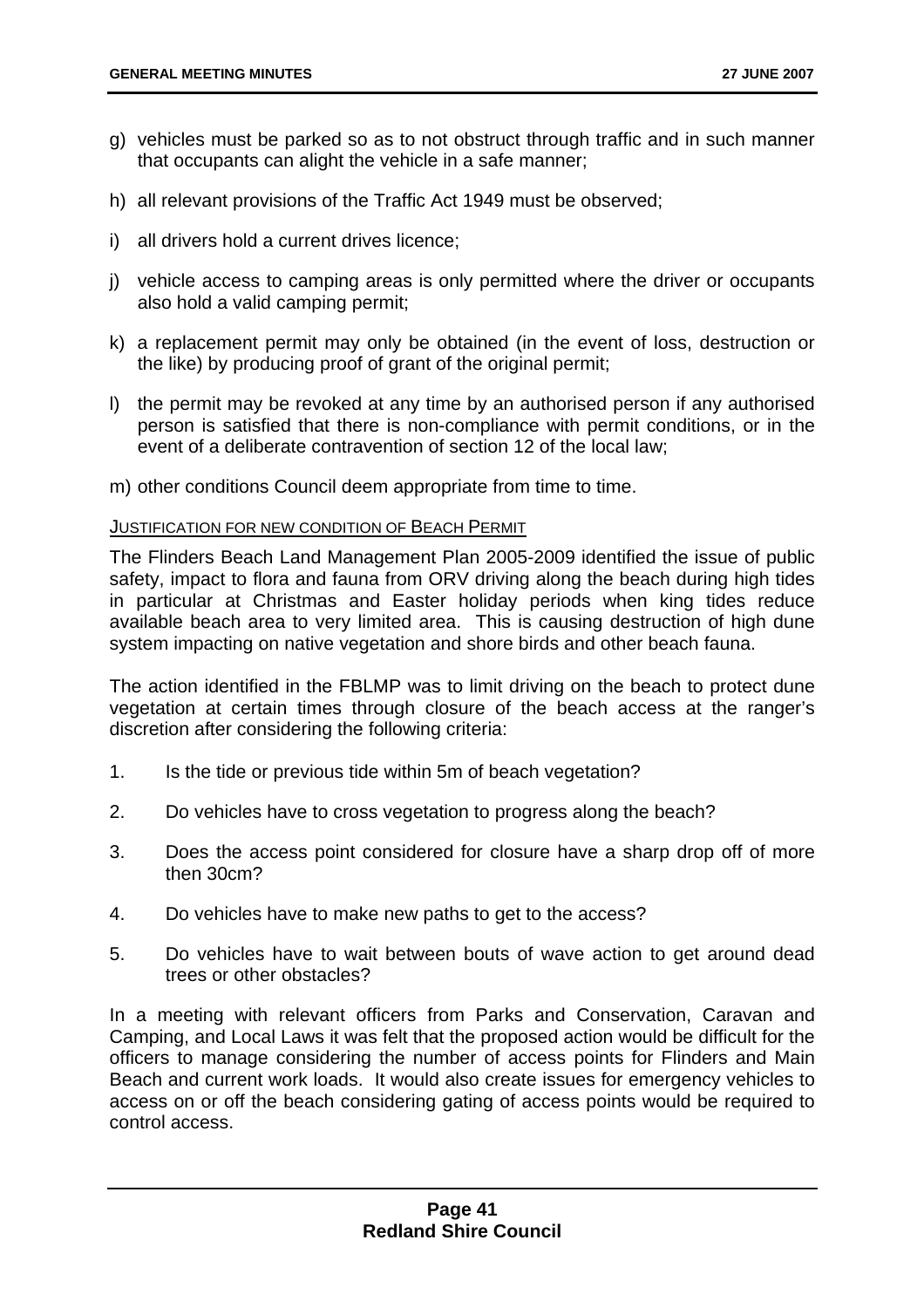g) vehicles must be parked so as to not obstruct through traffic and in such manner that occupants can alight the vehicle in a safe manner;

h) all relevant provisions of the Traffic Act 1949 must be observed;

i) all drivers hold a current drives licence;

j) vehicle access to camping areas is only permitted where the driver or occupants also hold a valid camping permit;

k) a replacement permit may only be obtained (in the event of loss, destruction or the like) by producing proof of grant of the original permit;

l) the permit may be revoked at any time by an authorised person if any authorised person is satisfied that there is non-compliance with permit conditions, or in the event of a deliberate contravention of section 12 of the local law;

m) other conditions Council deem appropriate from time to time.

JUSTIFICATION FOR NEW CONDITION OF BEACH PERMIT

The Flinders Beach Land Management Plan 2005-2009 identified the issue of public safety, impact to flora and fauna from ORV driving along the beach during high tides in particular at Christmas and Easter holiday periods when king tides reduce available beach area to very limited area. This is causing destruction of high dune system impacting on native vegetation and shore birds and other beach fauna.

The action identified in the FBLMP was to limit driving on the beach to protect dune vegetation at certain times through closure of the beach access at the ranger's discretion after considering the following criteria:

1. Is the tide or previous tide within 5m of beach vegetation?

2. Do vehicles have to cross vegetation to progress along the beach?

3. Does the access point considered for closure have a sharp drop off of more then 30cm?

4. Do vehicles have to make new paths to get to the access?

5. Do vehicles have to wait between bouts of wave action to get around dead trees or other obstacles?

In a meeting with relevant officers from Parks and Conservation, Caravan and Camping, and Local Laws it was felt that the proposed action would be difficult for the officers to manage considering the number of access points for Flinders and Main Beach and current work loads. It would also create issues for emergency vehicles to access on or off the beach considering gating of access points would be required to control access.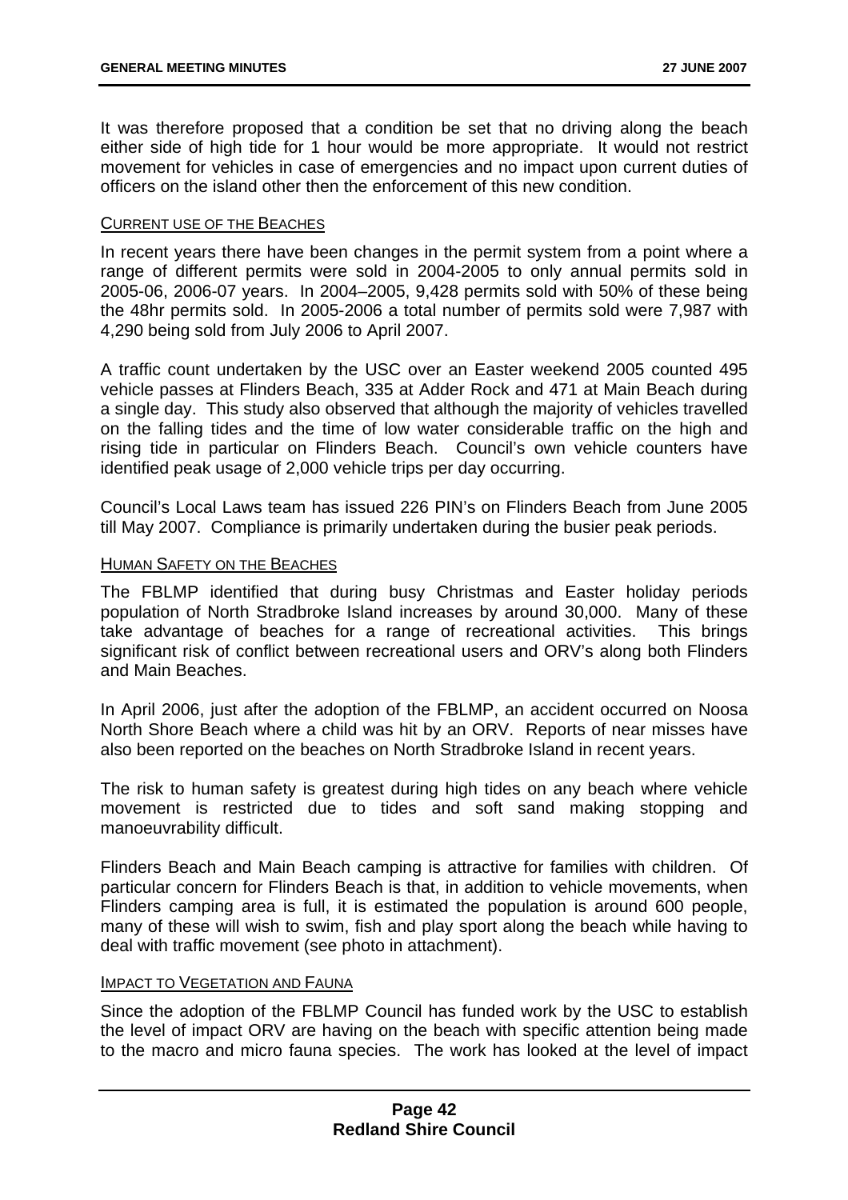It was therefore proposed that a condition be set that no driving along the beach either side of high tide for 1 hour would be more appropriate. It would not restrict movement for vehicles in case of emergencies and no impact upon current duties of officers on the island other then the enforcement of this new condition.

CURRENT USE OF THE BEACHES

In recent years there have been changes in the permit system from a point where a range of different permits were sold in 2004-2005 to only annual permits sold in 2005-06, 2006-07 years. In 2004–2005, 9,428 permits sold with 50% of these being the 48hr permits sold. In 2005-2006 a total number of permits sold were 7,987 with 4,290 being sold from July 2006 to April 2007.

A traffic count undertaken by the USC over an Easter weekend 2005 counted 495 vehicle passes at Flinders Beach, 335 at Adder Rock and 471 at Main Beach during a single day. This study also observed that although the majority of vehicles travelled on the falling tides and the time of low water considerable traffic on the high and rising tide in particular on Flinders Beach. Council's own vehicle counters have identified peak usage of 2,000 vehicle trips per day occurring.

Council's Local Laws team has issued 226 PIN's on Flinders Beach from June 2005 till May 2007. Compliance is primarily undertaken during the busier peak periods.

HUMAN SAFETY ON THE BEACHES

The FBLMP identified that during busy Christmas and Easter holiday periods population of North Stradbroke Island increases by around 30,000. Many of these take advantage of beaches for a range of recreational activities. This brings significant risk of conflict between recreational users and ORV's along both Flinders and Main Beaches.

In April 2006, just after the adoption of the FBLMP, an accident occurred on Noosa North Shore Beach where a child was hit by an ORV. Reports of near misses have also been reported on the beaches on North Stradbroke Island in recent years.

The risk to human safety is greatest during high tides on any beach where vehicle movement is restricted due to tides and soft sand making stopping and manoeuvrability difficult.

Flinders Beach and Main Beach camping is attractive for families with children. Of particular concern for Flinders Beach is that, in addition to vehicle movements, when Flinders camping area is full, it is estimated the population is around 600 people, many of these will wish to swim, fish and play sport along the beach while having to deal with traffic movement (see photo in attachment).

IMPACT TO VEGETATION AND FAUNA

Since the adoption of the FBLMP Council has funded work by the USC to establish the level of impact ORV are having on the beach with specific attention being made to the macro and micro fauna species. The work has looked at the level of impact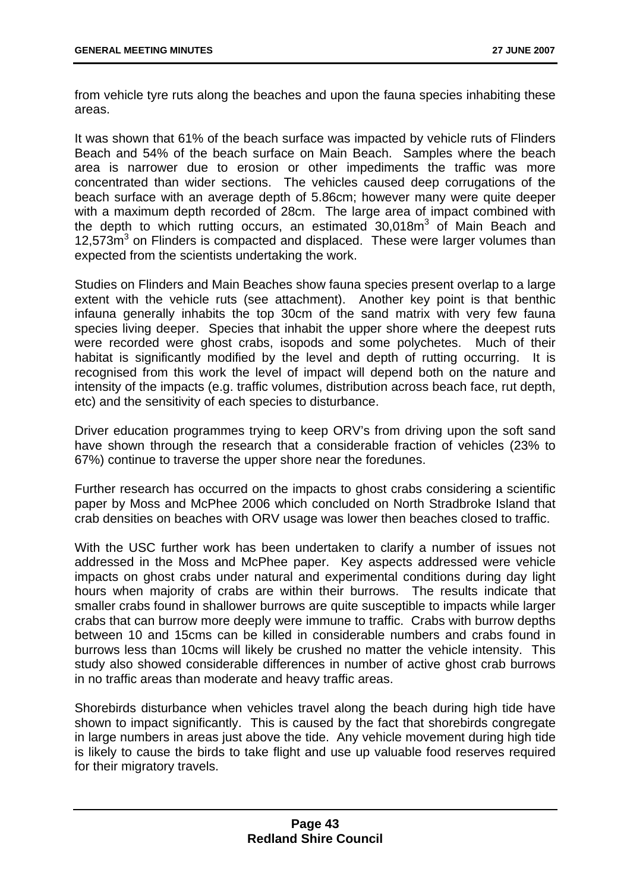from vehicle tyre ruts along the beaches and upon the fauna species inhabiting these areas.

It was shown that 61% of the beach surface was impacted by vehicle ruts of Flinders Beach and 54% of the beach surface on Main Beach. Samples where the beach area is narrower due to erosion or other impediments the traffic was more concentrated than wider sections. The vehicles caused deep corrugations of the beach surface with an average depth of 5.86cm; however many were quite deeper with a maximum depth recorded of 28cm. The large area of impact combined with the depth to which rutting occurs, an estimated 30,018m$^3$ of Main Beach and 12,573m$^3$ on Flinders is compacted and displaced. These were larger volumes than expected from the scientists undertaking the work.

Studies on Flinders and Main Beaches show fauna species present overlap to a large extent with the vehicle ruts (see attachment). Another key point is that benthic infauna generally inhabits the top 30cm of the sand matrix with very few fauna species living deeper. Species that inhabit the upper shore where the deepest ruts were recorded were ghost crabs, isopods and some polychetes. Much of their habitat is significantly modified by the level and depth of rutting occurring. It is recognised from this work the level of impact will depend both on the nature and intensity of the impacts (e.g. traffic volumes, distribution across beach face, rut depth, etc) and the sensitivity of each species to disturbance.

Driver education programmes trying to keep ORV's from driving upon the soft sand have shown through the research that a considerable fraction of vehicles (23% to 67%) continue to traverse the upper shore near the foredunes.

Further research has occurred on the impacts to ghost crabs considering a scientific paper by Moss and McPhee 2006 which concluded on North Stradbroke Island that crab densities on beaches with ORV usage was lower then beaches closed to traffic.

With the USC further work has been undertaken to clarify a number of issues not addressed in the Moss and McPhee paper. Key aspects addressed were vehicle impacts on ghost crabs under natural and experimental conditions during day light hours when majority of crabs are within their burrows. The results indicate that smaller crabs found in shallower burrows are quite susceptible to impacts while larger crabs that can burrow more deeply were immune to traffic. Crabs with burrow depths between 10 and 15cms can be killed in considerable numbers and crabs found in burrows less than 10cms will likely be crushed no matter the vehicle intensity. This study also showed considerable differences in number of active ghost crab burrows in no traffic areas than moderate and heavy traffic areas.

Shorebirds disturbance when vehicles travel along the beach during high tide have shown to impact significantly. This is caused by the fact that shorebirds congregate in large numbers in areas just above the tide. Any vehicle movement during high tide is likely to cause the birds to take flight and use up valuable food reserves required for their migratory travels.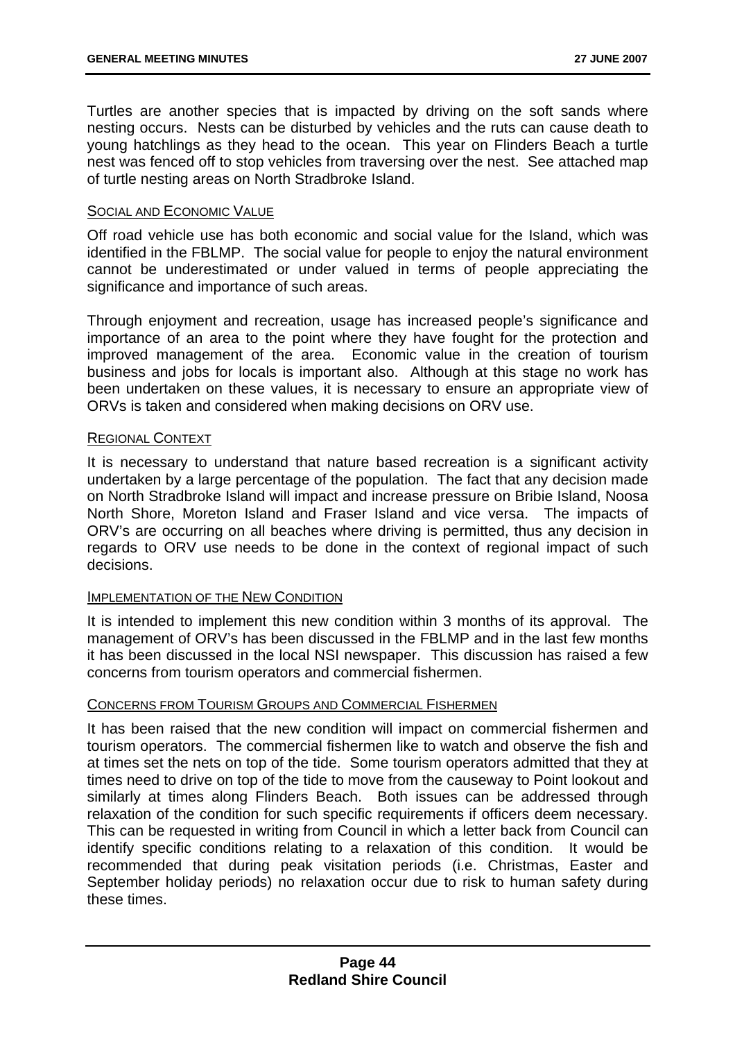Turtles are another species that is impacted by driving on the soft sands where nesting occurs. Nests can be disturbed by vehicles and the ruts can cause death to young hatchlings as they head to the ocean. This year on Flinders Beach a turtle nest was fenced off to stop vehicles from traversing over the nest. See attached map of turtle nesting areas on North Stradbroke Island.

#### SOCIAL AND ECONOMIC VALUE

Off road vehicle use has both economic and social value for the Island, which was identified in the FBLMP. The social value for people to enjoy the natural environment cannot be underestimated or under valued in terms of people appreciating the significance and importance of such areas.

Through enjoyment and recreation, usage has increased people's significance and importance of an area to the point where they have fought for the protection and improved management of the area. Economic value in the creation of tourism business and jobs for locals is important also. Although at this stage no work has been undertaken on these values, it is necessary to ensure an appropriate view of ORVs is taken and considered when making decisions on ORV use.

#### REGIONAL CONTEXT

It is necessary to understand that nature based recreation is a significant activity undertaken by a large percentage of the population. The fact that any decision made on North Stradbroke Island will impact and increase pressure on Bribie Island, Noosa North Shore, Moreton Island and Fraser Island and vice versa. The impacts of ORV's are occurring on all beaches where driving is permitted, thus any decision in regards to ORV use needs to be done in the context of regional impact of such decisions.

#### IMPLEMENTATION OF THE NEW CONDITION

It is intended to implement this new condition within 3 months of its approval. The management of ORV's has been discussed in the FBLMP and in the last few months it has been discussed in the local NSI newspaper. This discussion has raised a few concerns from tourism operators and commercial fishermen.

#### CONCERNS FROM TOURISM GROUPS AND COMMERCIAL FISHERMEN

It has been raised that the new condition will impact on commercial fishermen and tourism operators. The commercial fishermen like to watch and observe the fish and at times set the nets on top of the tide. Some tourism operators admitted that they at times need to drive on top of the tide to move from the causeway to Point lookout and similarly at times along Flinders Beach. Both issues can be addressed through relaxation of the condition for such specific requirements if officers deem necessary. This can be requested in writing from Council in which a letter back from Council can identify specific conditions relating to a relaxation of this condition. It would be recommended that during peak visitation periods (i.e. Christmas, Easter and September holiday periods) no relaxation occur due to risk to human safety during these times.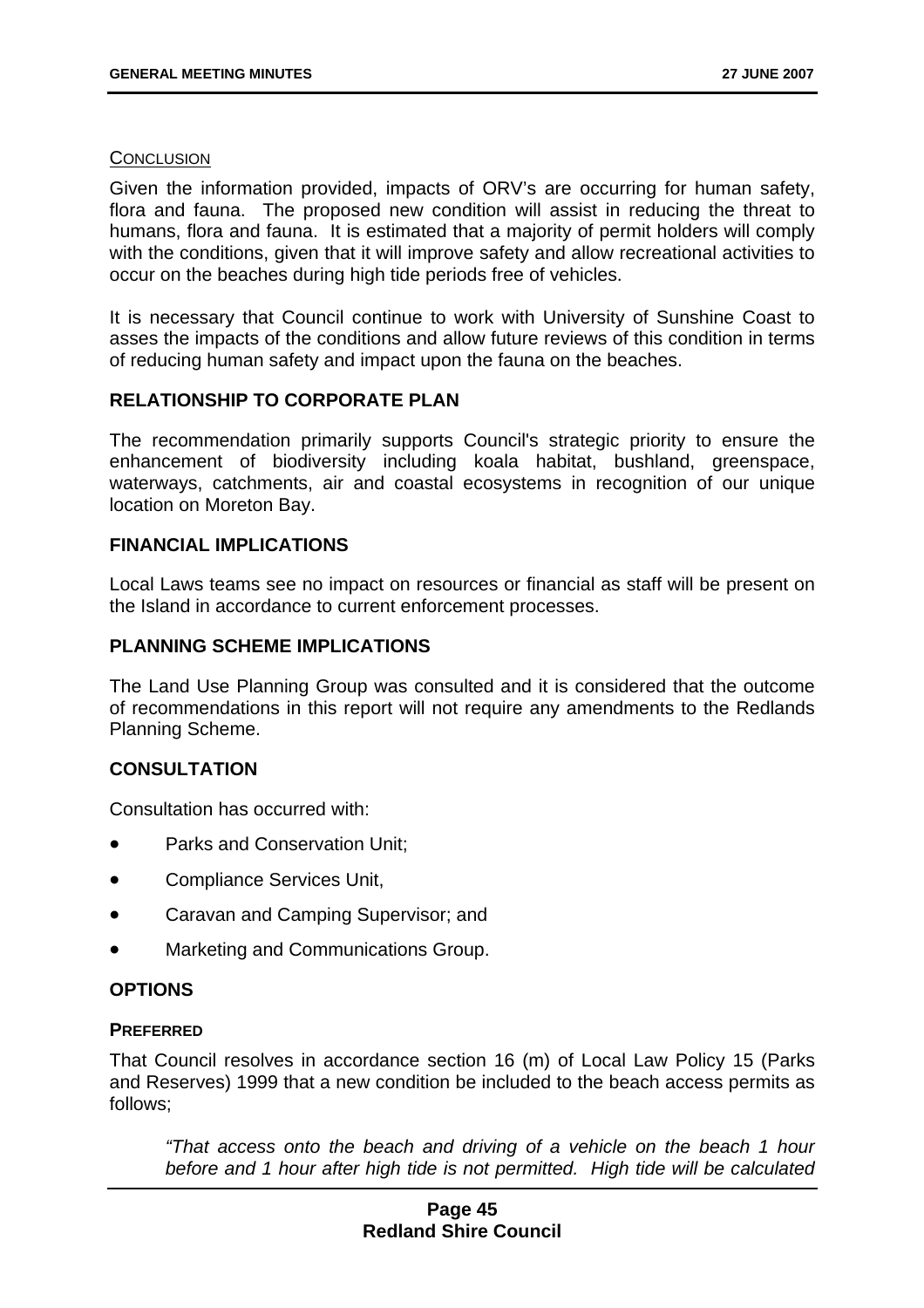#### CONCLUSION

Given the information provided, impacts of ORV's are occurring for human safety, flora and fauna. The proposed new condition will assist in reducing the threat to humans, flora and fauna. It is estimated that a majority of permit holders will comply with the conditions, given that it will improve safety and allow recreational activities to occur on the beaches during high tide periods free of vehicles.

It is necessary that Council continue to work with University of Sunshine Coast to asses the impacts of the conditions and allow future reviews of this condition in terms of reducing human safety and impact upon the fauna on the beaches.

### RELATIONSHIP TO CORPORATE PLAN

The recommendation primarily supports Council's strategic priority to ensure the enhancement of biodiversity including koala habitat, bushland, greenspace, waterways, catchments, air and coastal ecosystems in recognition of our unique location on Moreton Bay.

### FINANCIAL IMPLICATIONS

Local Laws teams see no impact on resources or financial as staff will be present on the Island in accordance to current enforcement processes.

### PLANNING SCHEME IMPLICATIONS

The Land Use Planning Group was consulted and it is considered that the outcome of recommendations in this report will not require any amendments to the Redlands Planning Scheme.

### CONSULTATION

Consultation has occurred with:

- Parks and Conservation Unit;
- Compliance Services Unit,
- Caravan and Camping Supervisor; and
- Marketing and Communications Group.

### OPTIONS

#### PREFERRED

That Council resolves in accordance section 16 (m) of Local Law Policy 15 (Parks and Reserves) 1999 that a new condition be included to the beach access permits as follows;

> *"That access onto the beach and driving of a vehicle on the beach 1 hour before and 1 hour after high tide is not permitted. High tide will be calculated*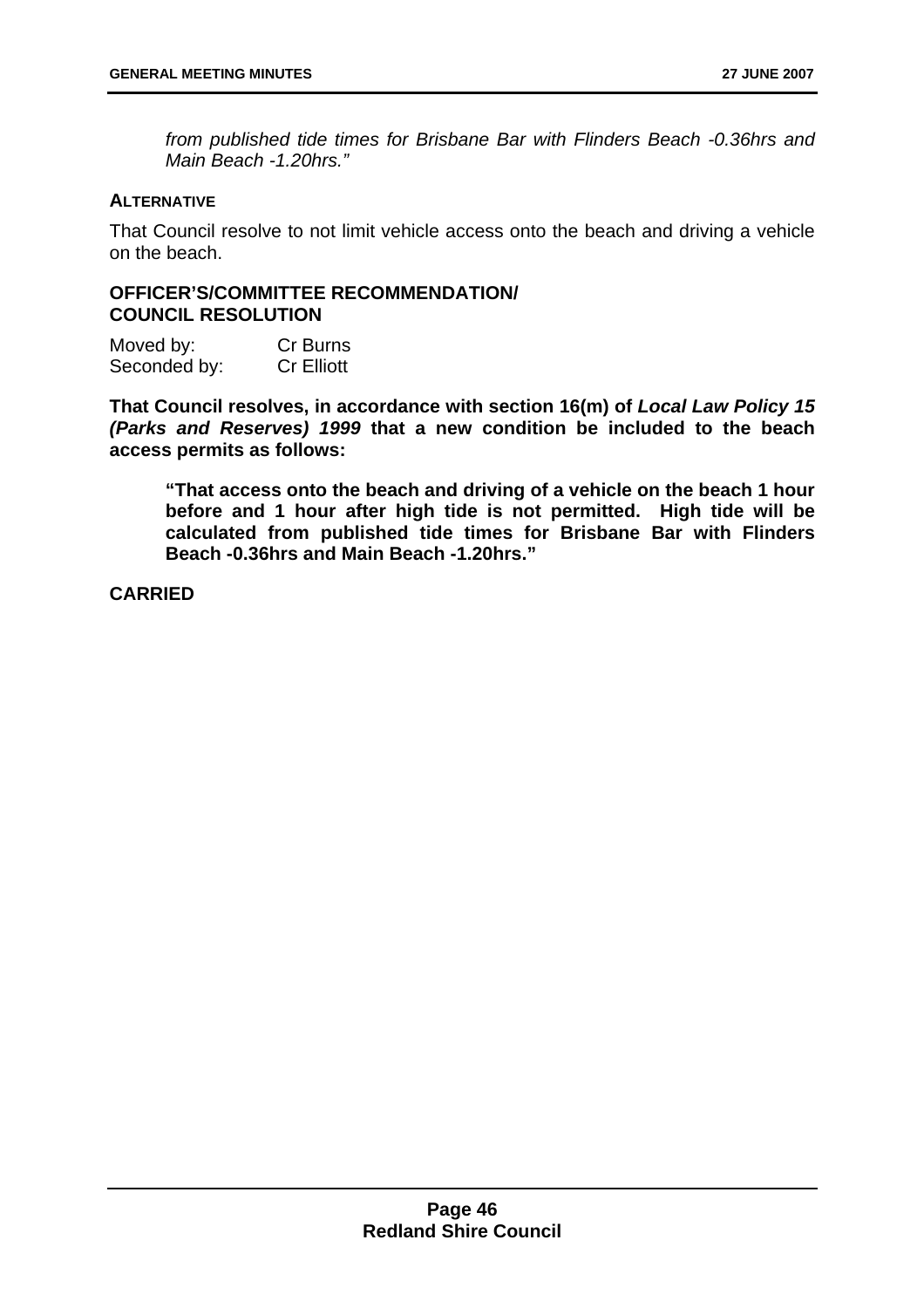*from published tide times for Brisbane Bar with Flinders Beach -0.36hrs and Main Beach -1.20hrs."*

**ALTERNATIVE**

That Council resolve to not limit vehicle access onto the beach and driving a vehicle on the beach.

**OFFICER'S/COMMITTEE RECOMMENDATION/ COUNCIL RESOLUTION**

Moved by: Cr Burns
Seconded by: Cr Elliott

**That Council resolves, in accordance with section 16(m) of *Local Law Policy 15 (Parks and Reserves) 1999* that a new condition be included to the beach access permits as follows:**

> **"That access onto the beach and driving of a vehicle on the beach 1 hour before and 1 hour after high tide is not permitted. High tide will be calculated from published tide times for Brisbane Bar with Flinders Beach -0.36hrs and Main Beach -1.20hrs."**

**CARRIED**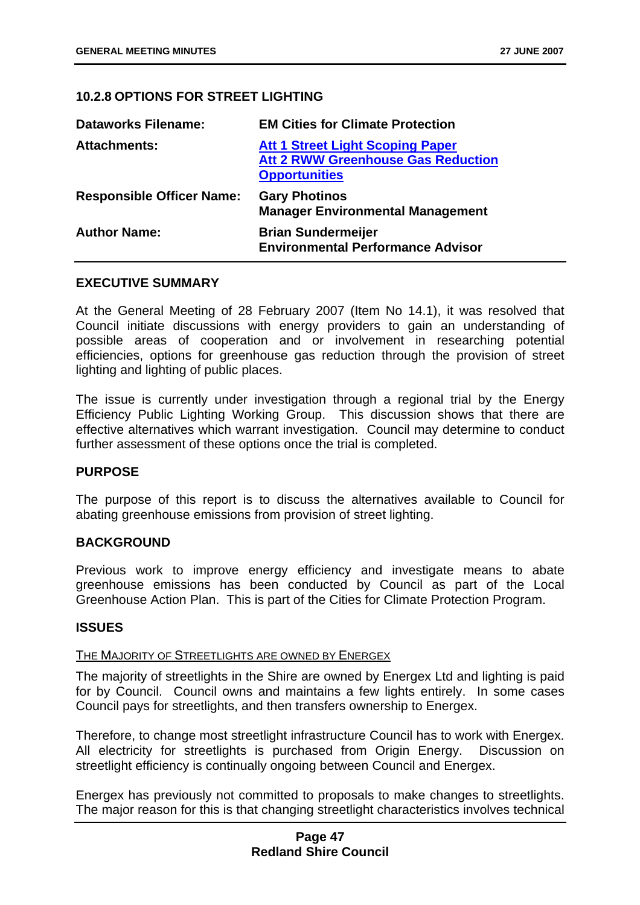### 10.2.8 OPTIONS FOR STREET LIGHTING

| | |
|---|---|
| **Dataworks Filename:** | **EM Cities for Climate Protection** |
| **Attachments:** | **Att 1 Street Light Scoping Paper**<br>**Att 2 RWW Greenhouse Gas Reduction Opportunities** |
| **Responsible Officer Name:** | **Gary Photinos**<br>**Manager Environmental Management** |
| **Author Name:** | **Brian Sundermeijer**<br>**Environmental Performance Advisor** |

#### EXECUTIVE SUMMARY

At the General Meeting of 28 February 2007 (Item No 14.1), it was resolved that Council initiate discussions with energy providers to gain an understanding of possible areas of cooperation and or involvement in researching potential efficiencies, options for greenhouse gas reduction through the provision of street lighting and lighting of public places.

The issue is currently under investigation through a regional trial by the Energy Efficiency Public Lighting Working Group. This discussion shows that there are effective alternatives which warrant investigation. Council may determine to conduct further assessment of these options once the trial is completed.

#### PURPOSE

The purpose of this report is to discuss the alternatives available to Council for abating greenhouse emissions from provision of street lighting.

#### BACKGROUND

Previous work to improve energy efficiency and investigate means to abate greenhouse emissions has been conducted by Council as part of the Local Greenhouse Action Plan. This is part of the Cities for Climate Protection Program.

#### ISSUES

THE MAJORITY OF STREETLIGHTS ARE OWNED BY ENERGEX

The majority of streetlights in the Shire are owned by Energex Ltd and lighting is paid for by Council. Council owns and maintains a few lights entirely. In some cases Council pays for streetlights, and then transfers ownership to Energex.

Therefore, to change most streetlight infrastructure Council has to work with Energex. All electricity for streetlights is purchased from Origin Energy. Discussion on streetlight efficiency is continually ongoing between Council and Energex.

Energex has previously not committed to proposals to make changes to streetlights. The major reason for this is that changing streetlight characteristics involves technical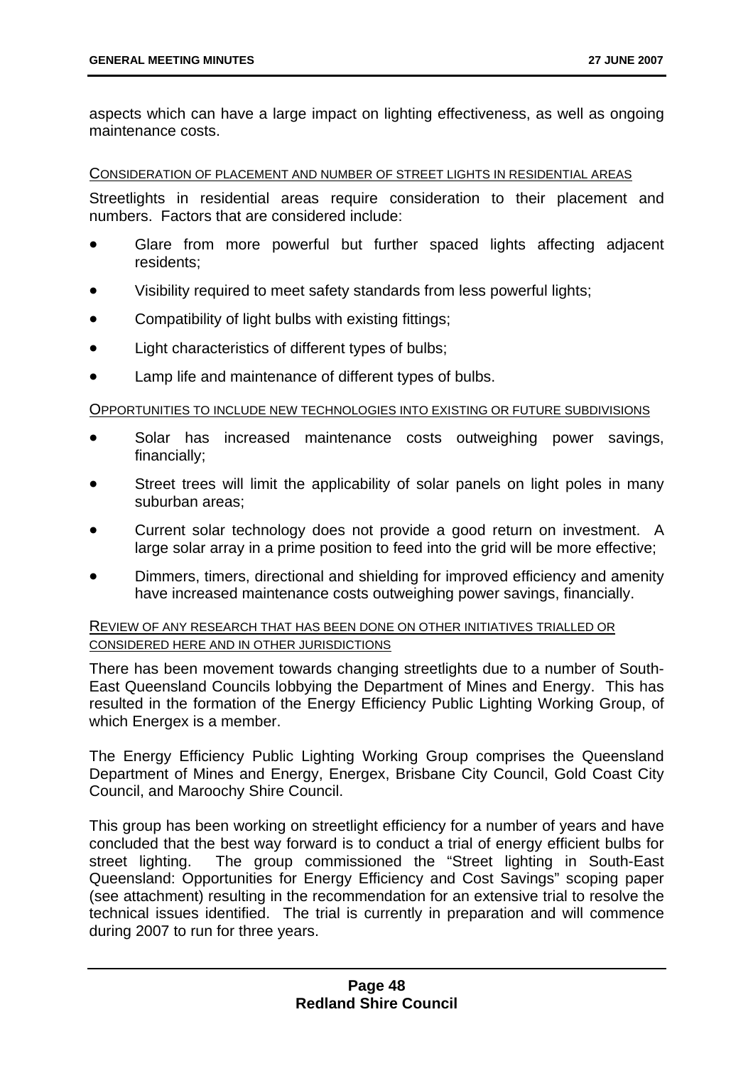aspects which can have a large impact on lighting effectiveness, as well as ongoing maintenance costs.

CONSIDERATION OF PLACEMENT AND NUMBER OF STREET LIGHTS IN RESIDENTIAL AREAS

Streetlights in residential areas require consideration to their placement and numbers. Factors that are considered include:

- Glare from more powerful but further spaced lights affecting adjacent residents;
- Visibility required to meet safety standards from less powerful lights;
- Compatibility of light bulbs with existing fittings;
- Light characteristics of different types of bulbs;
- Lamp life and maintenance of different types of bulbs.

OPPORTUNITIES TO INCLUDE NEW TECHNOLOGIES INTO EXISTING OR FUTURE SUBDIVISIONS

- Solar has increased maintenance costs outweighing power savings, financially;
- Street trees will limit the applicability of solar panels on light poles in many suburban areas;
- Current solar technology does not provide a good return on investment. A large solar array in a prime position to feed into the grid will be more effective;
- Dimmers, timers, directional and shielding for improved efficiency and amenity have increased maintenance costs outweighing power savings, financially.

REVIEW OF ANY RESEARCH THAT HAS BEEN DONE ON OTHER INITIATIVES TRIALLED OR CONSIDERED HERE AND IN OTHER JURISDICTIONS

There has been movement towards changing streetlights due to a number of South-East Queensland Councils lobbying the Department of Mines and Energy. This has resulted in the formation of the Energy Efficiency Public Lighting Working Group, of which Energex is a member.

The Energy Efficiency Public Lighting Working Group comprises the Queensland Department of Mines and Energy, Energex, Brisbane City Council, Gold Coast City Council, and Maroochy Shire Council.

This group has been working on streetlight efficiency for a number of years and have concluded that the best way forward is to conduct a trial of energy efficient bulbs for street lighting. The group commissioned the "Street lighting in South-East Queensland: Opportunities for Energy Efficiency and Cost Savings" scoping paper (see attachment) resulting in the recommendation for an extensive trial to resolve the technical issues identified. The trial is currently in preparation and will commence during 2007 to run for three years.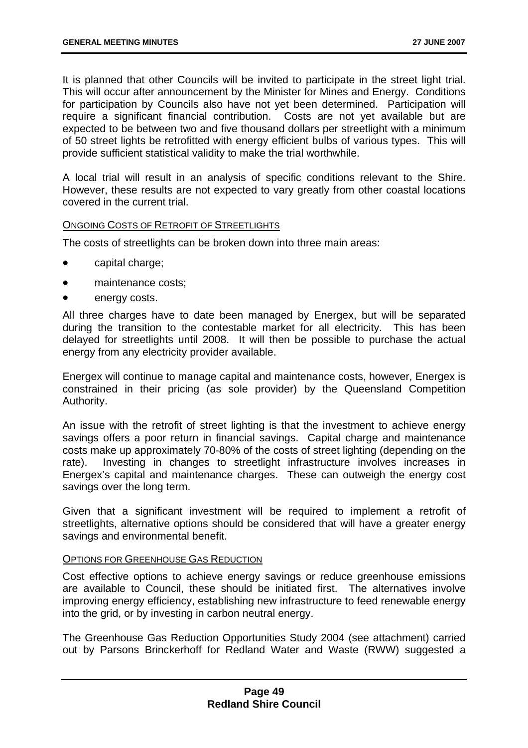It is planned that other Councils will be invited to participate in the street light trial. This will occur after announcement by the Minister for Mines and Energy. Conditions for participation by Councils also have not yet been determined. Participation will require a significant financial contribution. Costs are not yet available but are expected to be between two and five thousand dollars per streetlight with a minimum of 50 street lights be retrofitted with energy efficient bulbs of various types. This will provide sufficient statistical validity to make the trial worthwhile.

A local trial will result in an analysis of specific conditions relevant to the Shire. However, these results are not expected to vary greatly from other coastal locations covered in the current trial.

ONGOING COSTS OF RETROFIT OF STREETLIGHTS

The costs of streetlights can be broken down into three main areas:

- capital charge;
- maintenance costs;
- energy costs.

All three charges have to date been managed by Energex, but will be separated during the transition to the contestable market for all electricity. This has been delayed for streetlights until 2008. It will then be possible to purchase the actual energy from any electricity provider available.

Energex will continue to manage capital and maintenance costs, however, Energex is constrained in their pricing (as sole provider) by the Queensland Competition Authority.

An issue with the retrofit of street lighting is that the investment to achieve energy savings offers a poor return in financial savings. Capital charge and maintenance costs make up approximately 70-80% of the costs of street lighting (depending on the rate). Investing in changes to streetlight infrastructure involves increases in Energex's capital and maintenance charges. These can outweigh the energy cost savings over the long term.

Given that a significant investment will be required to implement a retrofit of streetlights, alternative options should be considered that will have a greater energy savings and environmental benefit.

OPTIONS FOR GREENHOUSE GAS REDUCTION

Cost effective options to achieve energy savings or reduce greenhouse emissions are available to Council, these should be initiated first. The alternatives involve improving energy efficiency, establishing new infrastructure to feed renewable energy into the grid, or by investing in carbon neutral energy.

The Greenhouse Gas Reduction Opportunities Study 2004 (see attachment) carried out by Parsons Brinckerhoff for Redland Water and Waste (RWW) suggested a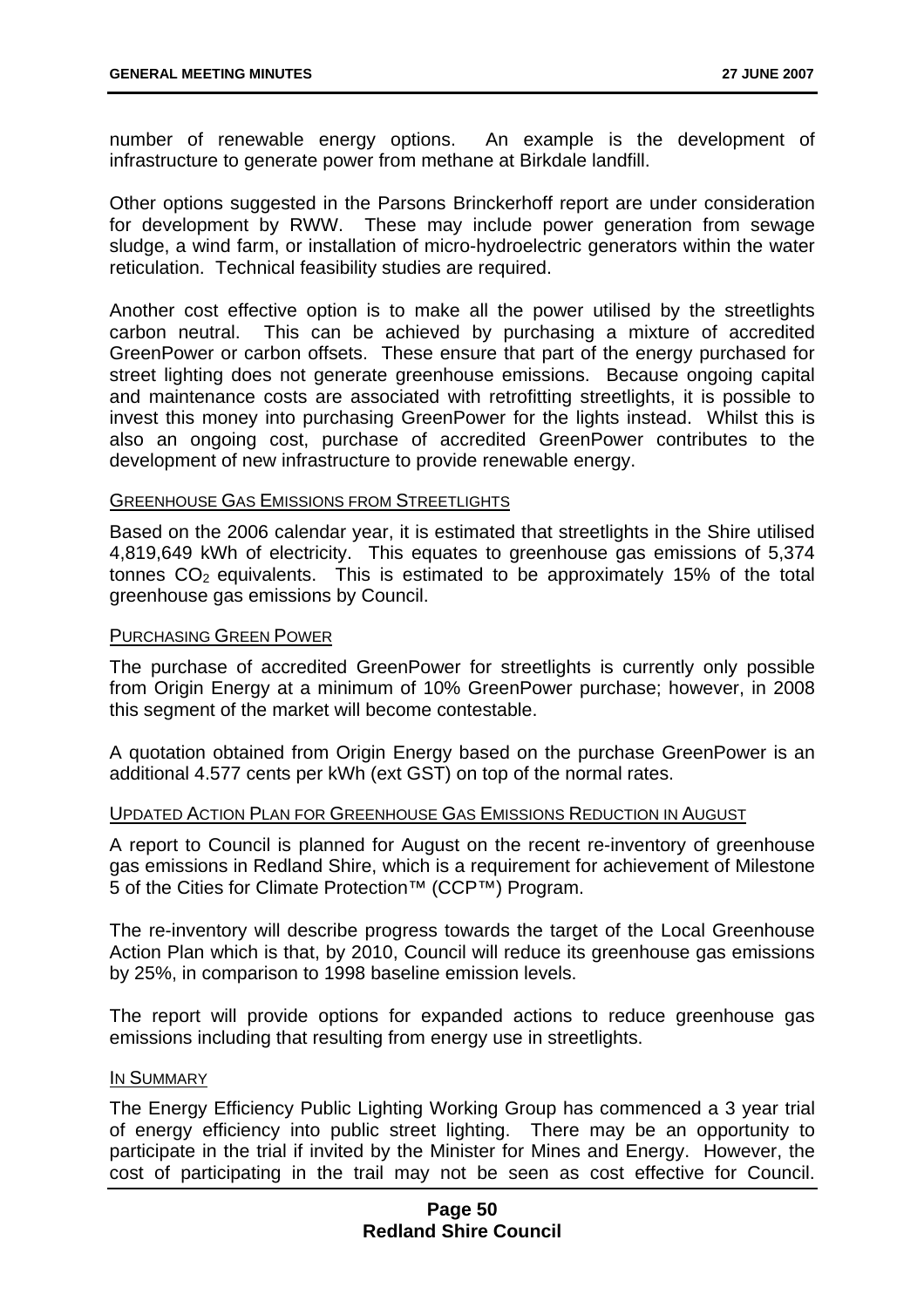number of renewable energy options. An example is the development of infrastructure to generate power from methane at Birkdale landfill.

Other options suggested in the Parsons Brinckerhoff report are under consideration for development by RWW. These may include power generation from sewage sludge, a wind farm, or installation of micro-hydroelectric generators within the water reticulation. Technical feasibility studies are required.

Another cost effective option is to make all the power utilised by the streetlights carbon neutral. This can be achieved by purchasing a mixture of accredited GreenPower or carbon offsets. These ensure that part of the energy purchased for street lighting does not generate greenhouse emissions. Because ongoing capital and maintenance costs are associated with retrofitting streetlights, it is possible to invest this money into purchasing GreenPower for the lights instead. Whilst this is also an ongoing cost, purchase of accredited GreenPower contributes to the development of new infrastructure to provide renewable energy.

#### GREENHOUSE GAS EMISSIONS FROM STREETLIGHTS

Based on the 2006 calendar year, it is estimated that streetlights in the Shire utilised 4,819,649 kWh of electricity. This equates to greenhouse gas emissions of 5,374 tonnes $CO_2$ equivalents. This is estimated to be approximately 15% of the total greenhouse gas emissions by Council.

#### PURCHASING GREEN POWER

The purchase of accredited GreenPower for streetlights is currently only possible from Origin Energy at a minimum of 10% GreenPower purchase; however, in 2008 this segment of the market will become contestable.

A quotation obtained from Origin Energy based on the purchase GreenPower is an additional 4.577 cents per kWh (ext GST) on top of the normal rates.

#### UPDATED ACTION PLAN FOR GREENHOUSE GAS EMISSIONS REDUCTION IN AUGUST

A report to Council is planned for August on the recent re-inventory of greenhouse gas emissions in Redland Shire, which is a requirement for achievement of Milestone 5 of the Cities for Climate Protection™ (CCP™) Program.

The re-inventory will describe progress towards the target of the Local Greenhouse Action Plan which is that, by 2010, Council will reduce its greenhouse gas emissions by 25%, in comparison to 1998 baseline emission levels.

The report will provide options for expanded actions to reduce greenhouse gas emissions including that resulting from energy use in streetlights.

#### IN SUMMARY

The Energy Efficiency Public Lighting Working Group has commenced a 3 year trial of energy efficiency into public street lighting. There may be an opportunity to participate in the trial if invited by the Minister for Mines and Energy. However, the cost of participating in the trail may not be seen as cost effective for Council.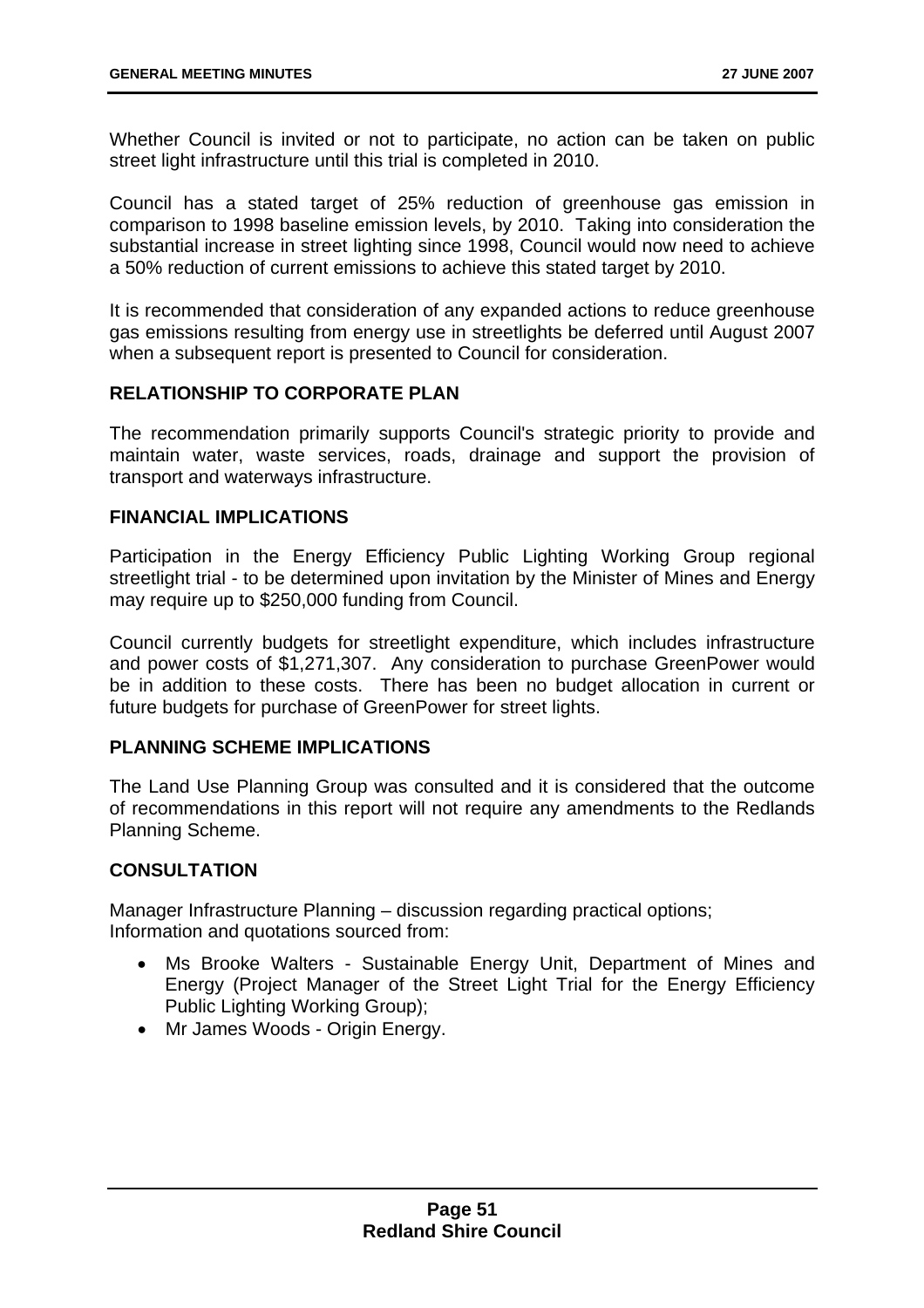Whether Council is invited or not to participate, no action can be taken on public street light infrastructure until this trial is completed in 2010.

Council has a stated target of 25% reduction of greenhouse gas emission in comparison to 1998 baseline emission levels, by 2010. Taking into consideration the substantial increase in street lighting since 1998, Council would now need to achieve a 50% reduction of current emissions to achieve this stated target by 2010.

It is recommended that consideration of any expanded actions to reduce greenhouse gas emissions resulting from energy use in streetlights be deferred until August 2007 when a subsequent report is presented to Council for consideration.

## RELATIONSHIP TO CORPORATE PLAN

The recommendation primarily supports Council's strategic priority to provide and maintain water, waste services, roads, drainage and support the provision of transport and waterways infrastructure.

## FINANCIAL IMPLICATIONS

Participation in the Energy Efficiency Public Lighting Working Group regional streetlight trial - to be determined upon invitation by the Minister of Mines and Energy may require up to $250,000 funding from Council.

Council currently budgets for streetlight expenditure, which includes infrastructure and power costs of $1,271,307. Any consideration to purchase GreenPower would be in addition to these costs. There has been no budget allocation in current or future budgets for purchase of GreenPower for street lights.

## PLANNING SCHEME IMPLICATIONS

The Land Use Planning Group was consulted and it is considered that the outcome of recommendations in this report will not require any amendments to the Redlands Planning Scheme.

## CONSULTATION

Manager Infrastructure Planning – discussion regarding practical options;
Information and quotations sourced from:

- Ms Brooke Walters - Sustainable Energy Unit, Department of Mines and Energy (Project Manager of the Street Light Trial for the Energy Efficiency Public Lighting Working Group);
- Mr James Woods - Origin Energy.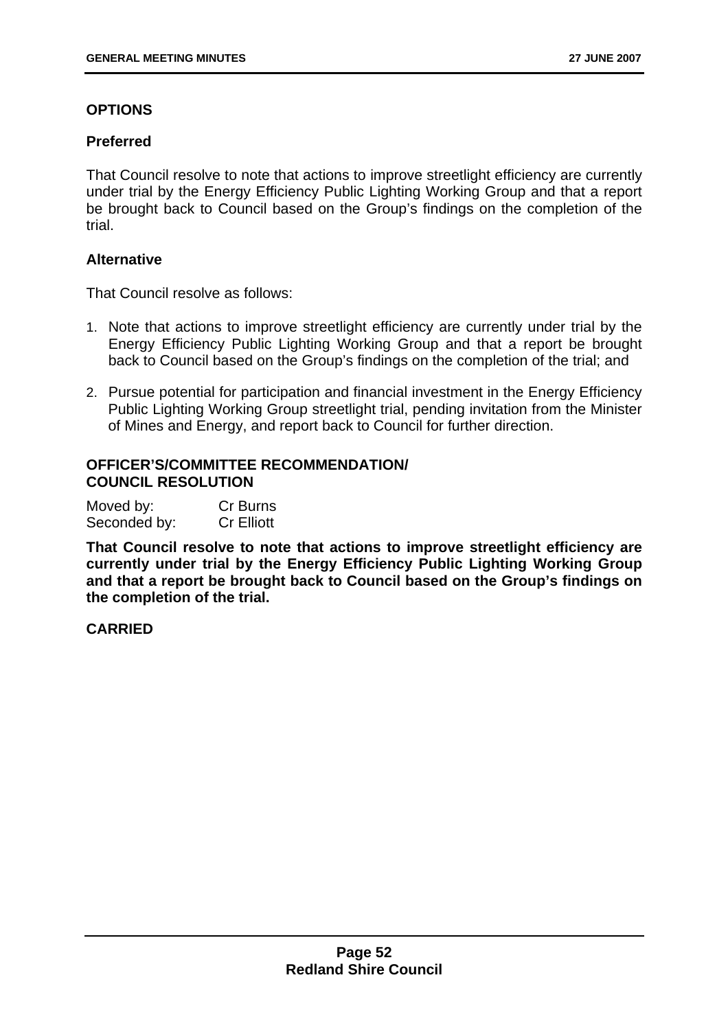**OPTIONS**

**Preferred**

That Council resolve to note that actions to improve streetlight efficiency are currently under trial by the Energy Efficiency Public Lighting Working Group and that a report be brought back to Council based on the Group's findings on the completion of the trial.

**Alternative**

That Council resolve as follows:

1. Note that actions to improve streetlight efficiency are currently under trial by the Energy Efficiency Public Lighting Working Group and that a report be brought back to Council based on the Group's findings on the completion of the trial; and

2. Pursue potential for participation and financial investment in the Energy Efficiency Public Lighting Working Group streetlight trial, pending invitation from the Minister of Mines and Energy, and report back to Council for further direction.

**OFFICER'S/COMMITTEE RECOMMENDATION/ COUNCIL RESOLUTION**

Moved by: Cr Burns
Seconded by: Cr Elliott

**That Council resolve to note that actions to improve streetlight efficiency are currently under trial by the Energy Efficiency Public Lighting Working Group and that a report be brought back to Council based on the Group's findings on the completion of the trial.**

**CARRIED**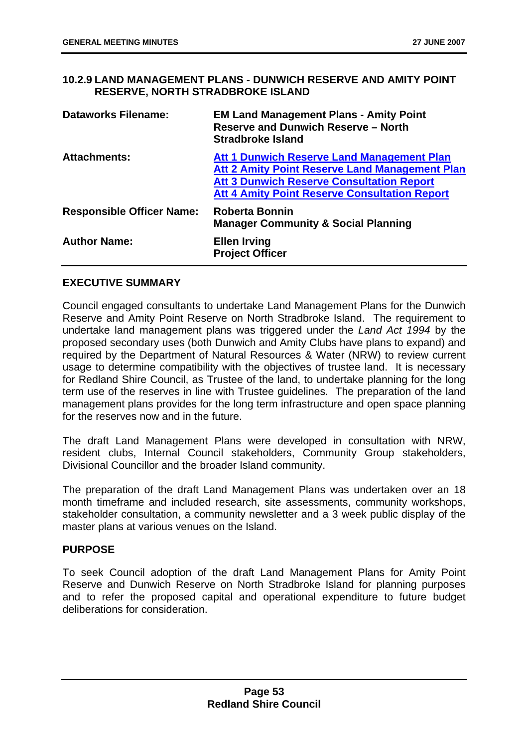## 10.2.9 LAND MANAGEMENT PLANS - DUNWICH RESERVE AND AMITY POINT RESERVE, NORTH STRADBROKE ISLAND

| | |
|---|---|
| **Dataworks Filename:** | **EM Land Management Plans - Amity Point Reserve and Dunwich Reserve – North Stradbroke Island** |
| **Attachments:** | **Att 1 Dunwich Reserve Land Management Plan**<br>**Att 2 Amity Point Reserve Land Management Plan**<br>**Att 3 Dunwich Reserve Consultation Report**<br>**Att 4 Amity Point Reserve Consultation Report** |
| **Responsible Officer Name:** | **Roberta Bonnin**<br>**Manager Community & Social Planning** |
| **Author Name:** | **Ellen Irving**<br>**Project Officer** |

### EXECUTIVE SUMMARY

Council engaged consultants to undertake Land Management Plans for the Dunwich Reserve and Amity Point Reserve on North Stradbroke Island. The requirement to undertake land management plans was triggered under the *Land Act 1994* by the proposed secondary uses (both Dunwich and Amity Clubs have plans to expand) and required by the Department of Natural Resources & Water (NRW) to review current usage to determine compatibility with the objectives of trustee land. It is necessary for Redland Shire Council, as Trustee of the land, to undertake planning for the long term use of the reserves in line with Trustee guidelines. The preparation of the land management plans provides for the long term infrastructure and open space planning for the reserves now and in the future.

The draft Land Management Plans were developed in consultation with NRW, resident clubs, Internal Council stakeholders, Community Group stakeholders, Divisional Councillor and the broader Island community.

The preparation of the draft Land Management Plans was undertaken over an 18 month timeframe and included research, site assessments, community workshops, stakeholder consultation, a community newsletter and a 3 week public display of the master plans at various venues on the Island.

### PURPOSE

To seek Council adoption of the draft Land Management Plans for Amity Point Reserve and Dunwich Reserve on North Stradbroke Island for planning purposes and to refer the proposed capital and operational expenditure to future budget deliberations for consideration.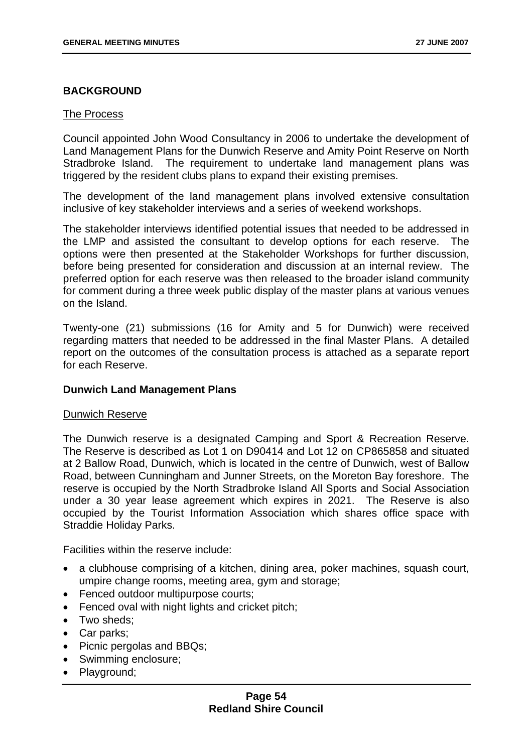## BACKGROUND

The Process

Council appointed John Wood Consultancy in 2006 to undertake the development of Land Management Plans for the Dunwich Reserve and Amity Point Reserve on North Stradbroke Island. The requirement to undertake land management plans was triggered by the resident clubs plans to expand their existing premises.

The development of the land management plans involved extensive consultation inclusive of key stakeholder interviews and a series of weekend workshops.

The stakeholder interviews identified potential issues that needed to be addressed in the LMP and assisted the consultant to develop options for each reserve. The options were then presented at the Stakeholder Workshops for further discussion, before being presented for consideration and discussion at an internal review. The preferred option for each reserve was then released to the broader island community for comment during a three week public display of the master plans at various venues on the Island.

Twenty-one (21) submissions (16 for Amity and 5 for Dunwich) were received regarding matters that needed to be addressed in the final Master Plans. A detailed report on the outcomes of the consultation process is attached as a separate report for each Reserve.

### Dunwich Land Management Plans

Dunwich Reserve

The Dunwich reserve is a designated Camping and Sport & Recreation Reserve. The Reserve is described as Lot 1 on D90414 and Lot 12 on CP865858 and situated at 2 Ballow Road, Dunwich, which is located in the centre of Dunwich, west of Ballow Road, between Cunningham and Junner Streets, on the Moreton Bay foreshore. The reserve is occupied by the North Stradbroke Island All Sports and Social Association under a 30 year lease agreement which expires in 2021. The Reserve is also occupied by the Tourist Information Association which shares office space with Straddie Holiday Parks.

Facilities within the reserve include:

- a clubhouse comprising of a kitchen, dining area, poker machines, squash court, umpire change rooms, meeting area, gym and storage;
- Fenced outdoor multipurpose courts;
- Fenced oval with night lights and cricket pitch;
- Two sheds;
- Car parks;
- Picnic pergolas and BBQs;
- Swimming enclosure;
- Playground;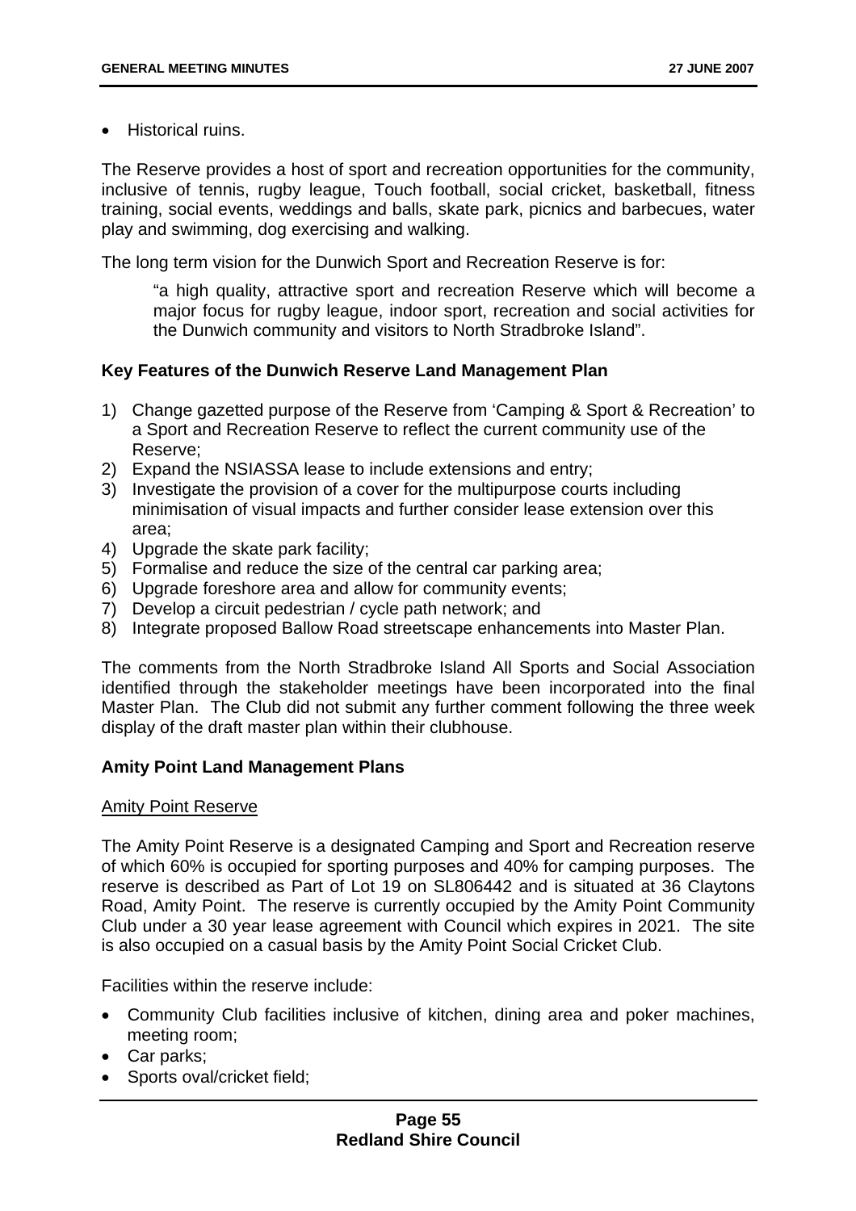- Historical ruins.

The Reserve provides a host of sport and recreation opportunities for the community, inclusive of tennis, rugby league, Touch football, social cricket, basketball, fitness training, social events, weddings and balls, skate park, picnics and barbecues, water play and swimming, dog exercising and walking.

The long term vision for the Dunwich Sport and Recreation Reserve is for:

> "a high quality, attractive sport and recreation Reserve which will become a major focus for rugby league, indoor sport, recreation and social activities for the Dunwich community and visitors to North Stradbroke Island".

**Key Features of the Dunwich Reserve Land Management Plan**

1) Change gazetted purpose of the Reserve from 'Camping & Sport & Recreation' to a Sport and Recreation Reserve to reflect the current community use of the Reserve;
2) Expand the NSIASSA lease to include extensions and entry;
3) Investigate the provision of a cover for the multipurpose courts including minimisation of visual impacts and further consider lease extension over this area;
4) Upgrade the skate park facility;
5) Formalise and reduce the size of the central car parking area;
6) Upgrade foreshore area and allow for community events;
7) Develop a circuit pedestrian / cycle path network; and
8) Integrate proposed Ballow Road streetscape enhancements into Master Plan.

The comments from the North Stradbroke Island All Sports and Social Association identified through the stakeholder meetings have been incorporated into the final Master Plan. The Club did not submit any further comment following the three week display of the draft master plan within their clubhouse.

**Amity Point Land Management Plans**

<u>Amity Point Reserve</u>

The Amity Point Reserve is a designated Camping and Sport and Recreation reserve of which 60% is occupied for sporting purposes and 40% for camping purposes. The reserve is described as Part of Lot 19 on SL806442 and is situated at 36 Claytons Road, Amity Point. The reserve is currently occupied by the Amity Point Community Club under a 30 year lease agreement with Council which expires in 2021. The site is also occupied on a casual basis by the Amity Point Social Cricket Club.

Facilities within the reserve include:

- Community Club facilities inclusive of kitchen, dining area and poker machines, meeting room;
- Car parks;
- Sports oval/cricket field;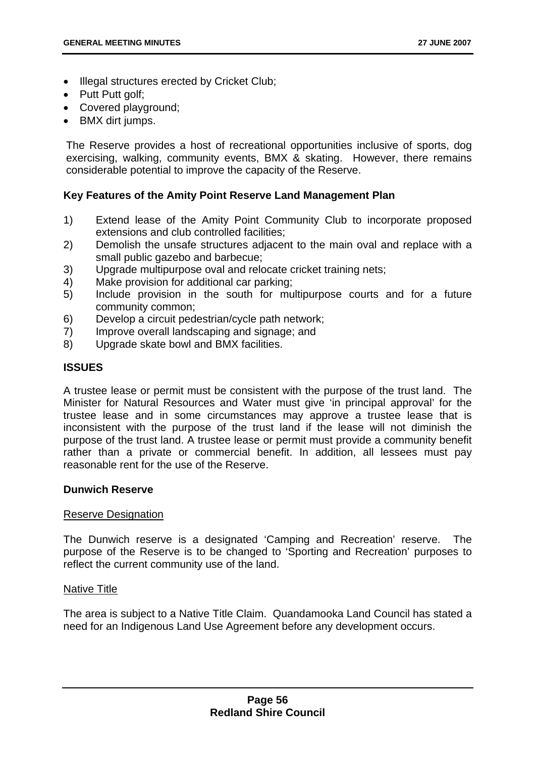- Illegal structures erected by Cricket Club;
- Putt Putt golf;
- Covered playground;
- BMX dirt jumps.

The Reserve provides a host of recreational opportunities inclusive of sports, dog exercising, walking, community events, BMX & skating. However, there remains considerable potential to improve the capacity of the Reserve.

**Key Features of the Amity Point Reserve Land Management Plan**

1) Extend lease of the Amity Point Community Club to incorporate proposed extensions and club controlled facilities;
2) Demolish the unsafe structures adjacent to the main oval and replace with a small public gazebo and barbecue;
3) Upgrade multipurpose oval and relocate cricket training nets;
4) Make provision for additional car parking;
5) Include provision in the south for multipurpose courts and for a future community common;
6) Develop a circuit pedestrian/cycle path network;
7) Improve overall landscaping and signage; and
8) Upgrade skate bowl and BMX facilities.

**ISSUES**

A trustee lease or permit must be consistent with the purpose of the trust land. The Minister for Natural Resources and Water must give 'in principal approval' for the trustee lease and in some circumstances may approve a trustee lease that is inconsistent with the purpose of the trust land if the lease will not diminish the purpose of the trust land. A trustee lease or permit must provide a community benefit rather than a private or commercial benefit. In addition, all lessees must pay reasonable rent for the use of the Reserve.

**Dunwich Reserve**

Reserve Designation

The Dunwich reserve is a designated 'Camping and Recreation' reserve. The purpose of the Reserve is to be changed to 'Sporting and Recreation' purposes to reflect the current community use of the land.

Native Title

The area is subject to a Native Title Claim. Quandamooka Land Council has stated a need for an Indigenous Land Use Agreement before any development occurs.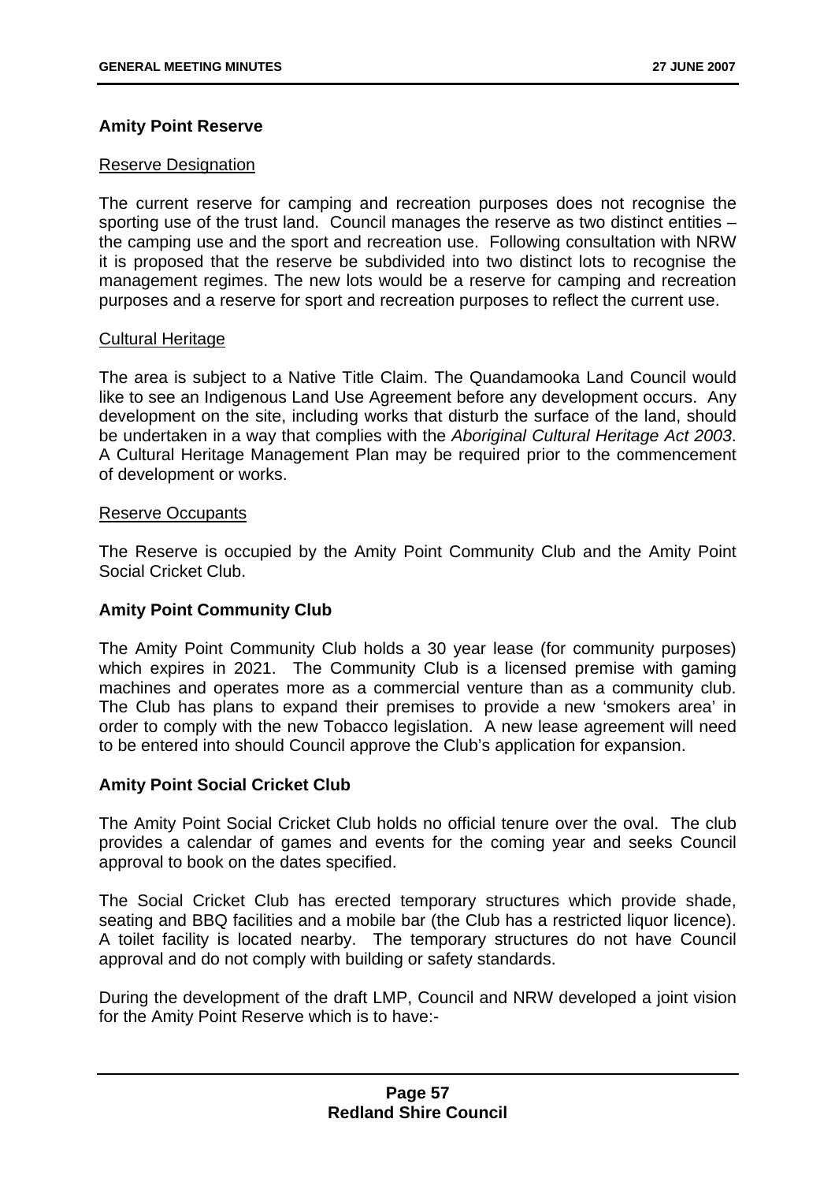**Amity Point Reserve**

Reserve Designation

The current reserve for camping and recreation purposes does not recognise the sporting use of the trust land. Council manages the reserve as two distinct entities – the camping use and the sport and recreation use. Following consultation with NRW it is proposed that the reserve be subdivided into two distinct lots to recognise the management regimes. The new lots would be a reserve for camping and recreation purposes and a reserve for sport and recreation purposes to reflect the current use.

Cultural Heritage

The area is subject to a Native Title Claim. The Quandamooka Land Council would like to see an Indigenous Land Use Agreement before any development occurs. Any development on the site, including works that disturb the surface of the land, should be undertaken in a way that complies with the *Aboriginal Cultural Heritage Act 2003*. A Cultural Heritage Management Plan may be required prior to the commencement of development or works.

Reserve Occupants

The Reserve is occupied by the Amity Point Community Club and the Amity Point Social Cricket Club.

**Amity Point Community Club**

The Amity Point Community Club holds a 30 year lease (for community purposes) which expires in 2021. The Community Club is a licensed premise with gaming machines and operates more as a commercial venture than as a community club. The Club has plans to expand their premises to provide a new 'smokers area' in order to comply with the new Tobacco legislation. A new lease agreement will need to be entered into should Council approve the Club's application for expansion.

**Amity Point Social Cricket Club**

The Amity Point Social Cricket Club holds no official tenure over the oval. The club provides a calendar of games and events for the coming year and seeks Council approval to book on the dates specified.

The Social Cricket Club has erected temporary structures which provide shade, seating and BBQ facilities and a mobile bar (the Club has a restricted liquor licence). A toilet facility is located nearby. The temporary structures do not have Council approval and do not comply with building or safety standards.

During the development of the draft LMP, Council and NRW developed a joint vision for the Amity Point Reserve which is to have:-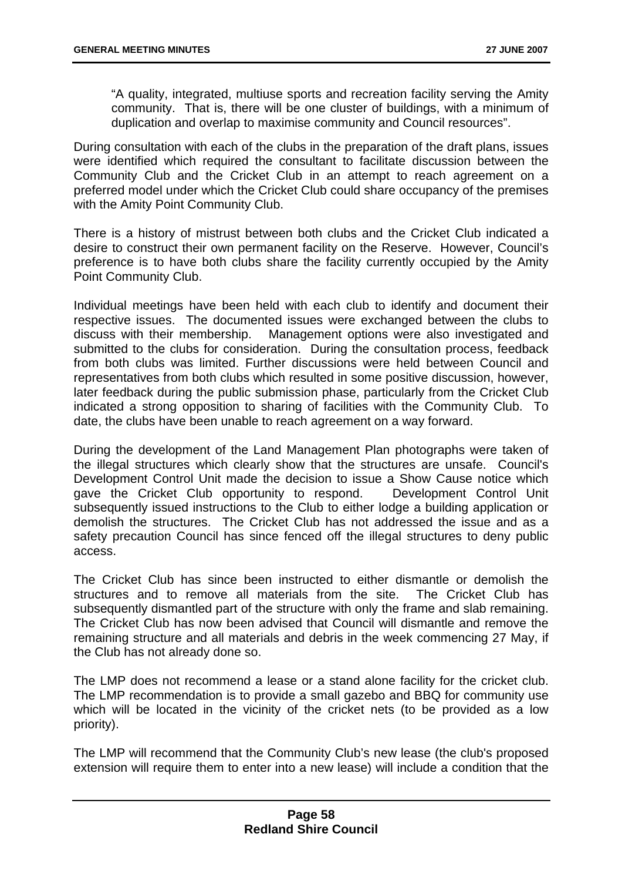> "A quality, integrated, multiuse sports and recreation facility serving the Amity community. That is, there will be one cluster of buildings, with a minimum of duplication and overlap to maximise community and Council resources".

During consultation with each of the clubs in the preparation of the draft plans, issues were identified which required the consultant to facilitate discussion between the Community Club and the Cricket Club in an attempt to reach agreement on a preferred model under which the Cricket Club could share occupancy of the premises with the Amity Point Community Club.

There is a history of mistrust between both clubs and the Cricket Club indicated a desire to construct their own permanent facility on the Reserve. However, Council's preference is to have both clubs share the facility currently occupied by the Amity Point Community Club.

Individual meetings have been held with each club to identify and document their respective issues. The documented issues were exchanged between the clubs to discuss with their membership. Management options were also investigated and submitted to the clubs for consideration. During the consultation process, feedback from both clubs was limited. Further discussions were held between Council and representatives from both clubs which resulted in some positive discussion, however, later feedback during the public submission phase, particularly from the Cricket Club indicated a strong opposition to sharing of facilities with the Community Club. To date, the clubs have been unable to reach agreement on a way forward.

During the development of the Land Management Plan photographs were taken of the illegal structures which clearly show that the structures are unsafe. Council's Development Control Unit made the decision to issue a Show Cause notice which gave the Cricket Club opportunity to respond. Development Control Unit subsequently issued instructions to the Club to either lodge a building application or demolish the structures. The Cricket Club has not addressed the issue and as a safety precaution Council has since fenced off the illegal structures to deny public access.

The Cricket Club has since been instructed to either dismantle or demolish the structures and to remove all materials from the site. The Cricket Club has subsequently dismantled part of the structure with only the frame and slab remaining. The Cricket Club has now been advised that Council will dismantle and remove the remaining structure and all materials and debris in the week commencing 27 May, if the Club has not already done so.

The LMP does not recommend a lease or a stand alone facility for the cricket club. The LMP recommendation is to provide a small gazebo and BBQ for community use which will be located in the vicinity of the cricket nets (to be provided as a low priority).

The LMP will recommend that the Community Club's new lease (the club's proposed extension will require them to enter into a new lease) will include a condition that the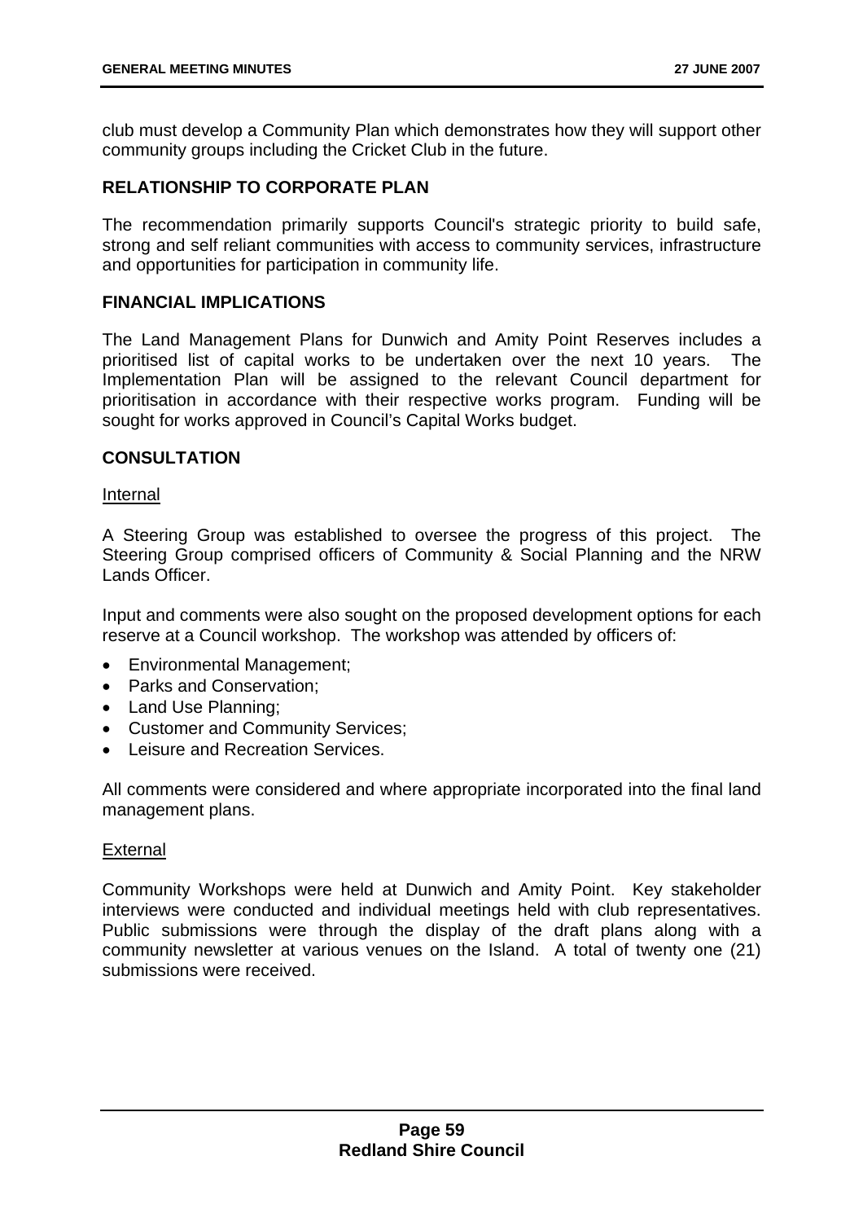club must develop a Community Plan which demonstrates how they will support other community groups including the Cricket Club in the future.

## RELATIONSHIP TO CORPORATE PLAN

The recommendation primarily supports Council's strategic priority to build safe, strong and self reliant communities with access to community services, infrastructure and opportunities for participation in community life.

## FINANCIAL IMPLICATIONS

The Land Management Plans for Dunwich and Amity Point Reserves includes a prioritised list of capital works to be undertaken over the next 10 years. The Implementation Plan will be assigned to the relevant Council department for prioritisation in accordance with their respective works program. Funding will be sought for works approved in Council's Capital Works budget.

## CONSULTATION

Internal

A Steering Group was established to oversee the progress of this project. The Steering Group comprised officers of Community & Social Planning and the NRW Lands Officer.

Input and comments were also sought on the proposed development options for each reserve at a Council workshop. The workshop was attended by officers of:

- Environmental Management;
- Parks and Conservation;
- Land Use Planning;
- Customer and Community Services;
- Leisure and Recreation Services.

All comments were considered and where appropriate incorporated into the final land management plans.

External

Community Workshops were held at Dunwich and Amity Point. Key stakeholder interviews were conducted and individual meetings held with club representatives. Public submissions were through the display of the draft plans along with a community newsletter at various venues on the Island. A total of twenty one (21) submissions were received.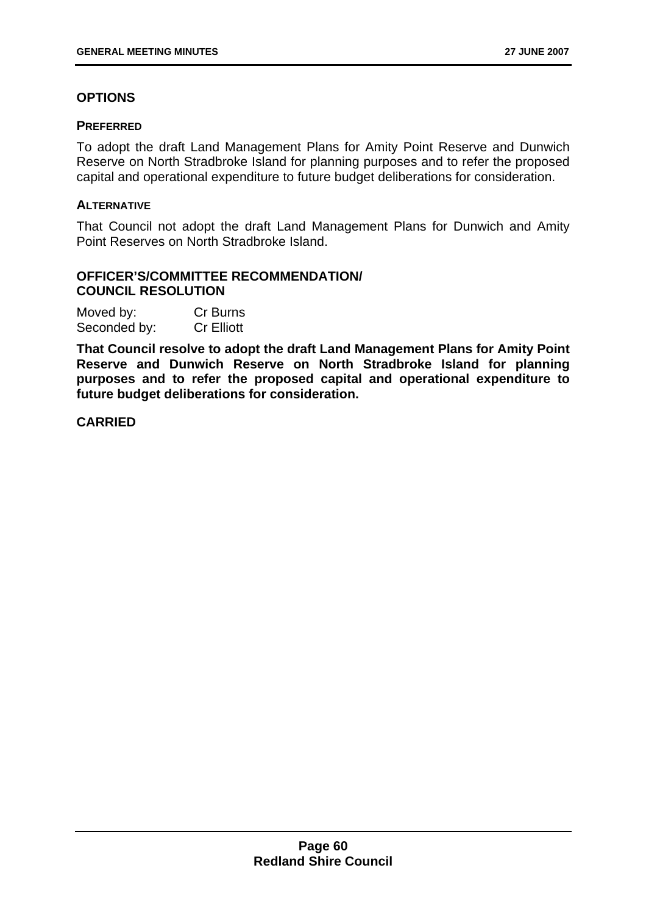## OPTIONS

### PREFERRED

To adopt the draft Land Management Plans for Amity Point Reserve and Dunwich Reserve on North Stradbroke Island for planning purposes and to refer the proposed capital and operational expenditure to future budget deliberations for consideration.

### ALTERNATIVE

That Council not adopt the draft Land Management Plans for Dunwich and Amity Point Reserves on North Stradbroke Island.

## OFFICER'S/COMMITTEE RECOMMENDATION/ COUNCIL RESOLUTION

Moved by: Cr Burns
Seconded by: Cr Elliott

**That Council resolve to adopt the draft Land Management Plans for Amity Point Reserve and Dunwich Reserve on North Stradbroke Island for planning purposes and to refer the proposed capital and operational expenditure to future budget deliberations for consideration.**

**CARRIED**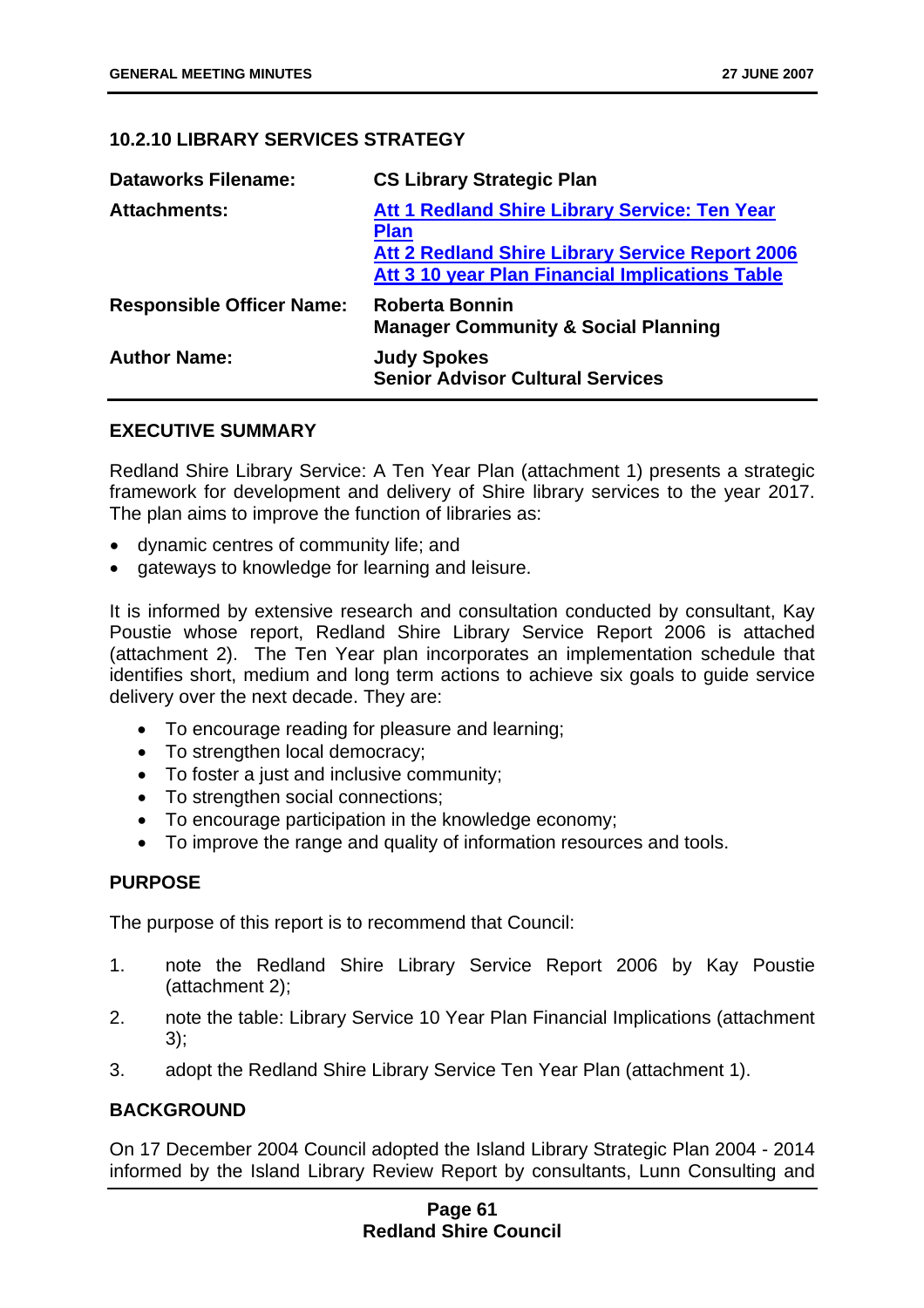## 10.2.10 LIBRARY SERVICES STRATEGY

| | |
|---|---|
| **Dataworks Filename:** | **CS Library Strategic Plan** |
| **Attachments:** | **Att 1 Redland Shire Library Service: Ten Year Plan**<br>**Att 2 Redland Shire Library Service Report 2006**<br>**Att 3 10 year Plan Financial Implications Table** |
| **Responsible Officer Name:** | **Roberta Bonnin**<br>**Manager Community & Social Planning** |
| **Author Name:** | **Judy Spokes**<br>**Senior Advisor Cultural Services** |

### EXECUTIVE SUMMARY

Redland Shire Library Service: A Ten Year Plan (attachment 1) presents a strategic framework for development and delivery of Shire library services to the year 2017. The plan aims to improve the function of libraries as:

- dynamic centres of community life; and
- gateways to knowledge for learning and leisure.

It is informed by extensive research and consultation conducted by consultant, Kay Poustie whose report, Redland Shire Library Service Report 2006 is attached (attachment 2). The Ten Year plan incorporates an implementation schedule that identifies short, medium and long term actions to achieve six goals to guide service delivery over the next decade. They are:

- To encourage reading for pleasure and learning;
- To strengthen local democracy;
- To foster a just and inclusive community;
- To strengthen social connections;
- To encourage participation in the knowledge economy;
- To improve the range and quality of information resources and tools.

### PURPOSE

The purpose of this report is to recommend that Council:

1. note the Redland Shire Library Service Report 2006 by Kay Poustie (attachment 2);
2. note the table: Library Service 10 Year Plan Financial Implications (attachment 3);
3. adopt the Redland Shire Library Service Ten Year Plan (attachment 1).

### BACKGROUND

On 17 December 2004 Council adopted the Island Library Strategic Plan 2004 - 2014 informed by the Island Library Review Report by consultants, Lunn Consulting and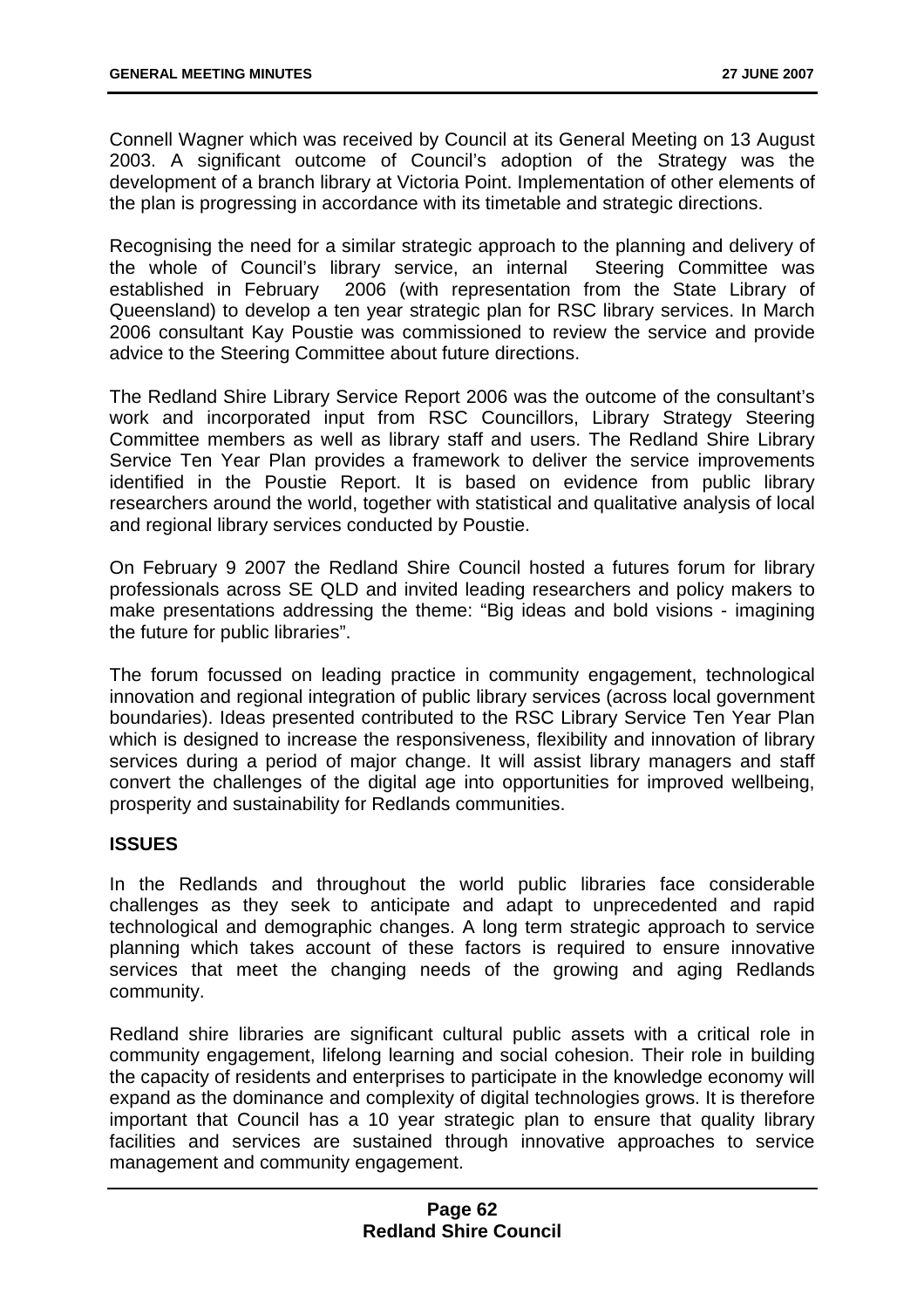Connell Wagner which was received by Council at its General Meeting on 13 August 2003. A significant outcome of Council's adoption of the Strategy was the development of a branch library at Victoria Point. Implementation of other elements of the plan is progressing in accordance with its timetable and strategic directions.

Recognising the need for a similar strategic approach to the planning and delivery of the whole of Council's library service, an internal Steering Committee was established in February 2006 (with representation from the State Library of Queensland) to develop a ten year strategic plan for RSC library services. In March 2006 consultant Kay Poustie was commissioned to review the service and provide advice to the Steering Committee about future directions.

The Redland Shire Library Service Report 2006 was the outcome of the consultant's work and incorporated input from RSC Councillors, Library Strategy Steering Committee members as well as library staff and users. The Redland Shire Library Service Ten Year Plan provides a framework to deliver the service improvements identified in the Poustie Report. It is based on evidence from public library researchers around the world, together with statistical and qualitative analysis of local and regional library services conducted by Poustie.

On February 9 2007 the Redland Shire Council hosted a futures forum for library professionals across SE QLD and invited leading researchers and policy makers to make presentations addressing the theme: "Big ideas and bold visions - imagining the future for public libraries".

The forum focussed on leading practice in community engagement, technological innovation and regional integration of public library services (across local government boundaries). Ideas presented contributed to the RSC Library Service Ten Year Plan which is designed to increase the responsiveness, flexibility and innovation of library services during a period of major change. It will assist library managers and staff convert the challenges of the digital age into opportunities for improved wellbeing, prosperity and sustainability for Redlands communities.

## ISSUES

In the Redlands and throughout the world public libraries face considerable challenges as they seek to anticipate and adapt to unprecedented and rapid technological and demographic changes. A long term strategic approach to service planning which takes account of these factors is required to ensure innovative services that meet the changing needs of the growing and aging Redlands community.

Redland shire libraries are significant cultural public assets with a critical role in community engagement, lifelong learning and social cohesion. Their role in building the capacity of residents and enterprises to participate in the knowledge economy will expand as the dominance and complexity of digital technologies grows. It is therefore important that Council has a 10 year strategic plan to ensure that quality library facilities and services are sustained through innovative approaches to service management and community engagement.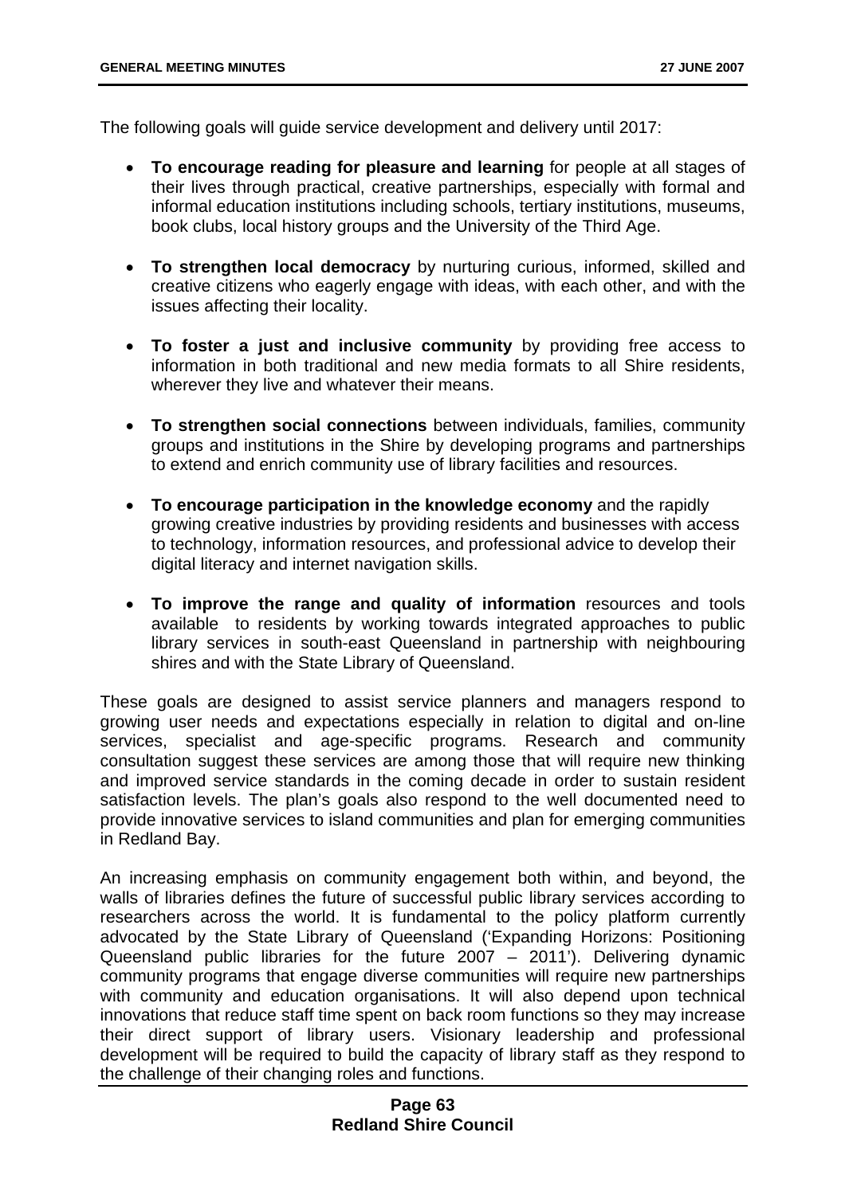The following goals will guide service development and delivery until 2017:

- **To encourage reading for pleasure and learning** for people at all stages of their lives through practical, creative partnerships, especially with formal and informal education institutions including schools, tertiary institutions, museums, book clubs, local history groups and the University of the Third Age.

- **To strengthen local democracy** by nurturing curious, informed, skilled and creative citizens who eagerly engage with ideas, with each other, and with the issues affecting their locality.

- **To foster a just and inclusive community** by providing free access to information in both traditional and new media formats to all Shire residents, wherever they live and whatever their means.

- **To strengthen social connections** between individuals, families, community groups and institutions in the Shire by developing programs and partnerships to extend and enrich community use of library facilities and resources.

- **To encourage participation in the knowledge economy** and the rapidly growing creative industries by providing residents and businesses with access to technology, information resources, and professional advice to develop their digital literacy and internet navigation skills.

- **To improve the range and quality of information** resources and tools available to residents by working towards integrated approaches to public library services in south-east Queensland in partnership with neighbouring shires and with the State Library of Queensland.

These goals are designed to assist service planners and managers respond to growing user needs and expectations especially in relation to digital and on-line services, specialist and age-specific programs. Research and community consultation suggest these services are among those that will require new thinking and improved service standards in the coming decade in order to sustain resident satisfaction levels. The plan's goals also respond to the well documented need to provide innovative services to island communities and plan for emerging communities in Redland Bay.

An increasing emphasis on community engagement both within, and beyond, the walls of libraries defines the future of successful public library services according to researchers across the world. It is fundamental to the policy platform currently advocated by the State Library of Queensland ('Expanding Horizons: Positioning Queensland public libraries for the future 2007 – 2011'). Delivering dynamic community programs that engage diverse communities will require new partnerships with community and education organisations. It will also depend upon technical innovations that reduce staff time spent on back room functions so they may increase their direct support of library users. Visionary leadership and professional development will be required to build the capacity of library staff as they respond to the challenge of their changing roles and functions.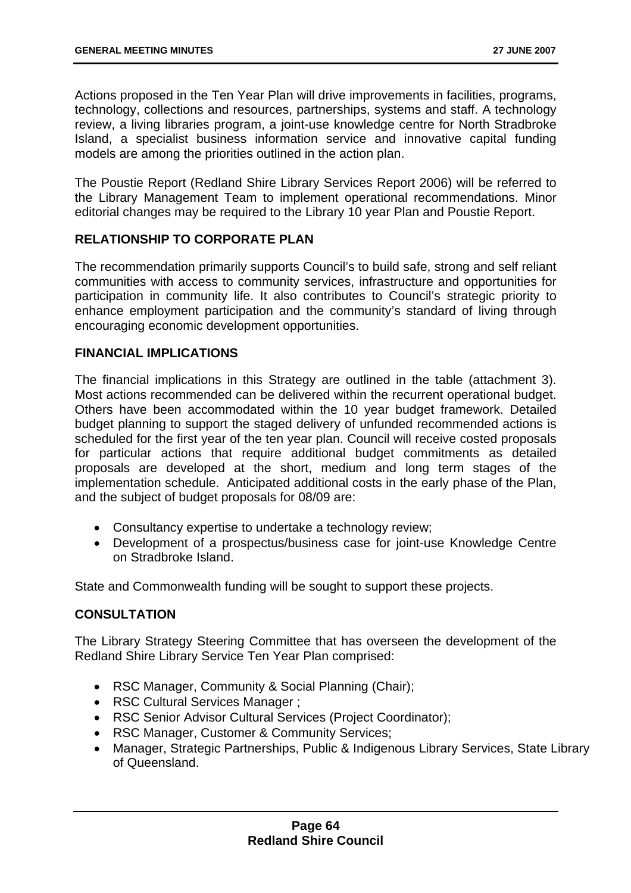Actions proposed in the Ten Year Plan will drive improvements in facilities, programs, technology, collections and resources, partnerships, systems and staff. A technology review, a living libraries program, a joint-use knowledge centre for North Stradbroke Island, a specialist business information service and innovative capital funding models are among the priorities outlined in the action plan.

The Poustie Report (Redland Shire Library Services Report 2006) will be referred to the Library Management Team to implement operational recommendations. Minor editorial changes may be required to the Library 10 year Plan and Poustie Report.

## RELATIONSHIP TO CORPORATE PLAN

The recommendation primarily supports Council's to build safe, strong and self reliant communities with access to community services, infrastructure and opportunities for participation in community life. It also contributes to Council's strategic priority to enhance employment participation and the community's standard of living through encouraging economic development opportunities.

## FINANCIAL IMPLICATIONS

The financial implications in this Strategy are outlined in the table (attachment 3). Most actions recommended can be delivered within the recurrent operational budget. Others have been accommodated within the 10 year budget framework. Detailed budget planning to support the staged delivery of unfunded recommended actions is scheduled for the first year of the ten year plan. Council will receive costed proposals for particular actions that require additional budget commitments as detailed proposals are developed at the short, medium and long term stages of the implementation schedule. Anticipated additional costs in the early phase of the Plan, and the subject of budget proposals for 08/09 are:

- Consultancy expertise to undertake a technology review;
- Development of a prospectus/business case for joint-use Knowledge Centre on Stradbroke Island.

State and Commonwealth funding will be sought to support these projects.

## CONSULTATION

The Library Strategy Steering Committee that has overseen the development of the Redland Shire Library Service Ten Year Plan comprised:

- RSC Manager, Community & Social Planning (Chair);
- RSC Cultural Services Manager ;
- RSC Senior Advisor Cultural Services (Project Coordinator);
- RSC Manager, Customer & Community Services;
- Manager, Strategic Partnerships, Public & Indigenous Library Services, State Library of Queensland.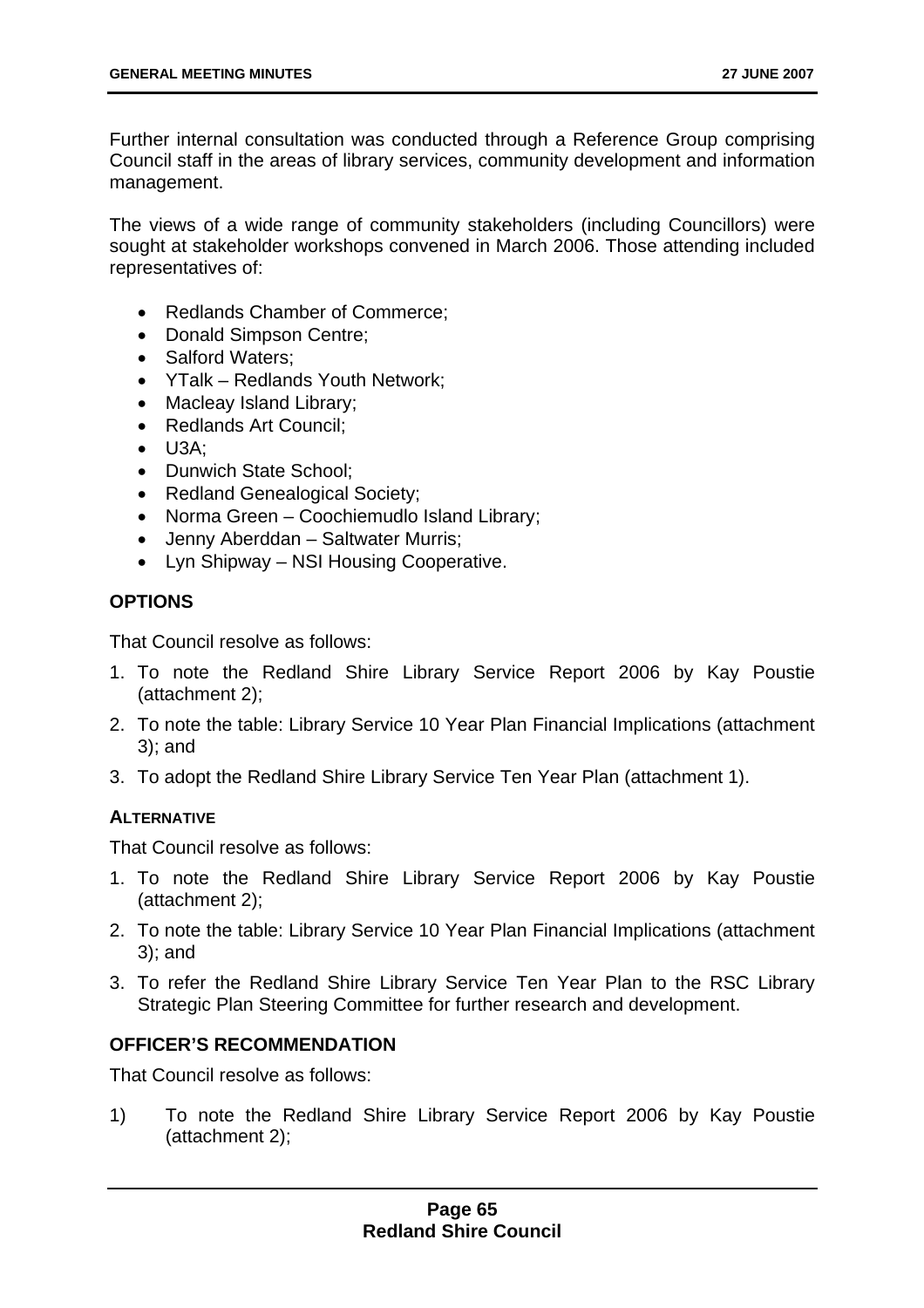Further internal consultation was conducted through a Reference Group comprising Council staff in the areas of library services, community development and information management.

The views of a wide range of community stakeholders (including Councillors) were sought at stakeholder workshops convened in March 2006. Those attending included representatives of:

- Redlands Chamber of Commerce;
- Donald Simpson Centre;
- Salford Waters;
- YTalk – Redlands Youth Network;
- Macleay Island Library;
- Redlands Art Council;
- U3A;
- Dunwich State School;
- Redland Genealogical Society;
- Norma Green – Coochiemudlo Island Library;
- Jenny Aberddan – Saltwater Murris;
- Lyn Shipway – NSI Housing Cooperative.

## OPTIONS

That Council resolve as follows:

1. To note the Redland Shire Library Service Report 2006 by Kay Poustie (attachment 2);
2. To note the table: Library Service 10 Year Plan Financial Implications (attachment 3); and
3. To adopt the Redland Shire Library Service Ten Year Plan (attachment 1).

### ALTERNATIVE

That Council resolve as follows:

1. To note the Redland Shire Library Service Report 2006 by Kay Poustie (attachment 2);
2. To note the table: Library Service 10 Year Plan Financial Implications (attachment 3); and
3. To refer the Redland Shire Library Service Ten Year Plan to the RSC Library Strategic Plan Steering Committee for further research and development.

## OFFICER'S RECOMMENDATION

That Council resolve as follows:

1) To note the Redland Shire Library Service Report 2006 by Kay Poustie (attachment 2);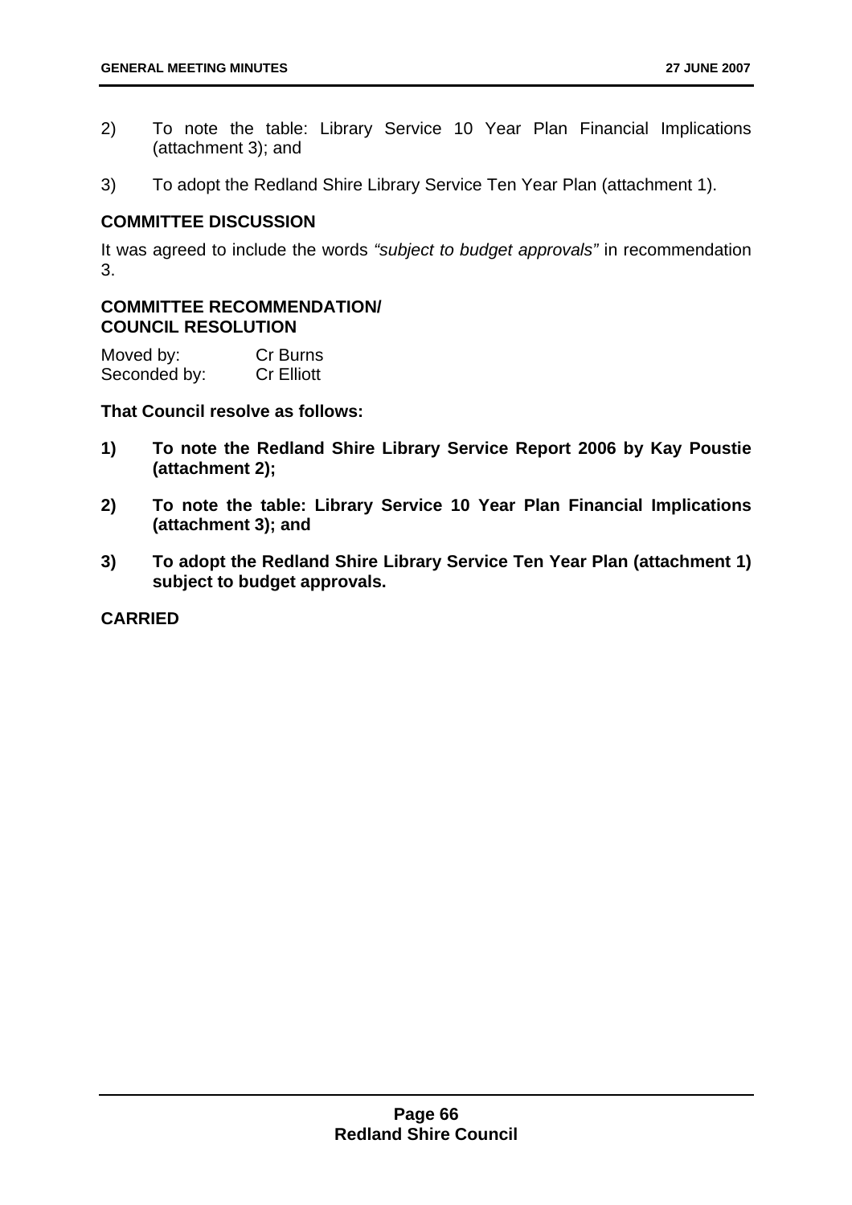2) To note the table: Library Service 10 Year Plan Financial Implications (attachment 3); and

3) To adopt the Redland Shire Library Service Ten Year Plan (attachment 1).

## COMMITTEE DISCUSSION

It was agreed to include the words *"subject to budget approvals"* in recommendation 3.

## COMMITTEE RECOMMENDATION/ COUNCIL RESOLUTION

Moved by: Cr Burns
Seconded by: Cr Elliott

**That Council resolve as follows:**

**1) To note the Redland Shire Library Service Report 2006 by Kay Poustie (attachment 2);**

**2) To note the table: Library Service 10 Year Plan Financial Implications (attachment 3); and**

**3) To adopt the Redland Shire Library Service Ten Year Plan (attachment 1) subject to budget approvals.**

**CARRIED**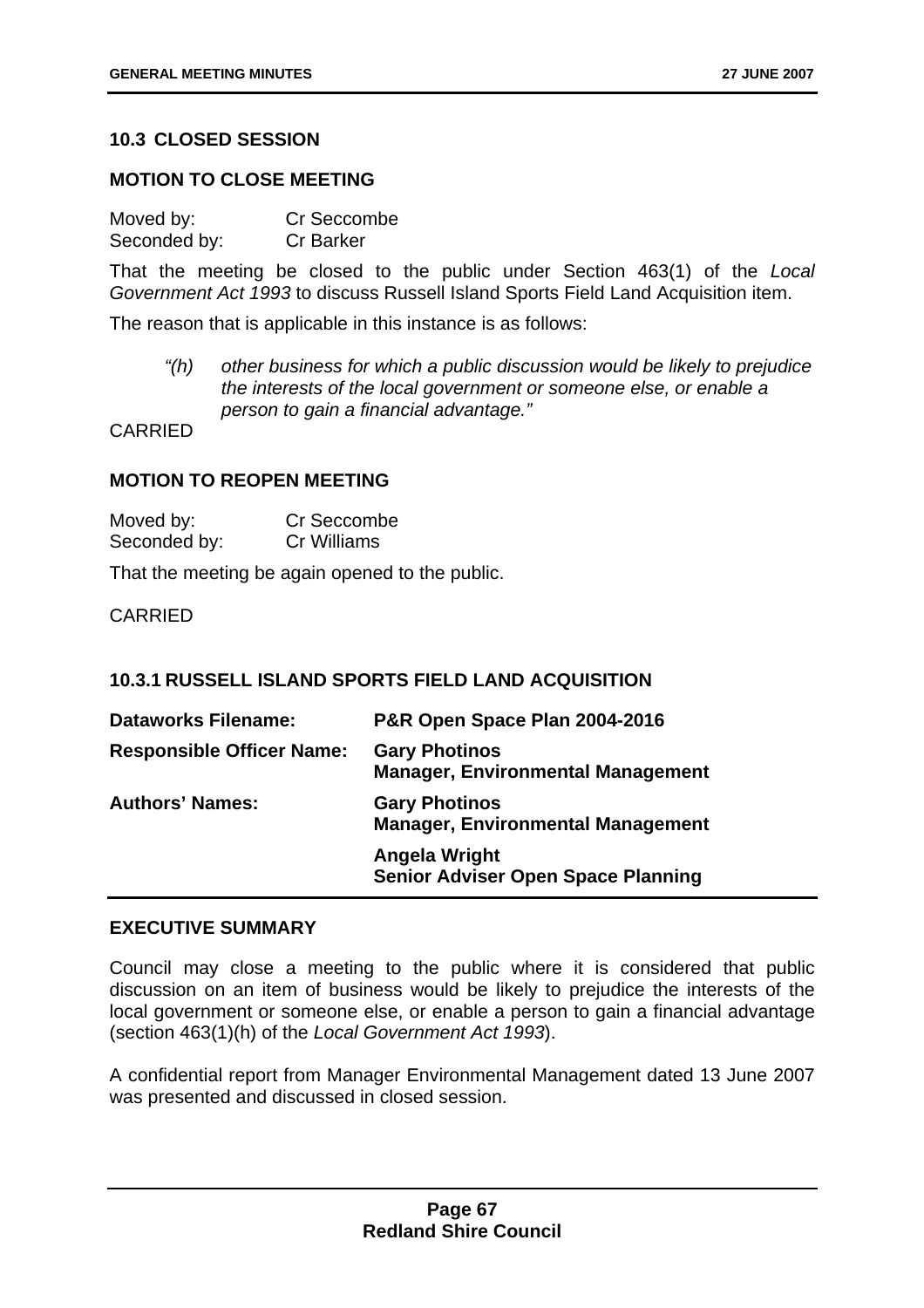### 10.3 CLOSED SESSION

#### MOTION TO CLOSE MEETING

Moved by: Cr Seccombe
Seconded by: Cr Barker

That the meeting be closed to the public under Section 463(1) of the *Local Government Act 1993* to discuss Russell Island Sports Field Land Acquisition item.

The reason that is applicable in this instance is as follows:

> *"(h) other business for which a public discussion would be likely to prejudice the interests of the local government or someone else, or enable a person to gain a financial advantage."*

CARRIED

#### MOTION TO REOPEN MEETING

Moved by: Cr Seccombe
Seconded by: Cr Williams

That the meeting be again opened to the public.

CARRIED

### 10.3.1 RUSSELL ISLAND SPORTS FIELD LAND ACQUISITION

| | |
|---|---|
| **Dataworks Filename:** | **P&R Open Space Plan 2004-2016** |
| **Responsible Officer Name:** | **Gary Photinos**<br>**Manager, Environmental Management** |
| **Authors' Names:** | **Gary Photinos**<br>**Manager, Environmental Management** |
| | **Angela Wright**<br>**Senior Adviser Open Space Planning** |

#### EXECUTIVE SUMMARY

Council may close a meeting to the public where it is considered that public discussion on an item of business would be likely to prejudice the interests of the local government or someone else, or enable a person to gain a financial advantage (section 463(1)(h) of the *Local Government Act 1993*).

A confidential report from Manager Environmental Management dated 13 June 2007 was presented and discussed in closed session.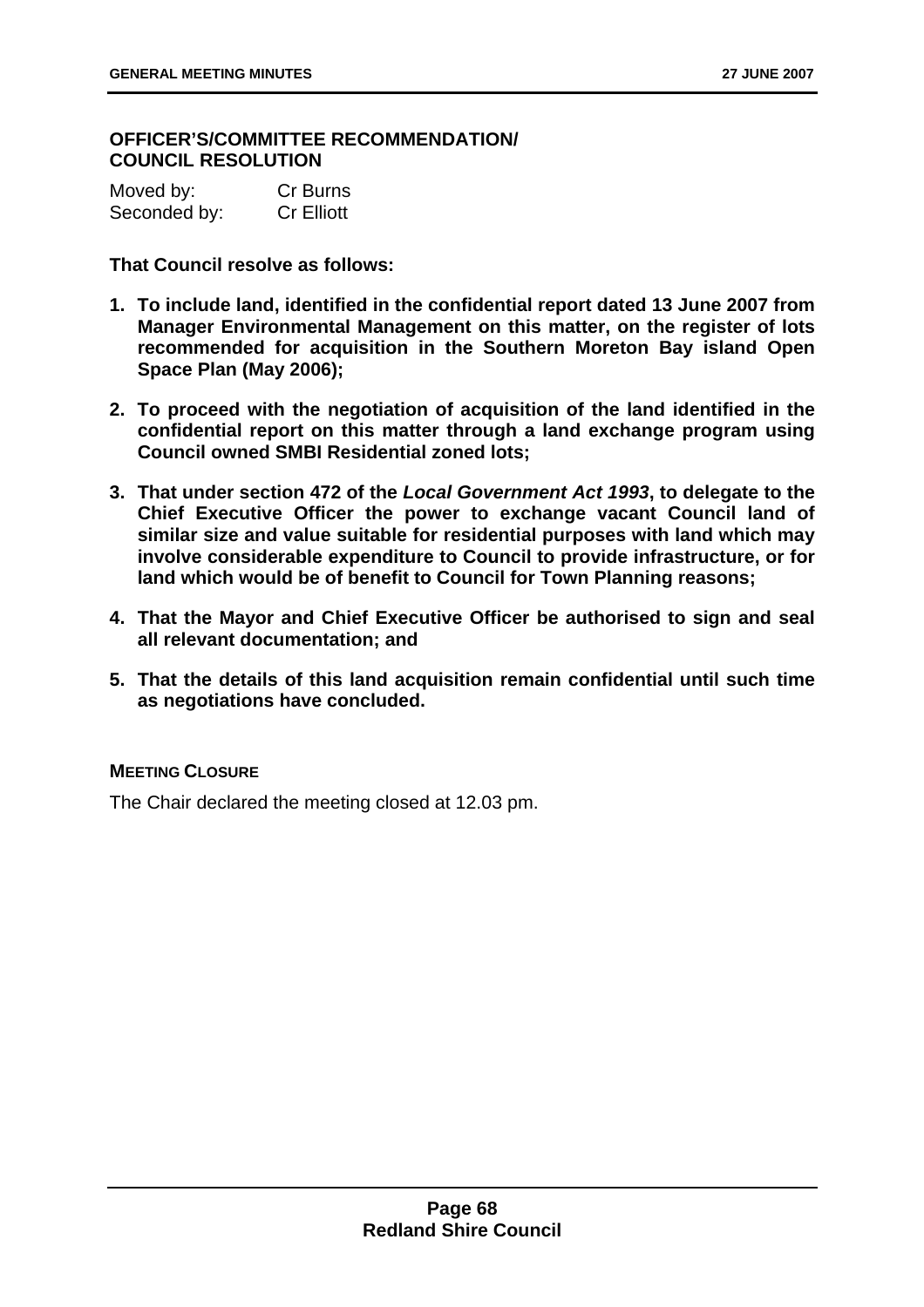**OFFICER'S/COMMITTEE RECOMMENDATION/ COUNCIL RESOLUTION**

| | |
|---|---|
| Moved by: | Cr Burns |
| Seconded by: | Cr Elliott |

**That Council resolve as follows:**

1. **To include land, identified in the confidential report dated 13 June 2007 from Manager Environmental Management on this matter, on the register of lots recommended for acquisition in the Southern Moreton Bay island Open Space Plan (May 2006);**
2. **To proceed with the negotiation of acquisition of the land identified in the confidential report on this matter through a land exchange program using Council owned SMBI Residential zoned lots;**
3. **That under section 472 of the *Local Government Act 1993*, to delegate to the Chief Executive Officer the power to exchange vacant Council land of similar size and value suitable for residential purposes with land which may involve considerable expenditure to Council to provide infrastructure, or for land which would be of benefit to Council for Town Planning reasons;**
4. **That the Mayor and Chief Executive Officer be authorised to sign and seal all relevant documentation; and**
5. **That the details of this land acquisition remain confidential until such time as negotiations have concluded.**

**MEETING CLOSURE**

The Chair declared the meeting closed at 12.03 pm.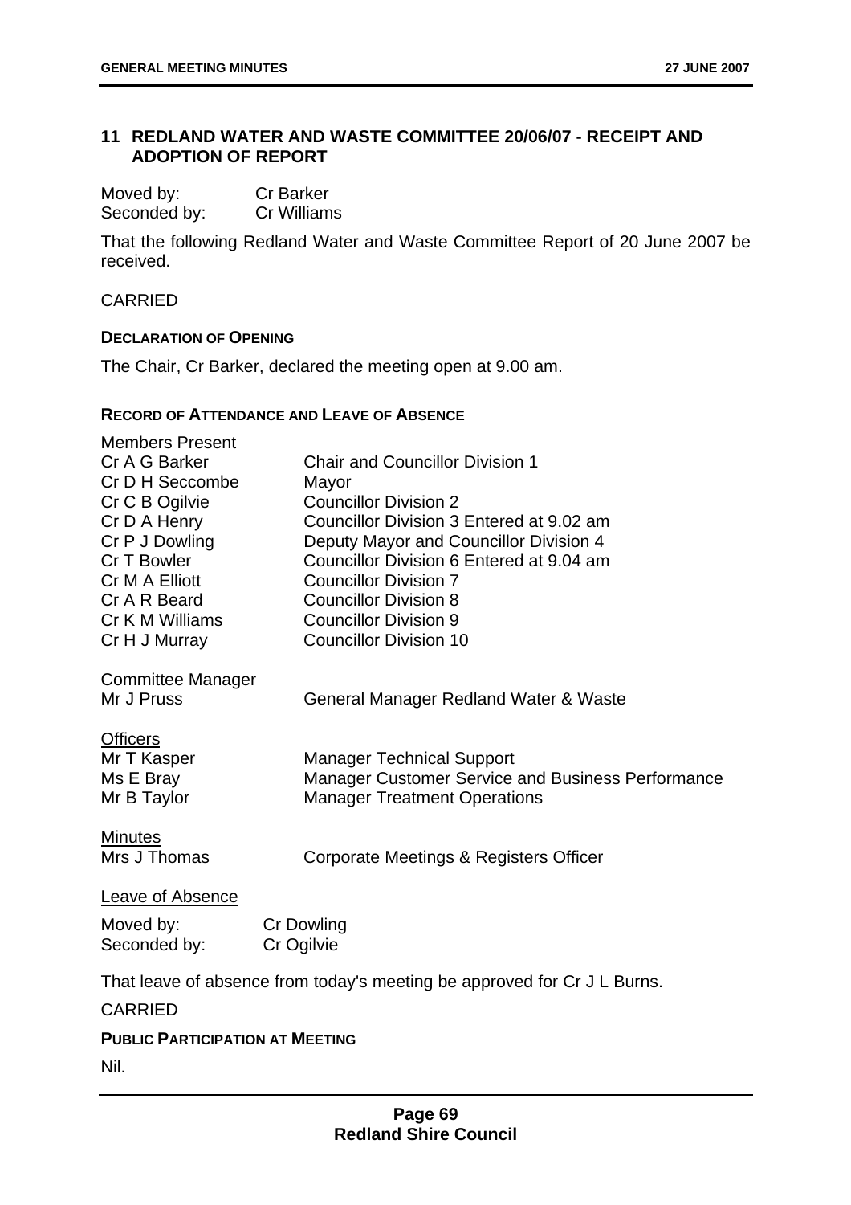## 11 REDLAND WATER AND WASTE COMMITTEE 20/06/07 - RECEIPT AND ADOPTION OF REPORT

Moved by: Cr Barker
Seconded by: Cr Williams

That the following Redland Water and Waste Committee Report of 20 June 2007 be received.

CARRIED

**DECLARATION OF OPENING**

The Chair, Cr Barker, declared the meeting open at 9.00 am.

**RECORD OF ATTENDANCE AND LEAVE OF ABSENCE**

Members Present

| | |
|---|---|
| Cr A G Barker | Chair and Councillor Division 1 |
| Cr D H Seccombe | Mayor |
| Cr C B Ogilvie | Councillor Division 2 |
| Cr D A Henry | Councillor Division 3 Entered at 9.02 am |
| Cr P J Dowling | Deputy Mayor and Councillor Division 4 |
| Cr T Bowler | Councillor Division 6 Entered at 9.04 am |
| Cr M A Elliott | Councillor Division 7 |
| Cr A R Beard | Councillor Division 8 |
| Cr K M Williams | Councillor Division 9 |
| Cr H J Murray | Councillor Division 10 |

Committee Manager

| | |
|---|---|
| Mr J Pruss | General Manager Redland Water & Waste |

Officers

| | |
|---|---|
| Mr T Kasper | Manager Technical Support |
| Ms E Bray | Manager Customer Service and Business Performance |
| Mr B Taylor | Manager Treatment Operations |

Minutes

| | |
|---|---|
| Mrs J Thomas | Corporate Meetings & Registers Officer |

Leave of Absence

Moved by: Cr Dowling
Seconded by: Cr Ogilvie

That leave of absence from today's meeting be approved for Cr J L Burns.

CARRIED

**PUBLIC PARTICIPATION AT MEETING**

Nil.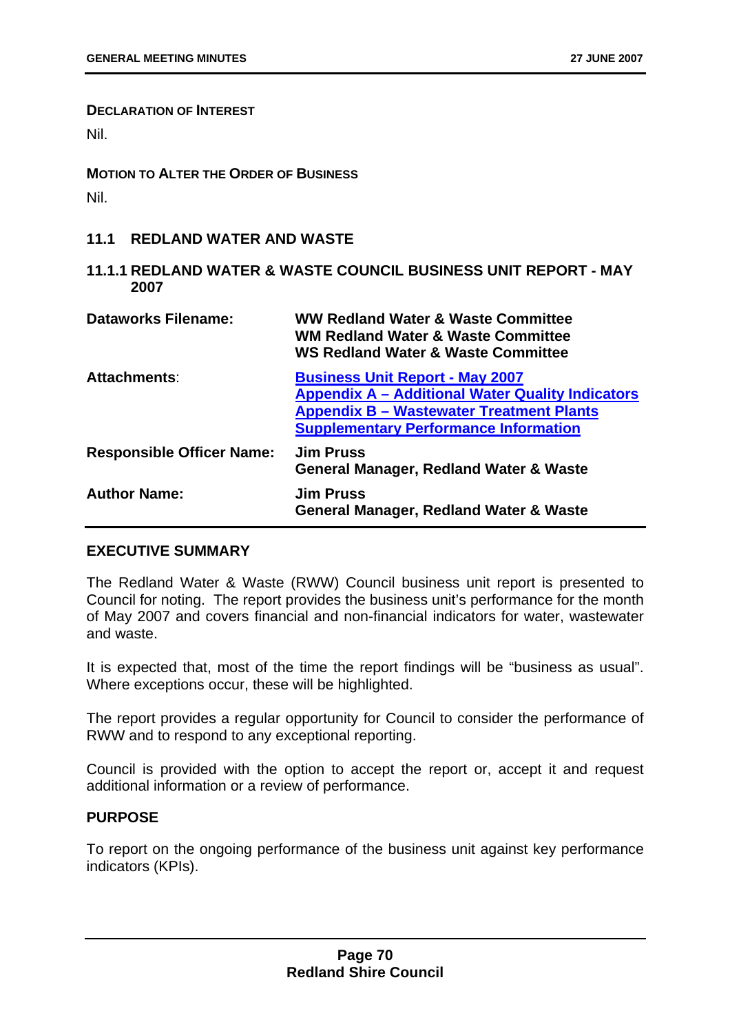**DECLARATION OF INTEREST**

Nil.

**MOTION TO ALTER THE ORDER OF BUSINESS**

Nil.

## 11.1 REDLAND WATER AND WASTE

### 11.1.1 REDLAND WATER & WASTE COUNCIL BUSINESS UNIT REPORT - MAY 2007

| | |
|---|---|
| **Dataworks Filename:** | **WW Redland Water & Waste Committee**<br>**WM Redland Water & Waste Committee**<br>**WS Redland Water & Waste Committee** |
| **Attachments**: | **Business Unit Report - May 2007**<br>**Appendix A – Additional Water Quality Indicators**<br>**Appendix B – Wastewater Treatment Plants Supplementary Performance Information** |
| **Responsible Officer Name:** | **Jim Pruss**<br>**General Manager, Redland Water & Waste** |
| **Author Name:** | **Jim Pruss**<br>**General Manager, Redland Water & Waste** |

**EXECUTIVE SUMMARY**

The Redland Water & Waste (RWW) Council business unit report is presented to Council for noting. The report provides the business unit's performance for the month of May 2007 and covers financial and non-financial indicators for water, wastewater and waste.

It is expected that, most of the time the report findings will be "business as usual". Where exceptions occur, these will be highlighted.

The report provides a regular opportunity for Council to consider the performance of RWW and to respond to any exceptional reporting.

Council is provided with the option to accept the report or, accept it and request additional information or a review of performance.

**PURPOSE**

To report on the ongoing performance of the business unit against key performance indicators (KPIs).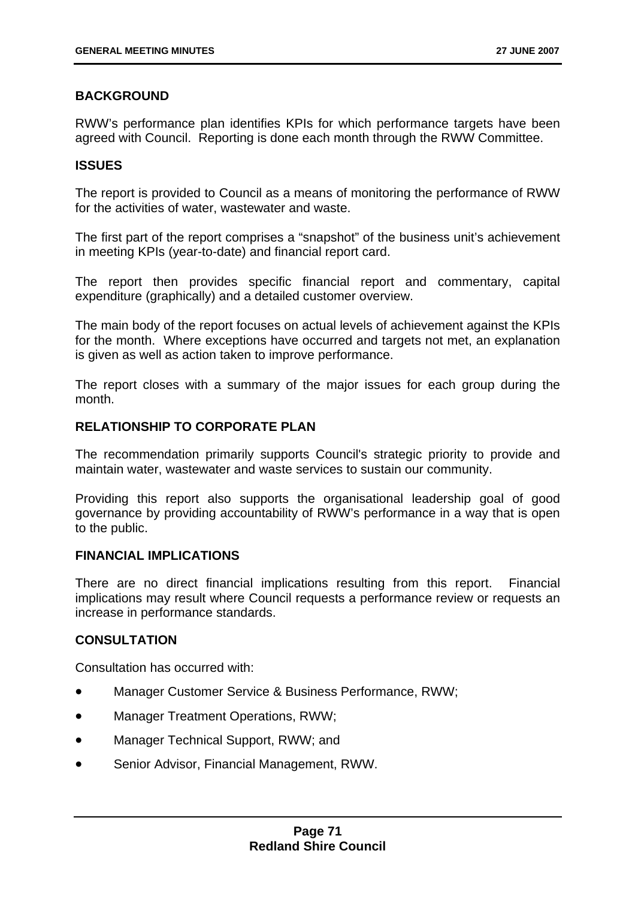**BACKGROUND**

RWW's performance plan identifies KPIs for which performance targets have been agreed with Council. Reporting is done each month through the RWW Committee.

**ISSUES**

The report is provided to Council as a means of monitoring the performance of RWW for the activities of water, wastewater and waste.

The first part of the report comprises a "snapshot" of the business unit's achievement in meeting KPIs (year-to-date) and financial report card.

The report then provides specific financial report and commentary, capital expenditure (graphically) and a detailed customer overview.

The main body of the report focuses on actual levels of achievement against the KPIs for the month. Where exceptions have occurred and targets not met, an explanation is given as well as action taken to improve performance.

The report closes with a summary of the major issues for each group during the month.

**RELATIONSHIP TO CORPORATE PLAN**

The recommendation primarily supports Council's strategic priority to provide and maintain water, wastewater and waste services to sustain our community.

Providing this report also supports the organisational leadership goal of good governance by providing accountability of RWW's performance in a way that is open to the public.

**FINANCIAL IMPLICATIONS**

There are no direct financial implications resulting from this report. Financial implications may result where Council requests a performance review or requests an increase in performance standards.

**CONSULTATION**

Consultation has occurred with:

- Manager Customer Service & Business Performance, RWW;
- Manager Treatment Operations, RWW;
- Manager Technical Support, RWW; and
- Senior Advisor, Financial Management, RWW.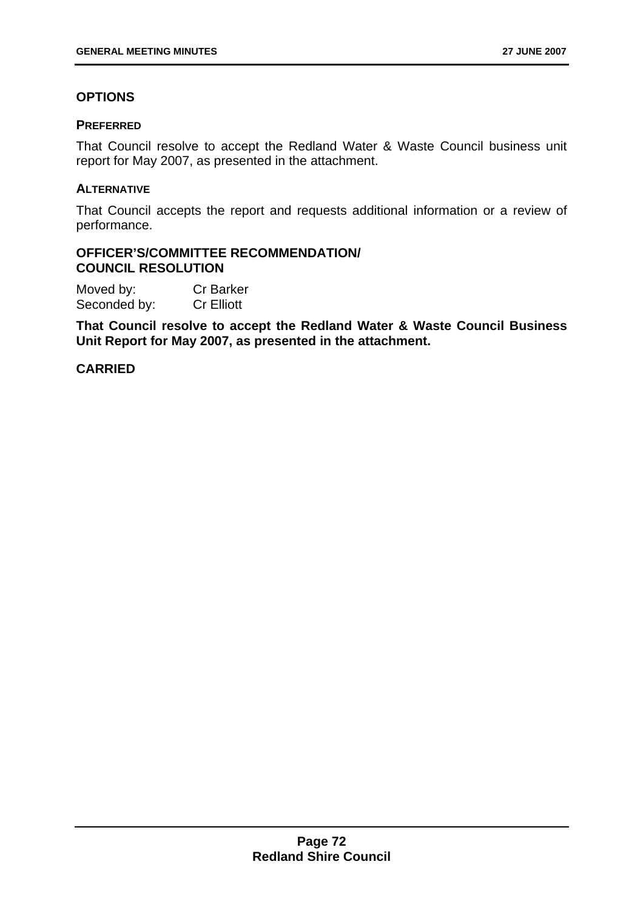## OPTIONS

### PREFERRED

That Council resolve to accept the Redland Water & Waste Council business unit report for May 2007, as presented in the attachment.

### ALTERNATIVE

That Council accepts the report and requests additional information or a review of performance.

## OFFICER'S/COMMITTEE RECOMMENDATION/ COUNCIL RESOLUTION

Moved by: Cr Barker
Seconded by: Cr Elliott

**That Council resolve to accept the Redland Water & Waste Council Business Unit Report for May 2007, as presented in the attachment.**

**CARRIED**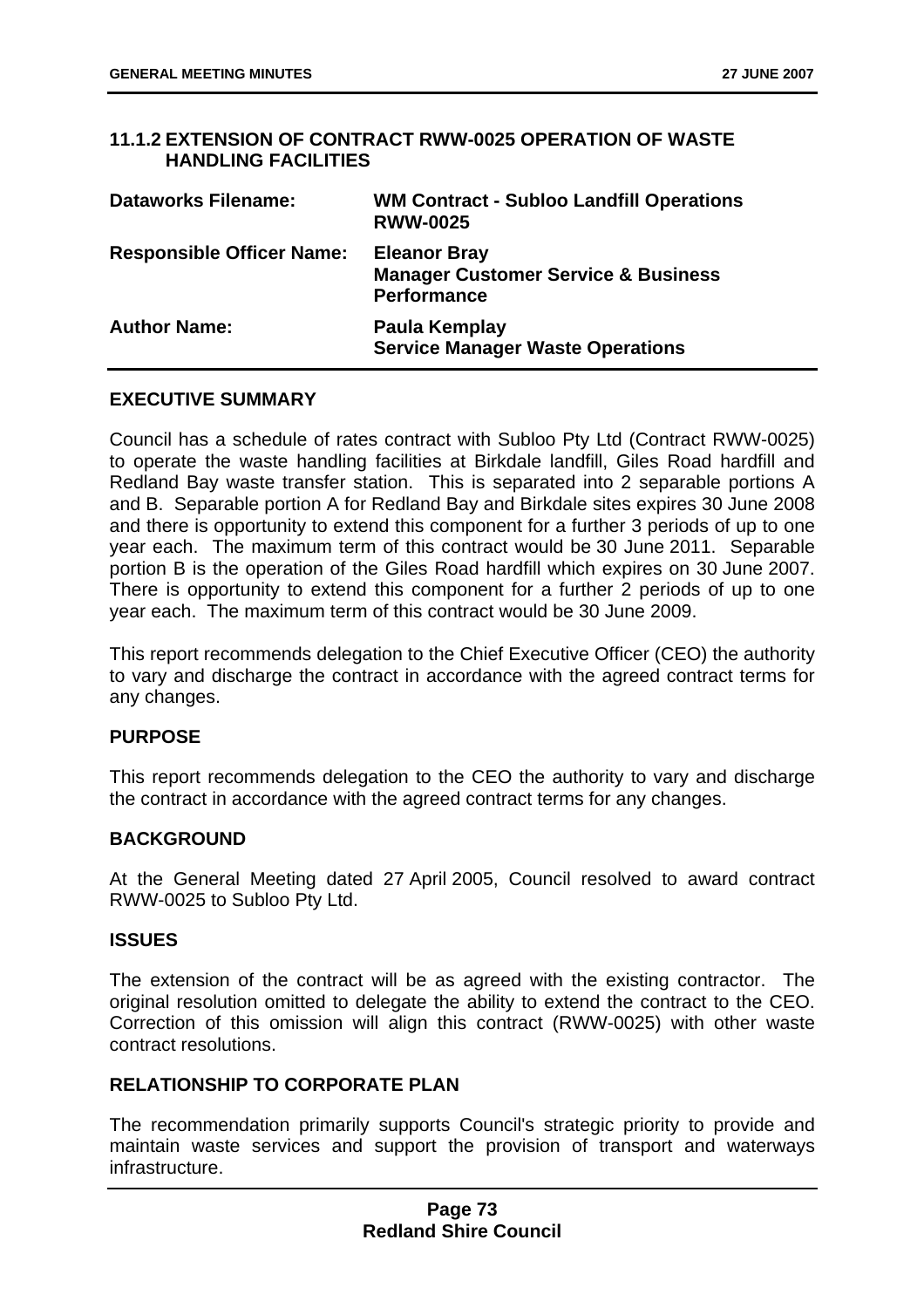## 11.1.2 EXTENSION OF CONTRACT RWW-0025 OPERATION OF WASTE HANDLING FACILITIES

| | |
|---|---|
| **Dataworks Filename:** | **WM Contract - Subloo Landfill Operations RWW-0025** |
| **Responsible Officer Name:** | **Eleanor Bray**<br>**Manager Customer Service & Business Performance** |
| **Author Name:** | **Paula Kemplay**<br>**Service Manager Waste Operations** |

### EXECUTIVE SUMMARY

Council has a schedule of rates contract with Subloo Pty Ltd (Contract RWW-0025) to operate the waste handling facilities at Birkdale landfill, Giles Road hardfill and Redland Bay waste transfer station. This is separated into 2 separable portions A and B. Separable portion A for Redland Bay and Birkdale sites expires 30 June 2008 and there is opportunity to extend this component for a further 3 periods of up to one year each. The maximum term of this contract would be 30 June 2011. Separable portion B is the operation of the Giles Road hardfill which expires on 30 June 2007. There is opportunity to extend this component for a further 2 periods of up to one year each. The maximum term of this contract would be 30 June 2009.

This report recommends delegation to the Chief Executive Officer (CEO) the authority to vary and discharge the contract in accordance with the agreed contract terms for any changes.

### PURPOSE

This report recommends delegation to the CEO the authority to vary and discharge the contract in accordance with the agreed contract terms for any changes.

### BACKGROUND

At the General Meeting dated 27 April 2005, Council resolved to award contract RWW-0025 to Subloo Pty Ltd.

### ISSUES

The extension of the contract will be as agreed with the existing contractor. The original resolution omitted to delegate the ability to extend the contract to the CEO. Correction of this omission will align this contract (RWW-0025) with other waste contract resolutions.

### RELATIONSHIP TO CORPORATE PLAN

The recommendation primarily supports Council's strategic priority to provide and maintain waste services and support the provision of transport and waterways infrastructure.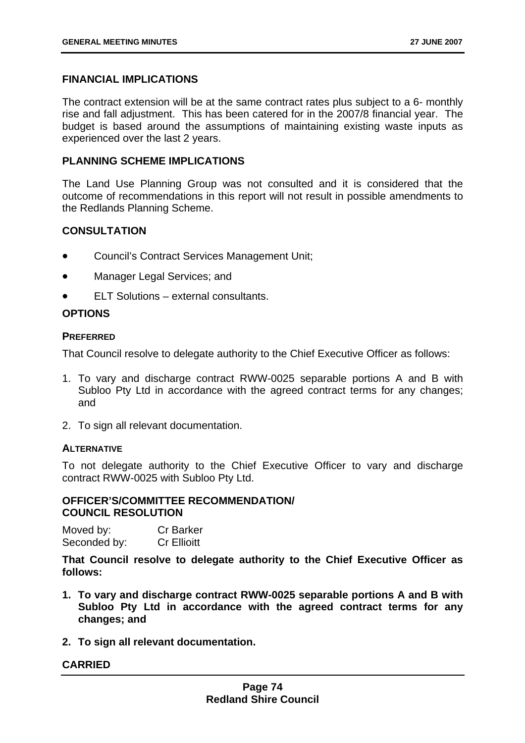## FINANCIAL IMPLICATIONS

The contract extension will be at the same contract rates plus subject to a 6- monthly rise and fall adjustment. This has been catered for in the 2007/8 financial year. The budget is based around the assumptions of maintaining existing waste inputs as experienced over the last 2 years.

## PLANNING SCHEME IMPLICATIONS

The Land Use Planning Group was not consulted and it is considered that the outcome of recommendations in this report will not result in possible amendments to the Redlands Planning Scheme.

## CONSULTATION

- Council's Contract Services Management Unit;
- Manager Legal Services; and
- ELT Solutions – external consultants.

## OPTIONS

### PREFERRED

That Council resolve to delegate authority to the Chief Executive Officer as follows:

1. To vary and discharge contract RWW-0025 separable portions A and B with Subloo Pty Ltd in accordance with the agreed contract terms for any changes; and
2. To sign all relevant documentation.

### ALTERNATIVE

To not delegate authority to the Chief Executive Officer to vary and discharge contract RWW-0025 with Subloo Pty Ltd.

## OFFICER'S/COMMITTEE RECOMMENDATION/ COUNCIL RESOLUTION

Moved by: Cr Barker
Seconded by: Cr Ellioitt

**That Council resolve to delegate authority to the Chief Executive Officer as follows:**

1. **To vary and discharge contract RWW-0025 separable portions A and B with Subloo Pty Ltd in accordance with the agreed contract terms for any changes; and**
2. **To sign all relevant documentation.**

**CARRIED**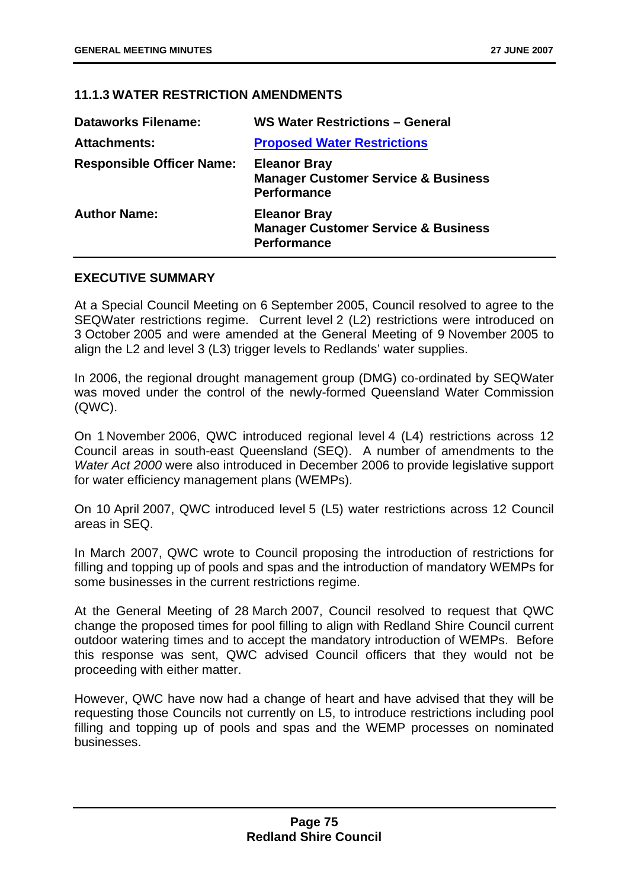### 11.1.3 WATER RESTRICTION AMENDMENTS

| | |
|---|---|
| **Dataworks Filename:** | **WS Water Restrictions – General** |
| **Attachments:** | **Proposed Water Restrictions** |
| **Responsible Officer Name:** | **Eleanor Bray**<br>**Manager Customer Service & Business Performance** |
| **Author Name:** | **Eleanor Bray**<br>**Manager Customer Service & Business Performance** |

#### EXECUTIVE SUMMARY

At a Special Council Meeting on 6 September 2005, Council resolved to agree to the SEQWater restrictions regime. Current level 2 (L2) restrictions were introduced on 3 October 2005 and were amended at the General Meeting of 9 November 2005 to align the L2 and level 3 (L3) trigger levels to Redlands' water supplies.

In 2006, the regional drought management group (DMG) co-ordinated by SEQWater was moved under the control of the newly-formed Queensland Water Commission (QWC).

On 1 November 2006, QWC introduced regional level 4 (L4) restrictions across 12 Council areas in south-east Queensland (SEQ). A number of amendments to the *Water Act 2000* were also introduced in December 2006 to provide legislative support for water efficiency management plans (WEMPs).

On 10 April 2007, QWC introduced level 5 (L5) water restrictions across 12 Council areas in SEQ.

In March 2007, QWC wrote to Council proposing the introduction of restrictions for filling and topping up of pools and spas and the introduction of mandatory WEMPs for some businesses in the current restrictions regime.

At the General Meeting of 28 March 2007, Council resolved to request that QWC change the proposed times for pool filling to align with Redland Shire Council current outdoor watering times and to accept the mandatory introduction of WEMPs. Before this response was sent, QWC advised Council officers that they would not be proceeding with either matter.

However, QWC have now had a change of heart and have advised that they will be requesting those Councils not currently on L5, to introduce restrictions including pool filling and topping up of pools and spas and the WEMP processes on nominated businesses.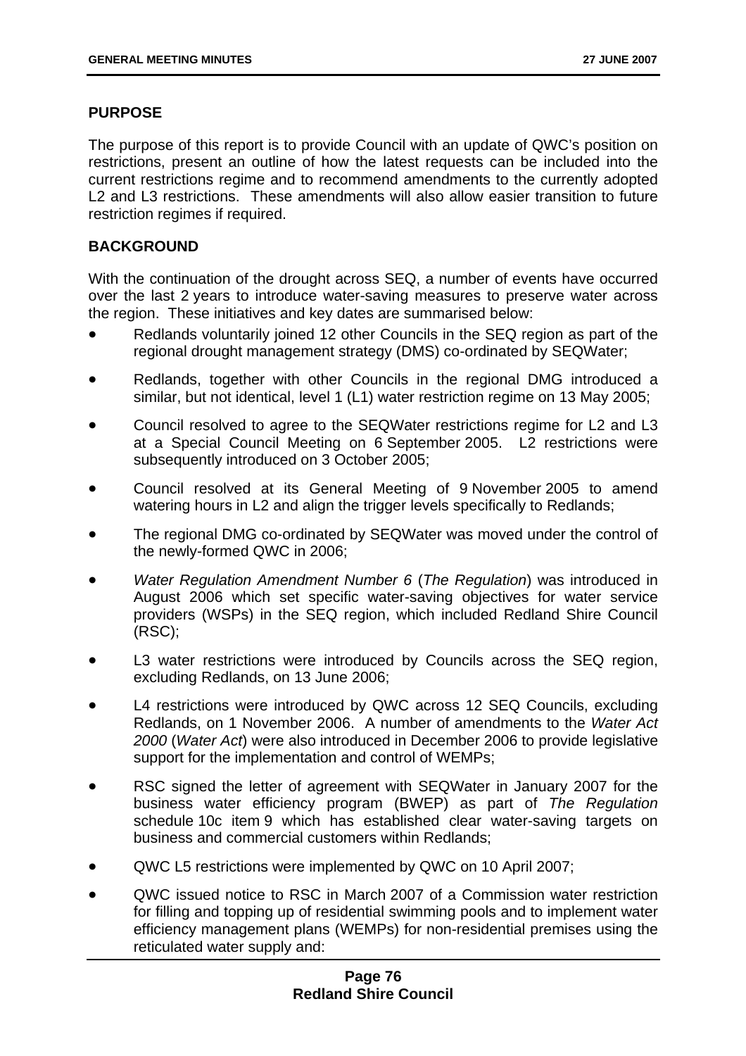## PURPOSE

The purpose of this report is to provide Council with an update of QWC's position on restrictions, present an outline of how the latest requests can be included into the current restrictions regime and to recommend amendments to the currently adopted L2 and L3 restrictions. These amendments will also allow easier transition to future restriction regimes if required.

## BACKGROUND

With the continuation of the drought across SEQ, a number of events have occurred over the last 2 years to introduce water-saving measures to preserve water across the region. These initiatives and key dates are summarised below:

- Redlands voluntarily joined 12 other Councils in the SEQ region as part of the regional drought management strategy (DMS) co-ordinated by SEQWater;
- Redlands, together with other Councils in the regional DMG introduced a similar, but not identical, level 1 (L1) water restriction regime on 13 May 2005;
- Council resolved to agree to the SEQWater restrictions regime for L2 and L3 at a Special Council Meeting on 6 September 2005. L2 restrictions were subsequently introduced on 3 October 2005;
- Council resolved at its General Meeting of 9 November 2005 to amend watering hours in L2 and align the trigger levels specifically to Redlands;
- The regional DMG co-ordinated by SEQWater was moved under the control of the newly-formed QWC in 2006;
- *Water Regulation Amendment Number 6* (*The Regulation*) was introduced in August 2006 which set specific water-saving objectives for water service providers (WSPs) in the SEQ region, which included Redland Shire Council (RSC);
- L3 water restrictions were introduced by Councils across the SEQ region, excluding Redlands, on 13 June 2006;
- L4 restrictions were introduced by QWC across 12 SEQ Councils, excluding Redlands, on 1 November 2006. A number of amendments to the *Water Act 2000* (*Water Act*) were also introduced in December 2006 to provide legislative support for the implementation and control of WEMPs;
- RSC signed the letter of agreement with SEQWater in January 2007 for the business water efficiency program (BWEP) as part of *The Regulation* schedule 10c item 9 which has established clear water-saving targets on business and commercial customers within Redlands;
- QWC L5 restrictions were implemented by QWC on 10 April 2007;
- QWC issued notice to RSC in March 2007 of a Commission water restriction for filling and topping up of residential swimming pools and to implement water efficiency management plans (WEMPs) for non-residential premises using the reticulated water supply and: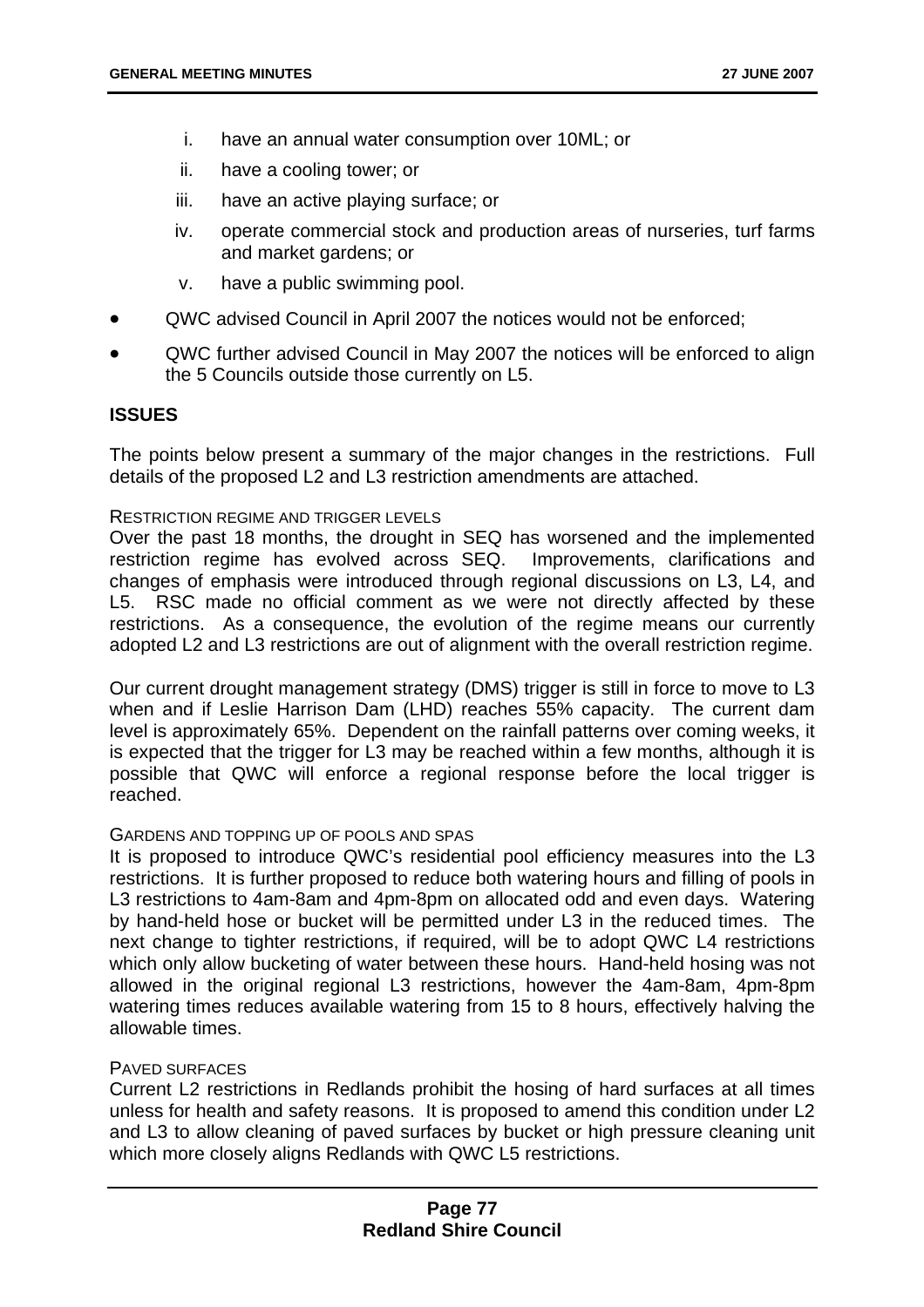i. have an annual water consumption over 10ML; or
ii. have a cooling tower; or
iii. have an active playing surface; or
iv. operate commercial stock and production areas of nurseries, turf farms and market gardens; or
v. have a public swimming pool.

- QWC advised Council in April 2007 the notices would not be enforced;
- QWC further advised Council in May 2007 the notices will be enforced to align the 5 Councils outside those currently on L5.

**ISSUES**

The points below present a summary of the major changes in the restrictions. Full details of the proposed L2 and L3 restriction amendments are attached.

RESTRICTION REGIME AND TRIGGER LEVELS

Over the past 18 months, the drought in SEQ has worsened and the implemented restriction regime has evolved across SEQ. Improvements, clarifications and changes of emphasis were introduced through regional discussions on L3, L4, and L5. RSC made no official comment as we were not directly affected by these restrictions. As a consequence, the evolution of the regime means our currently adopted L2 and L3 restrictions are out of alignment with the overall restriction regime.

Our current drought management strategy (DMS) trigger is still in force to move to L3 when and if Leslie Harrison Dam (LHD) reaches 55% capacity. The current dam level is approximately 65%. Dependent on the rainfall patterns over coming weeks, it is expected that the trigger for L3 may be reached within a few months, although it is possible that QWC will enforce a regional response before the local trigger is reached.

GARDENS AND TOPPING UP OF POOLS AND SPAS

It is proposed to introduce QWC's residential pool efficiency measures into the L3 restrictions. It is further proposed to reduce both watering hours and filling of pools in L3 restrictions to 4am-8am and 4pm-8pm on allocated odd and even days. Watering by hand-held hose or bucket will be permitted under L3 in the reduced times. The next change to tighter restrictions, if required, will be to adopt QWC L4 restrictions which only allow bucketing of water between these hours. Hand-held hosing was not allowed in the original regional L3 restrictions, however the 4am-8am, 4pm-8pm watering times reduces available watering from 15 to 8 hours, effectively halving the allowable times.

PAVED SURFACES

Current L2 restrictions in Redlands prohibit the hosing of hard surfaces at all times unless for health and safety reasons. It is proposed to amend this condition under L2 and L3 to allow cleaning of paved surfaces by bucket or high pressure cleaning unit which more closely aligns Redlands with QWC L5 restrictions.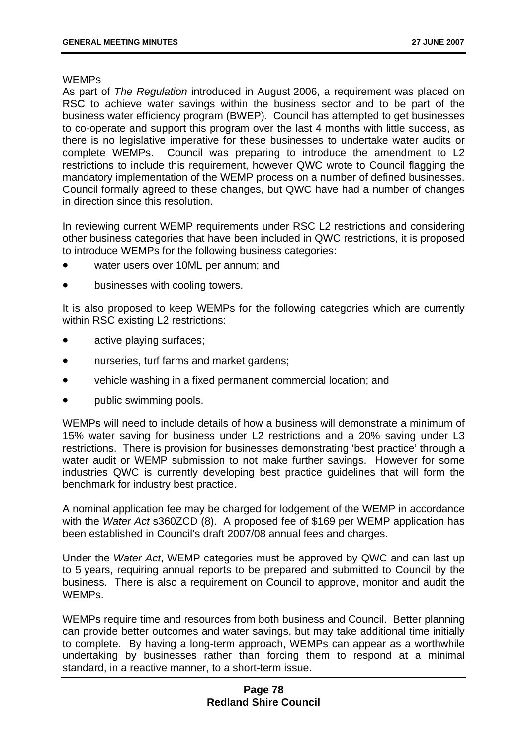WEMPs

As part of *The Regulation* introduced in August 2006, a requirement was placed on RSC to achieve water savings within the business sector and to be part of the business water efficiency program (BWEP). Council has attempted to get businesses to co-operate and support this program over the last 4 months with little success, as there is no legislative imperative for these businesses to undertake water audits or complete WEMPs. Council was preparing to introduce the amendment to L2 restrictions to include this requirement, however QWC wrote to Council flagging the mandatory implementation of the WEMP process on a number of defined businesses. Council formally agreed to these changes, but QWC have had a number of changes in direction since this resolution.

In reviewing current WEMP requirements under RSC L2 restrictions and considering other business categories that have been included in QWC restrictions, it is proposed to introduce WEMPs for the following business categories:

- water users over 10ML per annum; and
- businesses with cooling towers.

It is also proposed to keep WEMPs for the following categories which are currently within RSC existing L2 restrictions:

- active playing surfaces;
- nurseries, turf farms and market gardens;
- vehicle washing in a fixed permanent commercial location; and
- public swimming pools.

WEMPs will need to include details of how a business will demonstrate a minimum of 15% water saving for business under L2 restrictions and a 20% saving under L3 restrictions. There is provision for businesses demonstrating 'best practice' through a water audit or WEMP submission to not make further savings. However for some industries QWC is currently developing best practice guidelines that will form the benchmark for industry best practice.

A nominal application fee may be charged for lodgement of the WEMP in accordance with the *Water Act* s360ZCD (8). A proposed fee of $169 per WEMP application has been established in Council's draft 2007/08 annual fees and charges.

Under the *Water Act*, WEMP categories must be approved by QWC and can last up to 5 years, requiring annual reports to be prepared and submitted to Council by the business. There is also a requirement on Council to approve, monitor and audit the WEMPs.

WEMPs require time and resources from both business and Council. Better planning can provide better outcomes and water savings, but may take additional time initially to complete. By having a long-term approach, WEMPs can appear as a worthwhile undertaking by businesses rather than forcing them to respond at a minimal standard, in a reactive manner, to a short-term issue.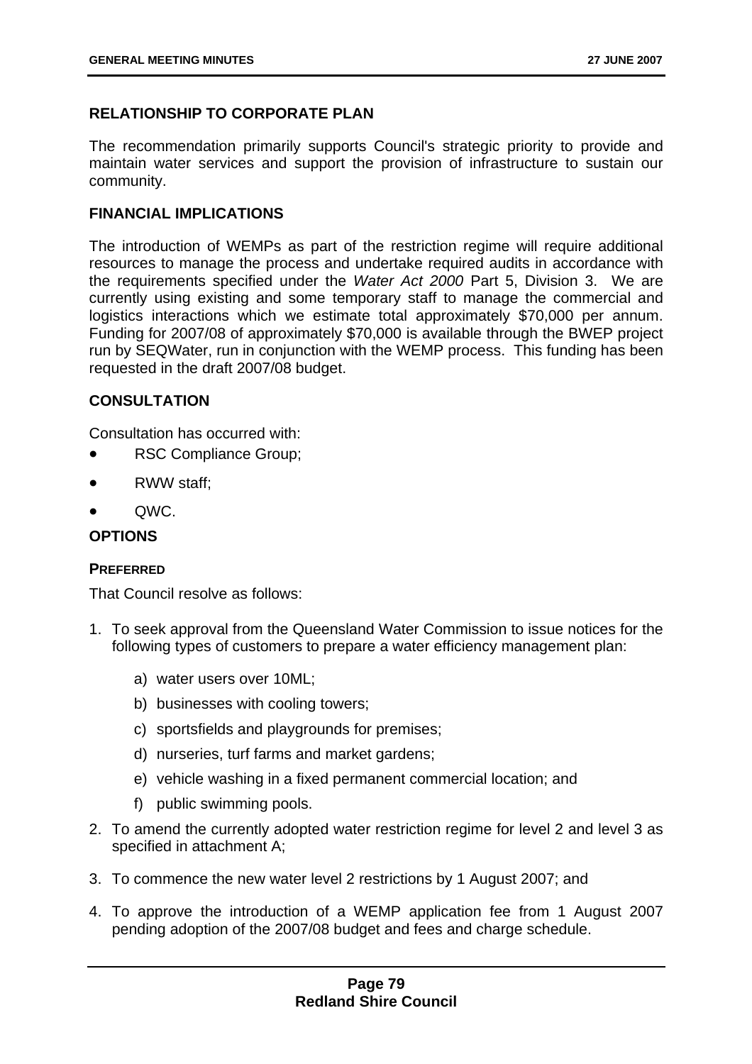## RELATIONSHIP TO CORPORATE PLAN

The recommendation primarily supports Council's strategic priority to provide and maintain water services and support the provision of infrastructure to sustain our community.

## FINANCIAL IMPLICATIONS

The introduction of WEMPs as part of the restriction regime will require additional resources to manage the process and undertake required audits in accordance with the requirements specified under the *Water Act 2000* Part 5, Division 3. We are currently using existing and some temporary staff to manage the commercial and logistics interactions which we estimate total approximately $70,000 per annum. Funding for 2007/08 of approximately $70,000 is available through the BWEP project run by SEQWater, run in conjunction with the WEMP process. This funding has been requested in the draft 2007/08 budget.

## CONSULTATION

Consultation has occurred with:

- RSC Compliance Group;
- RWW staff;
- QWC.

## OPTIONS

### PREFERRED

That Council resolve as follows:

1. To seek approval from the Queensland Water Commission to issue notices for the following types of customers to prepare a water efficiency management plan:
   a) water users over 10ML;
   b) businesses with cooling towers;
   c) sportsfields and playgrounds for premises;
   d) nurseries, turf farms and market gardens;
   e) vehicle washing in a fixed permanent commercial location; and
   f) public swimming pools.
2. To amend the currently adopted water restriction regime for level 2 and level 3 as specified in attachment A;
3. To commence the new water level 2 restrictions by 1 August 2007; and
4. To approve the introduction of a WEMP application fee from 1 August 2007 pending adoption of the 2007/08 budget and fees and charge schedule.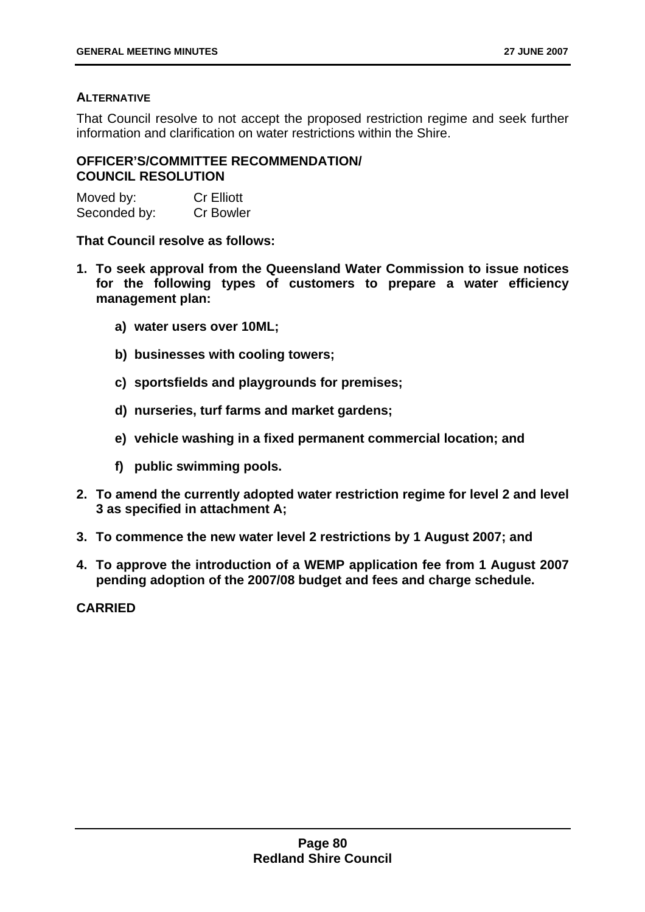#### ALTERNATIVE

That Council resolve to not accept the proposed restriction regime and seek further information and clarification on water restrictions within the Shire.

#### OFFICER'S/COMMITTEE RECOMMENDATION/ COUNCIL RESOLUTION

Moved by: Cr Elliott
Seconded by: Cr Bowler

**That Council resolve as follows:**

1. **To seek approval from the Queensland Water Commission to issue notices for the following types of customers to prepare a water efficiency management plan:**
    a) **water users over 10ML;**
    b) **businesses with cooling towers;**
    c) **sportsfields and playgrounds for premises;**
    d) **nurseries, turf farms and market gardens;**
    e) **vehicle washing in a fixed permanent commercial location; and**
    f) **public swimming pools.**
2. **To amend the currently adopted water restriction regime for level 2 and level 3 as specified in attachment A;**
3. **To commence the new water level 2 restrictions by 1 August 2007; and**
4. **To approve the introduction of a WEMP application fee from 1 August 2007 pending adoption of the 2007/08 budget and fees and charge schedule.**

**CARRIED**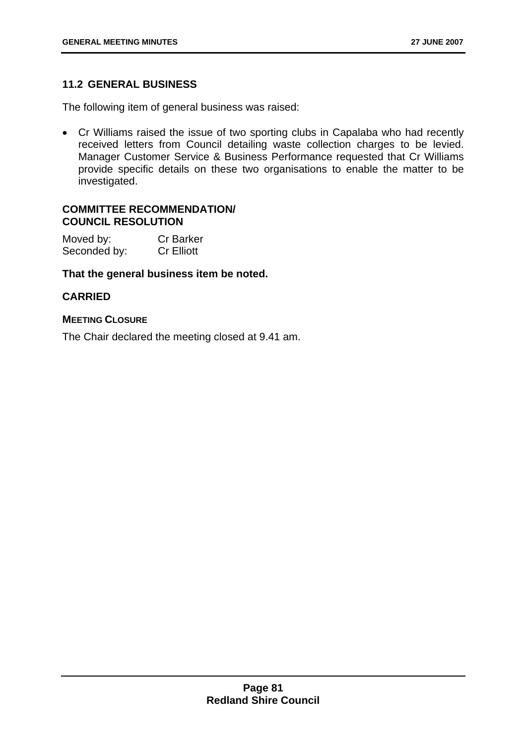## 11.2 GENERAL BUSINESS

The following item of general business was raised:

- Cr Williams raised the issue of two sporting clubs in Capalaba who had recently received letters from Council detailing waste collection charges to be levied. Manager Customer Service & Business Performance requested that Cr Williams provide specific details on these two organisations to enable the matter to be investigated.

**COMMITTEE RECOMMENDATION/ COUNCIL RESOLUTION**

Moved by: Cr Barker
Seconded by: Cr Elliott

**That the general business item be noted.**

**CARRIED**

**MEETING CLOSURE**

The Chair declared the meeting closed at 9.41 am.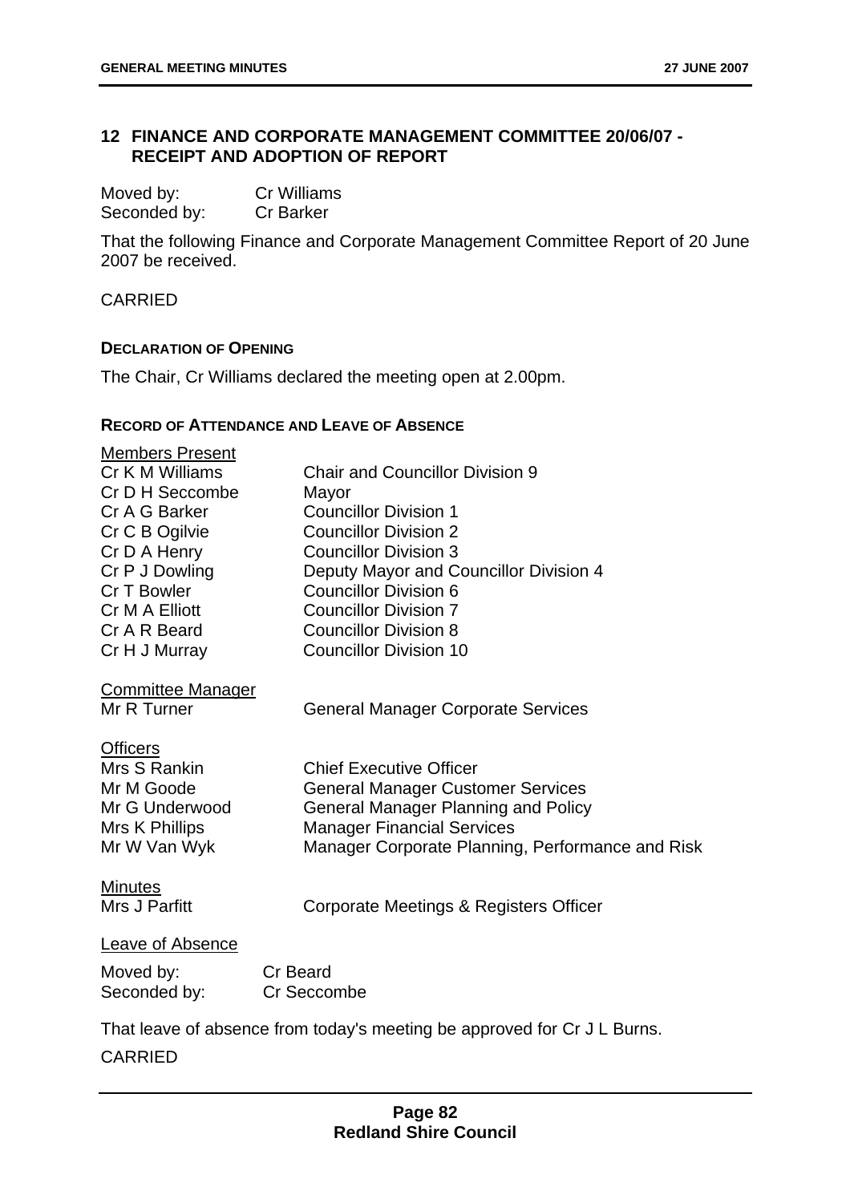## 12 FINANCE AND CORPORATE MANAGEMENT COMMITTEE 20/06/07 - RECEIPT AND ADOPTION OF REPORT

Moved by: Cr Williams
Seconded by: Cr Barker

That the following Finance and Corporate Management Committee Report of 20 June 2007 be received.

CARRIED

**DECLARATION OF OPENING**

The Chair, Cr Williams declared the meeting open at 2.00pm.

**RECORD OF ATTENDANCE AND LEAVE OF ABSENCE**

Members Present

| | |
|---|---|
| Cr K M Williams | Chair and Councillor Division 9 |
| Cr D H Seccombe | Mayor |
| Cr A G Barker | Councillor Division 1 |
| Cr C B Ogilvie | Councillor Division 2 |
| Cr D A Henry | Councillor Division 3 |
| Cr P J Dowling | Deputy Mayor and Councillor Division 4 |
| Cr T Bowler | Councillor Division 6 |
| Cr M A Elliott | Councillor Division 7 |
| Cr A R Beard | Councillor Division 8 |
| Cr H J Murray | Councillor Division 10 |

Committee Manager

| | |
|---|---|
| Mr R Turner | General Manager Corporate Services |

Officers

| | |
|---|---|
| Mrs S Rankin | Chief Executive Officer |
| Mr M Goode | General Manager Customer Services |
| Mr G Underwood | General Manager Planning and Policy |
| Mrs K Phillips | Manager Financial Services |
| Mr W Van Wyk | Manager Corporate Planning, Performance and Risk |

Minutes

| | |
|---|---|
| Mrs J Parfitt | Corporate Meetings & Registers Officer |

Leave of Absence

Moved by: Cr Beard
Seconded by: Cr Seccombe

That leave of absence from today's meeting be approved for Cr J L Burns.

CARRIED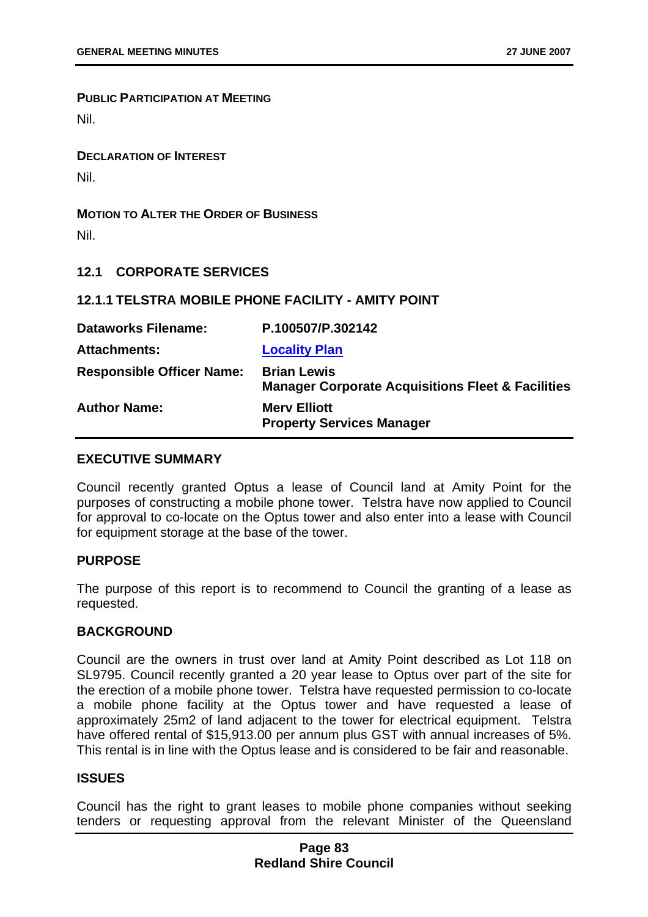**PUBLIC PARTICIPATION AT MEETING**

Nil.

**DECLARATION OF INTEREST**

Nil.

**MOTION TO ALTER THE ORDER OF BUSINESS**

Nil.

## 12.1 CORPORATE SERVICES

### 12.1.1 TELSTRA MOBILE PHONE FACILITY - AMITY POINT

| | |
|---|---|
| **Dataworks Filename:** | **P.100507/P.302142** |
| **Attachments:** | **Locality Plan** |
| **Responsible Officer Name:** | **Brian Lewis**<br>**Manager Corporate Acquisitions Fleet & Facilities** |
| **Author Name:** | **Merv Elliott**<br>**Property Services Manager** |

**EXECUTIVE SUMMARY**

Council recently granted Optus a lease of Council land at Amity Point for the purposes of constructing a mobile phone tower. Telstra have now applied to Council for approval to co-locate on the Optus tower and also enter into a lease with Council for equipment storage at the base of the tower.

**PURPOSE**

The purpose of this report is to recommend to Council the granting of a lease as requested.

**BACKGROUND**

Council are the owners in trust over land at Amity Point described as Lot 118 on SL9795. Council recently granted a 20 year lease to Optus over part of the site for the erection of a mobile phone tower. Telstra have requested permission to co-locate a mobile phone facility at the Optus tower and have requested a lease of approximately 25m2 of land adjacent to the tower for electrical equipment. Telstra have offered rental of $15,913.00 per annum plus GST with annual increases of 5%. This rental is in line with the Optus lease and is considered to be fair and reasonable.

**ISSUES**

Council has the right to grant leases to mobile phone companies without seeking tenders or requesting approval from the relevant Minister of the Queensland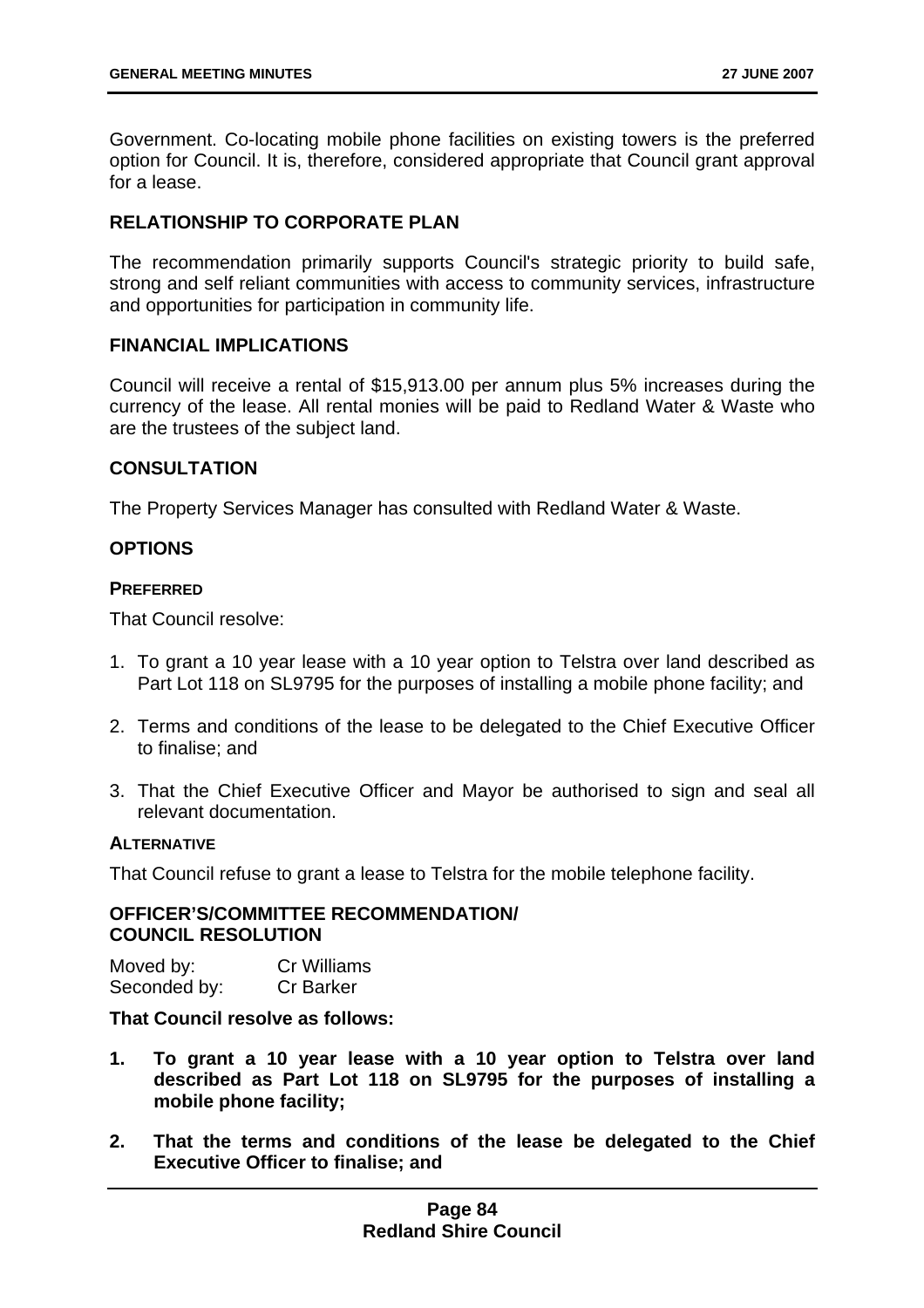Government. Co-locating mobile phone facilities on existing towers is the preferred option for Council. It is, therefore, considered appropriate that Council grant approval for a lease.

## RELATIONSHIP TO CORPORATE PLAN

The recommendation primarily supports Council's strategic priority to build safe, strong and self reliant communities with access to community services, infrastructure and opportunities for participation in community life.

## FINANCIAL IMPLICATIONS

Council will receive a rental of $15,913.00 per annum plus 5% increases during the currency of the lease. All rental monies will be paid to Redland Water & Waste who are the trustees of the subject land.

## CONSULTATION

The Property Services Manager has consulted with Redland Water & Waste.

## OPTIONS

### PREFERRED

That Council resolve:

1. To grant a 10 year lease with a 10 year option to Telstra over land described as Part Lot 118 on SL9795 for the purposes of installing a mobile phone facility; and

2. Terms and conditions of the lease to be delegated to the Chief Executive Officer to finalise; and

3. That the Chief Executive Officer and Mayor be authorised to sign and seal all relevant documentation.

### ALTERNATIVE

That Council refuse to grant a lease to Telstra for the mobile telephone facility.

## OFFICER'S/COMMITTEE RECOMMENDATION/ COUNCIL RESOLUTION

Moved by: Cr Williams
Seconded by: Cr Barker

**That Council resolve as follows:**

1. **To grant a 10 year lease with a 10 year option to Telstra over land described as Part Lot 118 on SL9795 for the purposes of installing a mobile phone facility;**

2. **That the terms and conditions of the lease be delegated to the Chief Executive Officer to finalise; and**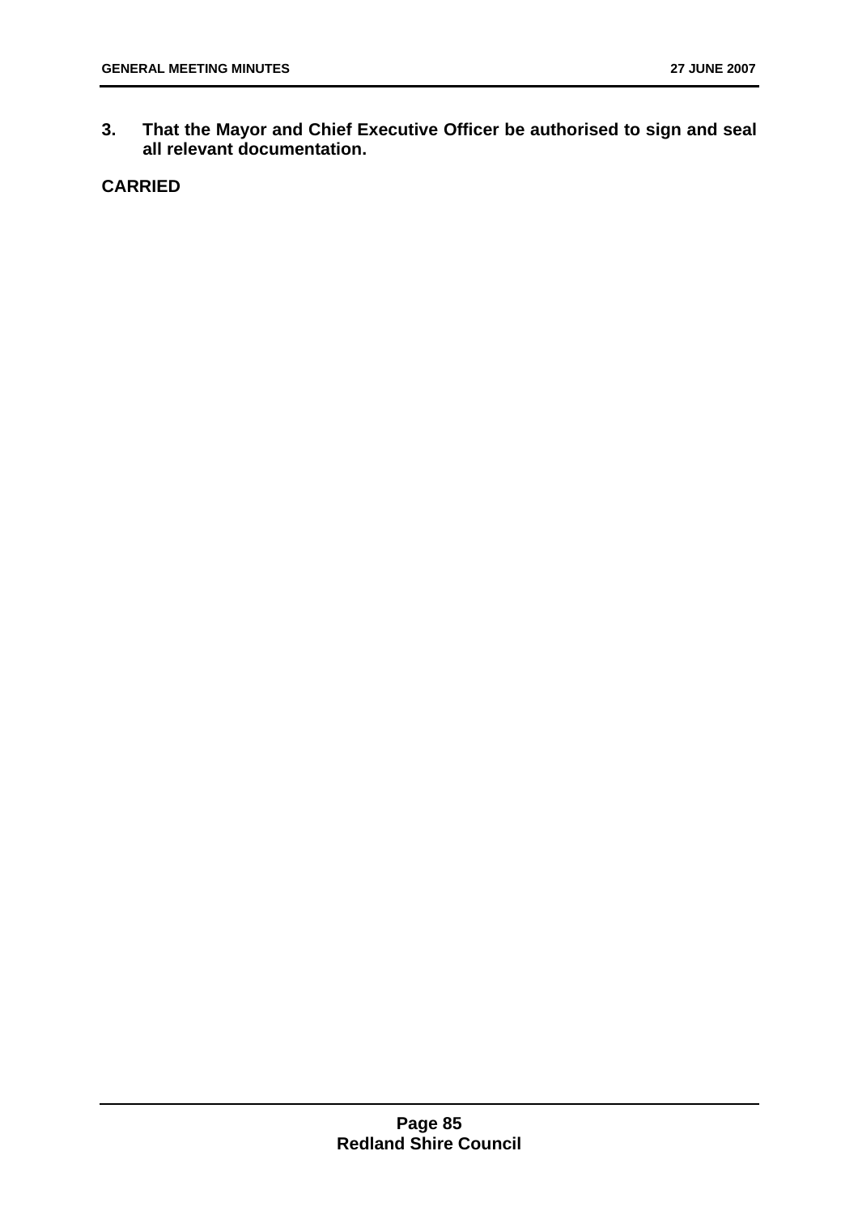**3. That the Mayor and Chief Executive Officer be authorised to sign and seal all relevant documentation.**

**CARRIED**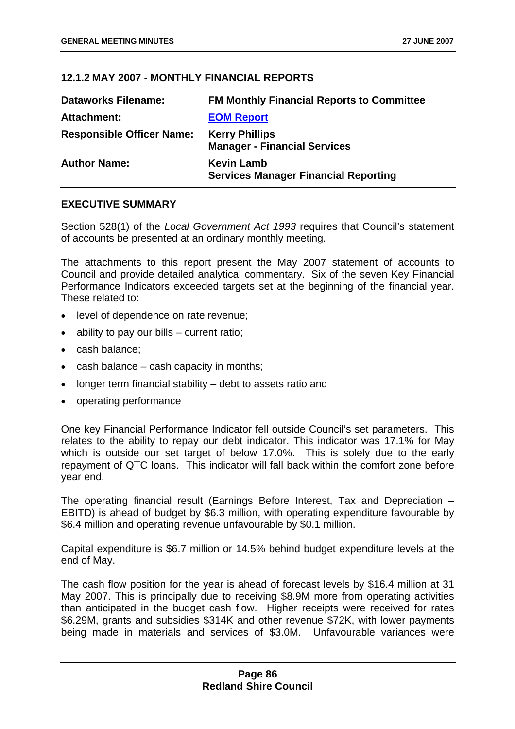### 12.1.2 MAY 2007 - MONTHLY FINANCIAL REPORTS

| | |
|---|---|
| **Dataworks Filename:** | **FM Monthly Financial Reports to Committee** |
| **Attachment:** | **EOM Report** |
| **Responsible Officer Name:** | **Kerry Phillips**<br>**Manager - Financial Services** |
| **Author Name:** | **Kevin Lamb**<br>**Services Manager Financial Reporting** |

#### EXECUTIVE SUMMARY

Section 528(1) of the *Local Government Act 1993* requires that Council's statement of accounts be presented at an ordinary monthly meeting.

The attachments to this report present the May 2007 statement of accounts to Council and provide detailed analytical commentary. Six of the seven Key Financial Performance Indicators exceeded targets set at the beginning of the financial year. These related to:

- level of dependence on rate revenue;
- ability to pay our bills – current ratio;
- cash balance;
- cash balance – cash capacity in months;
- longer term financial stability – debt to assets ratio and
- operating performance

One key Financial Performance Indicator fell outside Council's set parameters. This relates to the ability to repay our debt indicator. This indicator was 17.1% for May which is outside our set target of below 17.0%. This is solely due to the early repayment of QTC loans. This indicator will fall back within the comfort zone before year end.

The operating financial result (Earnings Before Interest, Tax and Depreciation – EBITD) is ahead of budget by $6.3 million, with operating expenditure favourable by $6.4 million and operating revenue unfavourable by $0.1 million.

Capital expenditure is $6.7 million or 14.5% behind budget expenditure levels at the end of May.

The cash flow position for the year is ahead of forecast levels by $16.4 million at 31 May 2007. This is principally due to receiving $8.9M more from operating activities than anticipated in the budget cash flow. Higher receipts were received for rates $6.29M, grants and subsidies $314K and other revenue $72K, with lower payments being made in materials and services of $3.0M. Unfavourable variances were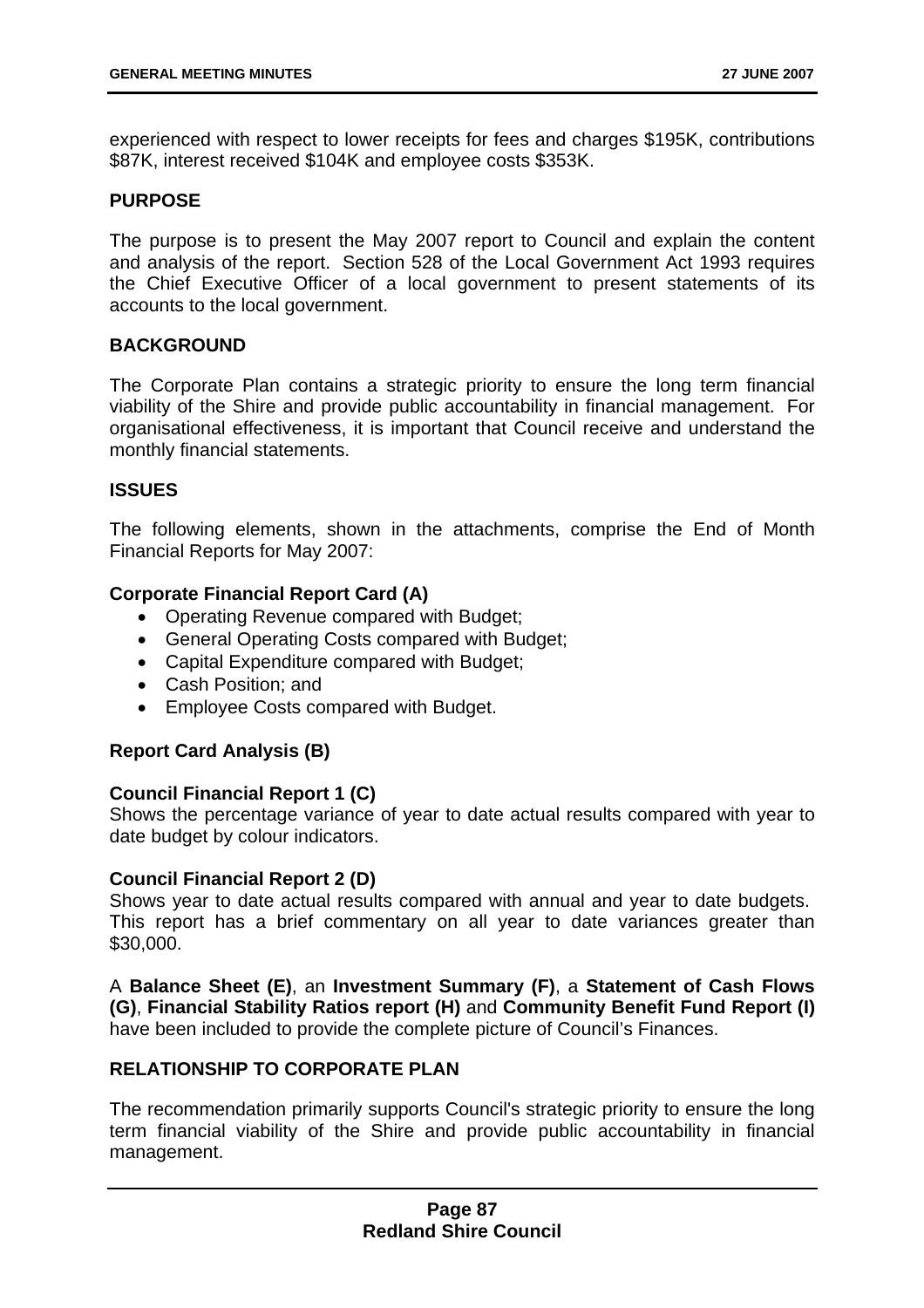experienced with respect to lower receipts for fees and charges $195K, contributions $87K, interest received $104K and employee costs $353K.

**PURPOSE**

The purpose is to present the May 2007 report to Council and explain the content and analysis of the report. Section 528 of the Local Government Act 1993 requires the Chief Executive Officer of a local government to present statements of its accounts to the local government.

**BACKGROUND**

The Corporate Plan contains a strategic priority to ensure the long term financial viability of the Shire and provide public accountability in financial management. For organisational effectiveness, it is important that Council receive and understand the monthly financial statements.

**ISSUES**

The following elements, shown in the attachments, comprise the End of Month Financial Reports for May 2007:

**Corporate Financial Report Card (A)**

- Operating Revenue compared with Budget;
- General Operating Costs compared with Budget;
- Capital Expenditure compared with Budget;
- Cash Position; and
- Employee Costs compared with Budget.

**Report Card Analysis (B)**

**Council Financial Report 1 (C)**
Shows the percentage variance of year to date actual results compared with year to date budget by colour indicators.

**Council Financial Report 2 (D)**
Shows year to date actual results compared with annual and year to date budgets. This report has a brief commentary on all year to date variances greater than $30,000.

A **Balance Sheet (E)**, an **Investment Summary (F)**, a **Statement of Cash Flows (G)**, **Financial Stability Ratios report (H)** and **Community Benefit Fund Report (I)** have been included to provide the complete picture of Council's Finances.

**RELATIONSHIP TO CORPORATE PLAN**

The recommendation primarily supports Council's strategic priority to ensure the long term financial viability of the Shire and provide public accountability in financial management.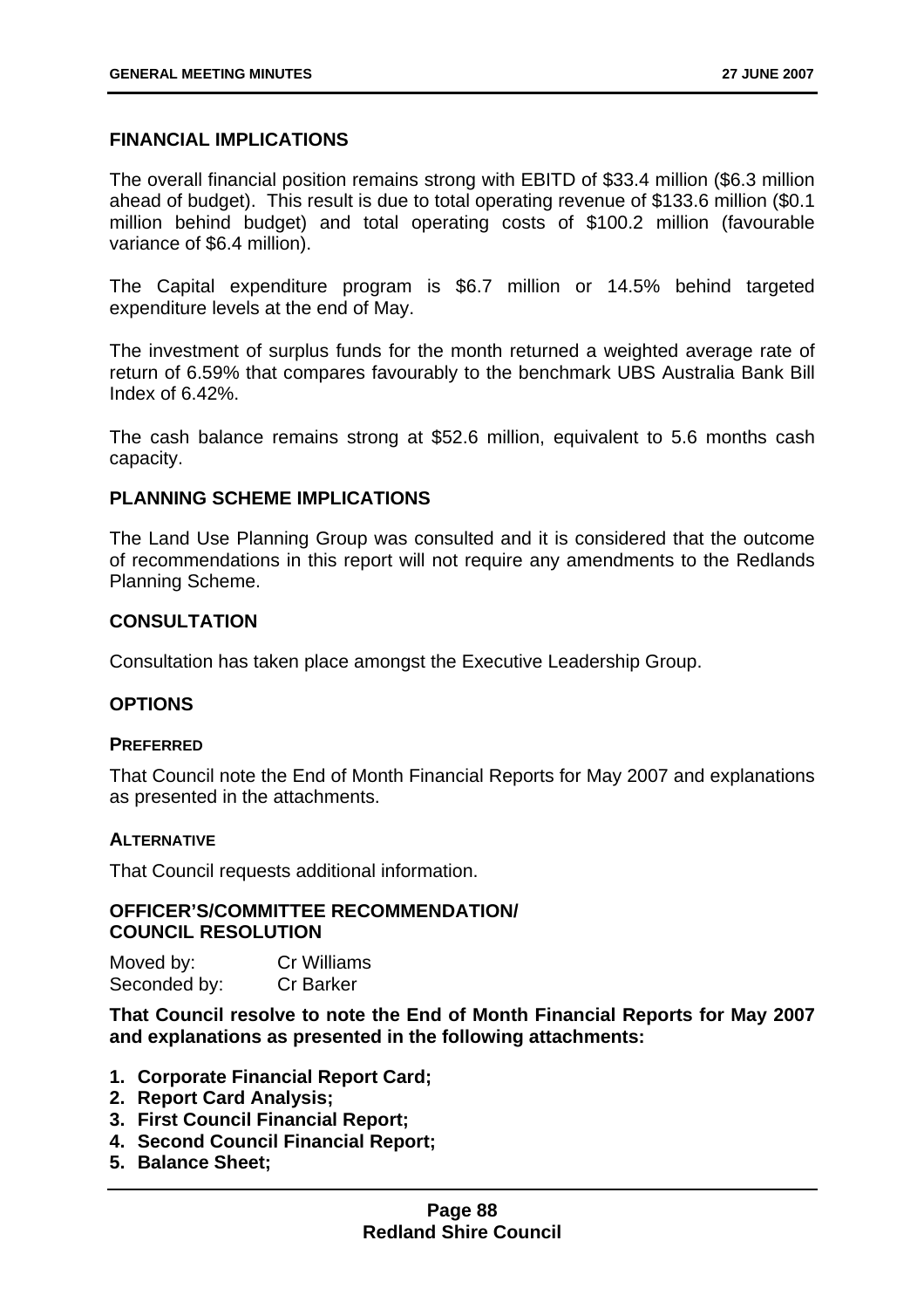## FINANCIAL IMPLICATIONS

The overall financial position remains strong with EBITD of $33.4 million ($6.3 million ahead of budget). This result is due to total operating revenue of $133.6 million ($0.1 million behind budget) and total operating costs of $100.2 million (favourable variance of $6.4 million).

The Capital expenditure program is $6.7 million or 14.5% behind targeted expenditure levels at the end of May.

The investment of surplus funds for the month returned a weighted average rate of return of 6.59% that compares favourably to the benchmark UBS Australia Bank Bill Index of 6.42%.

The cash balance remains strong at $52.6 million, equivalent to 5.6 months cash capacity.

## PLANNING SCHEME IMPLICATIONS

The Land Use Planning Group was consulted and it is considered that the outcome of recommendations in this report will not require any amendments to the Redlands Planning Scheme.

## CONSULTATION

Consultation has taken place amongst the Executive Leadership Group.

## OPTIONS

### PREFERRED

That Council note the End of Month Financial Reports for May 2007 and explanations as presented in the attachments.

### ALTERNATIVE

That Council requests additional information.

## OFFICER'S/COMMITTEE RECOMMENDATION/ COUNCIL RESOLUTION

Moved by: Cr Williams
Seconded by: Cr Barker

**That Council resolve to note the End of Month Financial Reports for May 2007 and explanations as presented in the following attachments:**

1. **Corporate Financial Report Card;**
2. **Report Card Analysis;**
3. **First Council Financial Report;**
4. **Second Council Financial Report;**
5. **Balance Sheet;**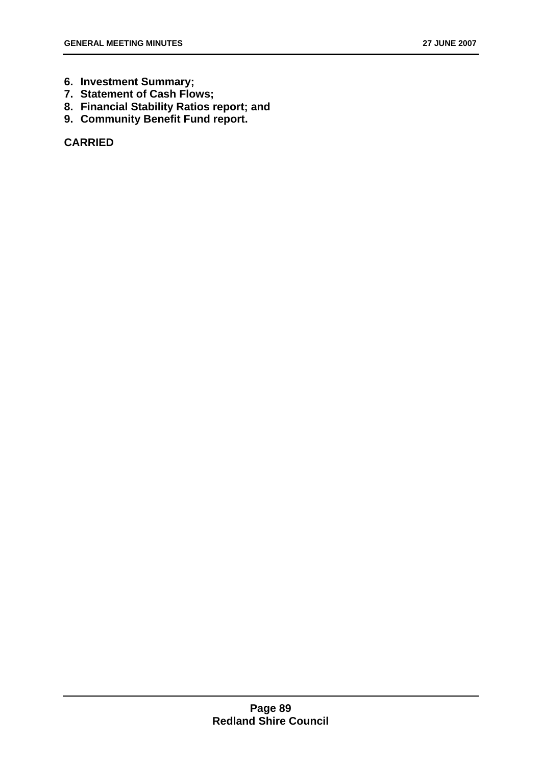6. **Investment Summary;**
7. **Statement of Cash Flows;**
8. **Financial Stability Ratios report; and**
9. **Community Benefit Fund report.**

**CARRIED**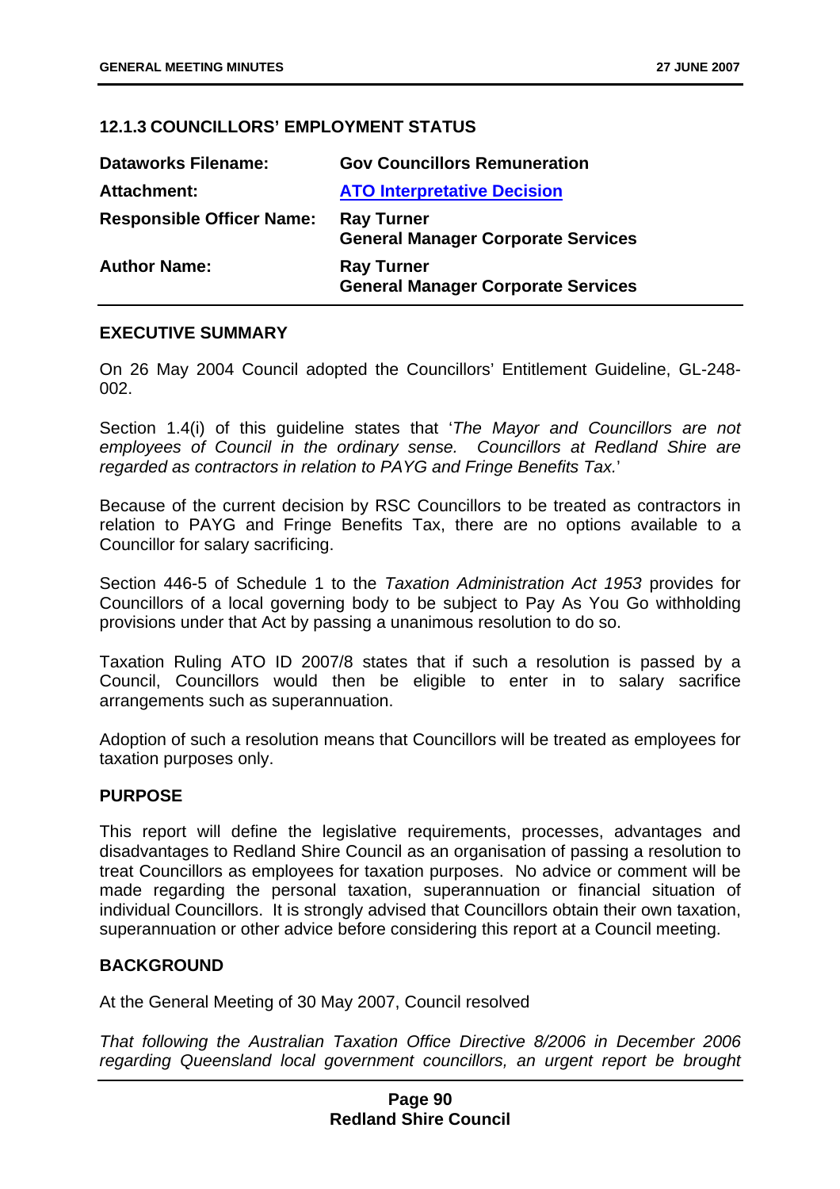## 12.1.3 COUNCILLORS' EMPLOYMENT STATUS

| | |
|---|---|
| **Dataworks Filename:** | **Gov Councillors Remuneration** |
| **Attachment:** | **ATO Interpretative Decision** |
| **Responsible Officer Name:** | **Ray Turner**<br>**General Manager Corporate Services** |
| **Author Name:** | **Ray Turner**<br>**General Manager Corporate Services** |

### EXECUTIVE SUMMARY

On 26 May 2004 Council adopted the Councillors' Entitlement Guideline, GL-248-002.

Section 1.4(i) of this guideline states that '*The Mayor and Councillors are not employees of Council in the ordinary sense. Councillors at Redland Shire are regarded as contractors in relation to PAYG and Fringe Benefits Tax.*'

Because of the current decision by RSC Councillors to be treated as contractors in relation to PAYG and Fringe Benefits Tax, there are no options available to a Councillor for salary sacrificing.

Section 446-5 of Schedule 1 to the *Taxation Administration Act 1953* provides for Councillors of a local governing body to be subject to Pay As You Go withholding provisions under that Act by passing a unanimous resolution to do so.

Taxation Ruling ATO ID 2007/8 states that if such a resolution is passed by a Council, Councillors would then be eligible to enter in to salary sacrifice arrangements such as superannuation.

Adoption of such a resolution means that Councillors will be treated as employees for taxation purposes only.

### PURPOSE

This report will define the legislative requirements, processes, advantages and disadvantages to Redland Shire Council as an organisation of passing a resolution to treat Councillors as employees for taxation purposes. No advice or comment will be made regarding the personal taxation, superannuation or financial situation of individual Councillors. It is strongly advised that Councillors obtain their own taxation, superannuation or other advice before considering this report at a Council meeting.

### BACKGROUND

At the General Meeting of 30 May 2007, Council resolved

*That following the Australian Taxation Office Directive 8/2006 in December 2006 regarding Queensland local government councillors, an urgent report be brought*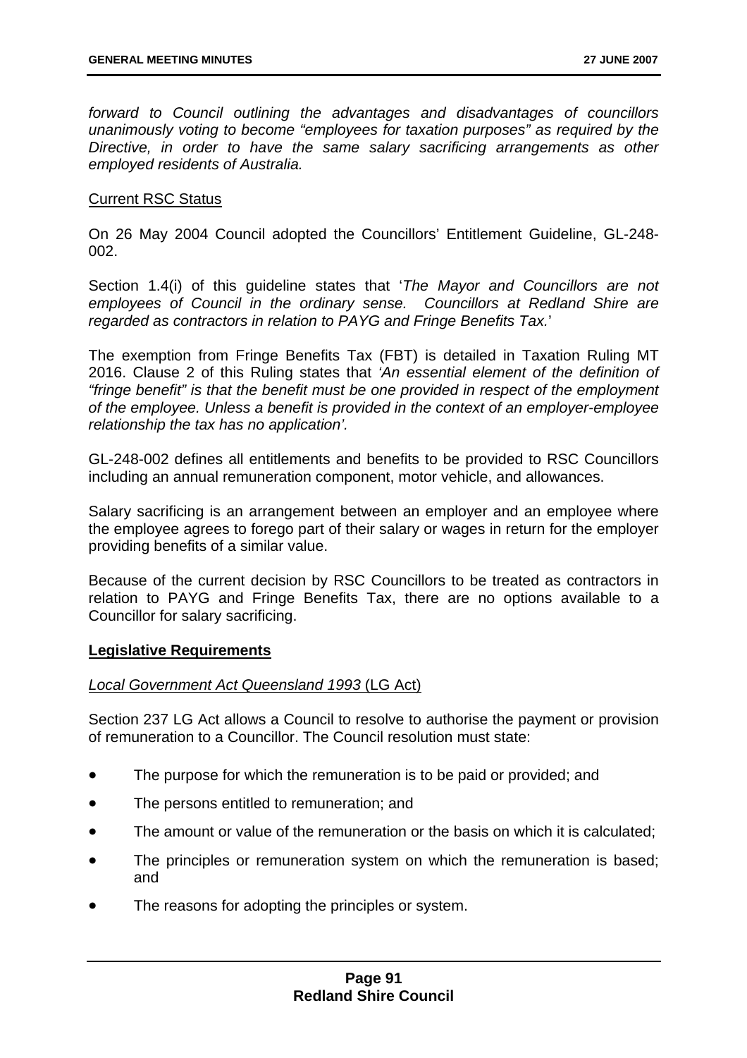*forward to Council outlining the advantages and disadvantages of councillors unanimously voting to become "employees for taxation purposes" as required by the Directive, in order to have the same salary sacrificing arrangements as other employed residents of Australia.*

Current RSC Status

On 26 May 2004 Council adopted the Councillors' Entitlement Guideline, GL-248-002.

Section 1.4(i) of this guideline states that '*The Mayor and Councillors are not employees of Council in the ordinary sense. Councillors at Redland Shire are regarded as contractors in relation to PAYG and Fringe Benefits Tax.*'

The exemption from Fringe Benefits Tax (FBT) is detailed in Taxation Ruling MT 2016. Clause 2 of this Ruling states that *'An essential element of the definition of "fringe benefit" is that the benefit must be one provided in respect of the employment of the employee. Unless a benefit is provided in the context of an employer-employee relationship the tax has no application'.*

GL-248-002 defines all entitlements and benefits to be provided to RSC Councillors including an annual remuneration component, motor vehicle, and allowances.

Salary sacrificing is an arrangement between an employer and an employee where the employee agrees to forego part of their salary or wages in return for the employer providing benefits of a similar value.

Because of the current decision by RSC Councillors to be treated as contractors in relation to PAYG and Fringe Benefits Tax, there are no options available to a Councillor for salary sacrificing.

**Legislative Requirements**

*Local Government Act Queensland 1993* (LG Act)

Section 237 LG Act allows a Council to resolve to authorise the payment or provision of remuneration to a Councillor. The Council resolution must state:

- The purpose for which the remuneration is to be paid or provided; and
- The persons entitled to remuneration; and
- The amount or value of the remuneration or the basis on which it is calculated;
- The principles or remuneration system on which the remuneration is based; and
- The reasons for adopting the principles or system.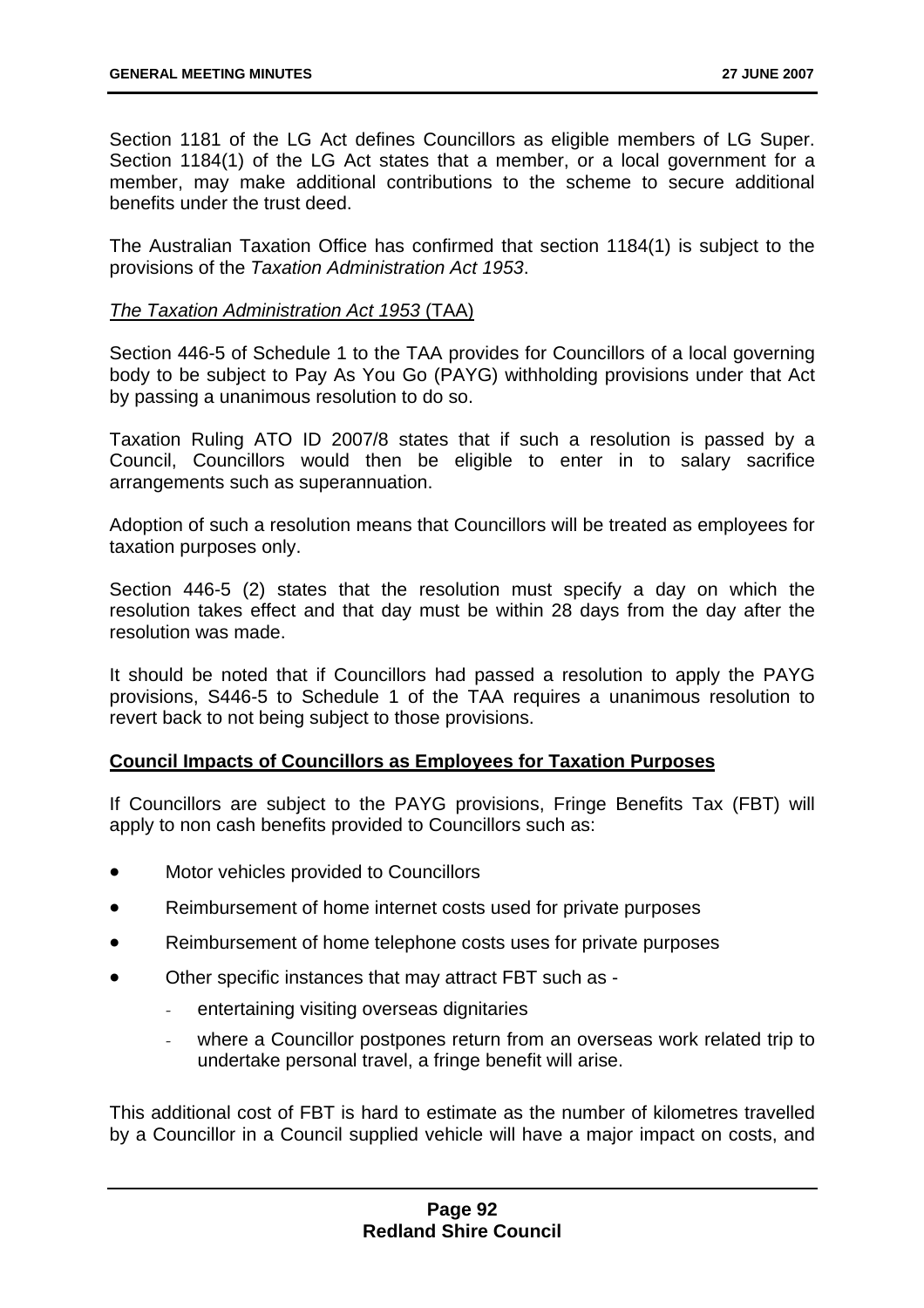Section 1181 of the LG Act defines Councillors as eligible members of LG Super. Section 1184(1) of the LG Act states that a member, or a local government for a member, may make additional contributions to the scheme to secure additional benefits under the trust deed.

The Australian Taxation Office has confirmed that section 1184(1) is subject to the provisions of the *Taxation Administration Act 1953*.

*The Taxation Administration Act 1953* (TAA)

Section 446-5 of Schedule 1 to the TAA provides for Councillors of a local governing body to be subject to Pay As You Go (PAYG) withholding provisions under that Act by passing a unanimous resolution to do so.

Taxation Ruling ATO ID 2007/8 states that if such a resolution is passed by a Council, Councillors would then be eligible to enter in to salary sacrifice arrangements such as superannuation.

Adoption of such a resolution means that Councillors will be treated as employees for taxation purposes only.

Section 446-5 (2) states that the resolution must specify a day on which the resolution takes effect and that day must be within 28 days from the day after the resolution was made.

It should be noted that if Councillors had passed a resolution to apply the PAYG provisions, S446-5 to Schedule 1 of the TAA requires a unanimous resolution to revert back to not being subject to those provisions.

**Council Impacts of Councillors as Employees for Taxation Purposes**

If Councillors are subject to the PAYG provisions, Fringe Benefits Tax (FBT) will apply to non cash benefits provided to Councillors such as:

- Motor vehicles provided to Councillors
- Reimbursement of home internet costs used for private purposes
- Reimbursement of home telephone costs uses for private purposes
- Other specific instances that may attract FBT such as -
  - entertaining visiting overseas dignitaries
  - where a Councillor postpones return from an overseas work related trip to undertake personal travel, a fringe benefit will arise.

This additional cost of FBT is hard to estimate as the number of kilometres travelled by a Councillor in a Council supplied vehicle will have a major impact on costs, and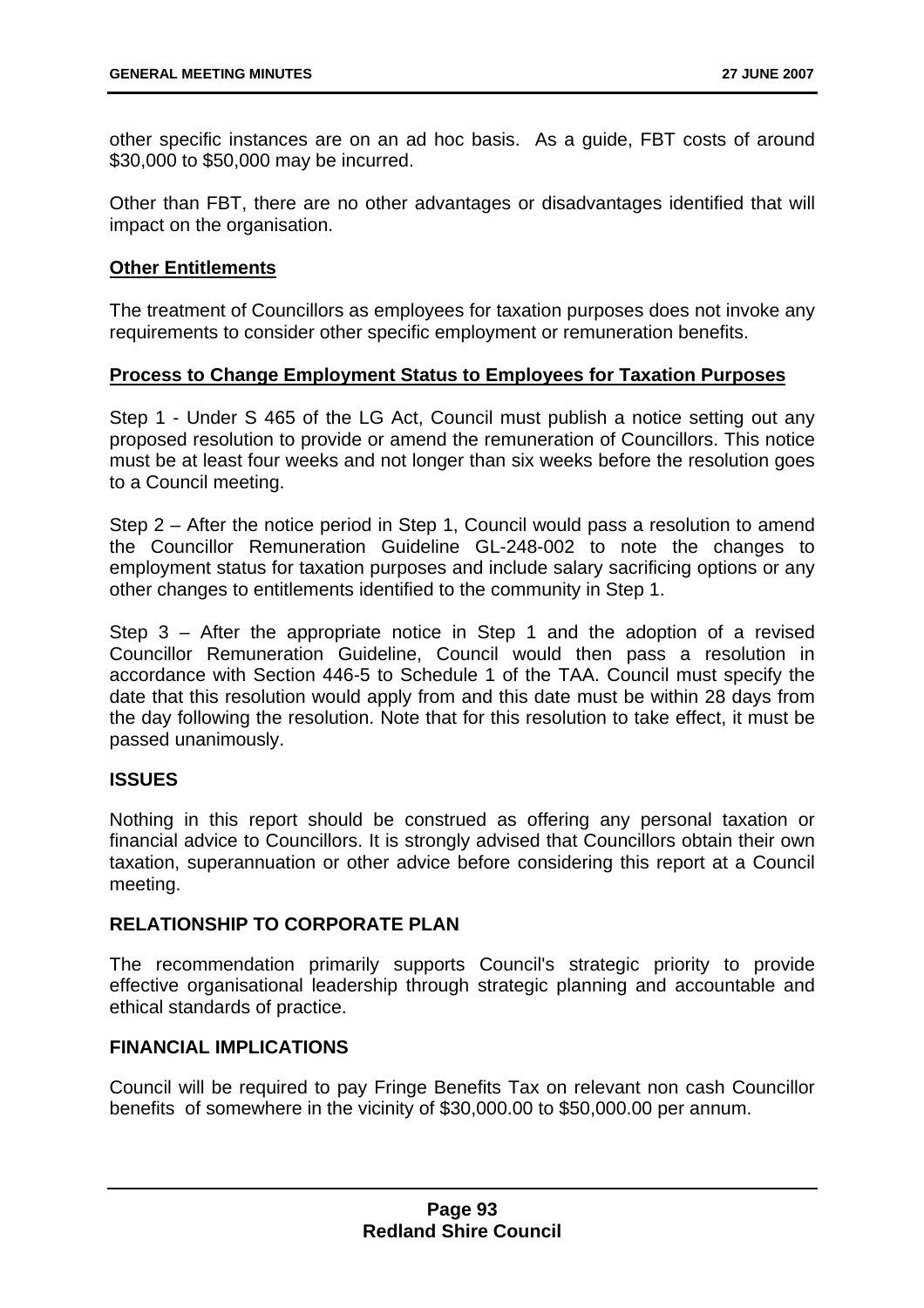other specific instances are on an ad hoc basis. As a guide, FBT costs of around $30,000 to $50,000 may be incurred.

Other than FBT, there are no other advantages or disadvantages identified that will impact on the organisation.

**Other Entitlements**

The treatment of Councillors as employees for taxation purposes does not invoke any requirements to consider other specific employment or remuneration benefits.

**Process to Change Employment Status to Employees for Taxation Purposes**

Step 1 - Under S 465 of the LG Act, Council must publish a notice setting out any proposed resolution to provide or amend the remuneration of Councillors. This notice must be at least four weeks and not longer than six weeks before the resolution goes to a Council meeting.

Step 2 – After the notice period in Step 1, Council would pass a resolution to amend the Councillor Remuneration Guideline GL-248-002 to note the changes to employment status for taxation purposes and include salary sacrificing options or any other changes to entitlements identified to the community in Step 1.

Step 3 – After the appropriate notice in Step 1 and the adoption of a revised Councillor Remuneration Guideline, Council would then pass a resolution in accordance with Section 446-5 to Schedule 1 of the TAA. Council must specify the date that this resolution would apply from and this date must be within 28 days from the day following the resolution. Note that for this resolution to take effect, it must be passed unanimously.

## ISSUES

Nothing in this report should be construed as offering any personal taxation or financial advice to Councillors. It is strongly advised that Councillors obtain their own taxation, superannuation or other advice before considering this report at a Council meeting.

## RELATIONSHIP TO CORPORATE PLAN

The recommendation primarily supports Council's strategic priority to provide effective organisational leadership through strategic planning and accountable and ethical standards of practice.

## FINANCIAL IMPLICATIONS

Council will be required to pay Fringe Benefits Tax on relevant non cash Councillor benefits of somewhere in the vicinity of $30,000.00 to $50,000.00 per annum.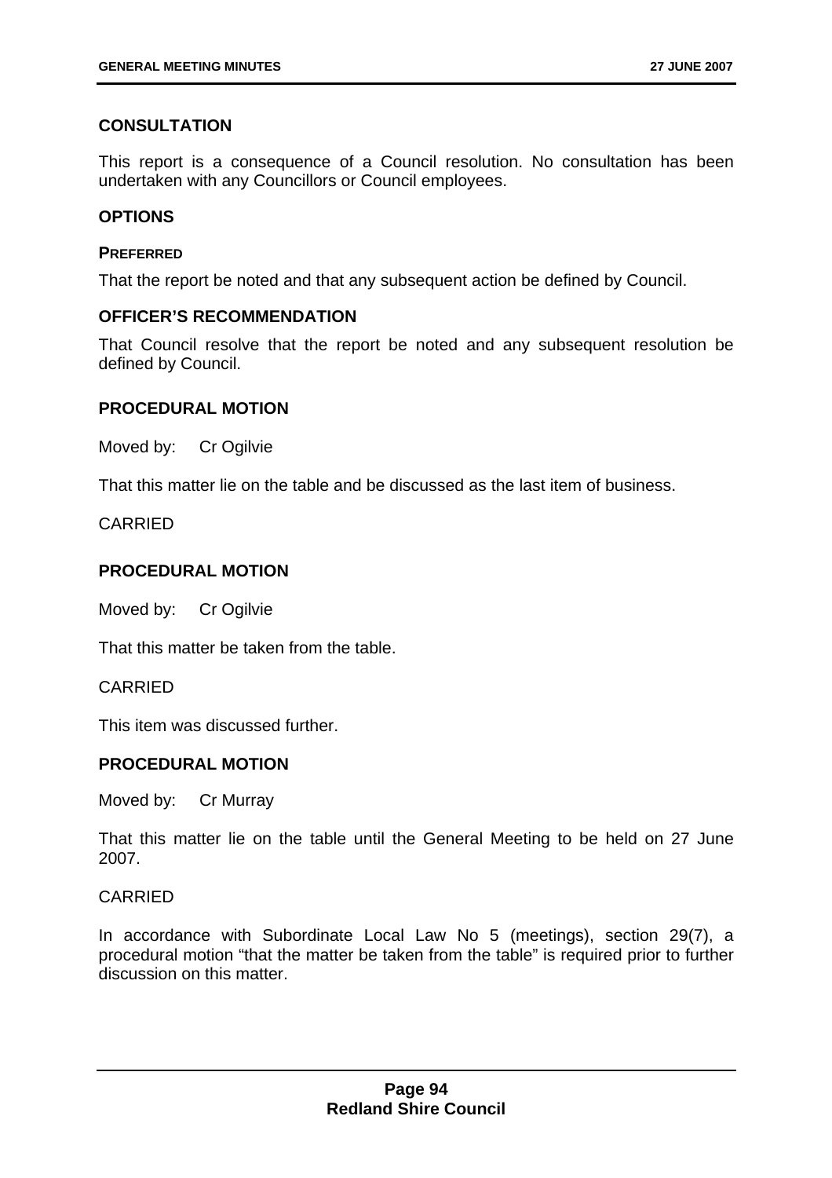### CONSULTATION

This report is a consequence of a Council resolution. No consultation has been undertaken with any Councillors or Council employees.

### OPTIONS

#### PREFERRED

That the report be noted and that any subsequent action be defined by Council.

### OFFICER'S RECOMMENDATION

That Council resolve that the report be noted and any subsequent resolution be defined by Council.

### PROCEDURAL MOTION

Moved by: Cr Ogilvie

That this matter lie on the table and be discussed as the last item of business.

CARRIED

### PROCEDURAL MOTION

Moved by: Cr Ogilvie

That this matter be taken from the table.

CARRIED

This item was discussed further.

### PROCEDURAL MOTION

Moved by: Cr Murray

That this matter lie on the table until the General Meeting to be held on 27 June 2007.

CARRIED

In accordance with Subordinate Local Law No 5 (meetings), section 29(7), a procedural motion "that the matter be taken from the table" is required prior to further discussion on this matter.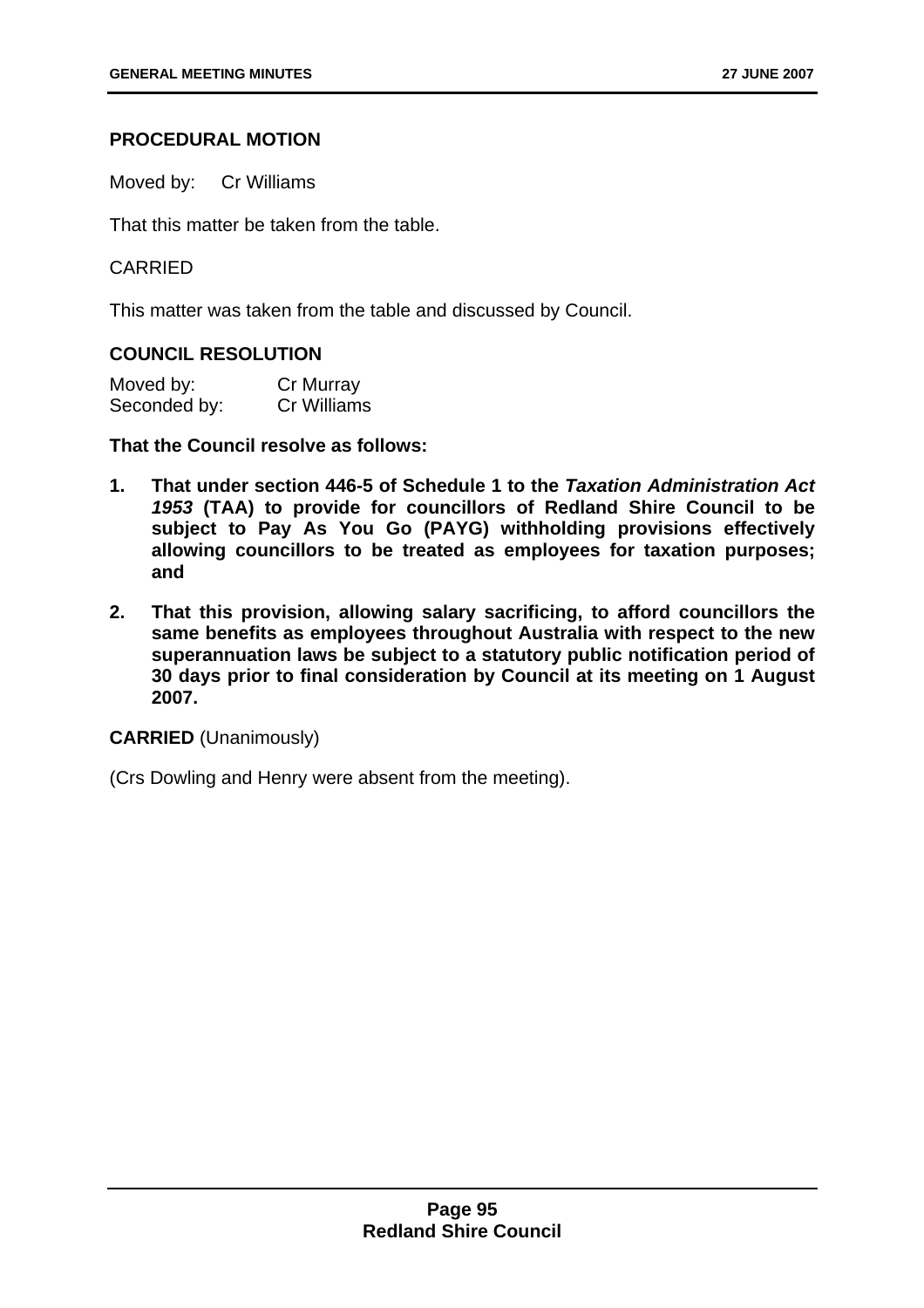### PROCEDURAL MOTION

Moved by: Cr Williams

That this matter be taken from the table.

CARRIED

This matter was taken from the table and discussed by Council.

### COUNCIL RESOLUTION

Moved by: Cr Murray
Seconded by: Cr Williams

**That the Council resolve as follows:**

1. **That under section 446-5 of Schedule 1 to the *Taxation Administration Act 1953* (TAA) to provide for councillors of Redland Shire Council to be subject to Pay As You Go (PAYG) withholding provisions effectively allowing councillors to be treated as employees for taxation purposes; and**
2. **That this provision, allowing salary sacrificing, to afford councillors the same benefits as employees throughout Australia with respect to the new superannuation laws be subject to a statutory public notification period of 30 days prior to final consideration by Council at its meeting on 1 August 2007.**

**CARRIED** (Unanimously)

(Crs Dowling and Henry were absent from the meeting).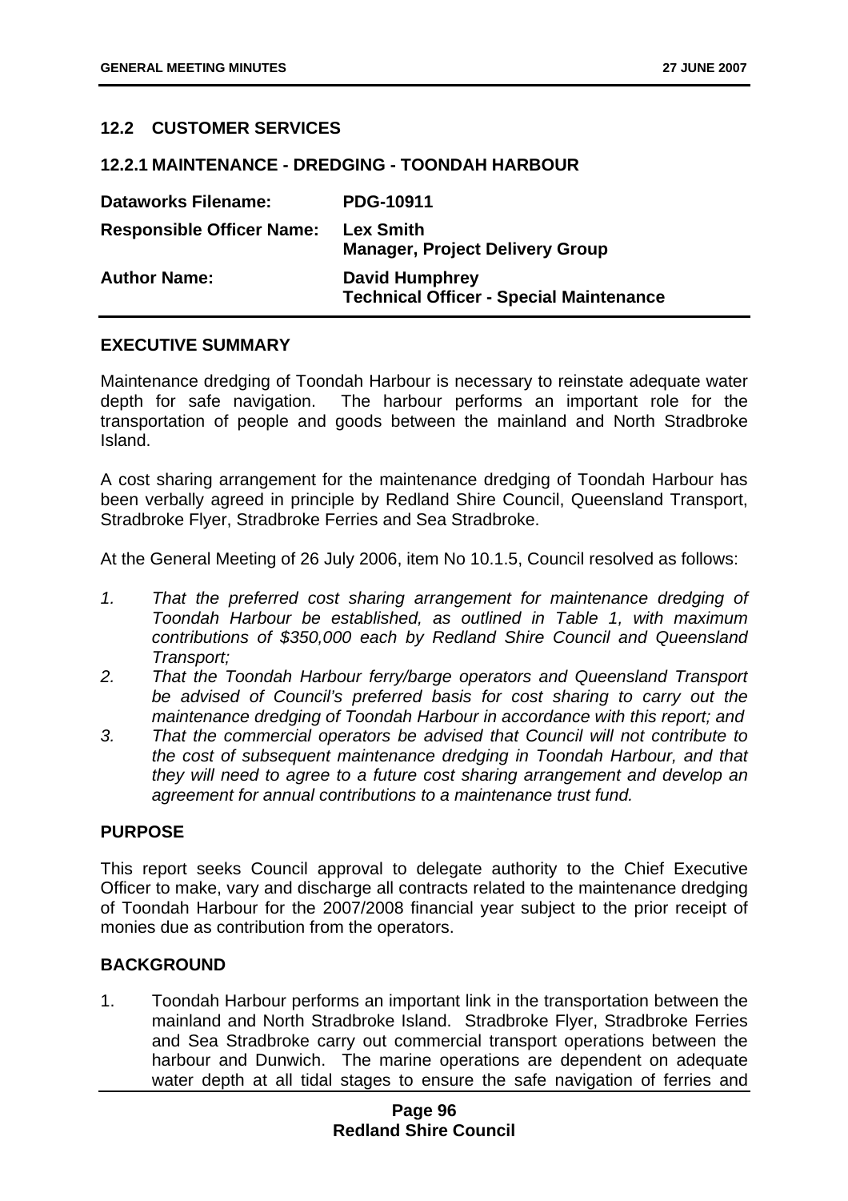## 12.2 CUSTOMER SERVICES

### 12.2.1 MAINTENANCE - DREDGING - TOONDAH HARBOUR

| | |
|---|---|
| **Dataworks Filename:** | **PDG-10911** |
| **Responsible Officer Name:** | **Lex Smith**<br>**Manager, Project Delivery Group** |
| **Author Name:** | **David Humphrey**<br>**Technical Officer - Special Maintenance** |

#### EXECUTIVE SUMMARY

Maintenance dredging of Toondah Harbour is necessary to reinstate adequate water depth for safe navigation. The harbour performs an important role for the transportation of people and goods between the mainland and North Stradbroke Island.

A cost sharing arrangement for the maintenance dredging of Toondah Harbour has been verbally agreed in principle by Redland Shire Council, Queensland Transport, Stradbroke Flyer, Stradbroke Ferries and Sea Stradbroke.

At the General Meeting of 26 July 2006, item No 10.1.5, Council resolved as follows:

1. *That the preferred cost sharing arrangement for maintenance dredging of Toondah Harbour be established, as outlined in Table 1, with maximum contributions of $350,000 each by Redland Shire Council and Queensland Transport;*
2. *That the Toondah Harbour ferry/barge operators and Queensland Transport be advised of Council's preferred basis for cost sharing to carry out the maintenance dredging of Toondah Harbour in accordance with this report; and*
3. *That the commercial operators be advised that Council will not contribute to the cost of subsequent maintenance dredging in Toondah Harbour, and that they will need to agree to a future cost sharing arrangement and develop an agreement for annual contributions to a maintenance trust fund.*

#### PURPOSE

This report seeks Council approval to delegate authority to the Chief Executive Officer to make, vary and discharge all contracts related to the maintenance dredging of Toondah Harbour for the 2007/2008 financial year subject to the prior receipt of monies due as contribution from the operators.

#### BACKGROUND

1. Toondah Harbour performs an important link in the transportation between the mainland and North Stradbroke Island. Stradbroke Flyer, Stradbroke Ferries and Sea Stradbroke carry out commercial transport operations between the harbour and Dunwich. The marine operations are dependent on adequate water depth at all tidal stages to ensure the safe navigation of ferries and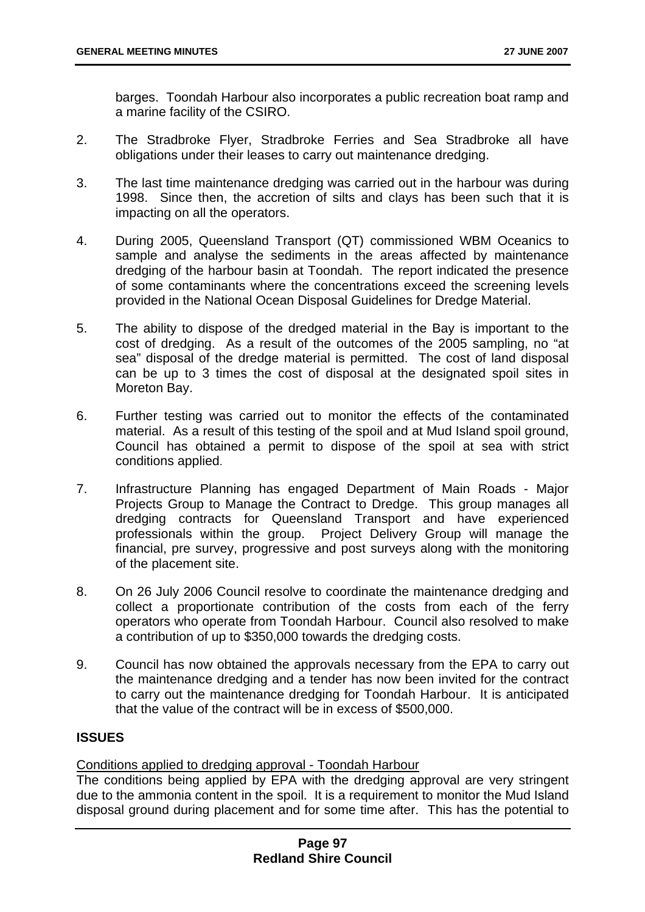barges. Toondah Harbour also incorporates a public recreation boat ramp and a marine facility of the CSIRO.

2. The Stradbroke Flyer, Stradbroke Ferries and Sea Stradbroke all have obligations under their leases to carry out maintenance dredging.

3. The last time maintenance dredging was carried out in the harbour was during 1998. Since then, the accretion of silts and clays has been such that it is impacting on all the operators.

4. During 2005, Queensland Transport (QT) commissioned WBM Oceanics to sample and analyse the sediments in the areas affected by maintenance dredging of the harbour basin at Toondah. The report indicated the presence of some contaminants where the concentrations exceed the screening levels provided in the National Ocean Disposal Guidelines for Dredge Material.

5. The ability to dispose of the dredged material in the Bay is important to the cost of dredging. As a result of the outcomes of the 2005 sampling, no "at sea" disposal of the dredge material is permitted. The cost of land disposal can be up to 3 times the cost of disposal at the designated spoil sites in Moreton Bay.

6. Further testing was carried out to monitor the effects of the contaminated material. As a result of this testing of the spoil and at Mud Island spoil ground, Council has obtained a permit to dispose of the spoil at sea with strict conditions applied.

7. Infrastructure Planning has engaged Department of Main Roads - Major Projects Group to Manage the Contract to Dredge. This group manages all dredging contracts for Queensland Transport and have experienced professionals within the group. Project Delivery Group will manage the financial, pre survey, progressive and post surveys along with the monitoring of the placement site.

8. On 26 July 2006 Council resolve to coordinate the maintenance dredging and collect a proportionate contribution of the costs from each of the ferry operators who operate from Toondah Harbour. Council also resolved to make a contribution of up to $350,000 towards the dredging costs.

9. Council has now obtained the approvals necessary from the EPA to carry out the maintenance dredging and a tender has now been invited for the contract to carry out the maintenance dredging for Toondah Harbour. It is anticipated that the value of the contract will be in excess of $500,000.

## ISSUES

Conditions applied to dredging approval - Toondah Harbour

The conditions being applied by EPA with the dredging approval are very stringent due to the ammonia content in the spoil. It is a requirement to monitor the Mud Island disposal ground during placement and for some time after. This has the potential to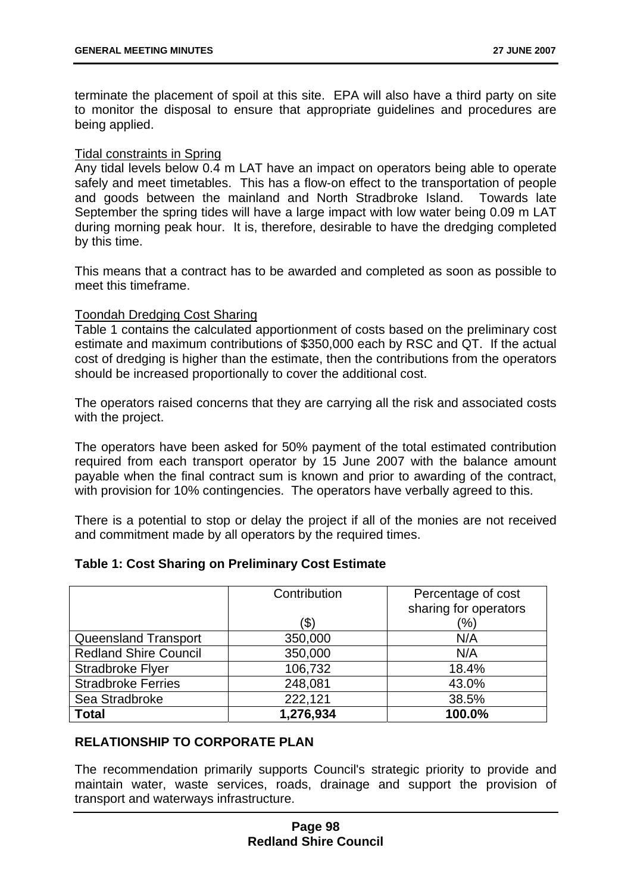terminate the placement of spoil at this site. EPA will also have a third party on site to monitor the disposal to ensure that appropriate guidelines and procedures are being applied.

Tidal constraints in Spring

Any tidal levels below 0.4 m LAT have an impact on operators being able to operate safely and meet timetables. This has a flow-on effect to the transportation of people and goods between the mainland and North Stradbroke Island. Towards late September the spring tides will have a large impact with low water being 0.09 m LAT during morning peak hour. It is, therefore, desirable to have the dredging completed by this time.

This means that a contract has to be awarded and completed as soon as possible to meet this timeframe.

Toondah Dredging Cost Sharing

Table 1 contains the calculated apportionment of costs based on the preliminary cost estimate and maximum contributions of $350,000 each by RSC and QT. If the actual cost of dredging is higher than the estimate, then the contributions from the operators should be increased proportionally to cover the additional cost.

The operators raised concerns that they are carrying all the risk and associated costs with the project.

The operators have been asked for 50% payment of the total estimated contribution required from each transport operator by 15 June 2007 with the balance amount payable when the final contract sum is known and prior to awarding of the contract, with provision for 10% contingencies. The operators have verbally agreed to this.

There is a potential to stop or delay the project if all of the monies are not received and commitment made by all operators by the required times.

**Table 1: Cost Sharing on Preliminary Cost Estimate**

| | Contribution ($) | Percentage of cost sharing for operators (%) |
|---|---|---|
| Queensland Transport | 350,000 | N/A |
| Redland Shire Council | 350,000 | N/A |
| Stradbroke Flyer | 106,732 | 18.4% |
| Stradbroke Ferries | 248,081 | 43.0% |
| Sea Stradbroke | 222,121 | 38.5% |
| **Total** | **1,276,934** | **100.0%** |

## RELATIONSHIP TO CORPORATE PLAN

The recommendation primarily supports Council's strategic priority to provide and maintain water, waste services, roads, drainage and support the provision of transport and waterways infrastructure.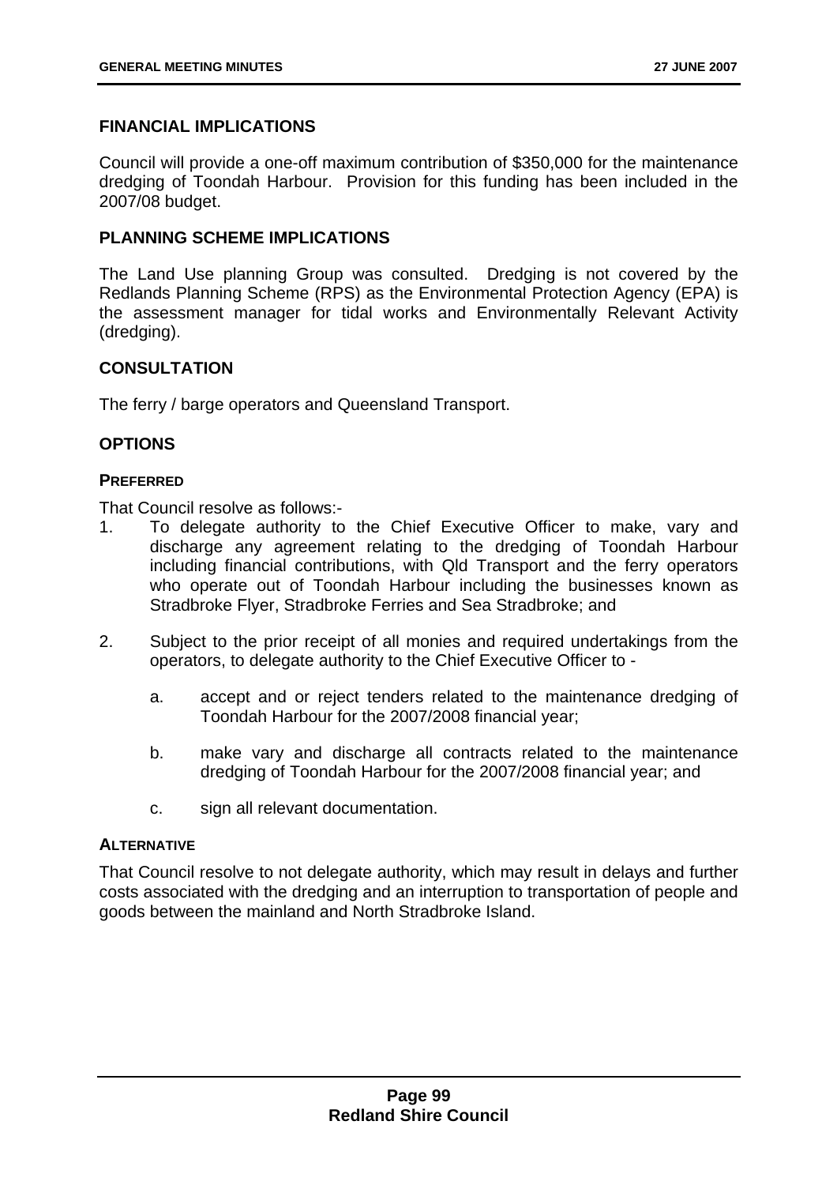## FINANCIAL IMPLICATIONS

Council will provide a one-off maximum contribution of $350,000 for the maintenance dredging of Toondah Harbour. Provision for this funding has been included in the 2007/08 budget.

## PLANNING SCHEME IMPLICATIONS

The Land Use planning Group was consulted. Dredging is not covered by the Redlands Planning Scheme (RPS) as the Environmental Protection Agency (EPA) is the assessment manager for tidal works and Environmentally Relevant Activity (dredging).

## CONSULTATION

The ferry / barge operators and Queensland Transport.

## OPTIONS

### PREFERRED

That Council resolve as follows:-

1. To delegate authority to the Chief Executive Officer to make, vary and discharge any agreement relating to the dredging of Toondah Harbour including financial contributions, with Qld Transport and the ferry operators who operate out of Toondah Harbour including the businesses known as Stradbroke Flyer, Stradbroke Ferries and Sea Stradbroke; and

2. Subject to the prior receipt of all monies and required undertakings from the operators, to delegate authority to the Chief Executive Officer to -

    a. accept and or reject tenders related to the maintenance dredging of Toondah Harbour for the 2007/2008 financial year;

    b. make vary and discharge all contracts related to the maintenance dredging of Toondah Harbour for the 2007/2008 financial year; and

    c. sign all relevant documentation.

### ALTERNATIVE

That Council resolve to not delegate authority, which may result in delays and further costs associated with the dredging and an interruption to transportation of people and goods between the mainland and North Stradbroke Island.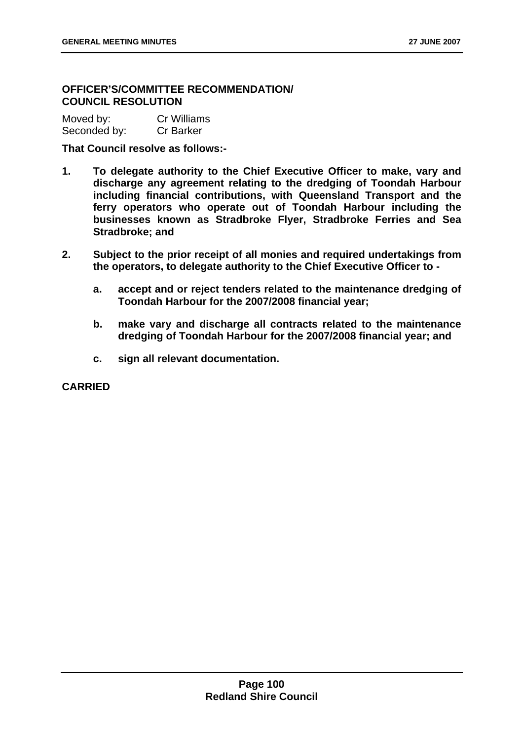## OFFICER'S/COMMITTEE RECOMMENDATION/ COUNCIL RESOLUTION

Moved by: Cr Williams
Seconded by: Cr Barker

**That Council resolve as follows:-**

1. **To delegate authority to the Chief Executive Officer to make, vary and discharge any agreement relating to the dredging of Toondah Harbour including financial contributions, with Queensland Transport and the ferry operators who operate out of Toondah Harbour including the businesses known as Stradbroke Flyer, Stradbroke Ferries and Sea Stradbroke; and**

2. **Subject to the prior receipt of all monies and required undertakings from the operators, to delegate authority to the Chief Executive Officer to -**

   a. **accept and or reject tenders related to the maintenance dredging of Toondah Harbour for the 2007/2008 financial year;**

   b. **make vary and discharge all contracts related to the maintenance dredging of Toondah Harbour for the 2007/2008 financial year; and**

   c. **sign all relevant documentation.**

**CARRIED**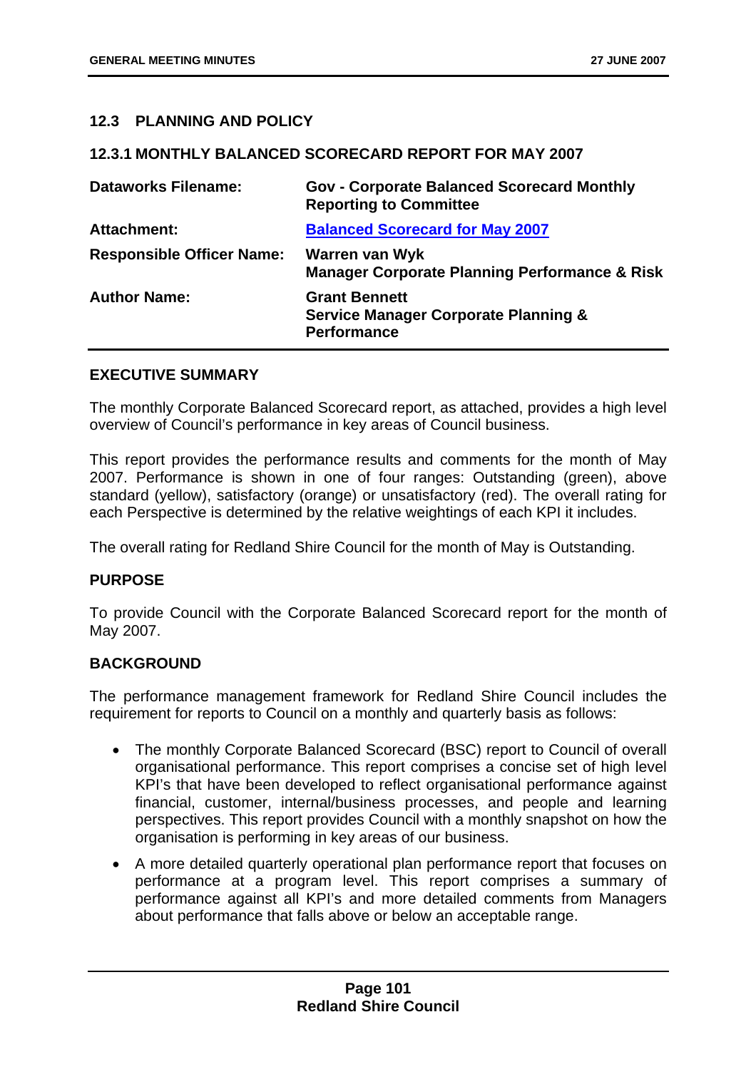### 12.3 PLANNING AND POLICY

#### 12.3.1 MONTHLY BALANCED SCORECARD REPORT FOR MAY 2007

| | |
|---|---|
| **Dataworks Filename:** | **Gov - Corporate Balanced Scorecard Monthly Reporting to Committee** |
| **Attachment:** | **Balanced Scorecard for May 2007** |
| **Responsible Officer Name:** | **Warren van Wyk**<br>**Manager Corporate Planning Performance & Risk** |
| **Author Name:** | **Grant Bennett**<br>**Service Manager Corporate Planning & Performance** |

**EXECUTIVE SUMMARY**

The monthly Corporate Balanced Scorecard report, as attached, provides a high level overview of Council's performance in key areas of Council business.

This report provides the performance results and comments for the month of May 2007. Performance is shown in one of four ranges: Outstanding (green), above standard (yellow), satisfactory (orange) or unsatisfactory (red). The overall rating for each Perspective is determined by the relative weightings of each KPI it includes.

The overall rating for Redland Shire Council for the month of May is Outstanding.

**PURPOSE**

To provide Council with the Corporate Balanced Scorecard report for the month of May 2007.

**BACKGROUND**

The performance management framework for Redland Shire Council includes the requirement for reports to Council on a monthly and quarterly basis as follows:

- The monthly Corporate Balanced Scorecard (BSC) report to Council of overall organisational performance. This report comprises a concise set of high level KPI's that have been developed to reflect organisational performance against financial, customer, internal/business processes, and people and learning perspectives. This report provides Council with a monthly snapshot on how the organisation is performing in key areas of our business.
- A more detailed quarterly operational plan performance report that focuses on performance at a program level. This report comprises a summary of performance against all KPI's and more detailed comments from Managers about performance that falls above or below an acceptable range.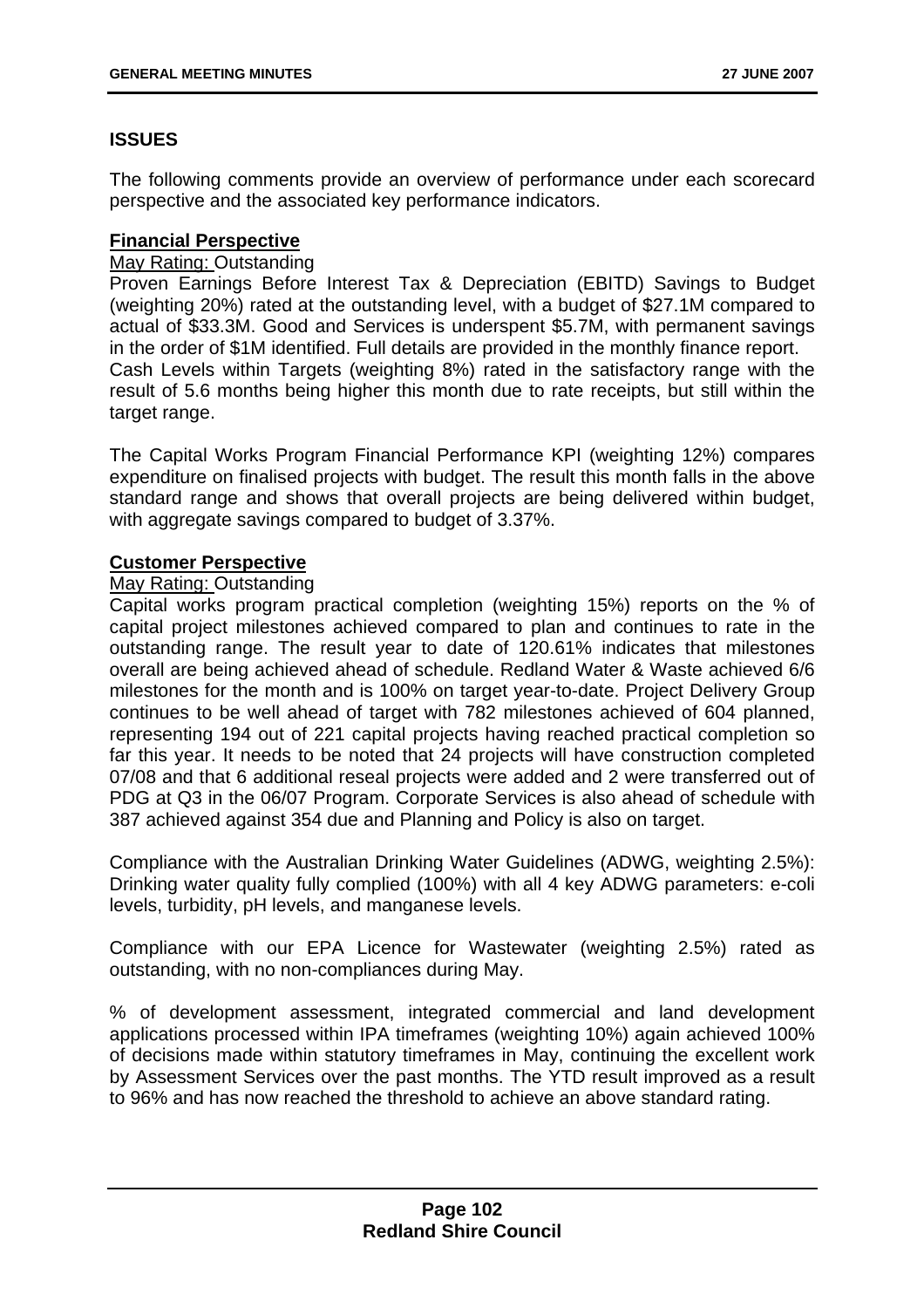## ISSUES

The following comments provide an overview of performance under each scorecard perspective and the associated key performance indicators.

### Financial Perspective

May Rating: Outstanding

Proven Earnings Before Interest Tax & Depreciation (EBITD) Savings to Budget (weighting 20%) rated at the outstanding level, with a budget of $27.1M compared to actual of $33.3M. Good and Services is underspent $5.7M, with permanent savings in the order of $1M identified. Full details are provided in the monthly finance report.
Cash Levels within Targets (weighting 8%) rated in the satisfactory range with the result of 5.6 months being higher this month due to rate receipts, but still within the target range.

The Capital Works Program Financial Performance KPI (weighting 12%) compares expenditure on finalised projects with budget. The result this month falls in the above standard range and shows that overall projects are being delivered within budget, with aggregate savings compared to budget of 3.37%.

### Customer Perspective

May Rating: Outstanding

Capital works program practical completion (weighting 15%) reports on the % of capital project milestones achieved compared to plan and continues to rate in the outstanding range. The result year to date of 120.61% indicates that milestones overall are being achieved ahead of schedule. Redland Water & Waste achieved 6/6 milestones for the month and is 100% on target year-to-date. Project Delivery Group continues to be well ahead of target with 782 milestones achieved of 604 planned, representing 194 out of 221 capital projects having reached practical completion so far this year. It needs to be noted that 24 projects will have construction completed 07/08 and that 6 additional reseal projects were added and 2 were transferred out of PDG at Q3 in the 06/07 Program. Corporate Services is also ahead of schedule with 387 achieved against 354 due and Planning and Policy is also on target.

Compliance with the Australian Drinking Water Guidelines (ADWG, weighting 2.5%): Drinking water quality fully complied (100%) with all 4 key ADWG parameters: e-coli levels, turbidity, pH levels, and manganese levels.

Compliance with our EPA Licence for Wastewater (weighting 2.5%) rated as outstanding, with no non-compliances during May.

% of development assessment, integrated commercial and land development applications processed within IPA timeframes (weighting 10%) again achieved 100% of decisions made within statutory timeframes in May, continuing the excellent work by Assessment Services over the past months. The YTD result improved as a result to 96% and has now reached the threshold to achieve an above standard rating.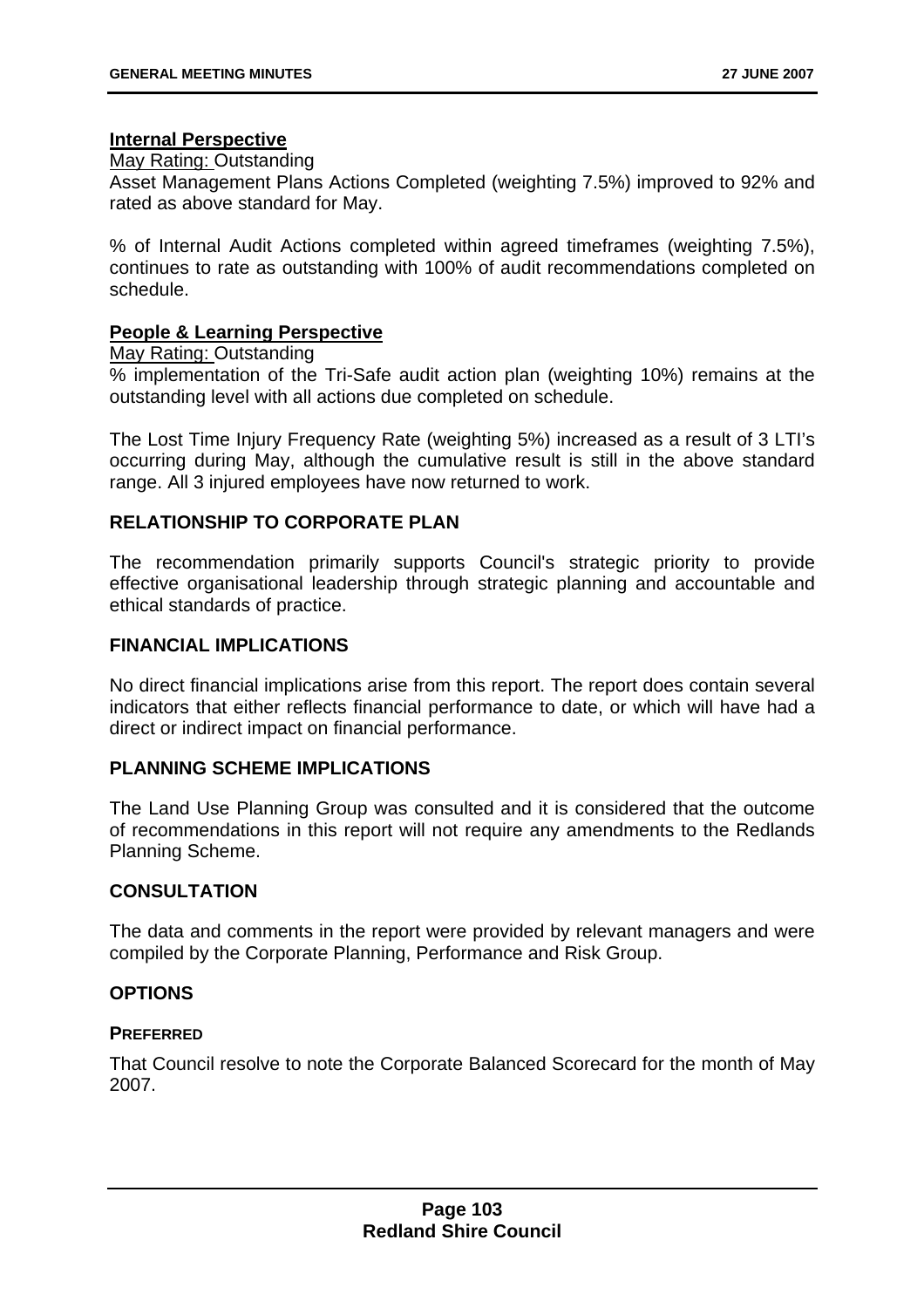**Internal Perspective**

May Rating: Outstanding

Asset Management Plans Actions Completed (weighting 7.5%) improved to 92% and rated as above standard for May.

% of Internal Audit Actions completed within agreed timeframes (weighting 7.5%), continues to rate as outstanding with 100% of audit recommendations completed on schedule.

**People & Learning Perspective**

May Rating: Outstanding

% implementation of the Tri-Safe audit action plan (weighting 10%) remains at the outstanding level with all actions due completed on schedule.

The Lost Time Injury Frequency Rate (weighting 5%) increased as a result of 3 LTI's occurring during May, although the cumulative result is still in the above standard range. All 3 injured employees have now returned to work.

## RELATIONSHIP TO CORPORATE PLAN

The recommendation primarily supports Council's strategic priority to provide effective organisational leadership through strategic planning and accountable and ethical standards of practice.

## FINANCIAL IMPLICATIONS

No direct financial implications arise from this report. The report does contain several indicators that either reflects financial performance to date, or which will have had a direct or indirect impact on financial performance.

## PLANNING SCHEME IMPLICATIONS

The Land Use Planning Group was consulted and it is considered that the outcome of recommendations in this report will not require any amendments to the Redlands Planning Scheme.

## CONSULTATION

The data and comments in the report were provided by relevant managers and were compiled by the Corporate Planning, Performance and Risk Group.

## OPTIONS

### PREFERRED

That Council resolve to note the Corporate Balanced Scorecard for the month of May 2007.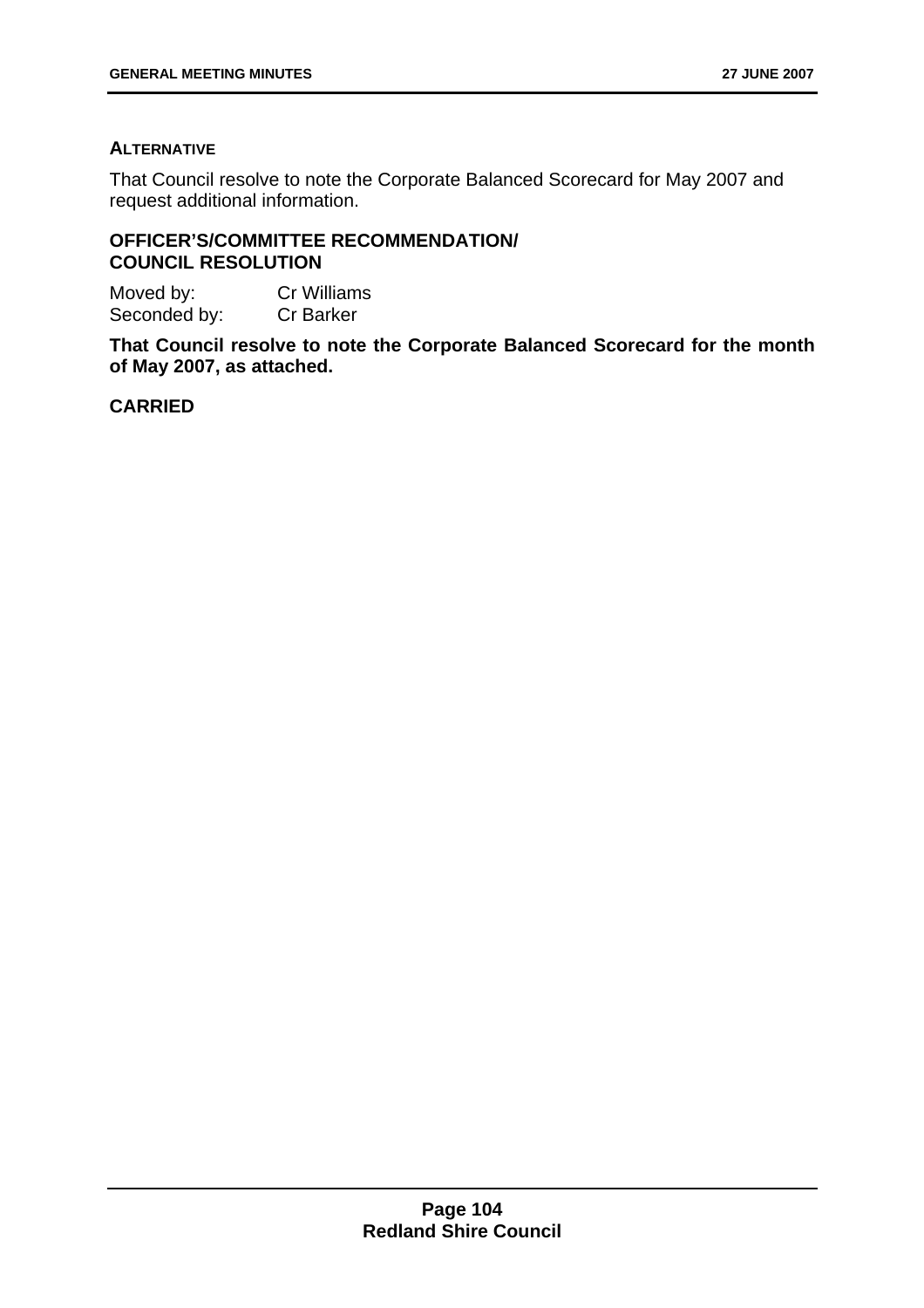**ALTERNATIVE**

That Council resolve to note the Corporate Balanced Scorecard for May 2007 and request additional information.

**OFFICER'S/COMMITTEE RECOMMENDATION/ COUNCIL RESOLUTION**

Moved by: Cr Williams
Seconded by: Cr Barker

**That Council resolve to note the Corporate Balanced Scorecard for the month of May 2007, as attached.**

**CARRIED**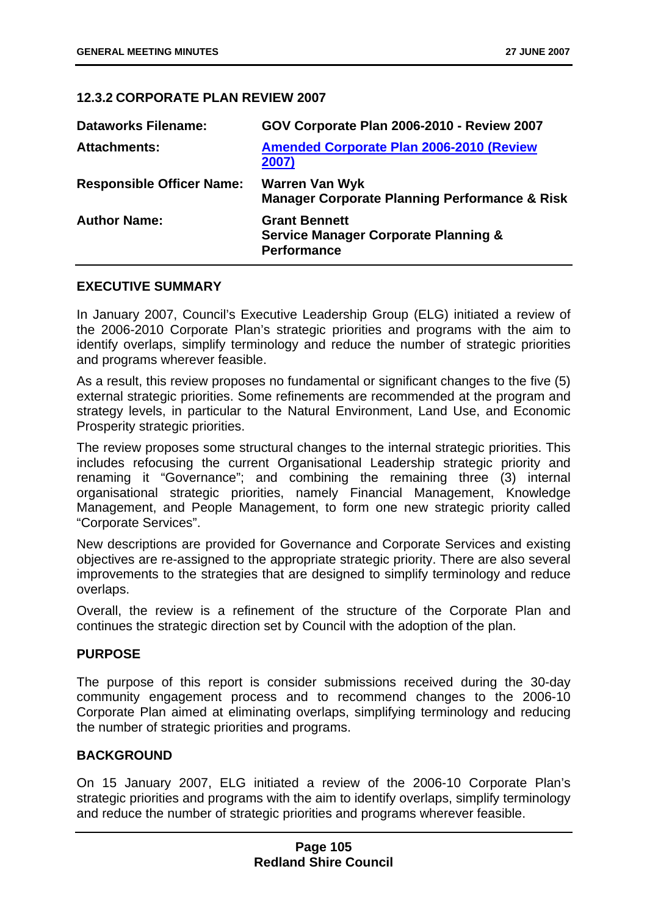### 12.3.2 CORPORATE PLAN REVIEW 2007

| | |
|---|---|
| **Dataworks Filename:** | **GOV Corporate Plan 2006-2010 - Review 2007** |
| **Attachments:** | **Amended Corporate Plan 2006-2010 (Review 2007)** |
| **Responsible Officer Name:** | **Warren Van Wyk**<br>**Manager Corporate Planning Performance & Risk** |
| **Author Name:** | **Grant Bennett**<br>**Service Manager Corporate Planning & Performance** |

#### EXECUTIVE SUMMARY

In January 2007, Council's Executive Leadership Group (ELG) initiated a review of the 2006-2010 Corporate Plan's strategic priorities and programs with the aim to identify overlaps, simplify terminology and reduce the number of strategic priorities and programs wherever feasible.

As a result, this review proposes no fundamental or significant changes to the five (5) external strategic priorities. Some refinements are recommended at the program and strategy levels, in particular to the Natural Environment, Land Use, and Economic Prosperity strategic priorities.

The review proposes some structural changes to the internal strategic priorities. This includes refocusing the current Organisational Leadership strategic priority and renaming it "Governance"; and combining the remaining three (3) internal organisational strategic priorities, namely Financial Management, Knowledge Management, and People Management, to form one new strategic priority called "Corporate Services".

New descriptions are provided for Governance and Corporate Services and existing objectives are re-assigned to the appropriate strategic priority. There are also several improvements to the strategies that are designed to simplify terminology and reduce overlaps.

Overall, the review is a refinement of the structure of the Corporate Plan and continues the strategic direction set by Council with the adoption of the plan.

#### PURPOSE

The purpose of this report is consider submissions received during the 30-day community engagement process and to recommend changes to the 2006-10 Corporate Plan aimed at eliminating overlaps, simplifying terminology and reducing the number of strategic priorities and programs.

#### BACKGROUND

On 15 January 2007, ELG initiated a review of the 2006-10 Corporate Plan's strategic priorities and programs with the aim to identify overlaps, simplify terminology and reduce the number of strategic priorities and programs wherever feasible.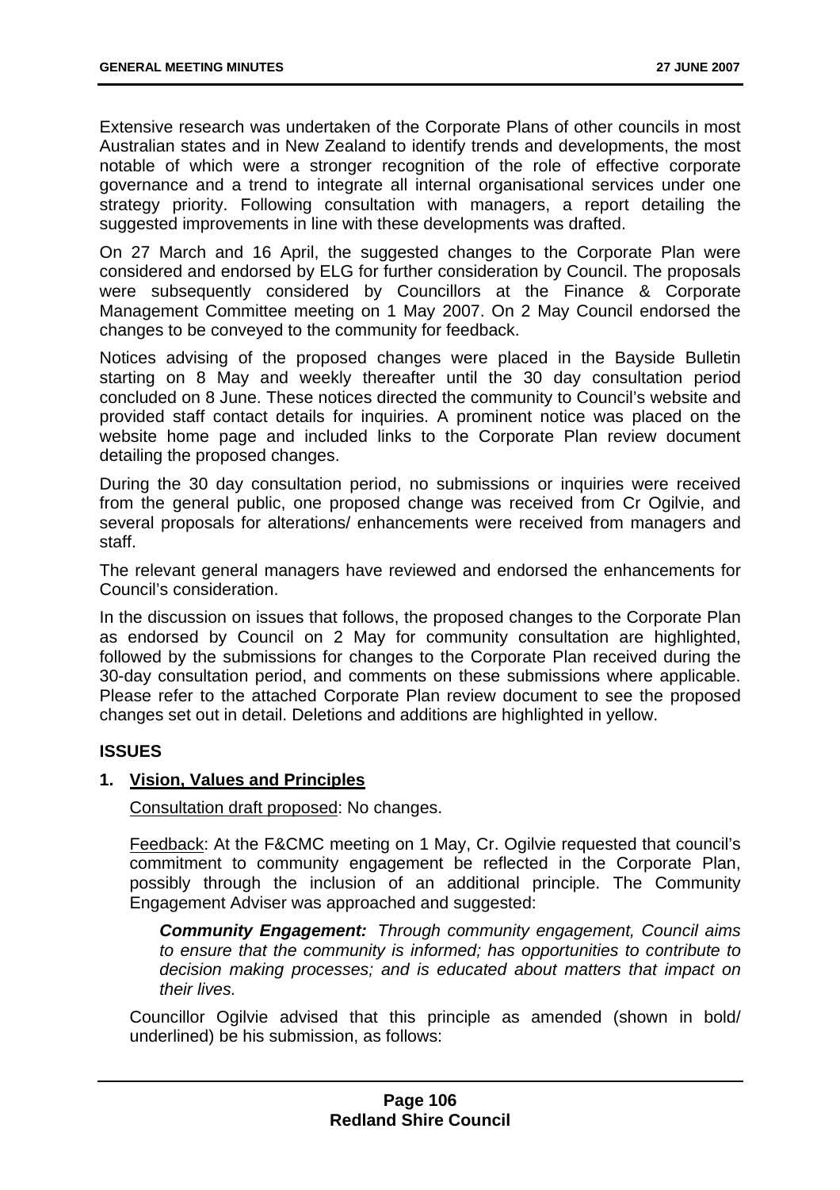Extensive research was undertaken of the Corporate Plans of other councils in most Australian states and in New Zealand to identify trends and developments, the most notable of which were a stronger recognition of the role of effective corporate governance and a trend to integrate all internal organisational services under one strategy priority. Following consultation with managers, a report detailing the suggested improvements in line with these developments was drafted.

On 27 March and 16 April, the suggested changes to the Corporate Plan were considered and endorsed by ELG for further consideration by Council. The proposals were subsequently considered by Councillors at the Finance & Corporate Management Committee meeting on 1 May 2007. On 2 May Council endorsed the changes to be conveyed to the community for feedback.

Notices advising of the proposed changes were placed in the Bayside Bulletin starting on 8 May and weekly thereafter until the 30 day consultation period concluded on 8 June. These notices directed the community to Council's website and provided staff contact details for inquiries. A prominent notice was placed on the website home page and included links to the Corporate Plan review document detailing the proposed changes.

During the 30 day consultation period, no submissions or inquiries were received from the general public, one proposed change was received from Cr Ogilvie, and several proposals for alterations/ enhancements were received from managers and staff.

The relevant general managers have reviewed and endorsed the enhancements for Council's consideration.

In the discussion on issues that follows, the proposed changes to the Corporate Plan as endorsed by Council on 2 May for community consultation are highlighted, followed by the submissions for changes to the Corporate Plan received during the 30-day consultation period, and comments on these submissions where applicable. Please refer to the attached Corporate Plan review document to see the proposed changes set out in detail. Deletions and additions are highlighted in yellow.

## ISSUES

### 1. Vision, Values and Principles

Consultation draft proposed: No changes.

Feedback: At the F&CMC meeting on 1 May, Cr. Ogilvie requested that council's commitment to community engagement be reflected in the Corporate Plan, possibly through the inclusion of an additional principle. The Community Engagement Adviser was approached and suggested:

> ***Community Engagement:*** *Through community engagement, Council aims to ensure that the community is informed; has opportunities to contribute to decision making processes; and is educated about matters that impact on their lives.*

Councillor Ogilvie advised that this principle as amended (shown in bold/ underlined) be his submission, as follows: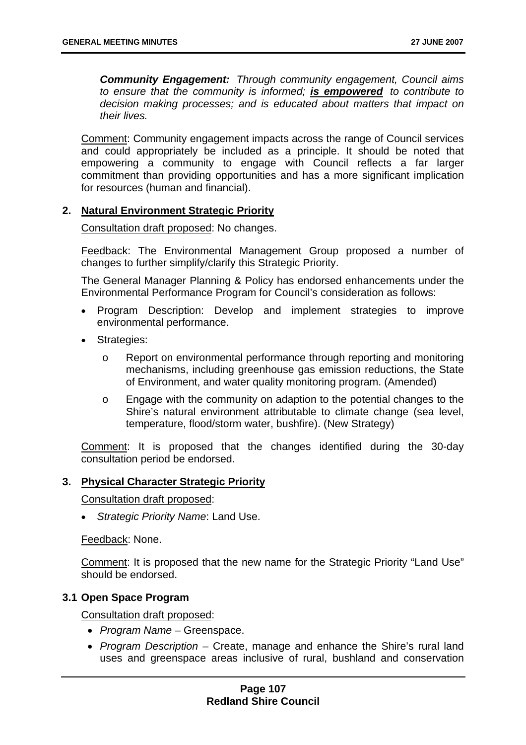***Community Engagement:** Through community engagement, Council aims to ensure that the community is informed; **<u>is empowered</u>** to contribute to decision making processes; and is educated about matters that impact on their lives.*

<u>Comment</u>: Community engagement impacts across the range of Council services and could appropriately be included as a principle. It should be noted that empowering a community to engage with Council reflects a far larger commitment than providing opportunities and has a more significant implication for resources (human and financial).

## 2. <u>Natural Environment Strategic Priority</u>

<u>Consultation draft proposed</u>: No changes.

<u>Feedback</u>: The Environmental Management Group proposed a number of changes to further simplify/clarify this Strategic Priority.

The General Manager Planning & Policy has endorsed enhancements under the Environmental Performance Program for Council's consideration as follows:

- Program Description: Develop and implement strategies to improve environmental performance.
- Strategies:
  - Report on environmental performance through reporting and monitoring mechanisms, including greenhouse gas emission reductions, the State of Environment, and water quality monitoring program. (Amended)
  - Engage with the community on adaption to the potential changes to the Shire's natural environment attributable to climate change (sea level, temperature, flood/storm water, bushfire). (New Strategy)

<u>Comment</u>: It is proposed that the changes identified during the 30-day consultation period be endorsed.

## 3. <u>Physical Character Strategic Priority</u>

<u>Consultation draft proposed</u>:

- *Strategic Priority Name*: Land Use.

<u>Feedback</u>: None.

<u>Comment</u>: It is proposed that the new name for the Strategic Priority "Land Use" should be endorsed.

### 3.1 Open Space Program

<u>Consultation draft proposed</u>:

- *Program Name* – Greenspace.
- *Program Description* – Create, manage and enhance the Shire's rural land uses and greenspace areas inclusive of rural, bushland and conservation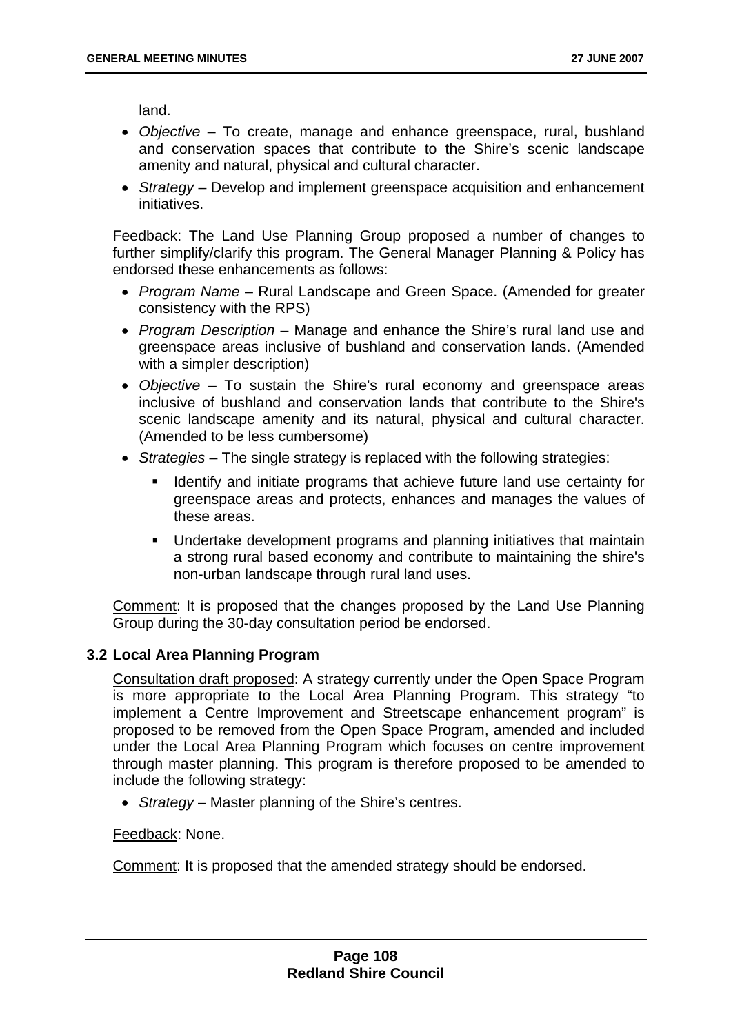land.

- *Objective* – To create, manage and enhance greenspace, rural, bushland and conservation spaces that contribute to the Shire's scenic landscape amenity and natural, physical and cultural character.
- *Strategy* – Develop and implement greenspace acquisition and enhancement initiatives.

<u>Feedback</u>: The Land Use Planning Group proposed a number of changes to further simplify/clarify this program. The General Manager Planning & Policy has endorsed these enhancements as follows:

- *Program Name* – Rural Landscape and Green Space. (Amended for greater consistency with the RPS)
- *Program Description* – Manage and enhance the Shire's rural land use and greenspace areas inclusive of bushland and conservation lands. (Amended with a simpler description)
- *Objective* – To sustain the Shire's rural economy and greenspace areas inclusive of bushland and conservation lands that contribute to the Shire's scenic landscape amenity and its natural, physical and cultural character. (Amended to be less cumbersome)
- *Strategies* – The single strategy is replaced with the following strategies:
  - Identify and initiate programs that achieve future land use certainty for greenspace areas and protects, enhances and manages the values of these areas.
  - Undertake development programs and planning initiatives that maintain a strong rural based economy and contribute to maintaining the shire's non-urban landscape through rural land uses.

<u>Comment</u>: It is proposed that the changes proposed by the Land Use Planning Group during the 30-day consultation period be endorsed.

### 3.2 Local Area Planning Program

<u>Consultation draft proposed</u>: A strategy currently under the Open Space Program is more appropriate to the Local Area Planning Program. This strategy "to implement a Centre Improvement and Streetscape enhancement program" is proposed to be removed from the Open Space Program, amended and included under the Local Area Planning Program which focuses on centre improvement through master planning. This program is therefore proposed to be amended to include the following strategy:

- *Strategy* – Master planning of the Shire's centres.

<u>Feedback</u>: None.

<u>Comment</u>: It is proposed that the amended strategy should be endorsed.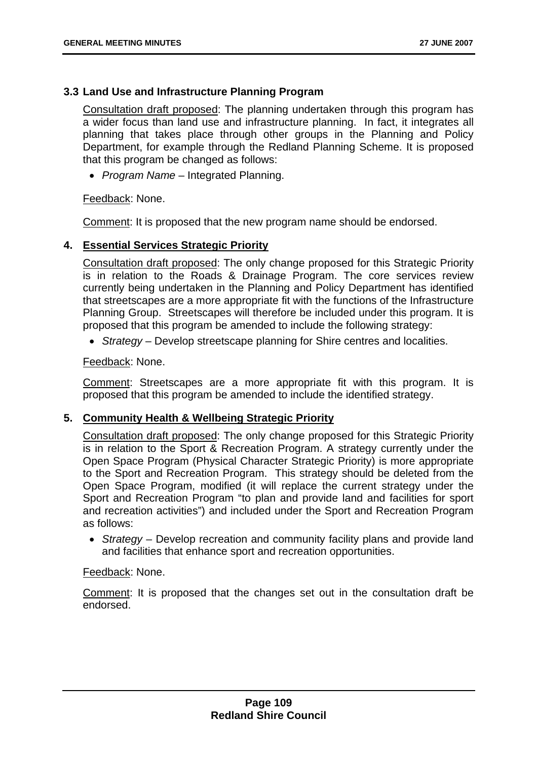### 3.3 Land Use and Infrastructure Planning Program

Consultation draft proposed: The planning undertaken through this program has a wider focus than land use and infrastructure planning. In fact, it integrates all planning that takes place through other groups in the Planning and Policy Department, for example through the Redland Planning Scheme. It is proposed that this program be changed as follows:

- *Program Name* – Integrated Planning.

Feedback: None.

Comment: It is proposed that the new program name should be endorsed.

## 4. Essential Services Strategic Priority

Consultation draft proposed: The only change proposed for this Strategic Priority is in relation to the Roads & Drainage Program. The core services review currently being undertaken in the Planning and Policy Department has identified that streetscapes are a more appropriate fit with the functions of the Infrastructure Planning Group. Streetscapes will therefore be included under this program. It is proposed that this program be amended to include the following strategy:

- *Strategy* – Develop streetscape planning for Shire centres and localities.

Feedback: None.

Comment: Streetscapes are a more appropriate fit with this program. It is proposed that this program be amended to include the identified strategy.

## 5. Community Health & Wellbeing Strategic Priority

Consultation draft proposed: The only change proposed for this Strategic Priority is in relation to the Sport & Recreation Program. A strategy currently under the Open Space Program (Physical Character Strategic Priority) is more appropriate to the Sport and Recreation Program. This strategy should be deleted from the Open Space Program, modified (it will replace the current strategy under the Sport and Recreation Program "to plan and provide land and facilities for sport and recreation activities") and included under the Sport and Recreation Program as follows:

- *Strategy* – Develop recreation and community facility plans and provide land and facilities that enhance sport and recreation opportunities.

Feedback: None.

Comment: It is proposed that the changes set out in the consultation draft be endorsed.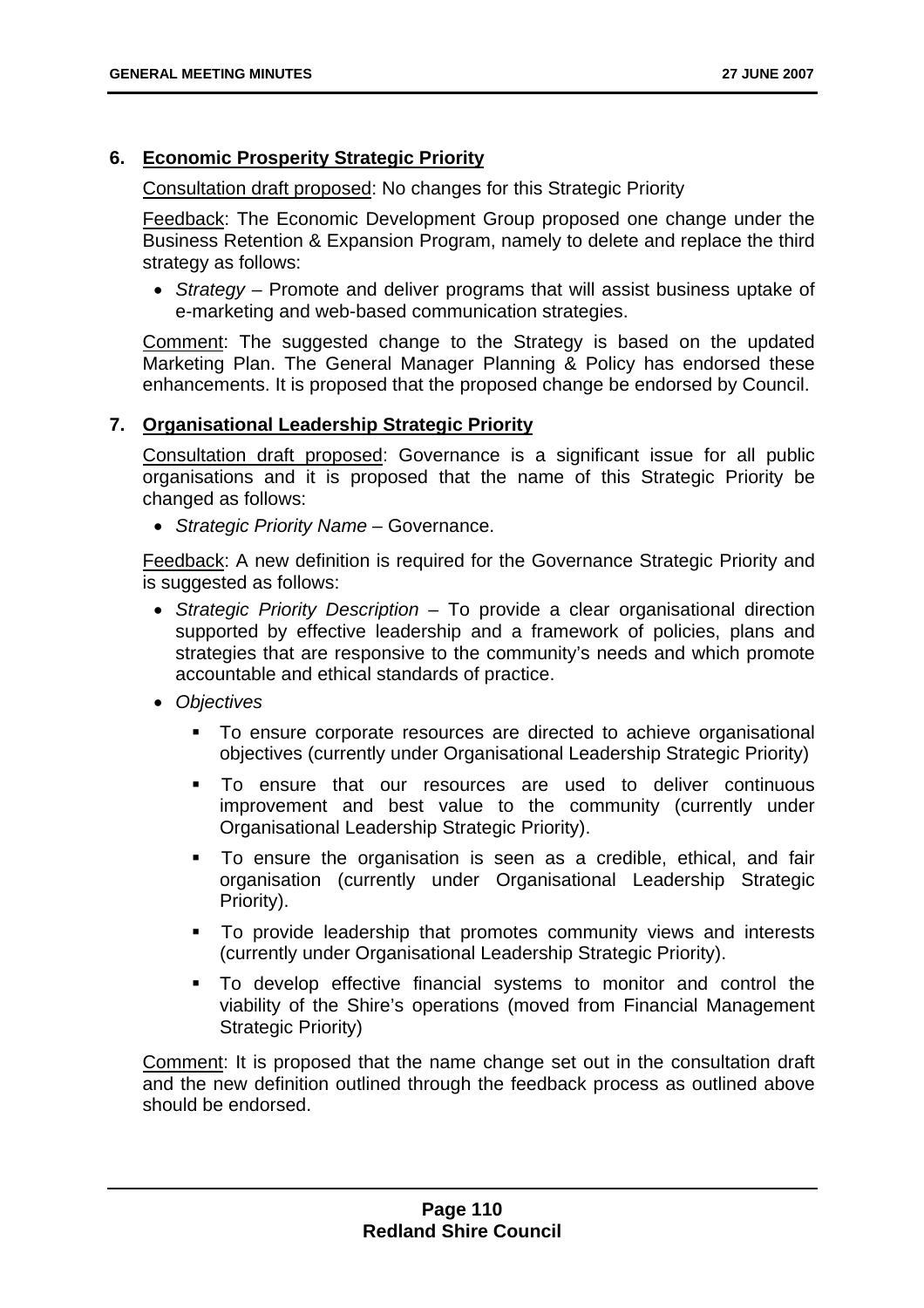## 6. Economic Prosperity Strategic Priority

Consultation draft proposed: No changes for this Strategic Priority

Feedback: The Economic Development Group proposed one change under the Business Retention & Expansion Program, namely to delete and replace the third strategy as follows:

- *Strategy* – Promote and deliver programs that will assist business uptake of e-marketing and web-based communication strategies.

Comment: The suggested change to the Strategy is based on the updated Marketing Plan. The General Manager Planning & Policy has endorsed these enhancements. It is proposed that the proposed change be endorsed by Council.

## 7. Organisational Leadership Strategic Priority

Consultation draft proposed: Governance is a significant issue for all public organisations and it is proposed that the name of this Strategic Priority be changed as follows:

- *Strategic Priority Name* – Governance.

Feedback: A new definition is required for the Governance Strategic Priority and is suggested as follows:

- *Strategic Priority Description* – To provide a clear organisational direction supported by effective leadership and a framework of policies, plans and strategies that are responsive to the community's needs and which promote accountable and ethical standards of practice.
- *Objectives*
  - To ensure corporate resources are directed to achieve organisational objectives (currently under Organisational Leadership Strategic Priority)
  - To ensure that our resources are used to deliver continuous improvement and best value to the community (currently under Organisational Leadership Strategic Priority).
  - To ensure the organisation is seen as a credible, ethical, and fair organisation (currently under Organisational Leadership Strategic Priority).
  - To provide leadership that promotes community views and interests (currently under Organisational Leadership Strategic Priority).
  - To develop effective financial systems to monitor and control the viability of the Shire's operations (moved from Financial Management Strategic Priority)

Comment: It is proposed that the name change set out in the consultation draft and the new definition outlined through the feedback process as outlined above should be endorsed.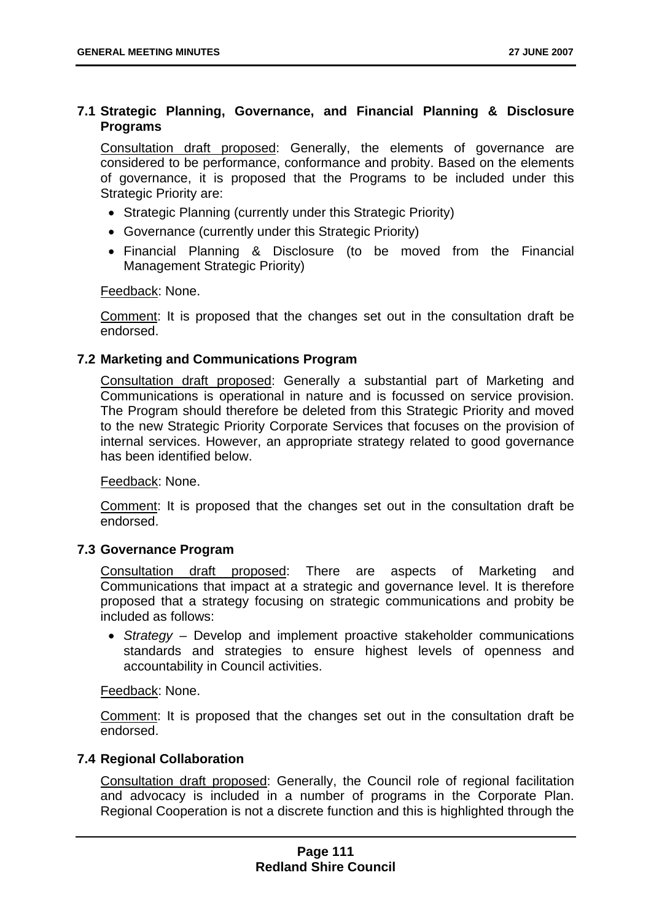### 7.1 Strategic Planning, Governance, and Financial Planning & Disclosure Programs

Consultation draft proposed: Generally, the elements of governance are considered to be performance, conformance and probity. Based on the elements of governance, it is proposed that the Programs to be included under this Strategic Priority are:

- Strategic Planning (currently under this Strategic Priority)
- Governance (currently under this Strategic Priority)
- Financial Planning & Disclosure (to be moved from the Financial Management Strategic Priority)

Feedback: None.

Comment: It is proposed that the changes set out in the consultation draft be endorsed.

### 7.2 Marketing and Communications Program

Consultation draft proposed: Generally a substantial part of Marketing and Communications is operational in nature and is focussed on service provision. The Program should therefore be deleted from this Strategic Priority and moved to the new Strategic Priority Corporate Services that focuses on the provision of internal services. However, an appropriate strategy related to good governance has been identified below.

Feedback: None.

Comment: It is proposed that the changes set out in the consultation draft be endorsed.

### 7.3 Governance Program

Consultation draft proposed: There are aspects of Marketing and Communications that impact at a strategic and governance level. It is therefore proposed that a strategy focusing on strategic communications and probity be included as follows:

- *Strategy* – Develop and implement proactive stakeholder communications standards and strategies to ensure highest levels of openness and accountability in Council activities.

Feedback: None.

Comment: It is proposed that the changes set out in the consultation draft be endorsed.

### 7.4 Regional Collaboration

Consultation draft proposed: Generally, the Council role of regional facilitation and advocacy is included in a number of programs in the Corporate Plan. Regional Cooperation is not a discrete function and this is highlighted through the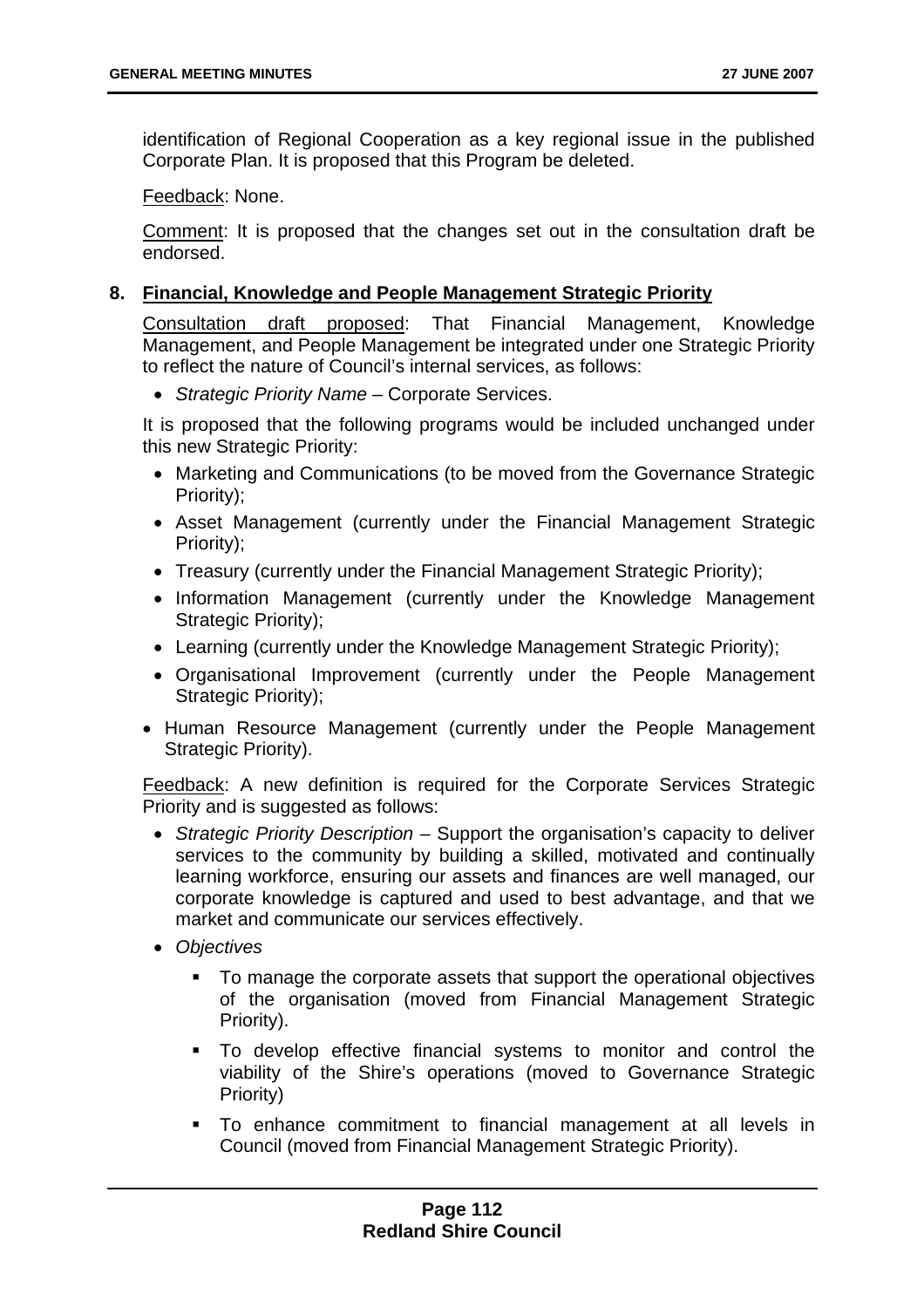identification of Regional Cooperation as a key regional issue in the published Corporate Plan. It is proposed that this Program be deleted.

Feedback: None.

Comment: It is proposed that the changes set out in the consultation draft be endorsed.

**8. Financial, Knowledge and People Management Strategic Priority**

Consultation draft proposed: That Financial Management, Knowledge Management, and People Management be integrated under one Strategic Priority to reflect the nature of Council's internal services, as follows:

- *Strategic Priority Name* – Corporate Services.

It is proposed that the following programs would be included unchanged under this new Strategic Priority:

- Marketing and Communications (to be moved from the Governance Strategic Priority);
- Asset Management (currently under the Financial Management Strategic Priority);
- Treasury (currently under the Financial Management Strategic Priority);
- Information Management (currently under the Knowledge Management Strategic Priority);
- Learning (currently under the Knowledge Management Strategic Priority);
- Organisational Improvement (currently under the People Management Strategic Priority);
- Human Resource Management (currently under the People Management Strategic Priority).

Feedback: A new definition is required for the Corporate Services Strategic Priority and is suggested as follows:

- *Strategic Priority Description* – Support the organisation's capacity to deliver services to the community by building a skilled, motivated and continually learning workforce, ensuring our assets and finances are well managed, our corporate knowledge is captured and used to best advantage, and that we market and communicate our services effectively.
- *Objectives*
  - To manage the corporate assets that support the operational objectives of the organisation (moved from Financial Management Strategic Priority).
  - To develop effective financial systems to monitor and control the viability of the Shire's operations (moved to Governance Strategic Priority)
  - To enhance commitment to financial management at all levels in Council (moved from Financial Management Strategic Priority).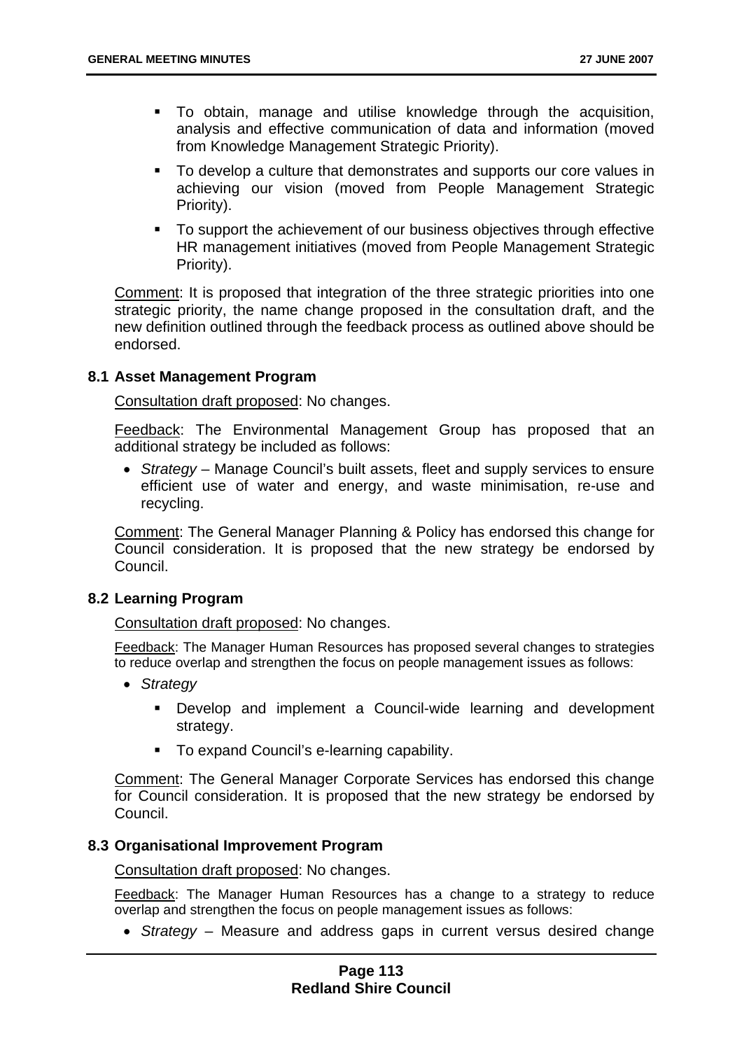- To obtain, manage and utilise knowledge through the acquisition, analysis and effective communication of data and information (moved from Knowledge Management Strategic Priority).
- To develop a culture that demonstrates and supports our core values in achieving our vision (moved from People Management Strategic Priority).
- To support the achievement of our business objectives through effective HR management initiatives (moved from People Management Strategic Priority).

Comment: It is proposed that integration of the three strategic priorities into one strategic priority, the name change proposed in the consultation draft, and the new definition outlined through the feedback process as outlined above should be endorsed.

### 8.1 Asset Management Program

Consultation draft proposed: No changes.

Feedback: The Environmental Management Group has proposed that an additional strategy be included as follows:

- *Strategy* – Manage Council's built assets, fleet and supply services to ensure efficient use of water and energy, and waste minimisation, re-use and recycling.

Comment: The General Manager Planning & Policy has endorsed this change for Council consideration. It is proposed that the new strategy be endorsed by Council.

### 8.2 Learning Program

Consultation draft proposed: No changes.

Feedback: The Manager Human Resources has proposed several changes to strategies to reduce overlap and strengthen the focus on people management issues as follows:

- *Strategy*
  - Develop and implement a Council-wide learning and development strategy.
  - To expand Council's e-learning capability.

Comment: The General Manager Corporate Services has endorsed this change for Council consideration. It is proposed that the new strategy be endorsed by Council.

### 8.3 Organisational Improvement Program

Consultation draft proposed: No changes.

Feedback: The Manager Human Resources has a change to a strategy to reduce overlap and strengthen the focus on people management issues as follows:

- *Strategy* – Measure and address gaps in current versus desired change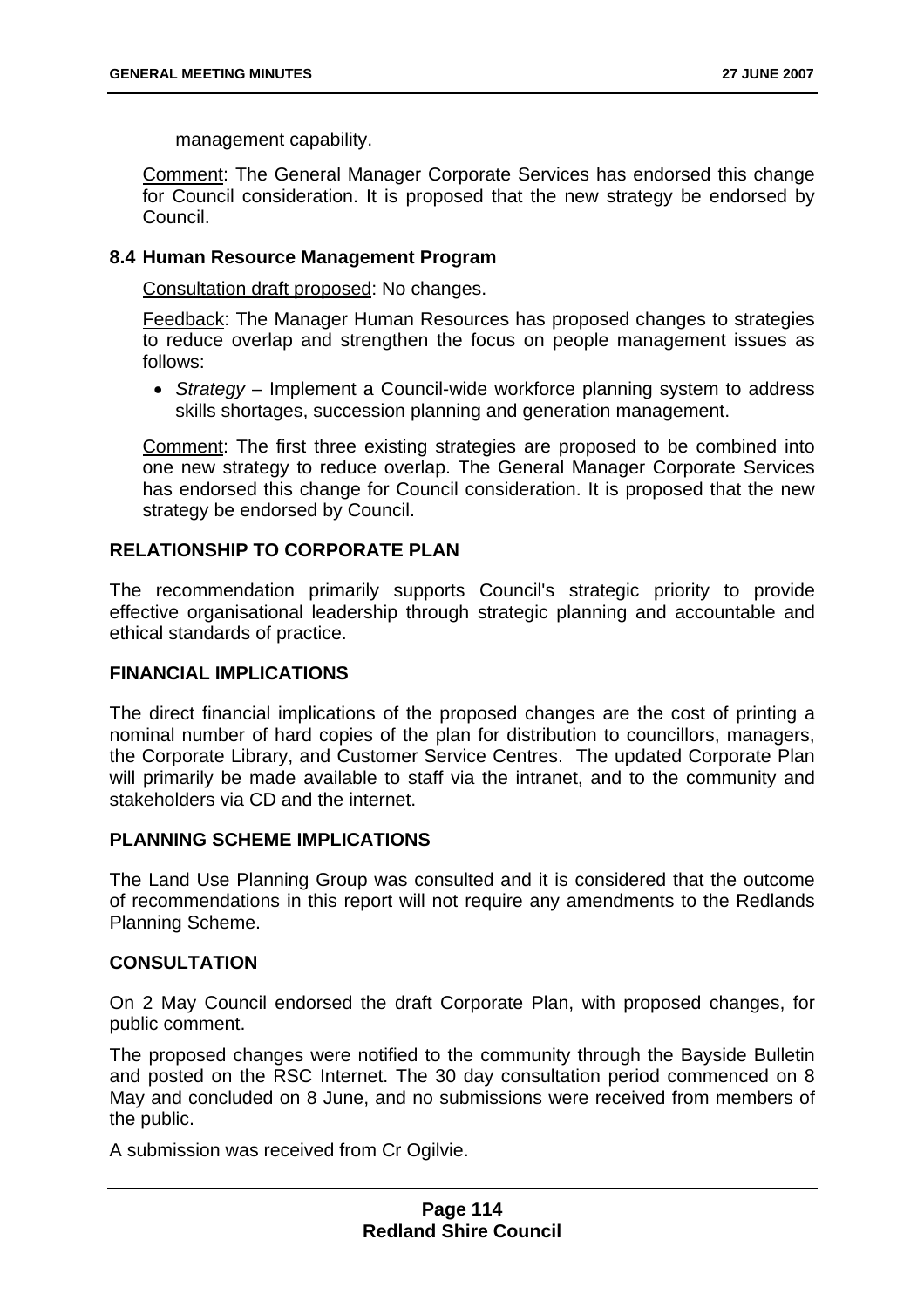management capability.

Comment: The General Manager Corporate Services has endorsed this change for Council consideration. It is proposed that the new strategy be endorsed by Council.

**8.4 Human Resource Management Program**

Consultation draft proposed: No changes.

Feedback: The Manager Human Resources has proposed changes to strategies to reduce overlap and strengthen the focus on people management issues as follows:

- *Strategy* – Implement a Council-wide workforce planning system to address skills shortages, succession planning and generation management.

Comment: The first three existing strategies are proposed to be combined into one new strategy to reduce overlap. The General Manager Corporate Services has endorsed this change for Council consideration. It is proposed that the new strategy be endorsed by Council.

## RELATIONSHIP TO CORPORATE PLAN

The recommendation primarily supports Council's strategic priority to provide effective organisational leadership through strategic planning and accountable and ethical standards of practice.

## FINANCIAL IMPLICATIONS

The direct financial implications of the proposed changes are the cost of printing a nominal number of hard copies of the plan for distribution to councillors, managers, the Corporate Library, and Customer Service Centres. The updated Corporate Plan will primarily be made available to staff via the intranet, and to the community and stakeholders via CD and the internet.

## PLANNING SCHEME IMPLICATIONS

The Land Use Planning Group was consulted and it is considered that the outcome of recommendations in this report will not require any amendments to the Redlands Planning Scheme.

## CONSULTATION

On 2 May Council endorsed the draft Corporate Plan, with proposed changes, for public comment.

The proposed changes were notified to the community through the Bayside Bulletin and posted on the RSC Internet. The 30 day consultation period commenced on 8 May and concluded on 8 June, and no submissions were received from members of the public.

A submission was received from Cr Ogilvie.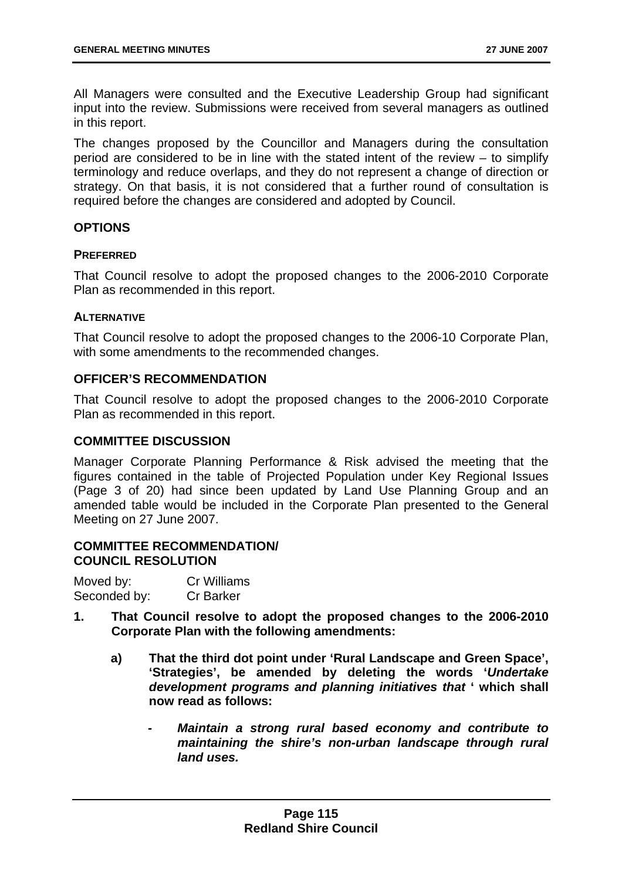All Managers were consulted and the Executive Leadership Group had significant input into the review. Submissions were received from several managers as outlined in this report.

The changes proposed by the Councillor and Managers during the consultation period are considered to be in line with the stated intent of the review – to simplify terminology and reduce overlaps, and they do not represent a change of direction or strategy. On that basis, it is not considered that a further round of consultation is required before the changes are considered and adopted by Council.

## OPTIONS

### PREFERRED

That Council resolve to adopt the proposed changes to the 2006-2010 Corporate Plan as recommended in this report.

### ALTERNATIVE

That Council resolve to adopt the proposed changes to the 2006-10 Corporate Plan, with some amendments to the recommended changes.

## OFFICER'S RECOMMENDATION

That Council resolve to adopt the proposed changes to the 2006-2010 Corporate Plan as recommended in this report.

## COMMITTEE DISCUSSION

Manager Corporate Planning Performance & Risk advised the meeting that the figures contained in the table of Projected Population under Key Regional Issues (Page 3 of 20) had since been updated by Land Use Planning Group and an amended table would be included in the Corporate Plan presented to the General Meeting on 27 June 2007.

## COMMITTEE RECOMMENDATION/ COUNCIL RESOLUTION

Moved by: Cr Williams
Seconded by: Cr Barker

1. **That Council resolve to adopt the proposed changes to the 2006-2010 Corporate Plan with the following amendments:**

    a) **That the third dot point under 'Rural Landscape and Green Space', 'Strategies', be amended by deleting the words '*Undertake development programs and planning initiatives that* ' which shall now read as follows:**

    - ***Maintain a strong rural based economy and contribute to maintaining the shire's non-urban landscape through rural land uses.***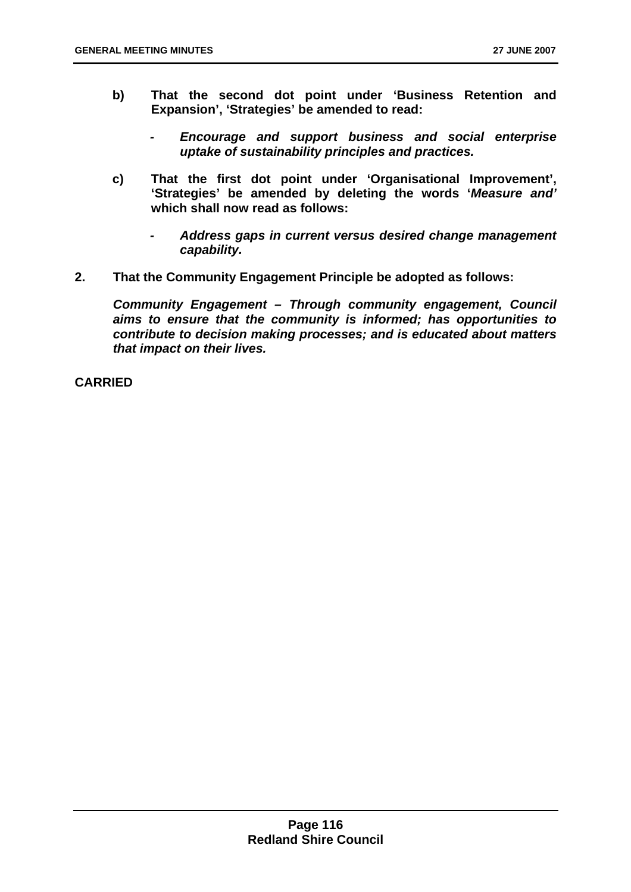**b) That the second dot point under 'Business Retention and Expansion', 'Strategies' be amended to read:**

- ***Encourage and support business and social enterprise uptake of sustainability principles and practices.***

**c) That the first dot point under 'Organisational Improvement', 'Strategies' be amended by deleting the words '*Measure and*' which shall now read as follows:**

- ***Address gaps in current versus desired change management capability.***

**2. That the Community Engagement Principle be adopted as follows:**

***Community Engagement – Through community engagement, Council aims to ensure that the community is informed; has opportunities to contribute to decision making processes; and is educated about matters that impact on their lives.***

**CARRIED**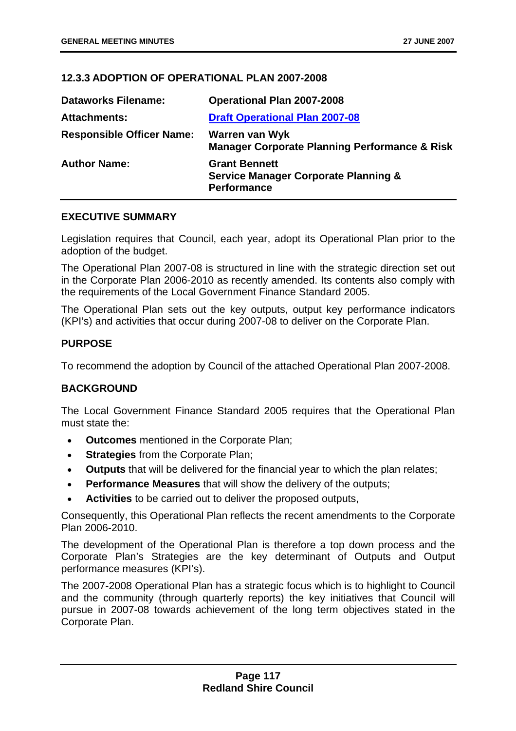### 12.3.3 ADOPTION OF OPERATIONAL PLAN 2007-2008

| | |
|---|---|
| **Dataworks Filename:** | **Operational Plan 2007-2008** |
| **Attachments:** | **Draft Operational Plan 2007-08** |
| **Responsible Officer Name:** | **Warren van Wyk**<br>**Manager Corporate Planning Performance & Risk** |
| **Author Name:** | **Grant Bennett**<br>**Service Manager Corporate Planning & Performance** |

### EXECUTIVE SUMMARY

Legislation requires that Council, each year, adopt its Operational Plan prior to the adoption of the budget.

The Operational Plan 2007-08 is structured in line with the strategic direction set out in the Corporate Plan 2006-2010 as recently amended. Its contents also comply with the requirements of the Local Government Finance Standard 2005.

The Operational Plan sets out the key outputs, output key performance indicators (KPI's) and activities that occur during 2007-08 to deliver on the Corporate Plan.

### PURPOSE

To recommend the adoption by Council of the attached Operational Plan 2007-2008.

### BACKGROUND

The Local Government Finance Standard 2005 requires that the Operational Plan must state the:

- **Outcomes** mentioned in the Corporate Plan;
- **Strategies** from the Corporate Plan;
- **Outputs** that will be delivered for the financial year to which the plan relates;
- **Performance Measures** that will show the delivery of the outputs;
- **Activities** to be carried out to deliver the proposed outputs,

Consequently, this Operational Plan reflects the recent amendments to the Corporate Plan 2006-2010.

The development of the Operational Plan is therefore a top down process and the Corporate Plan's Strategies are the key determinant of Outputs and Output performance measures (KPI's).

The 2007-2008 Operational Plan has a strategic focus which is to highlight to Council and the community (through quarterly reports) the key initiatives that Council will pursue in 2007-08 towards achievement of the long term objectives stated in the Corporate Plan.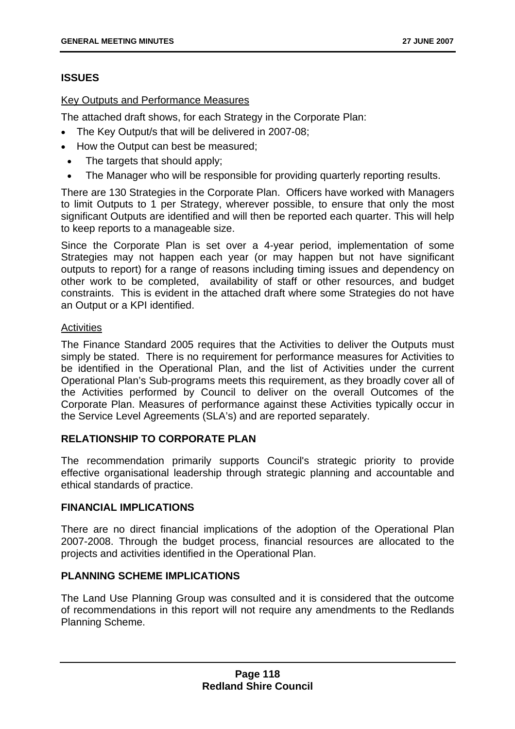## ISSUES

Key Outputs and Performance Measures

The attached draft shows, for each Strategy in the Corporate Plan:

- The Key Output/s that will be delivered in 2007-08;
- How the Output can best be measured;
- The targets that should apply;
- The Manager who will be responsible for providing quarterly reporting results.

There are 130 Strategies in the Corporate Plan. Officers have worked with Managers to limit Outputs to 1 per Strategy, wherever possible, to ensure that only the most significant Outputs are identified and will then be reported each quarter. This will help to keep reports to a manageable size.

Since the Corporate Plan is set over a 4-year period, implementation of some Strategies may not happen each year (or may happen but not have significant outputs to report) for a range of reasons including timing issues and dependency on other work to be completed, availability of staff or other resources, and budget constraints. This is evident in the attached draft where some Strategies do not have an Output or a KPI identified.

Activities

The Finance Standard 2005 requires that the Activities to deliver the Outputs must simply be stated. There is no requirement for performance measures for Activities to be identified in the Operational Plan, and the list of Activities under the current Operational Plan's Sub-programs meets this requirement, as they broadly cover all of the Activities performed by Council to deliver on the overall Outcomes of the Corporate Plan. Measures of performance against these Activities typically occur in the Service Level Agreements (SLA's) and are reported separately.

## RELATIONSHIP TO CORPORATE PLAN

The recommendation primarily supports Council's strategic priority to provide effective organisational leadership through strategic planning and accountable and ethical standards of practice.

## FINANCIAL IMPLICATIONS

There are no direct financial implications of the adoption of the Operational Plan 2007-2008. Through the budget process, financial resources are allocated to the projects and activities identified in the Operational Plan.

## PLANNING SCHEME IMPLICATIONS

The Land Use Planning Group was consulted and it is considered that the outcome of recommendations in this report will not require any amendments to the Redlands Planning Scheme.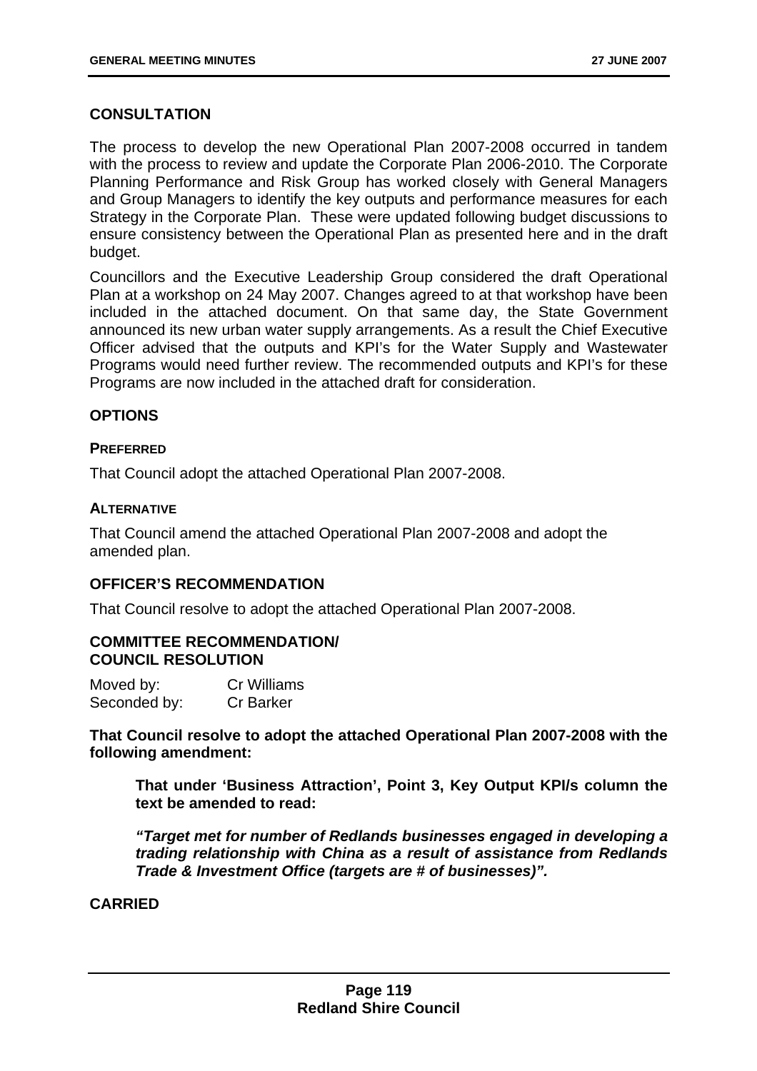## CONSULTATION

The process to develop the new Operational Plan 2007-2008 occurred in tandem with the process to review and update the Corporate Plan 2006-2010. The Corporate Planning Performance and Risk Group has worked closely with General Managers and Group Managers to identify the key outputs and performance measures for each Strategy in the Corporate Plan. These were updated following budget discussions to ensure consistency between the Operational Plan as presented here and in the draft budget.

Councillors and the Executive Leadership Group considered the draft Operational Plan at a workshop on 24 May 2007. Changes agreed to at that workshop have been included in the attached document. On that same day, the State Government announced its new urban water supply arrangements. As a result the Chief Executive Officer advised that the outputs and KPI's for the Water Supply and Wastewater Programs would need further review. The recommended outputs and KPI's for these Programs are now included in the attached draft for consideration.

## OPTIONS

### PREFERRED

That Council adopt the attached Operational Plan 2007-2008.

### ALTERNATIVE

That Council amend the attached Operational Plan 2007-2008 and adopt the amended plan.

## OFFICER'S RECOMMENDATION

That Council resolve to adopt the attached Operational Plan 2007-2008.

## COMMITTEE RECOMMENDATION/ COUNCIL RESOLUTION

Moved by: Cr Williams
Seconded by: Cr Barker

**That Council resolve to adopt the attached Operational Plan 2007-2008 with the following amendment:**

> **That under 'Business Attraction', Point 3, Key Output KPI/s column the text be amended to read:**
>
> ***"Target met for number of Redlands businesses engaged in developing a trading relationship with China as a result of assistance from Redlands Trade & Investment Office (targets are # of businesses)".***

**CARRIED**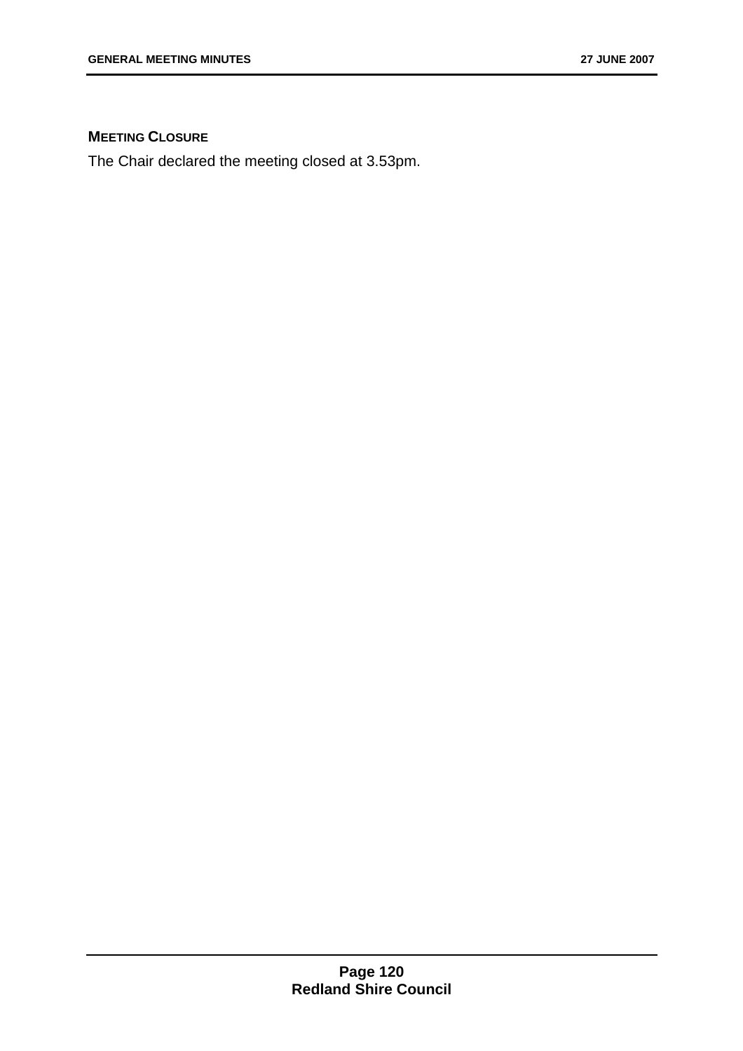## MEETING CLOSURE

The Chair declared the meeting closed at 3.53pm.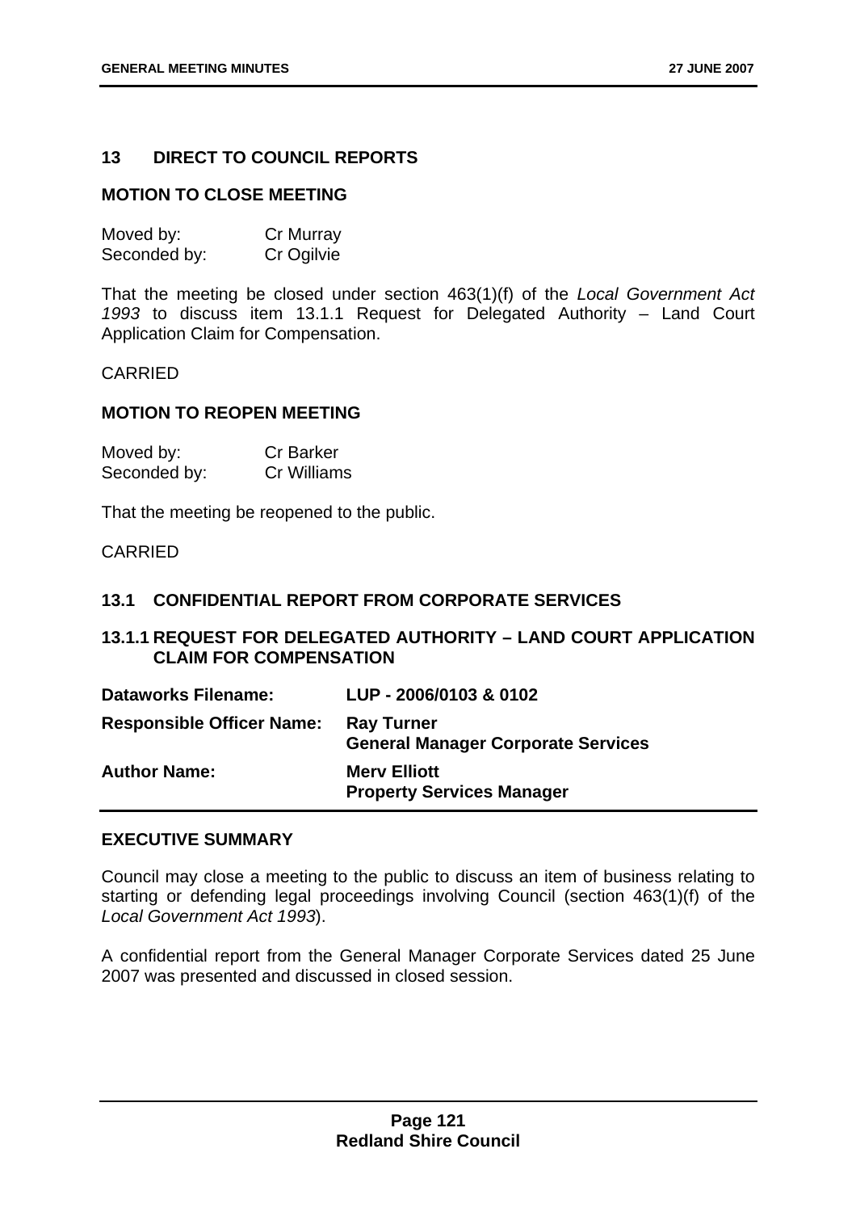## 13 DIRECT TO COUNCIL REPORTS

### MOTION TO CLOSE MEETING

| | |
|---|---|
| Moved by: | Cr Murray |
| Seconded by: | Cr Ogilvie |

That the meeting be closed under section 463(1)(f) of the *Local Government Act 1993* to discuss item 13.1.1 Request for Delegated Authority – Land Court Application Claim for Compensation.

CARRIED

### MOTION TO REOPEN MEETING

| | |
|---|---|
| Moved by: | Cr Barker |
| Seconded by: | Cr Williams |

That the meeting be reopened to the public.

CARRIED

### 13.1 CONFIDENTIAL REPORT FROM CORPORATE SERVICES

### 13.1.1 REQUEST FOR DELEGATED AUTHORITY – LAND COURT APPLICATION CLAIM FOR COMPENSATION

| | |
|---|---|
| **Dataworks Filename:** | **LUP - 2006/0103 & 0102** |
| **Responsible Officer Name:** | **Ray Turner**<br>**General Manager Corporate Services** |
| **Author Name:** | **Merv Elliott**<br>**Property Services Manager** |

### EXECUTIVE SUMMARY

Council may close a meeting to the public to discuss an item of business relating to starting or defending legal proceedings involving Council (section 463(1)(f) of the *Local Government Act 1993*).

A confidential report from the General Manager Corporate Services dated 25 June 2007 was presented and discussed in closed session.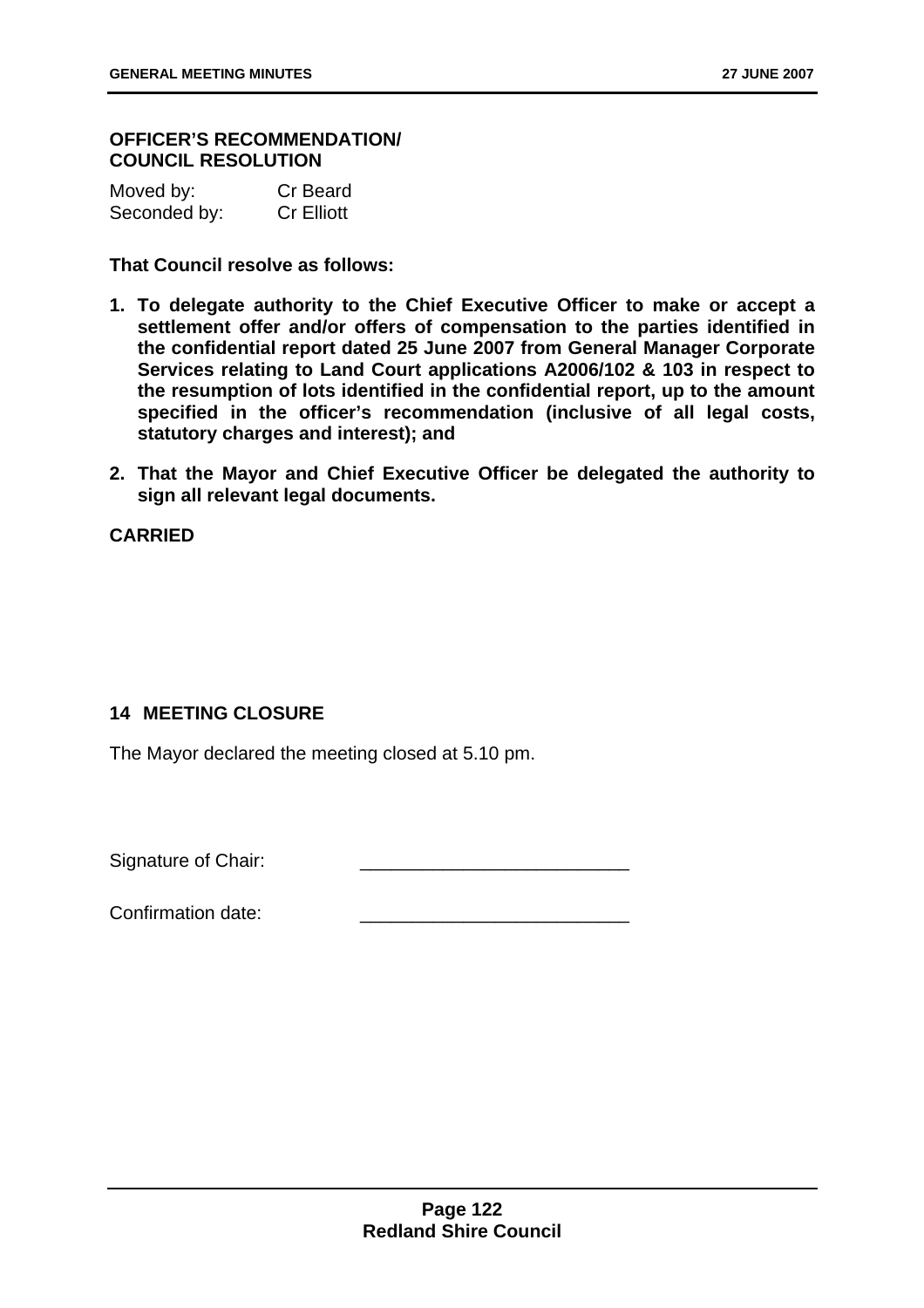**OFFICER'S RECOMMENDATION/ COUNCIL RESOLUTION**

| | |
|---|---|
| Moved by: | Cr Beard |
| Seconded by: | Cr Elliott |

**That Council resolve as follows:**

1. **To delegate authority to the Chief Executive Officer to make or accept a settlement offer and/or offers of compensation to the parties identified in the confidential report dated 25 June 2007 from General Manager Corporate Services relating to Land Court applications A2006/102 & 103 in respect to the resumption of lots identified in the confidential report, up to the amount specified in the officer's recommendation (inclusive of all legal costs, statutory charges and interest); and**

2. **That the Mayor and Chief Executive Officer be delegated the authority to sign all relevant legal documents.**

**CARRIED**

## 14 MEETING CLOSURE

The Mayor declared the meeting closed at 5.10 pm.

Signature of Chair: ___________________________

Confirmation date: ___________________________